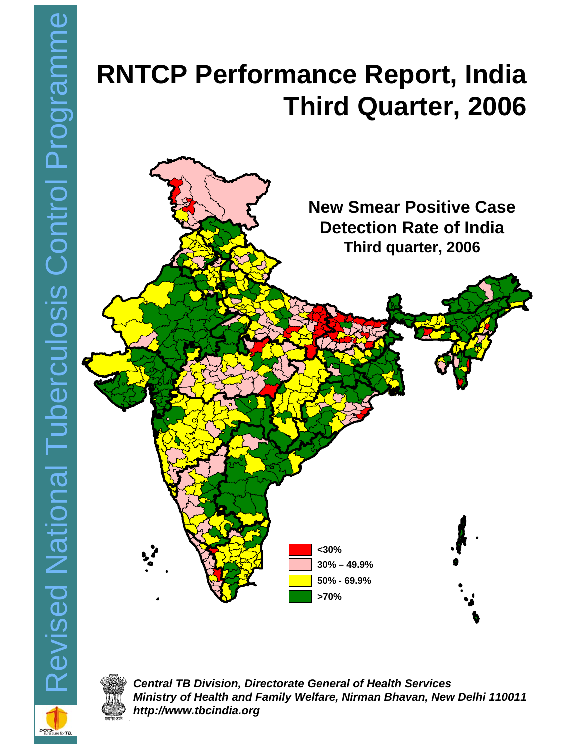Revised National Tuberculosis Control Programme

# RNTCP Performance Report, India
# Third Quarter, 2006

**New Smear Positive Case Detection Rate of India**
**Third quarter, 2006**

- <30%
- 30% – 49.9%
- 50% - 69.9%
- ≥70%

*Central TB Division, Directorate General of Health Services*
*Ministry of Health and Family Welfare, Nirman Bhavan, New Delhi 110011*
*http://www.tbcindia.org*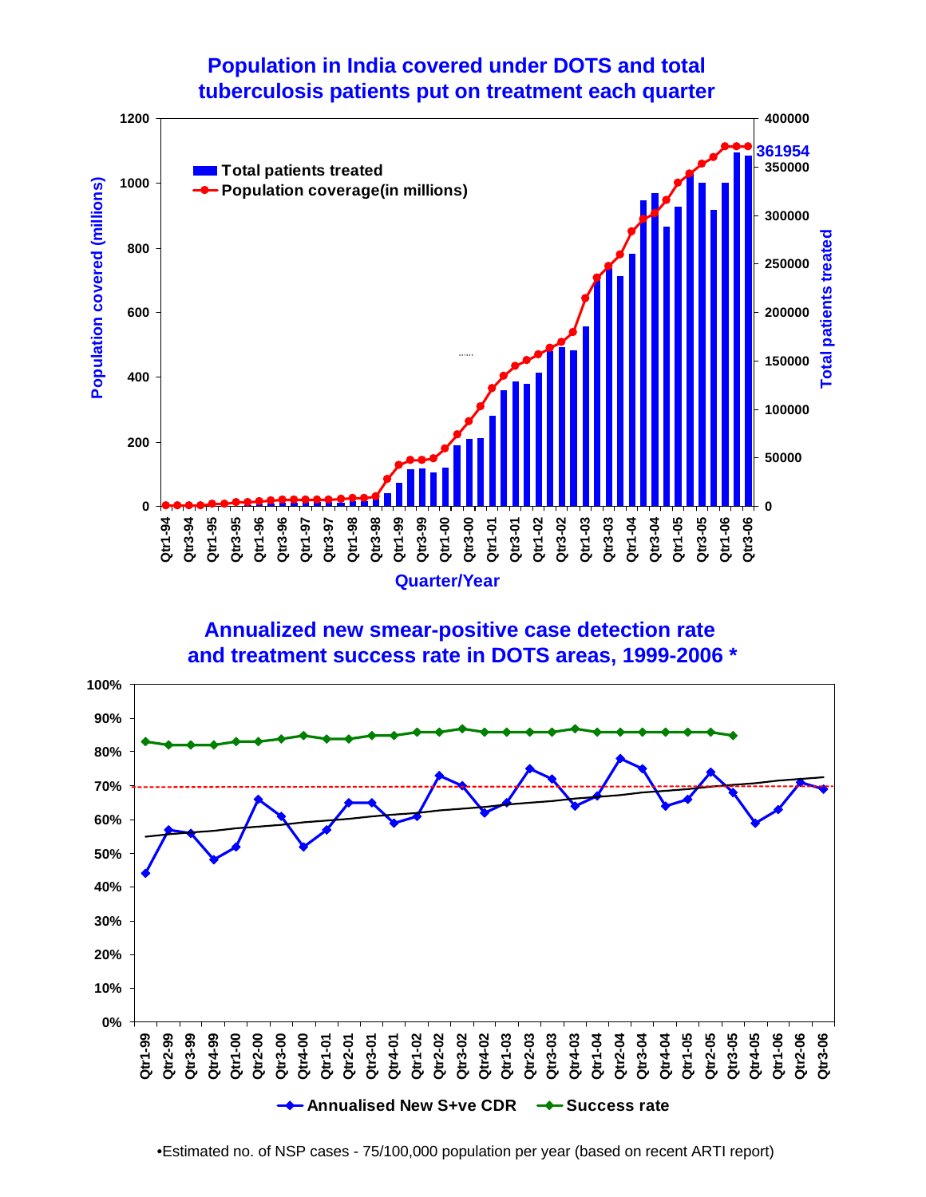## Population in India covered under DOTS and total tuberculosis patients put on treatment each quarter

## Annualized new smear-positive case detection rate and treatment success rate in DOTS areas, 1999-2006 *

•Estimated no. of NSP cases - 75/100,000 population per year (based on recent ARTI report)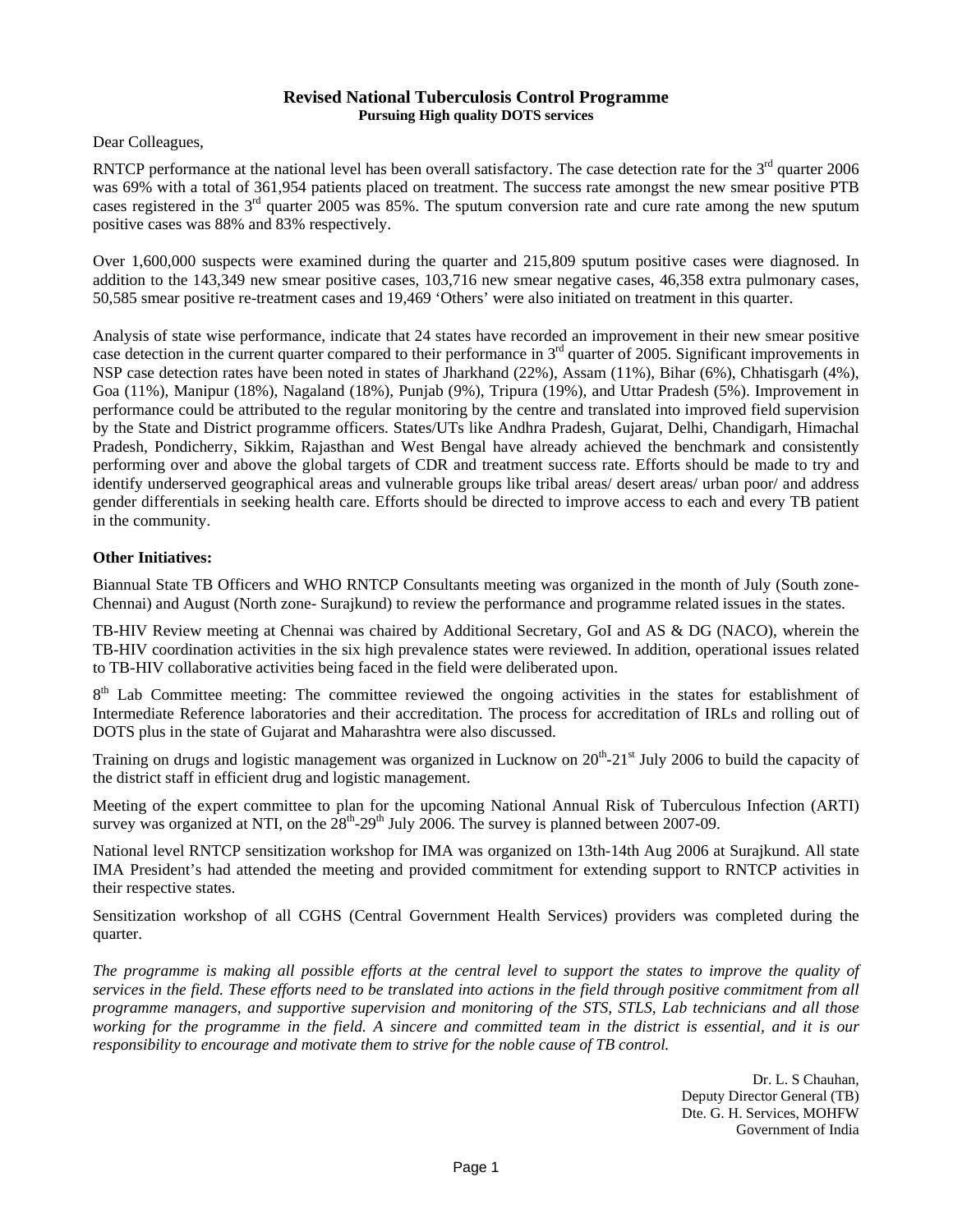# Revised National Tuberculosis Control Programme

**Pursuing High quality DOTS services**

Dear Colleagues,

RNTCP performance at the national level has been overall satisfactory. The case detection rate for the 3rd quarter 2006 was 69% with a total of 361,954 patients placed on treatment. The success rate amongst the new smear positive PTB cases registered in the 3rd quarter 2005 was 85%. The sputum conversion rate and cure rate among the new sputum positive cases was 88% and 83% respectively.

Over 1,600,000 suspects were examined during the quarter and 215,809 sputum positive cases were diagnosed. In addition to the 143,349 new smear positive cases, 103,716 new smear negative cases, 46,358 extra pulmonary cases, 50,585 smear positive re-treatment cases and 19,469 'Others' were also initiated on treatment in this quarter.

Analysis of state wise performance, indicate that 24 states have recorded an improvement in their new smear positive case detection in the current quarter compared to their performance in 3rd quarter of 2005. Significant improvements in NSP case detection rates have been noted in states of Jharkhand (22%), Assam (11%), Bihar (6%), Chhatisgarh (4%), Goa (11%), Manipur (18%), Nagaland (18%), Punjab (9%), Tripura (19%), and Uttar Pradesh (5%). Improvement in performance could be attributed to the regular monitoring by the centre and translated into improved field supervision by the State and District programme officers. States/UTs like Andhra Pradesh, Gujarat, Delhi, Chandigarh, Himachal Pradesh, Pondicherry, Sikkim, Rajasthan and West Bengal have already achieved the benchmark and consistently performing over and above the global targets of CDR and treatment success rate. Efforts should be made to try and identify underserved geographical areas and vulnerable groups like tribal areas/ desert areas/ urban poor/ and address gender differentials in seeking health care. Efforts should be directed to improve access to each and every TB patient in the community.

**Other Initiatives:**

Biannual State TB Officers and WHO RNTCP Consultants meeting was organized in the month of July (South zone- Chennai) and August (North zone- Surajkund) to review the performance and programme related issues in the states.

TB-HIV Review meeting at Chennai was chaired by Additional Secretary, GoI and AS & DG (NACO), wherein the TB-HIV coordination activities in the six high prevalence states were reviewed. In addition, operational issues related to TB-HIV collaborative activities being faced in the field were deliberated upon.

8th Lab Committee meeting: The committee reviewed the ongoing activities in the states for establishment of Intermediate Reference laboratories and their accreditation. The process for accreditation of IRLs and rolling out of DOTS plus in the state of Gujarat and Maharashtra were also discussed.

Training on drugs and logistic management was organized in Lucknow on 20th-21st July 2006 to build the capacity of the district staff in efficient drug and logistic management.

Meeting of the expert committee to plan for the upcoming National Annual Risk of Tuberculous Infection (ARTI) survey was organized at NTI, on the 28th-29th July 2006. The survey is planned between 2007-09.

National level RNTCP sensitization workshop for IMA was organized on 13th-14th Aug 2006 at Surajkund. All state IMA President's had attended the meeting and provided commitment for extending support to RNTCP activities in their respective states.

Sensitization workshop of all CGHS (Central Government Health Services) providers was completed during the quarter.

*The programme is making all possible efforts at the central level to support the states to improve the quality of services in the field. These efforts need to be translated into actions in the field through positive commitment from all programme managers, and supportive supervision and monitoring of the STS, STLS, Lab technicians and all those working for the programme in the field. A sincere and committed team in the district is essential, and it is our responsibility to encourage and motivate them to strive for the noble cause of TB control.*

Dr. L. S Chauhan,
Deputy Director General (TB)
Dte. G. H. Services, MOHFW
Government of India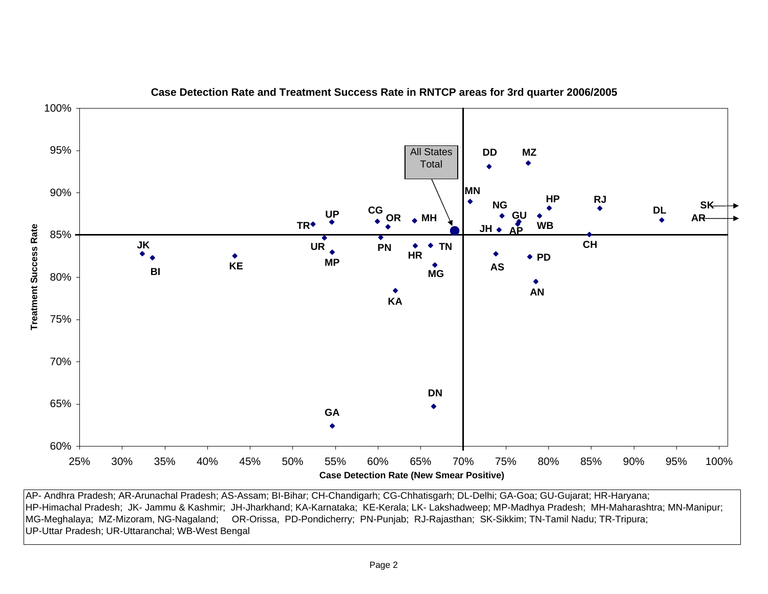**Case Detection Rate and Treatment Success Rate in RNTCP areas for 3rd quarter 2006/2005**

Treatment Success Rate (y-axis: 60%–100%); Case Detection Rate (New Smear Positive) (x-axis: 25%–100%)

All States Total

AP- Andhra Pradesh; AR-Arunachal Pradesh; AS-Assam; BI-Bihar; CH-Chandigarh; CG-Chhatisgarh; DL-Delhi; GA-Goa; GU-Gujarat; HR-Haryana; HP-Himachal Pradesh; JK- Jammu & Kashmir; JH-Jharkhand; KA-Karnataka; KE-Kerala; LK- Lakshadweep; MP-Madhya Pradesh; MH-Maharashtra; MN-Manipur; MG-Meghalaya; MZ-Mizoram, NG-Nagaland; OR-Orissa, PD-Pondicherry; PN-Punjab; RJ-Rajasthan; SK-Sikkim; TN-Tamil Nadu; TR-Tripura; UP-Uttar Pradesh; UR-Uttaranchal; WB-West Bengal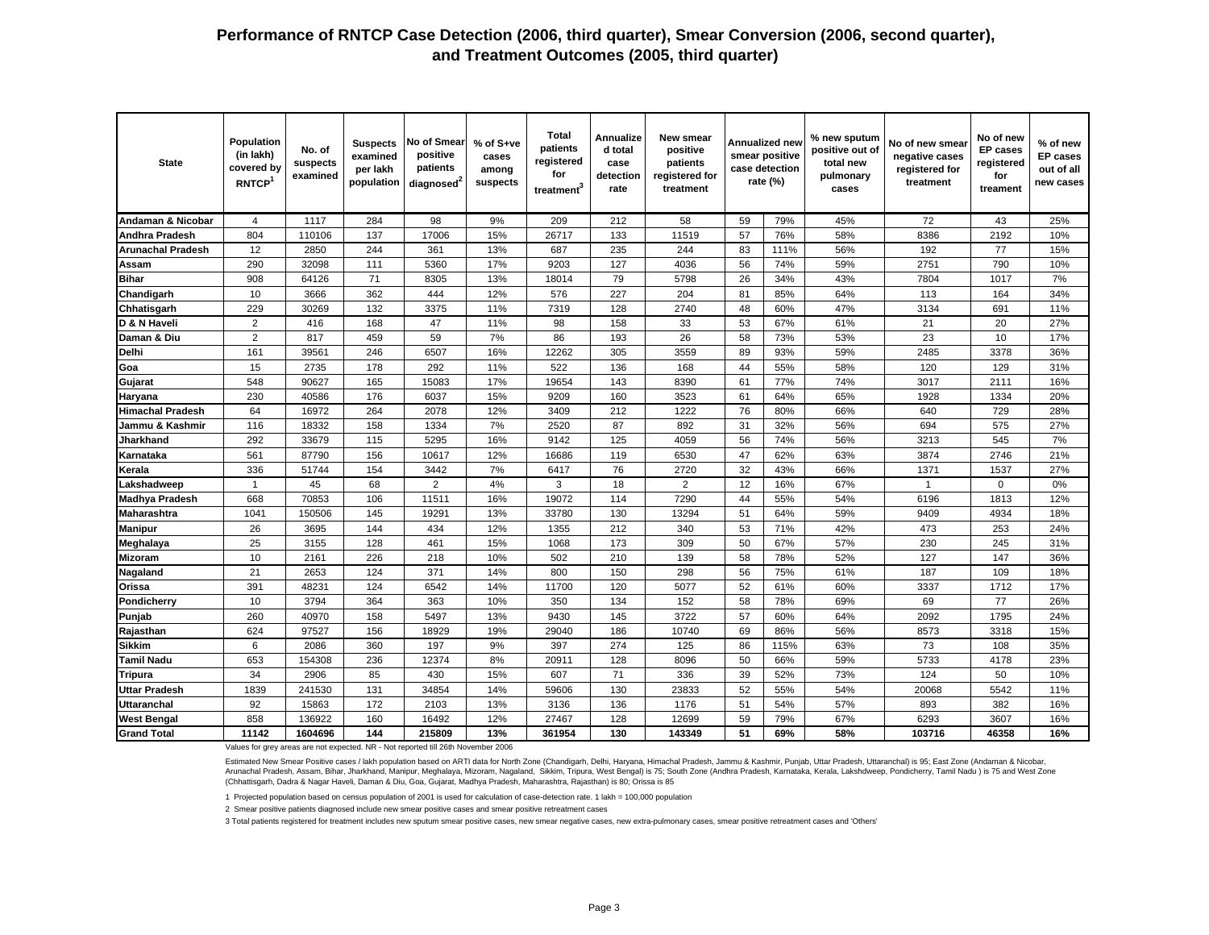# Performance of RNTCP Case Detection (2006, third quarter), Smear Conversion (2006, second quarter), and Treatment Outcomes (2005, third quarter)

| State | Population (in lakh) covered by RNTCP[1] | No. of suspects examined | Suspects examined per lakh population | No of Smear positive patients diagnosed[2] | % of S+ve cases among suspects | Total patients registered for treatment[3] | Annualized total case detection rate | New smear positive patients registered for treatment | Annualized new smear positive case detection rate (%) | | % new sputum positive out of total new pulmonary cases | No of new smear negative cases registered for treatment | No of new EP cases registered for treament | % of new EP cases out of all new cases |
|---|---|---|---|---|---|---|---|---|---|---|---|---|---|---|
| Andaman & Nicobar | 4 | 1117 | 284 | 98 | 9% | 209 | 212 | 58 | 59 | 79% | 45% | 72 | 43 | 25% |
| Andhra Pradesh | 804 | 110106 | 137 | 17006 | 15% | 26717 | 133 | 11519 | 57 | 76% | 58% | 8386 | 2192 | 10% |
| Arunachal Pradesh | 12 | 2850 | 244 | 361 | 13% | 687 | 235 | 244 | 83 | 111% | 56% | 192 | 77 | 15% |
| Assam | 290 | 32098 | 111 | 5360 | 17% | 9203 | 127 | 4036 | 56 | 74% | 59% | 2751 | 790 | 10% |
| Bihar | 908 | 64126 | 71 | 8305 | 13% | 18014 | 79 | 5798 | 26 | 34% | 43% | 7804 | 1017 | 7% |
| Chandigarh | 10 | 3666 | 362 | 444 | 12% | 576 | 227 | 204 | 81 | 85% | 64% | 113 | 164 | 34% |
| Chhatisgarh | 229 | 30269 | 132 | 3375 | 11% | 7319 | 128 | 2740 | 48 | 60% | 47% | 3134 | 691 | 11% |
| D & N Haveli | 2 | 416 | 168 | 47 | 11% | 98 | 158 | 33 | 53 | 67% | 61% | 21 | 20 | 27% |
| Daman & Diu | 2 | 817 | 459 | 59 | 7% | 86 | 193 | 26 | 58 | 73% | 53% | 23 | 10 | 17% |
| Delhi | 161 | 39561 | 246 | 6507 | 16% | 12262 | 305 | 3559 | 89 | 93% | 59% | 2485 | 3378 | 36% |
| Goa | 15 | 2735 | 178 | 292 | 11% | 522 | 136 | 168 | 44 | 55% | 58% | 120 | 129 | 31% |
| Gujarat | 548 | 90627 | 165 | 15083 | 17% | 19654 | 143 | 8390 | 61 | 77% | 74% | 3017 | 2111 | 16% |
| Haryana | 230 | 40586 | 176 | 6037 | 15% | 9209 | 160 | 3523 | 61 | 64% | 65% | 1928 | 1334 | 20% |
| Himachal Pradesh | 64 | 16972 | 264 | 2078 | 12% | 3409 | 212 | 1222 | 76 | 80% | 66% | 640 | 729 | 28% |
| Jammu & Kashmir | 116 | 18332 | 158 | 1334 | 7% | 2520 | 87 | 892 | 31 | 32% | 56% | 694 | 575 | 27% |
| Jharkhand | 292 | 33679 | 115 | 5295 | 16% | 9142 | 125 | 4059 | 56 | 74% | 56% | 3213 | 545 | 7% |
| Karnataka | 561 | 87790 | 156 | 10617 | 12% | 16686 | 119 | 6530 | 47 | 62% | 63% | 3874 | 2746 | 21% |
| Kerala | 336 | 51744 | 154 | 3442 | 7% | 6417 | 76 | 2720 | 32 | 43% | 66% | 1371 | 1537 | 27% |
| Lakshadweep | 1 | 45 | 68 | 2 | 4% | 3 | 18 | 2 | 12 | 16% | 67% | 1 | 0 | 0% |
| Madhya Pradesh | 668 | 70853 | 106 | 11511 | 16% | 19072 | 114 | 7290 | 44 | 55% | 54% | 6196 | 1813 | 12% |
| Maharashtra | 1041 | 150506 | 145 | 19291 | 13% | 33780 | 130 | 13294 | 51 | 64% | 59% | 9409 | 4934 | 18% |
| Manipur | 26 | 3695 | 144 | 434 | 12% | 1355 | 212 | 340 | 53 | 71% | 42% | 473 | 253 | 24% |
| Meghalaya | 25 | 3155 | 128 | 461 | 15% | 1068 | 173 | 309 | 50 | 67% | 57% | 230 | 245 | 31% |
| Mizoram | 10 | 2161 | 226 | 218 | 10% | 502 | 210 | 139 | 58 | 78% | 52% | 127 | 147 | 36% |
| Nagaland | 21 | 2653 | 124 | 371 | 14% | 800 | 150 | 298 | 56 | 75% | 61% | 187 | 109 | 18% |
| Orissa | 391 | 48231 | 124 | 6542 | 14% | 11700 | 120 | 5077 | 52 | 61% | 60% | 3337 | 1712 | 17% |
| Pondicherry | 10 | 3794 | 364 | 363 | 10% | 350 | 134 | 152 | 58 | 78% | 69% | 69 | 77 | 26% |
| Punjab | 260 | 40970 | 158 | 5497 | 13% | 9430 | 145 | 3722 | 57 | 60% | 64% | 2092 | 1795 | 24% |
| Rajasthan | 624 | 97527 | 156 | 18929 | 19% | 29040 | 186 | 10740 | 69 | 86% | 56% | 8573 | 3318 | 15% |
| Sikkim | 6 | 2086 | 360 | 197 | 9% | 397 | 274 | 125 | 86 | 115% | 63% | 73 | 108 | 35% |
| Tamil Nadu | 653 | 154308 | 236 | 12374 | 8% | 20911 | 128 | 8096 | 50 | 66% | 59% | 5733 | 4178 | 23% |
| Tripura | 34 | 2906 | 85 | 430 | 15% | 607 | 71 | 336 | 39 | 52% | 73% | 124 | 50 | 10% |
| Uttar Pradesh | 1839 | 241530 | 131 | 34854 | 14% | 59606 | 130 | 23833 | 52 | 55% | 54% | 20068 | 5542 | 11% |
| Uttaranchal | 92 | 15863 | 172 | 2103 | 13% | 3136 | 136 | 1176 | 51 | 54% | 57% | 893 | 382 | 16% |
| West Bengal | 858 | 136922 | 160 | 16492 | 12% | 27467 | 128 | 12699 | 59 | 79% | 67% | 6293 | 3607 | 16% |
| **Grand Total** | **11142** | **1604696** | **144** | **215809** | **13%** | **361954** | **130** | **143349** | **51** | **69%** | **58%** | **103716** | **46358** | **16%** |

Values for grey areas are not expected. NR - Not reported till 26th November 2006

Estimated New Smear Positive cases / lakh population based on ARTI data for North Zone (Chandigarh, Delhi, Haryana, Himachal Pradesh, Jammu & Kashmir, Punjab, Uttar Pradesh, Uttaranchal) is 95; East Zone (Andaman & Nicobar, Arunachal Pradesh, Assam, Bihar, Jharkhand, Manipur, Meghalaya, Mizoram, Nagaland, Sikkim, Tripura, West Bengal) is 75; South Zone (Andhra Pradesh, Karnataka, Kerala, Lakshdweep, Pondicherry, Tamil Nadu ) is 75 and West Zone (Chhattisgarh, Dadra & Nagar Haveli, Daman & Diu, Goa, Gujarat, Madhya Pradesh, Maharashtra, Rajasthan) is 80; Orissa is 85

1 Projected population based on census population of 2001 is used for calculation of case-detection rate. 1 lakh = 100,000 population

2 Smear positive patients diagnosed include new smear positive cases and smear positive retreatment cases

3 Total patients registered for treatment includes new sputum smear positive cases, new smear negative cases, new extra-pulmonary cases, smear positive retreatment cases and 'Others'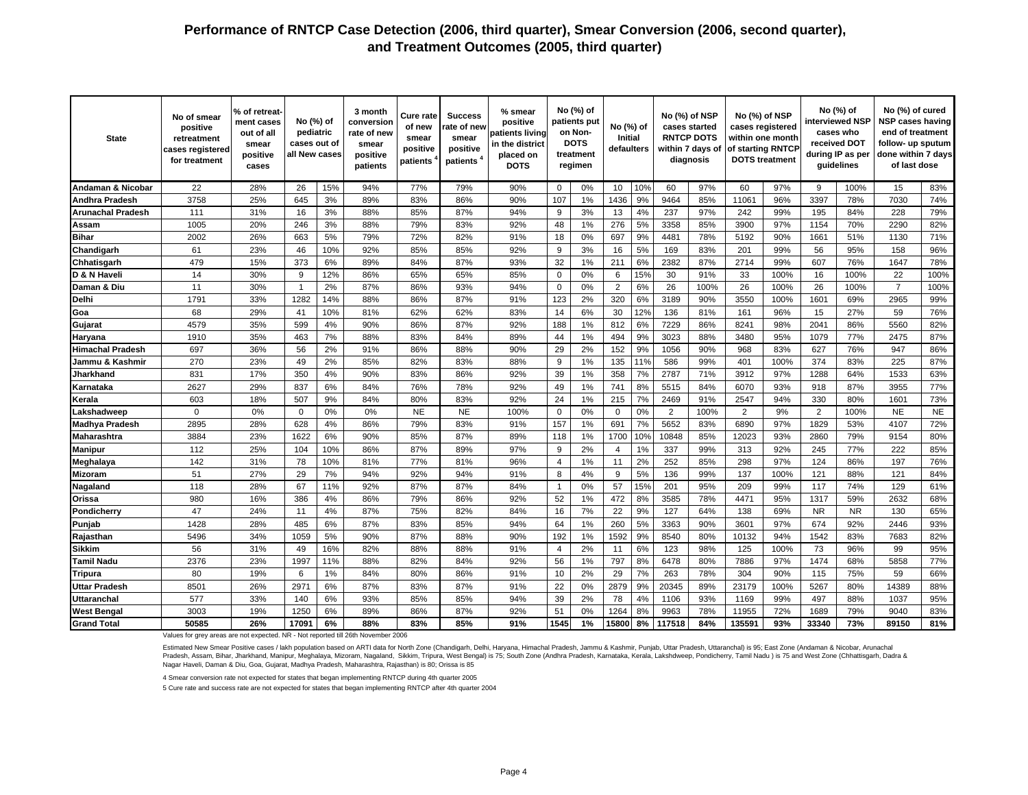## Performance of RNTCP Case Detection (2006, third quarter), Smear Conversion (2006, second quarter), and Treatment Outcomes (2005, third quarter)

| State | No of smear positive retreatment cases registered for treatment | % of retreatment cases out of all smear positive cases | No (%) of pediatric cases out of all New cases | | 3 month conversion rate of new smear positive patients | Cure rate of new smear positive patients [4] | Success rate of new smear positive patients [4] | % smear positive patients living in the district placed on DOTS | No (%) of patients put on Non-DOTS treatment regimen | | No (%) of Initial defaulters | | No (%) of NSP cases started RNTCP DOTS within 7 days of diagnosis | | No (%) of NSP cases registered within one month of starting RNTCP DOTS treatment | | No (%) of interviewed NSP cases who received DOT during IP as per guidelines | | No (%) of cured NSP cases having end of treatment follow- up sputum done within 7 days of last dose | |
|---|---|---|---|---|---|---|---|---|---|---|---|---|---|---|---|---|---|---|---|---|
| Andaman & Nicobar | 22 | 28% | 26 | 15% | 94% | 77% | 79% | 90% | 0 | 0% | 10 | 10% | 60 | 97% | 60 | 97% | 9 | 100% | 15 | 83% |
| Andhra Pradesh | 3758 | 25% | 645 | 3% | 89% | 83% | 86% | 90% | 107 | 1% | 1436 | 9% | 9464 | 85% | 11061 | 96% | 3397 | 78% | 7030 | 74% |
| Arunachal Pradesh | 111 | 31% | 16 | 3% | 88% | 85% | 87% | 94% | 9 | 3% | 13 | 4% | 237 | 97% | 242 | 99% | 195 | 84% | 228 | 79% |
| Assam | 1005 | 20% | 246 | 3% | 88% | 79% | 83% | 92% | 48 | 1% | 276 | 5% | 3358 | 85% | 3900 | 97% | 1154 | 70% | 2290 | 82% |
| Bihar | 2002 | 26% | 663 | 5% | 79% | 72% | 82% | 91% | 18 | 0% | 697 | 9% | 4481 | 78% | 5192 | 90% | 1661 | 51% | 1130 | 71% |
| Chandigarh | 61 | 23% | 46 | 10% | 92% | 85% | 85% | 92% | 9 | 3% | 16 | 5% | 169 | 83% | 201 | 99% | 56 | 95% | 158 | 96% |
| Chhatisgarh | 479 | 15% | 373 | 6% | 89% | 84% | 87% | 93% | 32 | 1% | 211 | 6% | 2382 | 87% | 2714 | 99% | 607 | 76% | 1647 | 78% |
| D & N Haveli | 14 | 30% | 9 | 12% | 86% | 65% | 65% | 85% | 0 | 0% | 6 | 15% | 30 | 91% | 33 | 100% | 16 | 100% | 22 | 100% |
| Daman & Diu | 11 | 30% | 1 | 2% | 87% | 86% | 93% | 94% | 0 | 0% | 2 | 6% | 26 | 100% | 26 | 100% | 26 | 100% | 7 | 100% |
| Delhi | 1791 | 33% | 1282 | 14% | 88% | 86% | 87% | 91% | 123 | 2% | 320 | 6% | 3189 | 90% | 3550 | 100% | 1601 | 69% | 2965 | 99% |
| Goa | 68 | 29% | 41 | 10% | 81% | 62% | 62% | 83% | 14 | 6% | 30 | 12% | 136 | 81% | 161 | 96% | 15 | 27% | 59 | 76% |
| Gujarat | 4579 | 35% | 599 | 4% | 90% | 86% | 87% | 92% | 188 | 1% | 812 | 6% | 7229 | 86% | 8241 | 98% | 2041 | 86% | 5560 | 82% |
| Haryana | 1910 | 35% | 463 | 7% | 88% | 83% | 84% | 89% | 44 | 1% | 494 | 9% | 3023 | 88% | 3480 | 95% | 1079 | 77% | 2475 | 87% |
| Himachal Pradesh | 697 | 36% | 56 | 2% | 91% | 86% | 88% | 90% | 29 | 2% | 152 | 9% | 1056 | 90% | 968 | 83% | 627 | 76% | 947 | 86% |
| Jammu & Kashmir | 270 | 23% | 49 | 2% | 85% | 82% | 83% | 88% | 9 | 1% | 135 | 11% | 586 | 99% | 401 | 100% | 374 | 83% | 225 | 87% |
| Jharkhand | 831 | 17% | 350 | 4% | 90% | 83% | 86% | 92% | 39 | 1% | 358 | 7% | 2787 | 71% | 3912 | 97% | 1288 | 64% | 1533 | 63% |
| Karnataka | 2627 | 29% | 837 | 6% | 84% | 76% | 78% | 92% | 49 | 1% | 741 | 8% | 5515 | 84% | 6070 | 93% | 918 | 87% | 3955 | 77% |
| Kerala | 603 | 18% | 507 | 9% | 84% | 80% | 83% | 92% | 24 | 1% | 215 | 7% | 2469 | 91% | 2547 | 94% | 330 | 80% | 1601 | 73% |
| Lakshadweep | 0 | 0% | 0 | 0% | 0% | NE | NE | 100% | 0 | 0% | 0 | 0% | 2 | 100% | 2 | 9% | 2 | 100% | NE | NE |
| Madhya Pradesh | 2895 | 28% | 628 | 4% | 86% | 79% | 83% | 91% | 157 | 1% | 691 | 7% | 5652 | 83% | 6890 | 97% | 1829 | 53% | 4107 | 72% |
| Maharashtra | 3884 | 23% | 1622 | 6% | 90% | 85% | 87% | 89% | 118 | 1% | 1700 | 10% | 10848 | 85% | 12023 | 93% | 2860 | 79% | 9154 | 80% |
| Manipur | 112 | 25% | 104 | 10% | 86% | 87% | 89% | 97% | 9 | 2% | 4 | 1% | 337 | 99% | 313 | 92% | 245 | 77% | 222 | 85% |
| Meghalaya | 142 | 31% | 78 | 10% | 81% | 77% | 81% | 96% | 4 | 1% | 11 | 2% | 252 | 85% | 298 | 97% | 124 | 86% | 197 | 76% |
| Mizoram | 51 | 27% | 29 | 7% | 94% | 92% | 94% | 91% | 8 | 4% | 9 | 5% | 136 | 99% | 137 | 100% | 121 | 88% | 121 | 84% |
| Nagaland | 118 | 28% | 67 | 11% | 92% | 87% | 87% | 84% | 1 | 0% | 57 | 15% | 201 | 95% | 209 | 99% | 117 | 74% | 129 | 61% |
| Orissa | 980 | 16% | 386 | 4% | 86% | 79% | 86% | 92% | 52 | 1% | 472 | 8% | 3585 | 78% | 4471 | 95% | 1317 | 59% | 2632 | 68% |
| Pondicherry | 47 | 24% | 11 | 4% | 87% | 75% | 82% | 84% | 16 | 7% | 22 | 9% | 127 | 64% | 138 | 69% | NR | NR | 130 | 65% |
| Punjab | 1428 | 28% | 485 | 6% | 87% | 83% | 85% | 94% | 64 | 1% | 260 | 5% | 3363 | 90% | 3601 | 97% | 674 | 92% | 2446 | 93% |
| Rajasthan | 5496 | 34% | 1059 | 5% | 90% | 87% | 88% | 90% | 192 | 1% | 1592 | 9% | 8540 | 80% | 10132 | 94% | 1542 | 83% | 7683 | 82% |
| Sikkim | 56 | 31% | 49 | 16% | 82% | 88% | 88% | 91% | 4 | 2% | 11 | 6% | 123 | 98% | 125 | 100% | 73 | 96% | 99 | 95% |
| Tamil Nadu | 2376 | 23% | 1997 | 11% | 88% | 82% | 84% | 92% | 56 | 1% | 797 | 8% | 6478 | 80% | 7886 | 97% | 1474 | 68% | 5858 | 77% |
| Tripura | 80 | 19% | 6 | 1% | 84% | 80% | 86% | 91% | 10 | 2% | 29 | 7% | 263 | 78% | 304 | 90% | 115 | 75% | 59 | 66% |
| Uttar Pradesh | 8501 | 26% | 2971 | 6% | 87% | 83% | 87% | 91% | 22 | 0% | 2879 | 9% | 20345 | 89% | 23179 | 100% | 5267 | 80% | 14389 | 88% |
| Uttaranchal | 577 | 33% | 140 | 6% | 93% | 85% | 85% | 94% | 39 | 2% | 78 | 4% | 1106 | 93% | 1169 | 99% | 497 | 88% | 1037 | 95% |
| West Bengal | 3003 | 19% | 1250 | 6% | 89% | 86% | 87% | 92% | 51 | 0% | 1264 | 8% | 9963 | 78% | 11955 | 72% | 1689 | 79% | 9040 | 83% |
| **Grand Total** | **50585** | **26%** | **17091** | **6%** | **88%** | **83%** | **85%** | **91%** | **1545** | **1%** | **15800** | **8%** | **117518** | **84%** | **135591** | **93%** | **33340** | **73%** | **89150** | **81%** |

Values for grey areas are not expected. NR - Not reported till 26th November 2006

Estimated New Smear Positive cases / lakh population based on ARTI data for North Zone (Chandigarh, Delhi, Haryana, Himachal Pradesh, Jammu & Kashmir, Punjab, Uttar Pradesh, Uttaranchal) is 95; East Zone (Andaman & Nicobar, Arunachal Pradesh, Assam, Bihar, Jharkhand, Manipur, Meghalaya, Mizoram, Nagaland, Sikkim, Tripura, West Bengal) is 75; South Zone (Andhra Pradesh, Karnataka, Kerala, Lakshdweep, Pondicherry, Tamil Nadu ) is 75 and West Zone (Chhattisgarh, Dadra & Nagar Haveli, Daman & Diu, Goa, Gujarat, Madhya Pradesh, Maharashtra, Rajasthan) is 80; Orissa is 85

4 Smear conversion rate not expected for states that began implementing RNTCP during 4th quarter 2005

5 Cure rate and success rate are not expected for states that began implementing RNTCP after 4th quarter 2004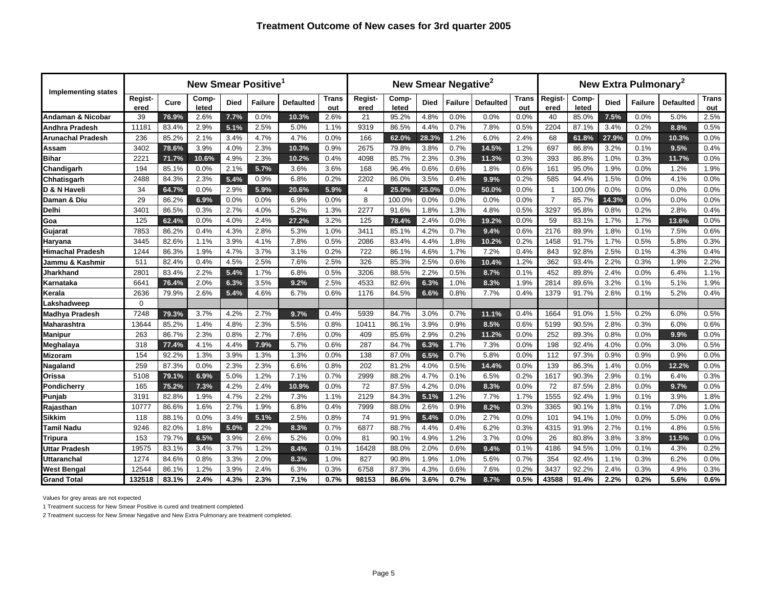# Treatment Outcome of New cases for 3rd quarter 2005

| Implementing states | New Smear Positive[1] | | | | | | | New Smear Negative[2] | | | | | | New Extra Pulmonary[2] | | | | | |
|---|---|---|---|---|---|---|---|---|---|---|---|---|---|---|---|---|---|---|---|
| | Regist-ered | Cure | Comp-leted | Died | Failure | Defaulted | Trans out | Regist-ered | Comp-leted | Died | Failure | Defaulted | Trans out | Regist-ered | Comp-leted | Died | Failure | Defaulted | Trans out |
| Andaman & Nicobar | 39 | 76.9% | 2.6% | 7.7% | 0.0% | 10.3% | 2.6% | 21 | 95.2% | 4.8% | 0.0% | 0.0% | 0.0% | 40 | 85.0% | 7.5% | 0.0% | 5.0% | 2.5% |
| Andhra Pradesh | 11181 | 83.4% | 2.9% | 5.1% | 2.5% | 5.0% | 1.1% | 9319 | 86.5% | 4.4% | 0.7% | 7.8% | 0.5% | 2204 | 87.1% | 3.4% | 0.2% | 8.8% | 0.5% |
| Arunachal Pradesh | 236 | 85.2% | 2.1% | 3.4% | 4.7% | 4.7% | 0.0% | 166 | 62.0% | 28.3% | 1.2% | 6.0% | 2.4% | 68 | 61.8% | 27.9% | 0.0% | 10.3% | 0.0% |
| Assam | 3402 | 78.6% | 3.9% | 4.0% | 2.3% | 10.3% | 0.9% | 2675 | 79.8% | 3.8% | 0.7% | 14.5% | 1.2% | 697 | 86.8% | 3.2% | 0.1% | 9.5% | 0.4% |
| Bihar | 2221 | 71.7% | 10.6% | 4.9% | 2.3% | 10.2% | 0.4% | 4098 | 85.7% | 2.3% | 0.3% | 11.3% | 0.3% | 393 | 86.8% | 1.0% | 0.3% | 11.7% | 0.0% |
| Chandigarh | 194 | 85.1% | 0.0% | 2.1% | 5.7% | 3.6% | 3.6% | 168 | 96.4% | 0.6% | 0.6% | 1.8% | 0.6% | 161 | 95.0% | 1.9% | 0.0% | 1.2% | 1.9% |
| Chhatisgarh | 2488 | 84.3% | 2.3% | 5.4% | 0.9% | 6.8% | 0.2% | 2202 | 86.0% | 3.5% | 0.4% | 9.9% | 0.2% | 585 | 94.4% | 1.5% | 0.0% | 4.1% | 0.0% |
| D & N Haveli | 34 | 64.7% | 0.0% | 2.9% | 5.9% | 20.6% | 5.9% | 4 | 25.0% | 25.0% | 0.0% | 50.0% | 0.0% | 1 | 100.0% | 0.0% | 0.0% | 0.0% | 0.0% |
| Daman & Diu | 29 | 86.2% | 6.9% | 0.0% | 0.0% | 6.9% | 0.0% | 8 | 100.0% | 0.0% | 0.0% | 0.0% | 0.0% | 7 | 85.7% | 14.3% | 0.0% | 0.0% | 0.0% |
| Delhi | 3401 | 86.5% | 0.3% | 2.7% | 4.0% | 5.2% | 1.3% | 2277 | 91.6% | 1.8% | 1.3% | 4.8% | 0.5% | 3297 | 95.8% | 0.8% | 0.2% | 2.8% | 0.4% |
| Goa | 125 | 62.4% | 0.0% | 4.0% | 2.4% | 27.2% | 3.2% | 125 | 78.4% | 2.4% | 0.0% | 19.2% | 0.0% | 59 | 83.1% | 1.7% | 1.7% | 13.6% | 0.0% |
| Gujarat | 7853 | 86.2% | 0.4% | 4.3% | 2.8% | 5.3% | 1.0% | 3411 | 85.1% | 4.2% | 0.7% | 9.4% | 0.6% | 2176 | 89.9% | 1.8% | 0.1% | 7.5% | 0.6% |
| Haryana | 3445 | 82.6% | 1.1% | 3.9% | 4.1% | 7.8% | 0.5% | 2086 | 83.4% | 4.4% | 1.8% | 10.2% | 0.2% | 1458 | 91.7% | 1.7% | 0.5% | 5.8% | 0.3% |
| Himachal Pradesh | 1244 | 86.3% | 1.9% | 4.7% | 3.7% | 3.1% | 0.2% | 722 | 86.1% | 4.6% | 1.7% | 7.2% | 0.4% | 843 | 92.8% | 2.5% | 0.1% | 4.3% | 0.4% |
| Jammu & Kashmir | 511 | 82.4% | 0.4% | 4.5% | 2.5% | 7.6% | 2.5% | 326 | 85.3% | 2.5% | 0.6% | 10.4% | 1.2% | 362 | 93.4% | 2.2% | 0.3% | 1.9% | 2.2% |
| Jharkhand | 2801 | 83.4% | 2.2% | 5.4% | 1.7% | 6.8% | 0.5% | 3206 | 88.5% | 2.2% | 0.5% | 8.7% | 0.1% | 452 | 89.8% | 2.4% | 0.0% | 6.4% | 1.1% |
| Karnataka | 6641 | 76.4% | 2.0% | 6.3% | 3.5% | 9.2% | 2.5% | 4533 | 82.6% | 6.3% | 1.0% | 8.3% | 1.9% | 2814 | 89.6% | 3.2% | 0.1% | 5.1% | 1.9% |
| Kerala | 2636 | 79.9% | 2.6% | 5.4% | 4.6% | 6.7% | 0.6% | 1176 | 84.5% | 6.6% | 0.8% | 7.7% | 0.4% | 1379 | 91.7% | 2.6% | 0.1% | 5.2% | 0.4% |
| Lakshadweep | 0 | | | | | | | | | | | | | | | | | | |
| Madhya Pradesh | 7248 | 79.3% | 3.7% | 4.2% | 2.7% | 9.7% | 0.4% | 5939 | 84.7% | 3.0% | 0.7% | 11.1% | 0.4% | 1664 | 91.0% | 1.5% | 0.2% | 6.0% | 0.5% |
| Maharashtra | 13644 | 85.2% | 1.4% | 4.8% | 2.3% | 5.5% | 0.8% | 10411 | 86.1% | 3.9% | 0.9% | 8.5% | 0.6% | 5199 | 90.5% | 2.8% | 0.3% | 6.0% | 0.6% |
| Manipur | 263 | 86.7% | 2.3% | 0.8% | 2.7% | 7.6% | 0.0% | 409 | 85.6% | 2.9% | 0.2% | 11.2% | 0.0% | 252 | 89.3% | 0.8% | 0.0% | 9.9% | 0.0% |
| Meghalaya | 318 | 77.4% | 4.1% | 4.4% | 7.9% | 5.7% | 0.6% | 287 | 84.7% | 6.3% | 1.7% | 7.3% | 0.0% | 198 | 92.4% | 4.0% | 0.0% | 3.0% | 0.5% |
| Mizoram | 154 | 92.2% | 1.3% | 3.9% | 1.3% | 1.3% | 0.0% | 138 | 87.0% | 6.5% | 0.7% | 5.8% | 0.0% | 112 | 97.3% | 0.9% | 0.9% | 0.9% | 0.0% |
| Nagaland | 259 | 87.3% | 0.0% | 2.3% | 2.3% | 6.6% | 0.8% | 202 | 81.2% | 4.0% | 0.5% | 14.4% | 0.0% | 139 | 86.3% | 1.4% | 0.0% | 12.2% | 0.0% |
| Orissa | 5108 | 79.1% | 6.9% | 5.0% | 1.2% | 7.1% | 0.7% | 2999 | 88.2% | 4.7% | 0.1% | 6.5% | 0.2% | 1617 | 90.3% | 2.9% | 0.1% | 6.4% | 0.3% |
| Pondicherry | 165 | 75.2% | 7.3% | 4.2% | 2.4% | 10.9% | 0.0% | 72 | 87.5% | 4.2% | 0.0% | 8.3% | 0.0% | 72 | 87.5% | 2.8% | 0.0% | 9.7% | 0.0% |
| Punjab | 3191 | 82.8% | 1.9% | 4.7% | 2.2% | 7.3% | 1.1% | 2129 | 84.3% | 5.1% | 1.2% | 7.7% | 1.7% | 1555 | 92.4% | 1.9% | 0.1% | 3.9% | 1.8% |
| Rajasthan | 10777 | 86.6% | 1.6% | 2.7% | 1.9% | 6.8% | 0.4% | 7999 | 88.0% | 2.6% | 0.9% | 8.2% | 0.3% | 3365 | 90.1% | 1.8% | 0.1% | 7.0% | 1.0% |
| Sikkim | 118 | 88.1% | 0.0% | 3.4% | 5.1% | 2.5% | 0.8% | 74 | 91.9% | 5.4% | 0.0% | 2.7% | 0.0% | 101 | 94.1% | 1.0% | 0.0% | 5.0% | 0.0% |
| Tamil Nadu | 9246 | 82.0% | 1.8% | 5.0% | 2.2% | 8.3% | 0.7% | 6877 | 88.7% | 4.4% | 0.4% | 6.2% | 0.3% | 4315 | 91.9% | 2.7% | 0.1% | 4.8% | 0.5% |
| Tripura | 153 | 79.7% | 6.5% | 3.9% | 2.6% | 5.2% | 0.0% | 81 | 90.1% | 4.9% | 1.2% | 3.7% | 0.0% | 26 | 80.8% | 3.8% | 3.8% | 11.5% | 0.0% |
| Uttar Pradesh | 19575 | 83.1% | 3.4% | 3.7% | 1.2% | 8.4% | 0.1% | 16428 | 88.0% | 2.0% | 0.6% | 9.4% | 0.1% | 4186 | 94.5% | 1.0% | 0.1% | 4.3% | 0.2% |
| Uttaranchal | 1274 | 84.6% | 0.8% | 3.3% | 2.0% | 8.3% | 1.0% | 827 | 90.8% | 1.9% | 1.0% | 5.6% | 0.7% | 354 | 92.4% | 1.1% | 0.3% | 6.2% | 0.0% |
| West Bengal | 12544 | 86.1% | 1.2% | 3.9% | 2.4% | 6.3% | 0.3% | 6758 | 87.3% | 4.3% | 0.6% | 7.6% | 0.2% | 3437 | 92.2% | 2.4% | 0.3% | 4.9% | 0.3% |
| **Grand Total** | **132518** | **83.1%** | **2.4%** | **4.3%** | **2.3%** | **7.1%** | **0.7%** | **98153** | **86.6%** | **3.6%** | **0.7%** | **8.7%** | **0.5%** | **43588** | **91.4%** | **2.2%** | **0.2%** | **5.6%** | **0.6%** |

Values for grey areas are not expected

1 Treatment success for New Smear Positive is cured and treatment completed.

2 Treatment success for New Smear Negative and New Extra Pulmonary are treatment completed.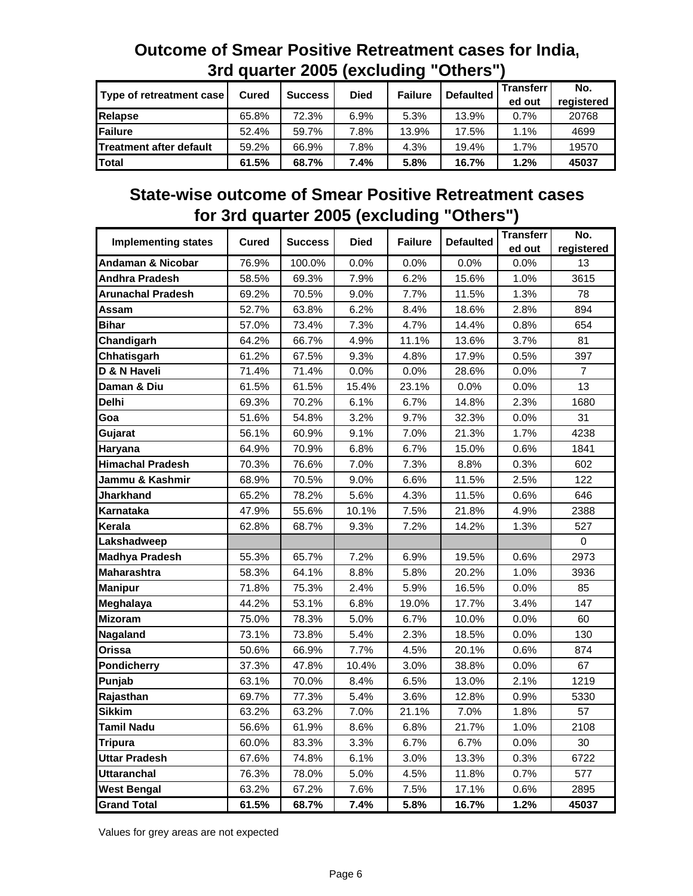## Outcome of Smear Positive Retreatment cases for India, 3rd quarter 2005 (excluding "Others")

| Type of retreatment case | Cured | Success | Died | Failure | Defaulted | Transferred out | No. registered |
|---|---|---|---|---|---|---|---|
| **Relapse** | 65.8% | 72.3% | 6.9% | 5.3% | 13.9% | 0.7% | 20768 |
| **Failure** | 52.4% | 59.7% | 7.8% | 13.9% | 17.5% | 1.1% | 4699 |
| **Treatment after default** | 59.2% | 66.9% | 7.8% | 4.3% | 19.4% | 1.7% | 19570 |
| **Total** | **61.5%** | **68.7%** | **7.4%** | **5.8%** | **16.7%** | **1.2%** | **45037** |

## State-wise outcome of Smear Positive Retreatment cases for 3rd quarter 2005 (excluding "Others")

| Implementing states | Cured | Success | Died | Failure | Defaulted | Transferred out | No. registered |
|---|---|---|---|---|---|---|---|
| **Andaman & Nicobar** | 76.9% | 100.0% | 0.0% | 0.0% | 0.0% | 0.0% | 13 |
| **Andhra Pradesh** | 58.5% | 69.3% | 7.9% | 6.2% | 15.6% | 1.0% | 3615 |
| **Arunachal Pradesh** | 69.2% | 70.5% | 9.0% | 7.7% | 11.5% | 1.3% | 78 |
| **Assam** | 52.7% | 63.8% | 6.2% | 8.4% | 18.6% | 2.8% | 894 |
| **Bihar** | 57.0% | 73.4% | 7.3% | 4.7% | 14.4% | 0.8% | 654 |
| **Chandigarh** | 64.2% | 66.7% | 4.9% | 11.1% | 13.6% | 3.7% | 81 |
| **Chhatisgarh** | 61.2% | 67.5% | 9.3% | 4.8% | 17.9% | 0.5% | 397 |
| **D & N Haveli** | 71.4% | 71.4% | 0.0% | 0.0% | 28.6% | 0.0% | 7 |
| **Daman & Diu** | 61.5% | 61.5% | 15.4% | 23.1% | 0.0% | 0.0% | 13 |
| **Delhi** | 69.3% | 70.2% | 6.1% | 6.7% | 14.8% | 2.3% | 1680 |
| **Goa** | 51.6% | 54.8% | 3.2% | 9.7% | 32.3% | 0.0% | 31 |
| **Gujarat** | 56.1% | 60.9% | 9.1% | 7.0% | 21.3% | 1.7% | 4238 |
| **Haryana** | 64.9% | 70.9% | 6.8% | 6.7% | 15.0% | 0.6% | 1841 |
| **Himachal Pradesh** | 70.3% | 76.6% | 7.0% | 7.3% | 8.8% | 0.3% | 602 |
| **Jammu & Kashmir** | 68.9% | 70.5% | 9.0% | 6.6% | 11.5% | 2.5% | 122 |
| **Jharkhand** | 65.2% | 78.2% | 5.6% | 4.3% | 11.5% | 0.6% | 646 |
| **Karnataka** | 47.9% | 55.6% | 10.1% | 7.5% | 21.8% | 4.9% | 2388 |
| **Kerala** | 62.8% | 68.7% | 9.3% | 7.2% | 14.2% | 1.3% | 527 |
| **Lakshadweep** | | | | | | | 0 |
| **Madhya Pradesh** | 55.3% | 65.7% | 7.2% | 6.9% | 19.5% | 0.6% | 2973 |
| **Maharashtra** | 58.3% | 64.1% | 8.8% | 5.8% | 20.2% | 1.0% | 3936 |
| **Manipur** | 71.8% | 75.3% | 2.4% | 5.9% | 16.5% | 0.0% | 85 |
| **Meghalaya** | 44.2% | 53.1% | 6.8% | 19.0% | 17.7% | 3.4% | 147 |
| **Mizoram** | 75.0% | 78.3% | 5.0% | 6.7% | 10.0% | 0.0% | 60 |
| **Nagaland** | 73.1% | 73.8% | 5.4% | 2.3% | 18.5% | 0.0% | 130 |
| **Orissa** | 50.6% | 66.9% | 7.7% | 4.5% | 20.1% | 0.6% | 874 |
| **Pondicherry** | 37.3% | 47.8% | 10.4% | 3.0% | 38.8% | 0.0% | 67 |
| **Punjab** | 63.1% | 70.0% | 8.4% | 6.5% | 13.0% | 2.1% | 1219 |
| **Rajasthan** | 69.7% | 77.3% | 5.4% | 3.6% | 12.8% | 0.9% | 5330 |
| **Sikkim** | 63.2% | 63.2% | 7.0% | 21.1% | 7.0% | 1.8% | 57 |
| **Tamil Nadu** | 56.6% | 61.9% | 8.6% | 6.8% | 21.7% | 1.0% | 2108 |
| **Tripura** | 60.0% | 83.3% | 3.3% | 6.7% | 6.7% | 0.0% | 30 |
| **Uttar Pradesh** | 67.6% | 74.8% | 6.1% | 3.0% | 13.3% | 0.3% | 6722 |
| **Uttaranchal** | 76.3% | 78.0% | 5.0% | 4.5% | 11.8% | 0.7% | 577 |
| **West Bengal** | 63.2% | 67.2% | 7.6% | 7.5% | 17.1% | 0.6% | 2895 |
| **Grand Total** | **61.5%** | **68.7%** | **7.4%** | **5.8%** | **16.7%** | **1.2%** | **45037** |

Values for grey areas are not expected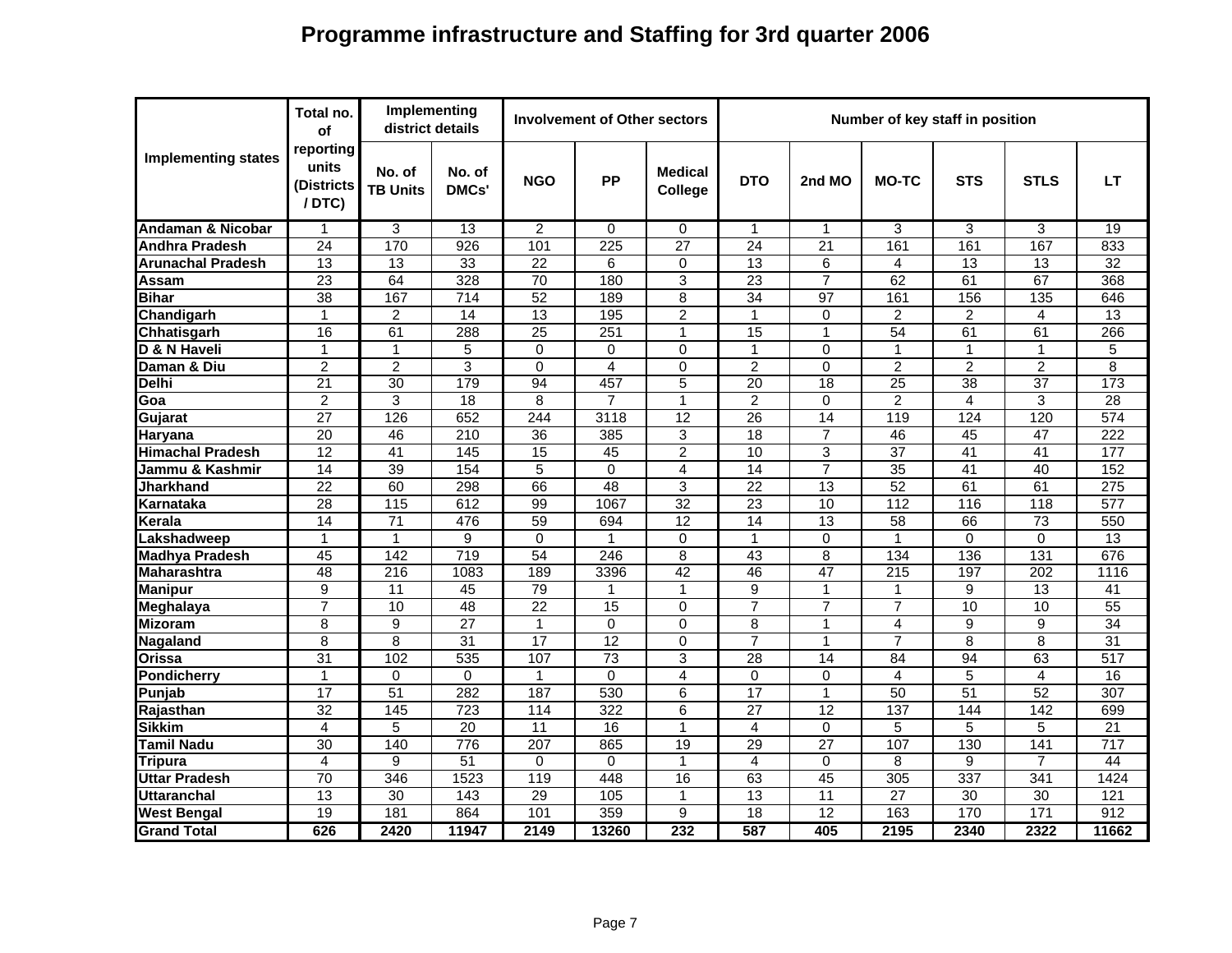# Programme infrastructure and Staffing for 3rd quarter 2006

| Implementing states | Total no. of reporting units (Districts / DTC) | Implementing district details | | Involvement of Other sectors | | | Number of key staff in position | | | | | |
|---|---|---|---|---|---|---|---|---|---|---|---|---|
| | | No. of TB Units | No. of DMCs' | NGO | PP | Medical College | DTO | 2nd MO | MO-TC | STS | STLS | LT |
| **Andaman & Nicobar** | 1 | 3 | 13 | 2 | 0 | 0 | 1 | 1 | 3 | 3 | 3 | 19 |
| **Andhra Pradesh** | 24 | 170 | 926 | 101 | 225 | 27 | 24 | 21 | 161 | 161 | 167 | 833 |
| **Arunachal Pradesh** | 13 | 13 | 33 | 22 | 6 | 0 | 13 | 6 | 4 | 13 | 13 | 32 |
| **Assam** | 23 | 64 | 328 | 70 | 180 | 3 | 23 | 7 | 62 | 61 | 67 | 368 |
| **Bihar** | 38 | 167 | 714 | 52 | 189 | 8 | 34 | 97 | 161 | 156 | 135 | 646 |
| **Chandigarh** | 1 | 2 | 14 | 13 | 195 | 2 | 1 | 0 | 2 | 2 | 4 | 13 |
| **Chhatisgarh** | 16 | 61 | 288 | 25 | 251 | 1 | 15 | 1 | 54 | 61 | 61 | 266 |
| **D & N Haveli** | 1 | 1 | 5 | 0 | 0 | 0 | 1 | 0 | 1 | 1 | 1 | 5 |
| **Daman & Diu** | 2 | 2 | 3 | 0 | 4 | 0 | 2 | 0 | 2 | 2 | 2 | 8 |
| **Delhi** | 21 | 30 | 179 | 94 | 457 | 5 | 20 | 18 | 25 | 38 | 37 | 173 |
| **Goa** | 2 | 3 | 18 | 8 | 7 | 1 | 2 | 0 | 2 | 4 | 3 | 28 |
| **Gujarat** | 27 | 126 | 652 | 244 | 3118 | 12 | 26 | 14 | 119 | 124 | 120 | 574 |
| **Haryana** | 20 | 46 | 210 | 36 | 385 | 3 | 18 | 7 | 46 | 45 | 47 | 222 |
| **Himachal Pradesh** | 12 | 41 | 145 | 15 | 45 | 2 | 10 | 3 | 37 | 41 | 41 | 177 |
| **Jammu & Kashmir** | 14 | 39 | 154 | 5 | 0 | 4 | 14 | 7 | 35 | 41 | 40 | 152 |
| **Jharkhand** | 22 | 60 | 298 | 66 | 48 | 3 | 22 | 13 | 52 | 61 | 61 | 275 |
| **Karnataka** | 28 | 115 | 612 | 99 | 1067 | 32 | 23 | 10 | 112 | 116 | 118 | 577 |
| **Kerala** | 14 | 71 | 476 | 59 | 694 | 12 | 14 | 13 | 58 | 66 | 73 | 550 |
| **Lakshadweep** | 1 | 1 | 9 | 0 | 1 | 0 | 1 | 0 | 1 | 0 | 0 | 13 |
| **Madhya Pradesh** | 45 | 142 | 719 | 54 | 246 | 8 | 43 | 8 | 134 | 136 | 131 | 676 |
| **Maharashtra** | 48 | 216 | 1083 | 189 | 3396 | 42 | 46 | 47 | 215 | 197 | 202 | 1116 |
| **Manipur** | 9 | 11 | 45 | 79 | 1 | 1 | 9 | 1 | 1 | 9 | 13 | 41 |
| **Meghalaya** | 7 | 10 | 48 | 22 | 15 | 0 | 7 | 7 | 7 | 10 | 10 | 55 |
| **Mizoram** | 8 | 9 | 27 | 1 | 0 | 0 | 8 | 1 | 4 | 9 | 9 | 34 |
| **Nagaland** | 8 | 8 | 31 | 17 | 12 | 0 | 7 | 1 | 7 | 8 | 8 | 31 |
| **Orissa** | 31 | 102 | 535 | 107 | 73 | 3 | 28 | 14 | 84 | 94 | 63 | 517 |
| **Pondicherry** | 1 | 0 | 0 | 1 | 0 | 4 | 0 | 0 | 4 | 5 | 4 | 16 |
| **Punjab** | 17 | 51 | 282 | 187 | 530 | 6 | 17 | 1 | 50 | 51 | 52 | 307 |
| **Rajasthan** | 32 | 145 | 723 | 114 | 322 | 6 | 27 | 12 | 137 | 144 | 142 | 699 |
| **Sikkim** | 4 | 5 | 20 | 11 | 16 | 1 | 4 | 0 | 5 | 5 | 5 | 21 |
| **Tamil Nadu** | 30 | 140 | 776 | 207 | 865 | 19 | 29 | 27 | 107 | 130 | 141 | 717 |
| **Tripura** | 4 | 9 | 51 | 0 | 0 | 1 | 4 | 0 | 8 | 9 | 7 | 44 |
| **Uttar Pradesh** | 70 | 346 | 1523 | 119 | 448 | 16 | 63 | 45 | 305 | 337 | 341 | 1424 |
| **Uttaranchal** | 13 | 30 | 143 | 29 | 105 | 1 | 13 | 11 | 27 | 30 | 30 | 121 |
| **West Bengal** | 19 | 181 | 864 | 101 | 359 | 9 | 18 | 12 | 163 | 170 | 171 | 912 |
| **Grand Total** | **626** | **2420** | **11947** | **2149** | **13260** | **232** | **587** | **405** | **2195** | **2340** | **2322** | **11662** |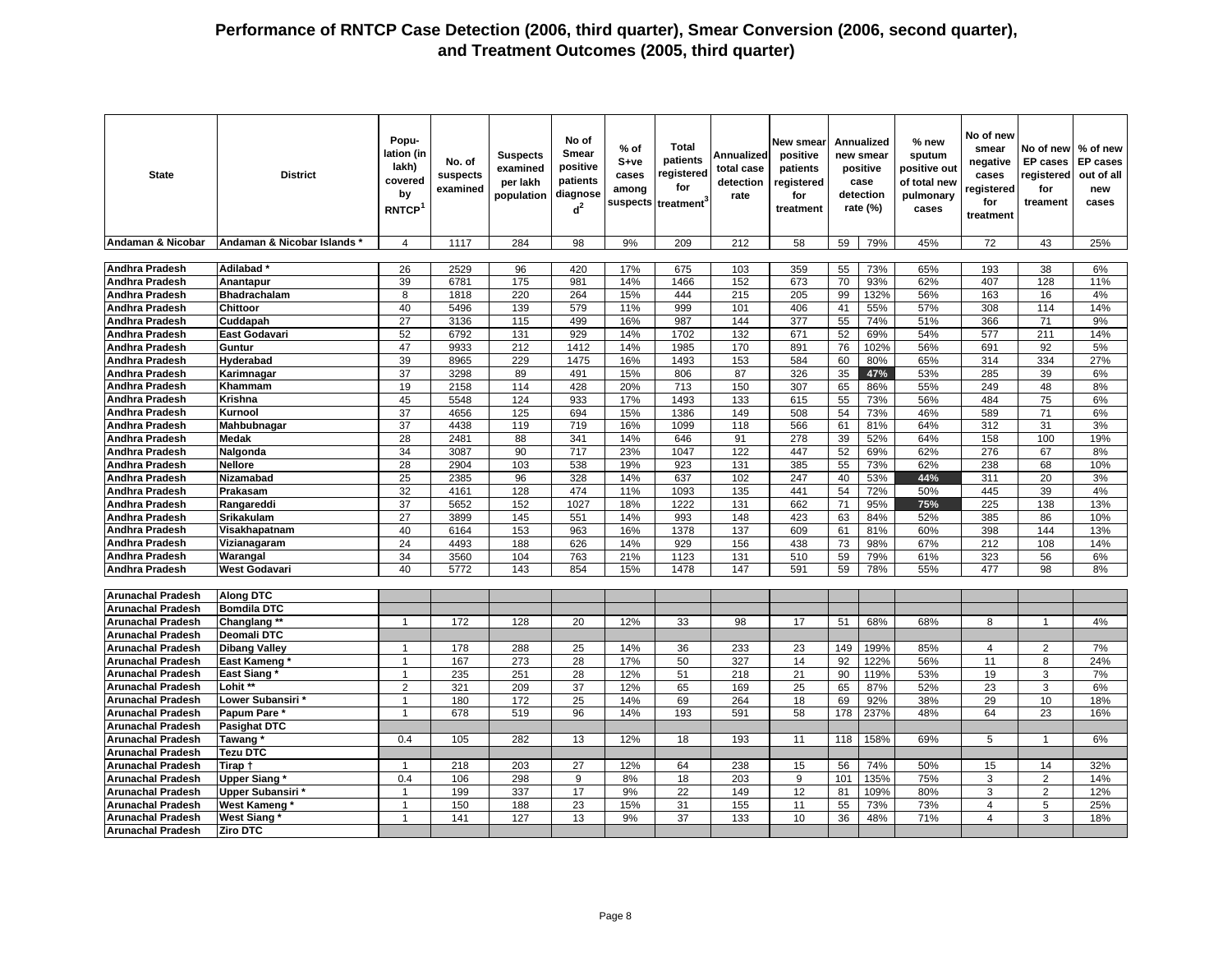# Performance of RNTCP Case Detection (2006, third quarter), Smear Conversion (2006, second quarter), and Treatment Outcomes (2005, third quarter)

| State | District | Population (in lakh) covered by RNTCP[1] | No. of suspects examined | Suspects examined per lakh population | No of Smear positive patients diagnosed[2] | % of S+ve cases among suspects | Total patients registered for treatment[3] | Annualized total case detection rate | New smear positive patients registered for treatment | Annualized new smear positive case detection rate (%) | | % new sputum positive out of total new pulmonary cases | No of new smear negative cases registered for treatment | No of new EP cases registered for treament | % of new EP cases out of all new cases |
|---|---|---|---|---|---|---|---|---|---|---|---|---|---|---|---|
| Andaman & Nicobar | Andaman & Nicobar Islands * | 4 | 1117 | 284 | 98 | 9% | 209 | 212 | 58 | 59 | 79% | 45% | 72 | 43 | 25% |
| Andhra Pradesh | Adilabad * | 26 | 2529 | 96 | 420 | 17% | 675 | 103 | 359 | 55 | 73% | 65% | 193 | 38 | 6% |
| Andhra Pradesh | Anantapur | 39 | 6781 | 175 | 981 | 14% | 1466 | 152 | 673 | 70 | 93% | 62% | 407 | 128 | 11% |
| Andhra Pradesh | Bhadrachalam | 8 | 1818 | 220 | 264 | 15% | 444 | 215 | 205 | 99 | 132% | 56% | 163 | 16 | 4% |
| Andhra Pradesh | Chittoor | 40 | 5496 | 139 | 579 | 11% | 999 | 101 | 406 | 41 | 55% | 57% | 308 | 114 | 14% |
| Andhra Pradesh | Cuddapah | 27 | 3136 | 115 | 499 | 16% | 987 | 144 | 377 | 55 | 74% | 51% | 366 | 71 | 9% |
| Andhra Pradesh | East Godavari | 52 | 6792 | 131 | 929 | 14% | 1702 | 132 | 671 | 52 | 69% | 54% | 577 | 211 | 14% |
| Andhra Pradesh | Guntur | 47 | 9933 | 212 | 1412 | 14% | 1985 | 170 | 891 | 76 | 102% | 56% | 691 | 92 | 5% |
| Andhra Pradesh | Hyderabad | 39 | 8965 | 229 | 1475 | 16% | 1493 | 153 | 584 | 60 | 80% | 65% | 314 | 334 | 27% |
| Andhra Pradesh | Karimnagar | 37 | 3298 | 89 | 491 | 15% | 806 | 87 | 326 | 35 | 47% | 53% | 285 | 39 | 6% |
| Andhra Pradesh | Khammam | 19 | 2158 | 114 | 428 | 20% | 713 | 150 | 307 | 65 | 86% | 55% | 249 | 48 | 8% |
| Andhra Pradesh | Krishna | 45 | 5548 | 124 | 933 | 17% | 1493 | 133 | 615 | 55 | 73% | 56% | 484 | 75 | 6% |
| Andhra Pradesh | Kurnool | 37 | 4656 | 125 | 694 | 15% | 1386 | 149 | 508 | 54 | 73% | 46% | 589 | 71 | 6% |
| Andhra Pradesh | Mahbubnagar | 37 | 4438 | 119 | 719 | 16% | 1099 | 118 | 566 | 61 | 81% | 64% | 312 | 31 | 3% |
| Andhra Pradesh | Medak | 28 | 2481 | 88 | 341 | 14% | 646 | 91 | 278 | 39 | 52% | 64% | 158 | 100 | 19% |
| Andhra Pradesh | Nalgonda | 34 | 3087 | 90 | 717 | 23% | 1047 | 122 | 447 | 52 | 69% | 62% | 276 | 67 | 8% |
| Andhra Pradesh | Nellore | 28 | 2904 | 103 | 538 | 19% | 923 | 131 | 385 | 55 | 73% | 62% | 238 | 68 | 10% |
| Andhra Pradesh | Nizamabad | 25 | 2385 | 96 | 328 | 14% | 637 | 102 | 247 | 40 | 53% | 44% | 311 | 20 | 3% |
| Andhra Pradesh | Prakasam | 32 | 4161 | 128 | 474 | 11% | 1093 | 135 | 441 | 54 | 72% | 50% | 445 | 39 | 4% |
| Andhra Pradesh | Rangareddi | 37 | 5652 | 152 | 1027 | 18% | 1222 | 131 | 662 | 71 | 95% | 75% | 225 | 138 | 13% |
| Andhra Pradesh | Srikakulam | 27 | 3899 | 145 | 551 | 14% | 993 | 148 | 423 | 63 | 84% | 52% | 385 | 86 | 10% |
| Andhra Pradesh | Visakhapatnam | 40 | 6164 | 153 | 963 | 16% | 1378 | 137 | 609 | 61 | 81% | 60% | 398 | 144 | 13% |
| Andhra Pradesh | Vizianagaram | 24 | 4493 | 188 | 626 | 14% | 929 | 156 | 438 | 73 | 98% | 67% | 212 | 108 | 14% |
| Andhra Pradesh | Warangal | 34 | 3560 | 104 | 763 | 21% | 1123 | 131 | 510 | 59 | 79% | 61% | 323 | 56 | 6% |
| Andhra Pradesh | West Godavari | 40 | 5772 | 143 | 854 | 15% | 1478 | 147 | 591 | 59 | 78% | 55% | 477 | 98 | 8% |
| Arunachal Pradesh | Along DTC | | | | | | | | | | | | | | |
| Arunachal Pradesh | Bomdila DTC | | | | | | | | | | | | | | |
| Arunachal Pradesh | Changlang ** | 1 | 172 | 128 | 20 | 12% | 33 | 98 | 17 | 51 | 68% | 68% | 8 | 1 | 4% |
| Arunachal Pradesh | Deomali DTC | | | | | | | | | | | | | | |
| Arunachal Pradesh | Dibang Valley | 1 | 178 | 288 | 25 | 14% | 36 | 233 | 23 | 149 | 199% | 85% | 4 | 2 | 7% |
| Arunachal Pradesh | East Kameng * | 1 | 167 | 273 | 28 | 17% | 50 | 327 | 14 | 92 | 122% | 56% | 11 | 8 | 24% |
| Arunachal Pradesh | East Siang * | 1 | 235 | 251 | 28 | 12% | 51 | 218 | 21 | 90 | 119% | 53% | 19 | 3 | 7% |
| Arunachal Pradesh | Lohit ** | 2 | 321 | 209 | 37 | 12% | 65 | 169 | 25 | 65 | 87% | 52% | 23 | 3 | 6% |
| Arunachal Pradesh | Lower Subansiri * | 1 | 180 | 172 | 25 | 14% | 69 | 264 | 18 | 69 | 92% | 38% | 29 | 10 | 18% |
| Arunachal Pradesh | Papum Pare * | 1 | 678 | 519 | 96 | 14% | 193 | 591 | 58 | 178 | 237% | 48% | 64 | 23 | 16% |
| Arunachal Pradesh | Pasighat DTC | | | | | | | | | | | | | | |
| Arunachal Pradesh | Tawang * | 0.4 | 105 | 282 | 13 | 12% | 18 | 193 | 11 | 118 | 158% | 69% | 5 | 1 | 6% |
| Arunachal Pradesh | Tezu DTC | | | | | | | | | | | | | | |
| Arunachal Pradesh | Tirap † | 1 | 218 | 203 | 27 | 12% | 64 | 238 | 15 | 56 | 74% | 50% | 15 | 14 | 32% |
| Arunachal Pradesh | Upper Siang * | 0.4 | 106 | 298 | 9 | 8% | 18 | 203 | 9 | 101 | 135% | 75% | 3 | 2 | 14% |
| Arunachal Pradesh | Upper Subansiri * | 1 | 199 | 337 | 17 | 9% | 22 | 149 | 12 | 81 | 109% | 80% | 3 | 2 | 12% |
| Arunachal Pradesh | West Kameng * | 1 | 150 | 188 | 23 | 15% | 31 | 155 | 11 | 55 | 73% | 73% | 4 | 5 | 25% |
| Arunachal Pradesh | West Siang * | 1 | 141 | 127 | 13 | 9% | 37 | 133 | 10 | 36 | 48% | 71% | 4 | 3 | 18% |
| Arunachal Pradesh | Ziro DTC | | | | | | | | | | | | | | |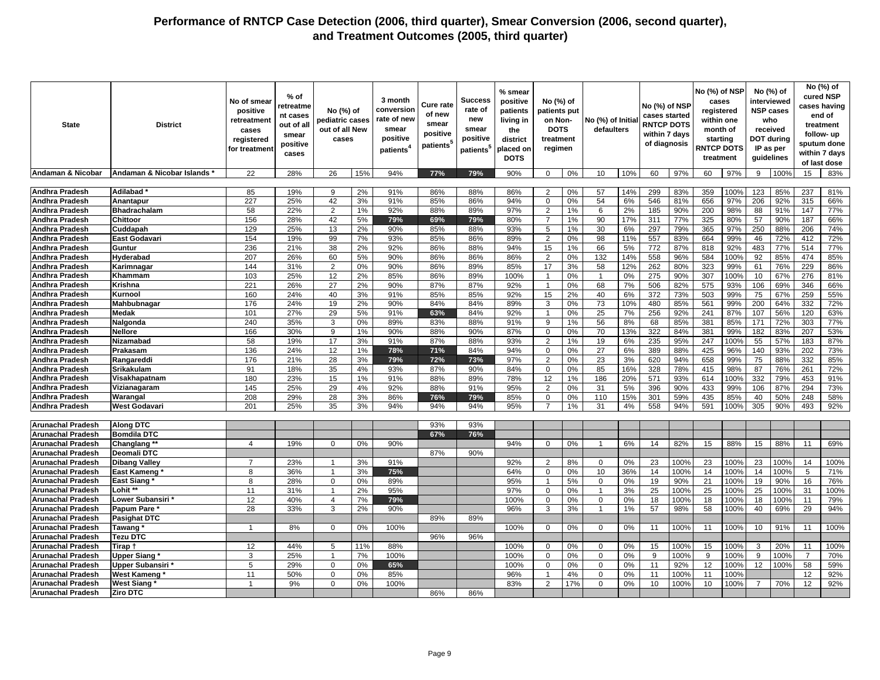# Performance of RNTCP Case Detection (2006, third quarter), Smear Conversion (2006, second quarter), and Treatment Outcomes (2005, third quarter)

| State | District | No of smear positive retreatment cases registered for treatment | % of retreatment cases out of all smear positive cases | No (%) of pediatric cases out of all New cases | | 3 month conversion rate of new smear positive patients[4] | Cure rate of new smear positive patients[5] | Success rate of new smear positive patients[5] | % smear positive patients living in the district placed on DOTS | No (%) of patients put on Non-DOTS treatment regimen | | No (%) of Initial defaulters | | No (%) of NSP cases started RNTCP DOTS within 7 days of diagnosis | | No (%) of NSP cases registered within one month of starting RNTCP DOTS treatment | | No (%) of interviewed NSP cases who received DOT during IP as per guidelines | | No (%) of cured NSP cases having end of treatment follow- up sputum done within 7 days of last dose | |
|---|---|---|---|---|---|---|---|---|---|---|---|---|---|---|---|---|---|---|---|---|---|
| Andaman & Nicobar | Andaman & Nicobar Islands * | 22 | 28% | 26 | 15% | 94% | 77% | 79% | 90% | 0 | 0% | 10 | 10% | 60 | 97% | 60 | 97% | 9 | 100% | 15 | 83% |
| Andhra Pradesh | Adilabad * | 85 | 19% | 9 | 2% | 91% | 86% | 88% | 86% | 2 | 0% | 57 | 14% | 299 | 83% | 359 | 100% | 123 | 85% | 237 | 81% |
| Andhra Pradesh | Anantapur | 227 | 25% | 42 | 3% | 91% | 85% | 86% | 94% | 0 | 0% | 54 | 6% | 546 | 81% | 656 | 97% | 206 | 92% | 315 | 66% |
| Andhra Pradesh | Bhadrachalam | 58 | 22% | 2 | 1% | 92% | 88% | 89% | 97% | 2 | 1% | 6 | 2% | 185 | 90% | 200 | 98% | 88 | 91% | 147 | 77% |
| Andhra Pradesh | Chittoor | 156 | 28% | 42 | 5% | 79% | 69% | 79% | 80% | 7 | 1% | 90 | 17% | 311 | 77% | 325 | 80% | 57 | 90% | 187 | 66% |
| Andhra Pradesh | Cuddapah | 129 | 25% | 13 | 2% | 90% | 85% | 88% | 93% | 5 | 1% | 30 | 6% | 297 | 79% | 365 | 97% | 250 | 88% | 206 | 74% |
| Andhra Pradesh | East Godavari | 154 | 19% | 99 | 7% | 93% | 85% | 86% | 89% | 2 | 0% | 98 | 11% | 557 | 83% | 664 | 99% | 46 | 72% | 412 | 72% |
| Andhra Pradesh | Guntur | 236 | 21% | 38 | 2% | 92% | 86% | 88% | 94% | 15 | 1% | 66 | 5% | 772 | 87% | 818 | 92% | 483 | 77% | 514 | 77% |
| Andhra Pradesh | Hyderabad | 207 | 26% | 60 | 5% | 90% | 86% | 86% | 86% | 2 | 0% | 132 | 14% | 558 | 96% | 584 | 100% | 92 | 85% | 474 | 85% |
| Andhra Pradesh | Karimnagar | 144 | 31% | 2 | 0% | 90% | 86% | 89% | 85% | 17 | 3% | 58 | 12% | 262 | 80% | 323 | 99% | 61 | 76% | 229 | 86% |
| Andhra Pradesh | Khammam | 103 | 25% | 12 | 2% | 85% | 86% | 89% | 100% | 1 | 0% | 1 | 0% | 275 | 90% | 307 | 100% | 10 | 67% | 276 | 81% |
| Andhra Pradesh | Krishna | 221 | 26% | 27 | 2% | 90% | 87% | 87% | 92% | 1 | 0% | 68 | 7% | 506 | 82% | 575 | 93% | 106 | 69% | 346 | 66% |
| Andhra Pradesh | Kurnool | 160 | 24% | 40 | 3% | 91% | 85% | 85% | 92% | 15 | 2% | 40 | 6% | 372 | 73% | 503 | 99% | 75 | 67% | 259 | 55% |
| Andhra Pradesh | Mahbubnagar | 176 | 24% | 19 | 2% | 90% | 84% | 84% | 89% | 3 | 0% | 73 | 10% | 480 | 85% | 561 | 99% | 200 | 64% | 332 | 72% |
| Andhra Pradesh | Medak | 101 | 27% | 29 | 5% | 91% | 63% | 84% | 92% | 1 | 0% | 25 | 7% | 256 | 92% | 241 | 87% | 107 | 56% | 120 | 63% |
| Andhra Pradesh | Nalgonda | 240 | 35% | 3 | 0% | 89% | 83% | 88% | 91% | 9 | 1% | 56 | 8% | 68 | 85% | 381 | 85% | 171 | 72% | 303 | 77% |
| Andhra Pradesh | Nellore | 166 | 30% | 9 | 1% | 90% | 88% | 90% | 87% | 0 | 0% | 70 | 13% | 322 | 84% | 381 | 99% | 182 | 83% | 207 | 53% |
| Andhra Pradesh | Nizamabad | 58 | 19% | 17 | 3% | 91% | 87% | 88% | 93% | 2 | 1% | 19 | 6% | 235 | 95% | 247 | 100% | 55 | 57% | 183 | 87% |
| Andhra Pradesh | Prakasam | 136 | 24% | 12 | 1% | 78% | 71% | 84% | 94% | 0 | 0% | 27 | 6% | 389 | 88% | 425 | 96% | 140 | 93% | 202 | 73% |
| Andhra Pradesh | Rangareddi | 176 | 21% | 28 | 3% | 79% | 72% | 73% | 97% | 2 | 0% | 23 | 3% | 620 | 94% | 658 | 99% | 75 | 88% | 332 | 85% |
| Andhra Pradesh | Srikakulam | 91 | 18% | 35 | 4% | 93% | 87% | 90% | 84% | 0 | 0% | 85 | 16% | 328 | 78% | 415 | 98% | 87 | 76% | 261 | 72% |
| Andhra Pradesh | Visakhapatnam | 180 | 23% | 15 | 1% | 91% | 88% | 89% | 78% | 12 | 1% | 186 | 20% | 571 | 93% | 614 | 100% | 332 | 79% | 453 | 91% |
| Andhra Pradesh | Vizianagaram | 145 | 25% | 29 | 4% | 92% | 88% | 91% | 95% | 2 | 0% | 31 | 5% | 396 | 90% | 433 | 99% | 106 | 87% | 294 | 73% |
| Andhra Pradesh | Warangal | 208 | 29% | 28 | 3% | 86% | 76% | 79% | 85% | 0 | 0% | 110 | 15% | 301 | 59% | 435 | 85% | 40 | 50% | 248 | 58% |
| Andhra Pradesh | West Godavari | 201 | 25% | 35 | 3% | 94% | 94% | 94% | 95% | 7 | 1% | 31 | 4% | 558 | 94% | 591 | 100% | 305 | 90% | 493 | 92% |
| Arunachal Pradesh | Along DTC | | | | | | 93% | 93% | | | | | | | | | | | | | |
| Arunachal Pradesh | Bomdila DTC | | | | | | 67% | 76% | | | | | | | | | | | | | |
| Arunachal Pradesh | Changlang ** | 4 | 19% | 0 | 0% | 90% | | | 94% | 0 | 0% | 1 | 6% | 14 | 82% | 15 | 88% | 15 | 88% | 11 | 69% |
| Arunachal Pradesh | Deomali DTC | | | | | | 87% | 90% | | | | | | | | | | | | | |
| Arunachal Pradesh | Dibang Valley | 7 | 23% | 1 | 3% | 91% | | | 92% | 2 | 8% | 0 | 0% | 23 | 100% | 23 | 100% | 23 | 100% | 14 | 100% |
| Arunachal Pradesh | East Kameng * | 8 | 36% | 1 | 3% | 75% | | | 64% | 0 | 0% | 10 | 36% | 14 | 100% | 14 | 100% | 14 | 100% | 5 | 71% |
| Arunachal Pradesh | East Siang * | 8 | 28% | 0 | 0% | 89% | | | 95% | 1 | 5% | 0 | 0% | 19 | 90% | 21 | 100% | 19 | 90% | 16 | 76% |
| Arunachal Pradesh | Lohit ** | 11 | 31% | 1 | 2% | 95% | | | 97% | 0 | 0% | 1 | 3% | 25 | 100% | 25 | 100% | 25 | 100% | 31 | 100% |
| Arunachal Pradesh | Lower Subansiri * | 12 | 40% | 4 | 7% | 79% | | | 100% | 0 | 0% | 0 | 0% | 18 | 100% | 18 | 100% | 18 | 100% | 11 | 79% |
| Arunachal Pradesh | Papum Pare * | 28 | 33% | 3 | 2% | 90% | | | 96% | 3 | 3% | 1 | 1% | 57 | 98% | 58 | 100% | 40 | 69% | 29 | 94% |
| Arunachal Pradesh | Pasighat DTC | | | | | | 89% | 89% | | | | | | | | | | | | | |
| Arunachal Pradesh | Tawang * | 1 | 8% | 0 | 0% | 100% | | | 100% | 0 | 0% | 0 | 0% | 11 | 100% | 11 | 100% | 10 | 91% | 11 | 100% |
| Arunachal Pradesh | Tezu DTC | | | | | | 96% | 96% | | | | | | | | | | | | | |
| Arunachal Pradesh | Tirap † | 12 | 44% | 5 | 11% | 88% | | | 100% | 0 | 0% | 0 | 0% | 15 | 100% | 15 | 100% | 3 | 20% | 11 | 100% |
| Arunachal Pradesh | Upper Siang * | 3 | 25% | 1 | 7% | 100% | | | 100% | 0 | 0% | 0 | 0% | 9 | 100% | 9 | 100% | 9 | 100% | 7 | 70% |
| Arunachal Pradesh | Upper Subansiri * | 5 | 29% | 0 | 0% | 65% | | | 100% | 0 | 0% | 0 | 0% | 11 | 92% | 12 | 100% | 12 | 100% | 58 | 59% |
| Arunachal Pradesh | West Kameng * | 11 | 50% | 0 | 0% | 85% | | | 96% | 1 | 4% | 0 | 0% | 11 | 100% | 11 | 100% | | | 12 | 92% |
| Arunachal Pradesh | West Siang * | 1 | 9% | 0 | 0% | 100% | | | 83% | 2 | 17% | 0 | 0% | 10 | 100% | 10 | 100% | 7 | 70% | 12 | 92% |
| Arunachal Pradesh | Ziro DTC | | | | | | 86% | 86% | | | | | | | | | | | | | |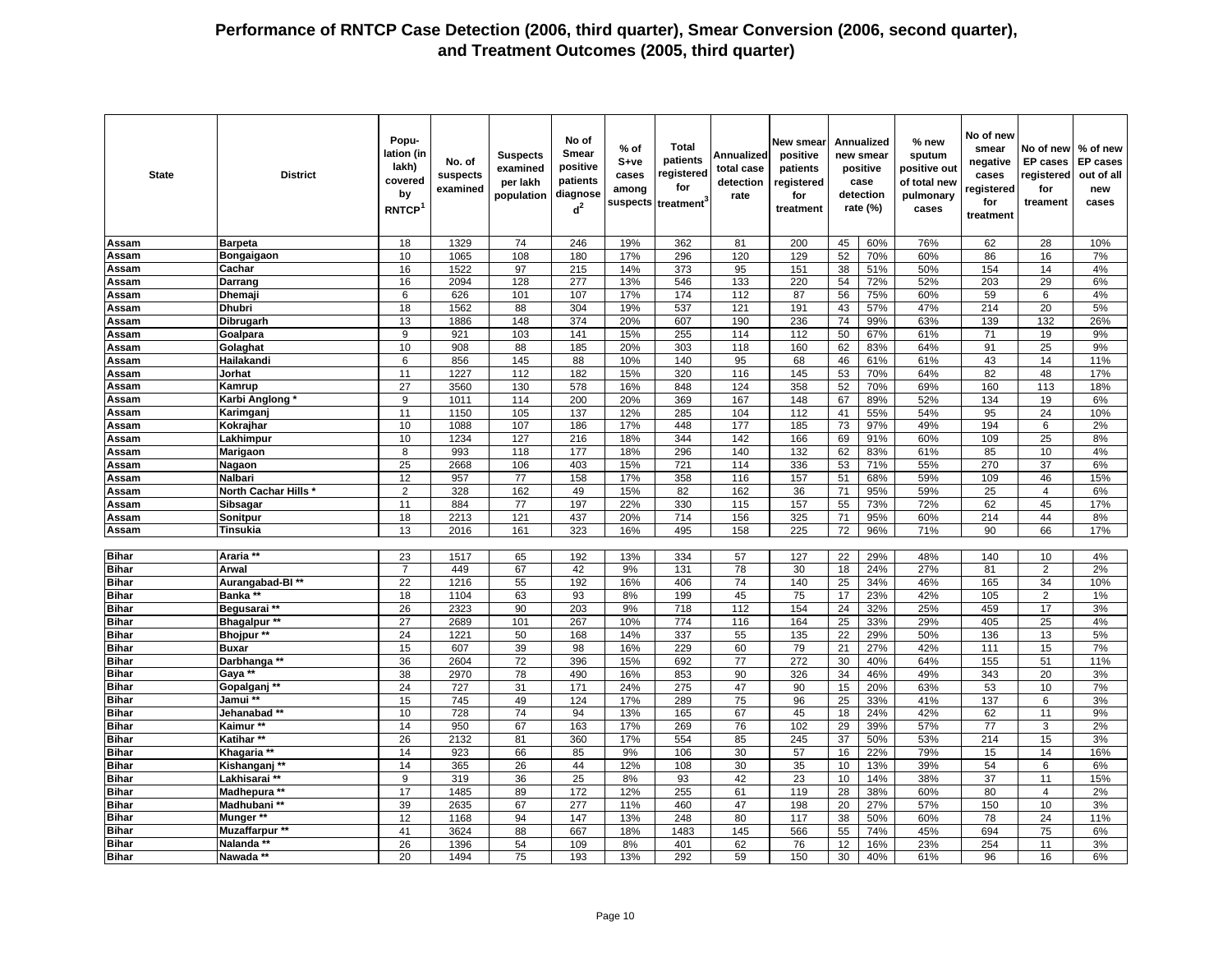# Performance of RNTCP Case Detection (2006, third quarter), Smear Conversion (2006, second quarter), and Treatment Outcomes (2005, third quarter)

| State | District | Population (in lakh) covered by RNTCP[1] | No. of suspects examined | Suspects examined per lakh population | No of Smear positive patients diagnosed[2] | % of S+ve cases among suspects | Total patients registered for treatment[3] | Annualized total case detection rate | New smear positive patients registered for treatment | Annualized new smear positive case detection rate (%) | | % new sputum positive out of total new pulmonary cases | No of new smear negative cases registered for treatment | No of new EP cases registered for treament | % of new EP cases out of all new cases |
|---|---|---|---|---|---|---|---|---|---|---|---|---|---|---|---|
| Assam | Barpeta | 18 | 1329 | 74 | 246 | 19% | 362 | 81 | 200 | 45 | 60% | 76% | 62 | 28 | 10% |
| Assam | Bongaigaon | 10 | 1065 | 108 | 180 | 17% | 296 | 120 | 129 | 52 | 70% | 60% | 86 | 16 | 7% |
| Assam | Cachar | 16 | 1522 | 97 | 215 | 14% | 373 | 95 | 151 | 38 | 51% | 50% | 154 | 14 | 4% |
| Assam | Darrang | 16 | 2094 | 128 | 277 | 13% | 546 | 133 | 220 | 54 | 72% | 52% | 203 | 29 | 6% |
| Assam | Dhemaji | 6 | 626 | 101 | 107 | 17% | 174 | 112 | 87 | 56 | 75% | 60% | 59 | 6 | 4% |
| Assam | Dhubri | 18 | 1562 | 88 | 304 | 19% | 537 | 121 | 191 | 43 | 57% | 47% | 214 | 20 | 5% |
| Assam | Dibrugarh | 13 | 1886 | 148 | 374 | 20% | 607 | 190 | 236 | 74 | 99% | 63% | 139 | 132 | 26% |
| Assam | Goalpara | 9 | 921 | 103 | 141 | 15% | 255 | 114 | 112 | 50 | 67% | 61% | 71 | 19 | 9% |
| Assam | Golaghat | 10 | 908 | 88 | 185 | 20% | 303 | 118 | 160 | 62 | 83% | 64% | 91 | 25 | 9% |
| Assam | Hailakandi | 6 | 856 | 145 | 88 | 10% | 140 | 95 | 68 | 46 | 61% | 61% | 43 | 14 | 11% |
| Assam | Jorhat | 11 | 1227 | 112 | 182 | 15% | 320 | 116 | 145 | 53 | 70% | 64% | 82 | 48 | 17% |
| Assam | Kamrup | 27 | 3560 | 130 | 578 | 16% | 848 | 124 | 358 | 52 | 70% | 69% | 160 | 113 | 18% |
| Assam | Karbi Anglong * | 9 | 1011 | 114 | 200 | 20% | 369 | 167 | 148 | 67 | 89% | 52% | 134 | 19 | 6% |
| Assam | Karimganj | 11 | 1150 | 105 | 137 | 12% | 285 | 104 | 112 | 41 | 55% | 54% | 95 | 24 | 10% |
| Assam | Kokrajhar | 10 | 1088 | 107 | 186 | 17% | 448 | 177 | 185 | 73 | 97% | 49% | 194 | 6 | 2% |
| Assam | Lakhimpur | 10 | 1234 | 127 | 216 | 18% | 344 | 142 | 166 | 69 | 91% | 60% | 109 | 25 | 8% |
| Assam | Marigaon | 8 | 993 | 118 | 177 | 18% | 296 | 140 | 132 | 62 | 83% | 61% | 85 | 10 | 4% |
| Assam | Nagaon | 25 | 2668 | 106 | 403 | 15% | 721 | 114 | 336 | 53 | 71% | 55% | 270 | 37 | 6% |
| Assam | Nalbari | 12 | 957 | 77 | 158 | 17% | 358 | 116 | 157 | 51 | 68% | 59% | 109 | 46 | 15% |
| Assam | North Cachar Hills * | 2 | 328 | 162 | 49 | 15% | 82 | 162 | 36 | 71 | 95% | 59% | 25 | 4 | 6% |
| Assam | Sibsagar | 11 | 884 | 77 | 197 | 22% | 330 | 115 | 157 | 55 | 73% | 72% | 62 | 45 | 17% |
| Assam | Sonitpur | 18 | 2213 | 121 | 437 | 20% | 714 | 156 | 325 | 71 | 95% | 60% | 214 | 44 | 8% |
| Assam | Tinsukia | 13 | 2016 | 161 | 323 | 16% | 495 | 158 | 225 | 72 | 96% | 71% | 90 | 66 | 17% |
| Bihar | Araria ** | 23 | 1517 | 65 | 192 | 13% | 334 | 57 | 127 | 22 | 29% | 48% | 140 | 10 | 4% |
| Bihar | Arwal | 7 | 449 | 67 | 42 | 9% | 131 | 78 | 30 | 18 | 24% | 27% | 81 | 2 | 2% |
| Bihar | Aurangabad-BI ** | 22 | 1216 | 55 | 192 | 16% | 406 | 74 | 140 | 25 | 34% | 46% | 165 | 34 | 10% |
| Bihar | Banka ** | 18 | 1104 | 63 | 93 | 8% | 199 | 45 | 75 | 17 | 23% | 42% | 105 | 2 | 1% |
| Bihar | Begusarai ** | 26 | 2323 | 90 | 203 | 9% | 718 | 112 | 154 | 24 | 32% | 25% | 459 | 17 | 3% |
| Bihar | Bhagalpur ** | 27 | 2689 | 101 | 267 | 10% | 774 | 116 | 164 | 25 | 33% | 29% | 405 | 25 | 4% |
| Bihar | Bhojpur ** | 24 | 1221 | 50 | 168 | 14% | 337 | 55 | 135 | 22 | 29% | 50% | 136 | 13 | 5% |
| Bihar | Buxar | 15 | 607 | 39 | 98 | 16% | 229 | 60 | 79 | 21 | 27% | 42% | 111 | 15 | 7% |
| Bihar | Darbhanga ** | 36 | 2604 | 72 | 396 | 15% | 692 | 77 | 272 | 30 | 40% | 64% | 155 | 51 | 11% |
| Bihar | Gaya ** | 38 | 2970 | 78 | 490 | 16% | 853 | 90 | 326 | 34 | 46% | 49% | 343 | 20 | 3% |
| Bihar | Gopalganj ** | 24 | 727 | 31 | 171 | 24% | 275 | 47 | 90 | 15 | 20% | 63% | 53 | 10 | 7% |
| Bihar | Jamui ** | 15 | 745 | 49 | 124 | 17% | 289 | 75 | 96 | 25 | 33% | 41% | 137 | 6 | 3% |
| Bihar | Jehanabad ** | 10 | 728 | 74 | 94 | 13% | 165 | 67 | 45 | 18 | 24% | 42% | 62 | 11 | 9% |
| Bihar | Kaimur ** | 14 | 950 | 67 | 163 | 17% | 269 | 76 | 102 | 29 | 39% | 57% | 77 | 3 | 2% |
| Bihar | Katihar ** | 26 | 2132 | 81 | 360 | 17% | 554 | 85 | 245 | 37 | 50% | 53% | 214 | 15 | 3% |
| Bihar | Khagaria ** | 14 | 923 | 66 | 85 | 9% | 106 | 30 | 57 | 16 | 22% | 79% | 15 | 14 | 16% |
| Bihar | Kishanganj ** | 14 | 365 | 26 | 44 | 12% | 108 | 30 | 35 | 10 | 13% | 39% | 54 | 6 | 6% |
| Bihar | Lakhisarai ** | 9 | 319 | 36 | 25 | 8% | 93 | 42 | 23 | 10 | 14% | 38% | 37 | 11 | 15% |
| Bihar | Madhepura ** | 17 | 1485 | 89 | 172 | 12% | 255 | 61 | 119 | 28 | 38% | 60% | 80 | 4 | 2% |
| Bihar | Madhubani ** | 39 | 2635 | 67 | 277 | 11% | 460 | 47 | 198 | 20 | 27% | 57% | 150 | 10 | 3% |
| Bihar | Munger ** | 12 | 1168 | 94 | 147 | 13% | 248 | 80 | 117 | 38 | 50% | 60% | 78 | 24 | 11% |
| Bihar | Muzaffarpur ** | 41 | 3624 | 88 | 667 | 18% | 1483 | 145 | 566 | 55 | 74% | 45% | 694 | 75 | 6% |
| Bihar | Nalanda ** | 26 | 1396 | 54 | 109 | 8% | 401 | 62 | 76 | 12 | 16% | 23% | 254 | 11 | 3% |
| Bihar | Nawada ** | 20 | 1494 | 75 | 193 | 13% | 292 | 59 | 150 | 30 | 40% | 61% | 96 | 16 | 6% |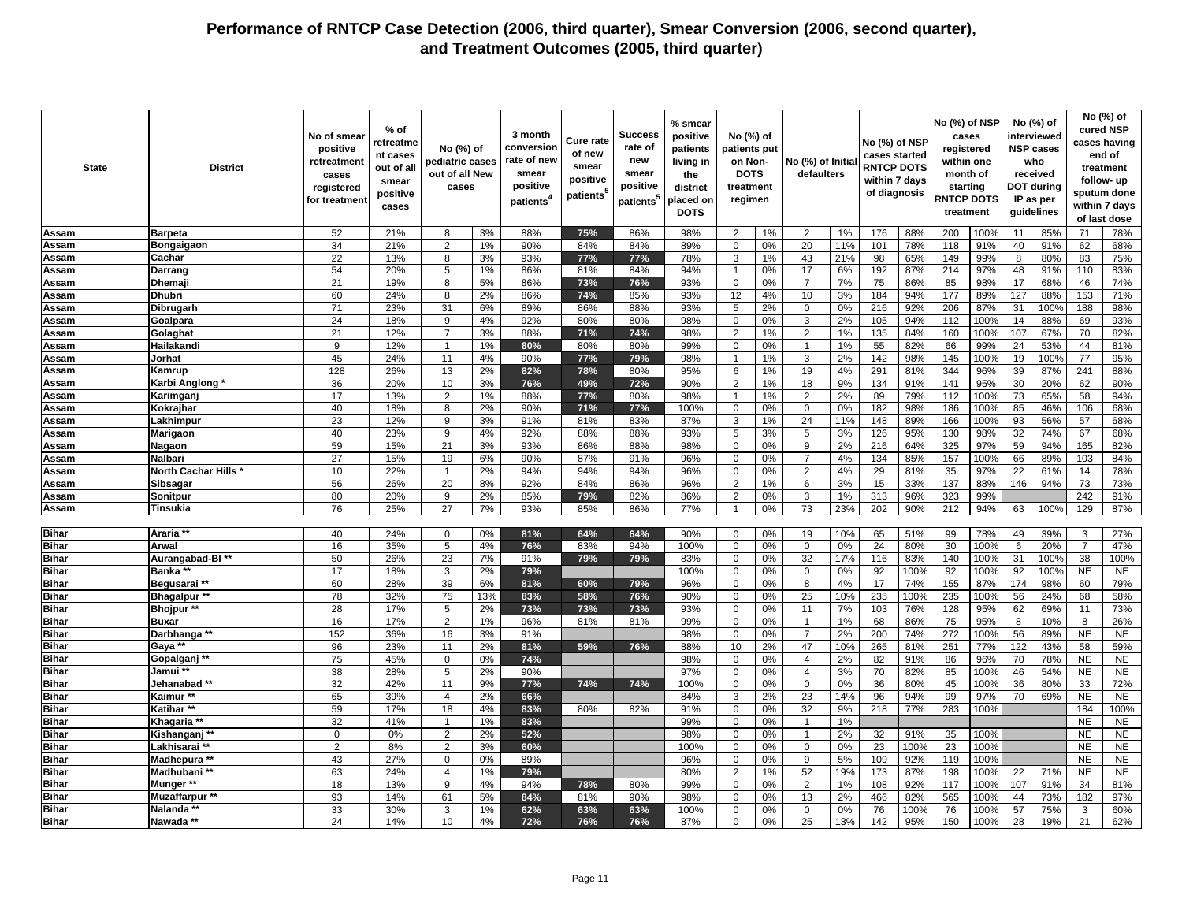# Performance of RNTCP Case Detection (2006, third quarter), Smear Conversion (2006, second quarter), and Treatment Outcomes (2005, third quarter)

| State | District | No of smear positive retreatment cases registered for treatment | % of retreatment cases out of all smear positive cases | No (%) of pediatric cases out of all New cases | | 3 month conversion rate of new smear positive patients[4] | Cure rate of new smear positive patients[5] | Success rate of new smear positive patients[5] | % smear positive patients living in the district placed on DOTS | No (%) of patients put on Non-DOTS treatment regimen | | No (%) of Initial defaulters | | No (%) of NSP cases started RNTCP DOTS within 7 days of diagnosis | | No (%) of NSP cases registered within one month of starting RNTCP DOTS treatment | | No (%) of interviewed NSP cases who received DOT during IP as per guidelines | | No (%) of cured NSP cases having end of treatment follow- up sputum done within 7 days of last dose | |
|---|---|---|---|---|---|---|---|---|---|---|---|---|---|---|---|---|---|---|---|---|---|
| Assam | Barpeta | 52 | 21% | 8 | 3% | 88% | 75% | 86% | 98% | 2 | 1% | 2 | 1% | 176 | 88% | 200 | 100% | 11 | 85% | 71 | 78% |
| Assam | Bongaigaon | 34 | 21% | 2 | 1% | 90% | 84% | 84% | 89% | 0 | 0% | 20 | 11% | 101 | 78% | 118 | 91% | 40 | 91% | 62 | 68% |
| Assam | Cachar | 22 | 13% | 8 | 3% | 93% | 77% | 77% | 78% | 3 | 1% | 43 | 21% | 98 | 65% | 149 | 99% | 8 | 80% | 83 | 75% |
| Assam | Darrang | 54 | 20% | 5 | 1% | 86% | 81% | 84% | 94% | 1 | 0% | 17 | 6% | 192 | 87% | 214 | 97% | 48 | 91% | 110 | 83% |
| Assam | Dhemaji | 21 | 19% | 8 | 5% | 86% | 73% | 76% | 93% | 0 | 0% | 7 | 7% | 75 | 86% | 85 | 98% | 17 | 68% | 46 | 74% |
| Assam | Dhubri | 60 | 24% | 8 | 2% | 86% | 74% | 85% | 93% | 12 | 4% | 10 | 3% | 184 | 94% | 177 | 89% | 127 | 88% | 153 | 71% |
| Assam | Dibrugarh | 71 | 23% | 31 | 6% | 89% | 86% | 88% | 93% | 5 | 2% | 0 | 0% | 216 | 92% | 206 | 87% | 31 | 100% | 188 | 98% |
| Assam | Goalpara | 24 | 18% | 9 | 4% | 92% | 80% | 80% | 98% | 0 | 0% | 3 | 2% | 105 | 94% | 112 | 100% | 14 | 88% | 69 | 93% |
| Assam | Golaghat | 21 | 12% | 7 | 3% | 88% | 71% | 74% | 98% | 2 | 1% | 2 | 1% | 135 | 84% | 160 | 100% | 107 | 67% | 70 | 82% |
| Assam | Hailakandi | 9 | 12% | 1 | 1% | 80% | 80% | 80% | 99% | 0 | 0% | 1 | 1% | 55 | 82% | 66 | 99% | 24 | 53% | 44 | 81% |
| Assam | Jorhat | 45 | 24% | 11 | 4% | 90% | 77% | 79% | 98% | 1 | 1% | 3 | 2% | 142 | 98% | 145 | 100% | 19 | 100% | 77 | 95% |
| Assam | Kamrup | 128 | 26% | 13 | 2% | 82% | 78% | 80% | 95% | 6 | 1% | 19 | 4% | 291 | 81% | 344 | 96% | 39 | 87% | 241 | 88% |
| Assam | Karbi Anglong * | 36 | 20% | 10 | 3% | 76% | 49% | 72% | 90% | 2 | 1% | 18 | 9% | 134 | 91% | 141 | 95% | 30 | 20% | 62 | 90% |
| Assam | Karimganj | 17 | 13% | 2 | 1% | 88% | 77% | 80% | 98% | 1 | 1% | 2 | 2% | 89 | 79% | 112 | 100% | 73 | 65% | 58 | 94% |
| Assam | Kokrajhar | 40 | 18% | 8 | 2% | 90% | 71% | 77% | 100% | 0 | 0% | 0 | 0% | 182 | 98% | 186 | 100% | 85 | 46% | 106 | 68% |
| Assam | Lakhimpur | 23 | 12% | 9 | 3% | 91% | 81% | 83% | 87% | 3 | 1% | 24 | 11% | 148 | 89% | 166 | 100% | 93 | 56% | 57 | 68% |
| Assam | Marigaon | 40 | 23% | 9 | 4% | 92% | 88% | 88% | 93% | 5 | 3% | 5 | 3% | 126 | 95% | 130 | 98% | 32 | 74% | 67 | 68% |
| Assam | Nagaon | 59 | 15% | 21 | 3% | 93% | 86% | 88% | 98% | 0 | 0% | 9 | 2% | 216 | 64% | 325 | 97% | 59 | 94% | 165 | 82% |
| Assam | Nalbari | 27 | 15% | 19 | 6% | 90% | 87% | 91% | 96% | 0 | 0% | 7 | 4% | 134 | 85% | 157 | 100% | 66 | 89% | 103 | 84% |
| Assam | North Cachar Hills * | 10 | 22% | 1 | 2% | 94% | 94% | 94% | 96% | 0 | 0% | 2 | 4% | 29 | 81% | 35 | 97% | 22 | 61% | 14 | 78% |
| Assam | Sibsagar | 56 | 26% | 20 | 8% | 92% | 84% | 86% | 96% | 2 | 1% | 6 | 3% | 15 | 33% | 137 | 88% | 146 | 94% | 73 | 73% |
| Assam | Sonitpur | 80 | 20% | 9 | 2% | 85% | 79% | 82% | 86% | 2 | 0% | 3 | 1% | 313 | 96% | 323 | 99% | | | 242 | 91% |
| Assam | Tinsukia | 76 | 25% | 27 | 7% | 93% | 85% | 86% | 77% | 1 | 0% | 73 | 23% | 202 | 90% | 212 | 94% | 63 | 100% | 129 | 87% |
| Bihar | Araria ** | 40 | 24% | 0 | 0% | 81% | 64% | 64% | 90% | 0 | 0% | 19 | 10% | 65 | 51% | 99 | 78% | 49 | 39% | 3 | 27% |
| Bihar | Arwal | 16 | 35% | 5 | 4% | 76% | 83% | 94% | 100% | 0 | 0% | 0 | 0% | 24 | 80% | 30 | 100% | 6 | 20% | 7 | 47% |
| Bihar | Aurangabad-BI ** | 50 | 26% | 23 | 7% | 91% | 79% | 79% | 83% | 0 | 0% | 32 | 17% | 116 | 83% | 140 | 100% | 31 | 100% | 38 | 100% |
| Bihar | Banka ** | 17 | 18% | 3 | 2% | 79% | | | 100% | 0 | 0% | 0 | 0% | 92 | 100% | 92 | 100% | 92 | 100% | NE | NE |
| Bihar | Begusarai ** | 60 | 28% | 39 | 6% | 81% | 60% | 79% | 96% | 0 | 0% | 8 | 4% | 17 | 74% | 155 | 87% | 174 | 98% | 60 | 79% |
| Bihar | Bhagalpur ** | 78 | 32% | 75 | 13% | 83% | 58% | 76% | 90% | 0 | 0% | 25 | 10% | 235 | 100% | 235 | 100% | 56 | 24% | 68 | 58% |
| Bihar | Bhojpur ** | 28 | 17% | 5 | 2% | 73% | 73% | 73% | 93% | 0 | 0% | 11 | 7% | 103 | 76% | 128 | 95% | 62 | 69% | 11 | 73% |
| Bihar | Buxar | 16 | 17% | 2 | 1% | 96% | 81% | 81% | 99% | 0 | 0% | 1 | 1% | 68 | 86% | 75 | 95% | 8 | 10% | 8 | 26% |
| Bihar | Darbhanga ** | 152 | 36% | 16 | 3% | 91% | | | 98% | 0 | 0% | 7 | 2% | 200 | 74% | 272 | 100% | 56 | 89% | NE | NE |
| Bihar | Gaya ** | 96 | 23% | 11 | 2% | 81% | 59% | 76% | 88% | 10 | 2% | 47 | 10% | 265 | 81% | 251 | 77% | 122 | 43% | 58 | 59% |
| Bihar | Gopalganj ** | 75 | 45% | 0 | 0% | 74% | | | 98% | 0 | 0% | 4 | 2% | 82 | 91% | 86 | 96% | 70 | 78% | NE | NE |
| Bihar | Jamui ** | 38 | 28% | 5 | 2% | 90% | | | 97% | 0 | 0% | 4 | 3% | 70 | 82% | 85 | 100% | 46 | 54% | NE | NE |
| Bihar | Jehanabad ** | 32 | 42% | 11 | 9% | 77% | 74% | 74% | 100% | 0 | 0% | 0 | 0% | 36 | 80% | 45 | 100% | 36 | 80% | 33 | 72% |
| Bihar | Kaimur ** | 65 | 39% | 4 | 2% | 66% | | | 84% | 3 | 2% | 23 | 14% | 96 | 94% | 99 | 97% | 70 | 69% | NE | NE |
| Bihar | Katihar ** | 59 | 17% | 18 | 4% | 83% | 80% | 82% | 91% | 0 | 0% | 32 | 9% | 218 | 77% | 283 | 100% | | | 184 | 100% |
| Bihar | Khagaria ** | 32 | 41% | 1 | 1% | 83% | | | 99% | 0 | 0% | 1 | 1% | | | | | | | NE | NE |
| Bihar | Kishanganj ** | 0 | 0% | 2 | 2% | 52% | | | 98% | 0 | 0% | 1 | 2% | 32 | 91% | 35 | 100% | | | NE | NE |
| Bihar | Lakhisarai ** | 2 | 8% | 2 | 3% | 60% | | | 100% | 0 | 0% | 0 | 0% | 23 | 100% | 23 | 100% | | | NE | NE |
| Bihar | Madhepura ** | 43 | 27% | 0 | 0% | 89% | | | 96% | 0 | 0% | 9 | 5% | 109 | 92% | 119 | 100% | | | NE | NE |
| Bihar | Madhubani ** | 63 | 24% | 4 | 1% | 79% | | | 80% | 2 | 1% | 52 | 19% | 173 | 87% | 198 | 100% | 22 | 71% | NE | NE |
| Bihar | Munger ** | 18 | 13% | 9 | 4% | 94% | 78% | 80% | 99% | 0 | 0% | 2 | 1% | 108 | 92% | 117 | 100% | 107 | 91% | 34 | 81% |
| Bihar | Muzaffarpur ** | 93 | 14% | 61 | 5% | 84% | 81% | 90% | 98% | 0 | 0% | 13 | 2% | 466 | 82% | 565 | 100% | 44 | 73% | 182 | 97% |
| Bihar | Nalanda ** | 33 | 30% | 3 | 1% | 62% | 63% | 63% | 100% | 0 | 0% | 0 | 0% | 76 | 100% | 76 | 100% | 57 | 75% | 3 | 60% |
| Bihar | Nawada ** | 24 | 14% | 10 | 4% | 72% | 76% | 76% | 87% | 0 | 0% | 25 | 13% | 142 | 95% | 150 | 100% | 28 | 19% | 21 | 62% |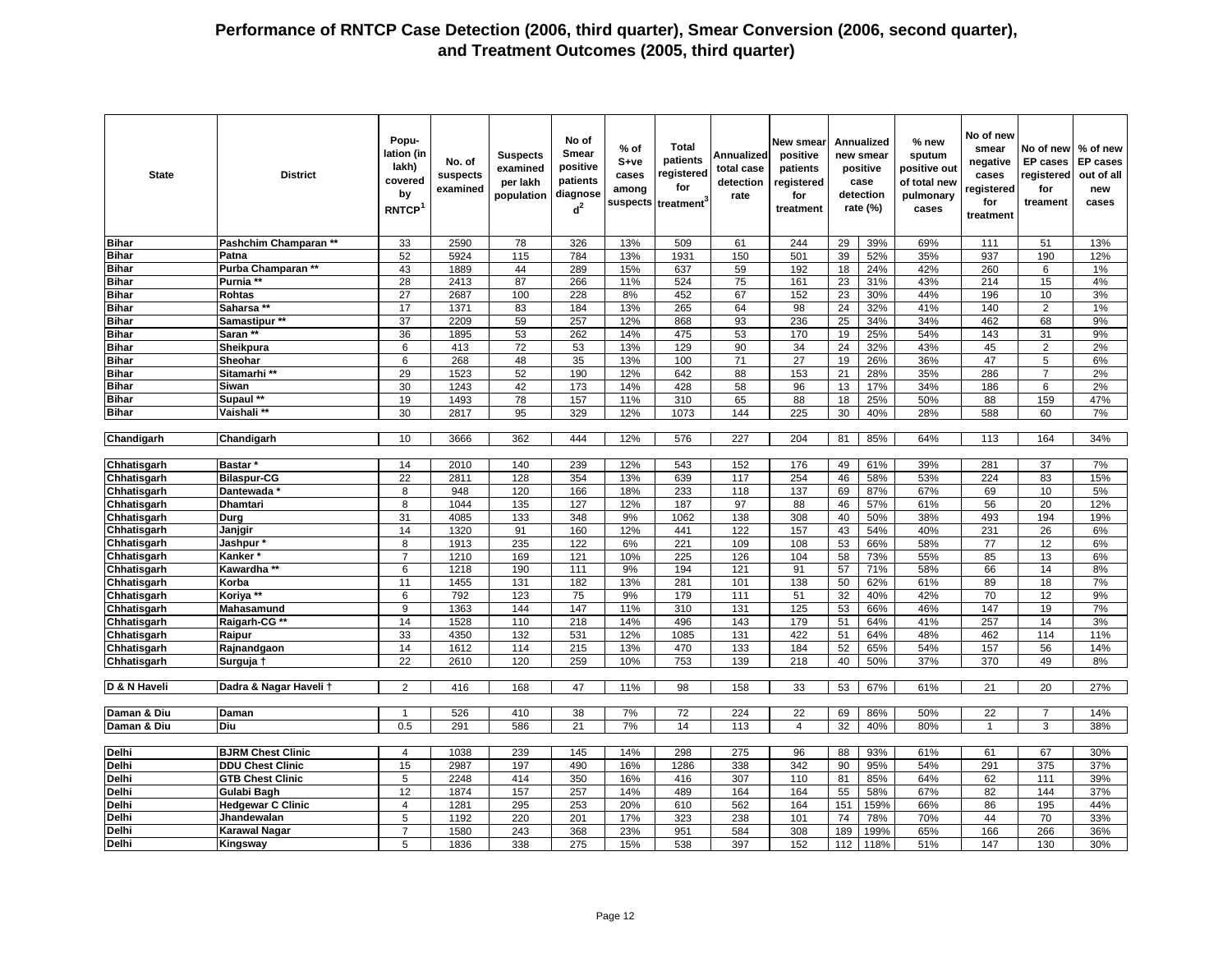# Performance of RNTCP Case Detection (2006, third quarter), Smear Conversion (2006, second quarter), and Treatment Outcomes (2005, third quarter)

| State | District | Population (in lakh) covered by RNTCP[1] | No. of suspects examined | Suspects examined per lakh population | No of Smear positive patients diagnosed[2] | % of S+ve cases among suspects | Total patients registered for treatment[3] | Annualized total case detection rate | New smear positive patients registered for treatment | Annualized new smear positive case detection rate (%) | | % new sputum positive out of total new pulmonary cases | No of new smear negative cases registered for treatment | No of new EP cases registered for treament | % of new EP cases out of all new cases |
|---|---|---|---|---|---|---|---|---|---|---|---|---|---|---|---|
| Bihar | Pashchim Champaran ** | 33 | 2590 | 78 | 326 | 13% | 509 | 61 | 244 | 29 | 39% | 69% | 111 | 51 | 13% |
| Bihar | Patna | 52 | 5924 | 115 | 784 | 13% | 1931 | 150 | 501 | 39 | 52% | 35% | 937 | 190 | 12% |
| Bihar | Purba Champaran ** | 43 | 1889 | 44 | 289 | 15% | 637 | 59 | 192 | 18 | 24% | 42% | 260 | 6 | 1% |
| Bihar | Purnia ** | 28 | 2413 | 87 | 266 | 11% | 524 | 75 | 161 | 23 | 31% | 43% | 214 | 15 | 4% |
| Bihar | Rohtas | 27 | 2687 | 100 | 228 | 8% | 452 | 67 | 152 | 23 | 30% | 44% | 196 | 10 | 3% |
| Bihar | Saharsa ** | 17 | 1371 | 83 | 184 | 13% | 265 | 64 | 98 | 24 | 32% | 41% | 140 | 2 | 1% |
| Bihar | Samastipur ** | 37 | 2209 | 59 | 257 | 12% | 868 | 93 | 236 | 25 | 34% | 34% | 462 | 68 | 9% |
| Bihar | Saran ** | 36 | 1895 | 53 | 262 | 14% | 475 | 53 | 170 | 19 | 25% | 54% | 143 | 31 | 9% |
| Bihar | Sheikpura | 6 | 413 | 72 | 53 | 13% | 129 | 90 | 34 | 24 | 32% | 43% | 45 | 2 | 2% |
| Bihar | Sheohar | 6 | 268 | 48 | 35 | 13% | 100 | 71 | 27 | 19 | 26% | 36% | 47 | 5 | 6% |
| Bihar | Sitamarhi ** | 29 | 1523 | 52 | 190 | 12% | 642 | 88 | 153 | 21 | 28% | 35% | 286 | 7 | 2% |
| Bihar | Siwan | 30 | 1243 | 42 | 173 | 14% | 428 | 58 | 96 | 13 | 17% | 34% | 186 | 6 | 2% |
| Bihar | Supaul ** | 19 | 1493 | 78 | 157 | 11% | 310 | 65 | 88 | 18 | 25% | 50% | 88 | 159 | 47% |
| Bihar | Vaishali ** | 30 | 2817 | 95 | 329 | 12% | 1073 | 144 | 225 | 30 | 40% | 28% | 588 | 60 | 7% |
| Chandigarh | Chandigarh | 10 | 3666 | 362 | 444 | 12% | 576 | 227 | 204 | 81 | 85% | 64% | 113 | 164 | 34% |
| Chhatisgarh | Bastar * | 14 | 2010 | 140 | 239 | 12% | 543 | 152 | 176 | 49 | 61% | 39% | 281 | 37 | 7% |
| Chhatisgarh | Bilaspur-CG | 22 | 2811 | 128 | 354 | 13% | 639 | 117 | 254 | 46 | 58% | 53% | 224 | 83 | 15% |
| Chhatisgarh | Dantewada * | 8 | 948 | 120 | 166 | 18% | 233 | 118 | 137 | 69 | 87% | 67% | 69 | 10 | 5% |
| Chhatisgarh | Dhamtari | 8 | 1044 | 135 | 127 | 12% | 187 | 97 | 88 | 46 | 57% | 61% | 56 | 20 | 12% |
| Chhatisgarh | Durg | 31 | 4085 | 133 | 348 | 9% | 1062 | 138 | 308 | 40 | 50% | 38% | 493 | 194 | 19% |
| Chhatisgarh | Janjgir | 14 | 1320 | 91 | 160 | 12% | 441 | 122 | 157 | 43 | 54% | 40% | 231 | 26 | 6% |
| Chhatisgarh | Jashpur * | 8 | 1913 | 235 | 122 | 6% | 221 | 109 | 108 | 53 | 66% | 58% | 77 | 12 | 6% |
| Chhatisgarh | Kanker * | 7 | 1210 | 169 | 121 | 10% | 225 | 126 | 104 | 58 | 73% | 55% | 85 | 13 | 6% |
| Chhatisgarh | Kawardha ** | 6 | 1218 | 190 | 111 | 9% | 194 | 121 | 91 | 57 | 71% | 58% | 66 | 14 | 8% |
| Chhatisgarh | Korba | 11 | 1455 | 131 | 182 | 13% | 281 | 101 | 138 | 50 | 62% | 61% | 89 | 18 | 7% |
| Chhatisgarh | Koriya ** | 6 | 792 | 123 | 75 | 9% | 179 | 111 | 51 | 32 | 40% | 42% | 70 | 12 | 9% |
| Chhatisgarh | Mahasamund | 9 | 1363 | 144 | 147 | 11% | 310 | 131 | 125 | 53 | 66% | 46% | 147 | 19 | 7% |
| Chhatisgarh | Raigarh-CG ** | 14 | 1528 | 110 | 218 | 14% | 496 | 143 | 179 | 51 | 64% | 41% | 257 | 14 | 3% |
| Chhatisgarh | Raipur | 33 | 4350 | 132 | 531 | 12% | 1085 | 131 | 422 | 51 | 64% | 48% | 462 | 114 | 11% |
| Chhatisgarh | Rajnandgaon | 14 | 1612 | 114 | 215 | 13% | 470 | 133 | 184 | 52 | 65% | 54% | 157 | 56 | 14% |
| Chhatisgarh | Surguja † | 22 | 2610 | 120 | 259 | 10% | 753 | 139 | 218 | 40 | 50% | 37% | 370 | 49 | 8% |
| D & N Haveli | Dadra & Nagar Haveli † | 2 | 416 | 168 | 47 | 11% | 98 | 158 | 33 | 53 | 67% | 61% | 21 | 20 | 27% |
| Daman & Diu | Daman | 1 | 526 | 410 | 38 | 7% | 72 | 224 | 22 | 69 | 86% | 50% | 22 | 7 | 14% |
| Daman & Diu | Diu | 0.5 | 291 | 586 | 21 | 7% | 14 | 113 | 4 | 32 | 40% | 80% | 1 | 3 | 38% |
| Delhi | BJRM Chest Clinic | 4 | 1038 | 239 | 145 | 14% | 298 | 275 | 96 | 88 | 93% | 61% | 61 | 67 | 30% |
| Delhi | DDU Chest Clinic | 15 | 2987 | 197 | 490 | 16% | 1286 | 338 | 342 | 90 | 95% | 54% | 291 | 375 | 37% |
| Delhi | GTB Chest Clinic | 5 | 2248 | 414 | 350 | 16% | 416 | 307 | 110 | 81 | 85% | 64% | 62 | 111 | 39% |
| Delhi | Gulabi Bagh | 12 | 1874 | 157 | 257 | 14% | 489 | 164 | 164 | 55 | 58% | 67% | 82 | 144 | 37% |
| Delhi | Hedgewar C Clinic | 4 | 1281 | 295 | 253 | 20% | 610 | 562 | 164 | 151 | 159% | 66% | 86 | 195 | 44% |
| Delhi | Jhandewalan | 5 | 1192 | 220 | 201 | 17% | 323 | 238 | 101 | 74 | 78% | 70% | 44 | 70 | 33% |
| Delhi | Karawal Nagar | 7 | 1580 | 243 | 368 | 23% | 951 | 584 | 308 | 189 | 199% | 65% | 166 | 266 | 36% |
| Delhi | Kingsway | 5 | 1836 | 338 | 275 | 15% | 538 | 397 | 152 | 112 | 118% | 51% | 147 | 130 | 30% |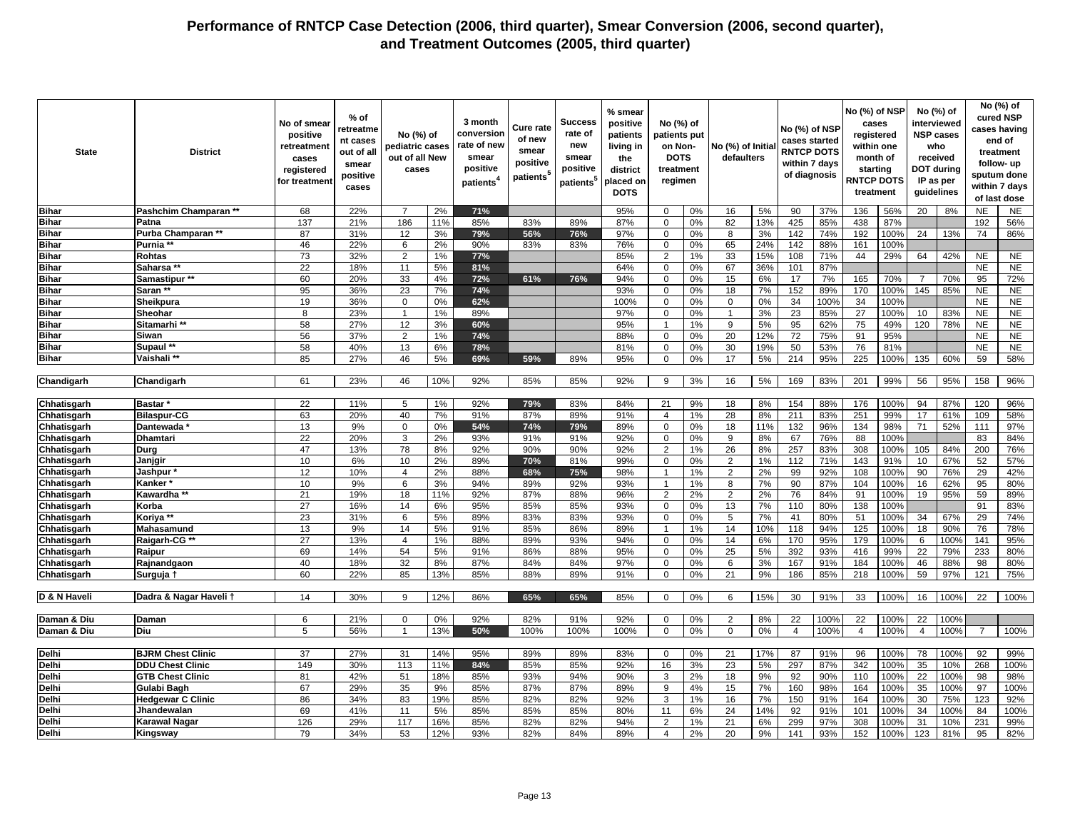# Performance of RNTCP Case Detection (2006, third quarter), Smear Conversion (2006, second quarter), and Treatment Outcomes (2005, third quarter)

| State | District | No of smear positive retreatment cases registered for treatment | % of retreatment cases out of all smear positive cases | No (%) of pediatric cases out of all New cases | | 3 month conversion rate of new smear positive patients[4] | Cure rate of new smear positive patients[5] | Success rate of new smear positive patients[5] | % smear positive patients living in the district placed on DOTS | No (%) of patients put on Non-DOTS treatment regimen | | No (%) of Initial defaulters | | No (%) of NSP cases started RNTCP DOTS within 7 days of diagnosis | | No (%) of NSP cases registered within one month of starting RNTCP DOTS treatment | | No (%) of interviewed NSP cases who received DOT during IP as per guidelines | | No (%) of cured NSP cases having end of treatment follow- up sputum done within 7 days of last dose | |
|---|---|---|---|---|---|---|---|---|---|---|---|---|---|---|---|---|---|---|---|---|---|
| Bihar | Pashchim Champaran ** | 68 | 22% | 7 | 2% | 71% | | | 95% | 0 | 0% | 16 | 5% | 90 | 37% | 136 | 56% | 20 | 8% | NE | NE |
| Bihar | Patna | 137 | 21% | 186 | 11% | 85% | 83% | 89% | 87% | 0 | 0% | 82 | 13% | 425 | 85% | 438 | 87% | | | 192 | 56% |
| Bihar | Purba Champaran ** | 87 | 31% | 12 | 3% | 79% | 56% | 76% | 97% | 0 | 0% | 8 | 3% | 142 | 74% | 192 | 100% | 24 | 13% | 74 | 86% |
| Bihar | Purnia ** | 46 | 22% | 6 | 2% | 90% | 83% | 83% | 76% | 0 | 0% | 65 | 24% | 142 | 88% | 161 | 100% | | | | |
| Bihar | Rohtas | 73 | 32% | 2 | 1% | 77% | | | 85% | 2 | 1% | 33 | 15% | 108 | 71% | 44 | 29% | 64 | 42% | NE | NE |
| Bihar | Saharsa ** | 22 | 18% | 11 | 5% | 81% | | | 64% | 0 | 0% | 67 | 36% | 101 | 87% | | | | | NE | NE |
| Bihar | Samastipur ** | 60 | 20% | 33 | 4% | 72% | 61% | 76% | 94% | 0 | 0% | 15 | 6% | 17 | 7% | 165 | 70% | 7 | 70% | 95 | 72% |
| Bihar | Saran ** | 95 | 36% | 23 | 7% | 74% | | | 93% | 0 | 0% | 18 | 7% | 152 | 89% | 170 | 100% | 145 | 85% | NE | NE |
| Bihar | Sheikpura | 19 | 36% | 0 | 0% | 62% | | | 100% | 0 | 0% | 0 | 0% | 34 | 100% | 34 | 100% | | | NE | NE |
| Bihar | Sheohar | 8 | 23% | 1 | 1% | 89% | | | 97% | 0 | 0% | 1 | 3% | 23 | 85% | 27 | 100% | 10 | 83% | NE | NE |
| Bihar | Sitamarhi ** | 58 | 27% | 12 | 3% | 60% | | | 95% | 1 | 1% | 9 | 5% | 95 | 62% | 75 | 49% | 120 | 78% | NE | NE |
| Bihar | Siwan | 56 | 37% | 2 | 1% | 74% | | | 88% | 0 | 0% | 20 | 12% | 72 | 75% | 91 | 95% | | | NE | NE |
| Bihar | Supaul ** | 58 | 40% | 13 | 6% | 78% | | | 81% | 0 | 0% | 30 | 19% | 50 | 53% | 76 | 81% | | | NE | NE |
| Bihar | Vaishali ** | 85 | 27% | 46 | 5% | 69% | 59% | 89% | 95% | 0 | 0% | 17 | 5% | 214 | 95% | 225 | 100% | 135 | 60% | 59 | 58% |
| Chandigarh | Chandigarh | 61 | 23% | 46 | 10% | 92% | 85% | 85% | 92% | 9 | 3% | 16 | 5% | 169 | 83% | 201 | 99% | 56 | 95% | 158 | 96% |
| Chhatisgarh | Bastar * | 22 | 11% | 5 | 1% | 92% | 79% | 83% | 84% | 21 | 9% | 18 | 8% | 154 | 88% | 176 | 100% | 94 | 87% | 120 | 96% |
| Chhatisgarh | Bilaspur-CG | 63 | 20% | 40 | 7% | 91% | 87% | 89% | 91% | 4 | 1% | 28 | 8% | 211 | 83% | 251 | 99% | 17 | 61% | 109 | 58% |
| Chhatisgarh | Dantewada * | 13 | 9% | 0 | 0% | 54% | 74% | 79% | 89% | 0 | 0% | 18 | 11% | 132 | 96% | 134 | 98% | 71 | 52% | 111 | 97% |
| Chhatisgarh | Dhamtari | 22 | 20% | 3 | 2% | 93% | 91% | 91% | 92% | 0 | 0% | 9 | 8% | 67 | 76% | 88 | 100% | | | 83 | 84% |
| Chhatisgarh | Durg | 47 | 13% | 78 | 8% | 92% | 90% | 90% | 92% | 2 | 1% | 26 | 8% | 257 | 83% | 308 | 100% | 105 | 84% | 200 | 76% |
| Chhatisgarh | Janjgir | 10 | 6% | 10 | 2% | 89% | 70% | 81% | 99% | 0 | 0% | 2 | 1% | 112 | 71% | 143 | 91% | 10 | 67% | 52 | 57% |
| Chhatisgarh | Jashpur * | 12 | 10% | 4 | 2% | 88% | 68% | 75% | 98% | 1 | 1% | 2 | 2% | 99 | 92% | 108 | 100% | 90 | 76% | 29 | 42% |
| Chhatisgarh | Kanker * | 10 | 9% | 6 | 3% | 94% | 89% | 92% | 93% | 1 | 1% | 8 | 7% | 90 | 87% | 104 | 100% | 16 | 62% | 95 | 80% |
| Chhatisgarh | Kawardha ** | 21 | 19% | 18 | 11% | 92% | 87% | 88% | 96% | 2 | 2% | 2 | 2% | 76 | 84% | 91 | 100% | 19 | 95% | 59 | 89% |
| Chhatisgarh | Korba | 27 | 16% | 14 | 6% | 95% | 85% | 85% | 93% | 0 | 0% | 13 | 7% | 110 | 80% | 138 | 100% | | | 91 | 83% |
| Chhatisgarh | Koriya ** | 23 | 31% | 6 | 5% | 89% | 83% | 83% | 93% | 0 | 0% | 5 | 7% | 41 | 80% | 51 | 100% | 34 | 67% | 29 | 74% |
| Chhatisgarh | Mahasamund | 13 | 9% | 14 | 5% | 91% | 85% | 86% | 89% | 1 | 1% | 14 | 10% | 118 | 94% | 125 | 100% | 18 | 90% | 76 | 78% |
| Chhatisgarh | Raigarh-CG ** | 27 | 13% | 4 | 1% | 88% | 89% | 93% | 94% | 0 | 0% | 14 | 6% | 170 | 95% | 179 | 100% | 6 | 100% | 141 | 95% |
| Chhatisgarh | Raipur | 69 | 14% | 54 | 5% | 91% | 86% | 88% | 95% | 0 | 0% | 25 | 5% | 392 | 93% | 416 | 99% | 22 | 79% | 233 | 80% |
| Chhatisgarh | Rajnandgaon | 40 | 18% | 32 | 8% | 87% | 84% | 84% | 97% | 0 | 0% | 6 | 3% | 167 | 91% | 184 | 100% | 46 | 88% | 98 | 80% |
| Chhatisgarh | Surguja † | 60 | 22% | 85 | 13% | 85% | 88% | 89% | 91% | 0 | 0% | 21 | 9% | 186 | 85% | 218 | 100% | 59 | 97% | 121 | 75% |
| D & N Haveli | Dadra & Nagar Haveli † | 14 | 30% | 9 | 12% | 86% | 65% | 65% | 85% | 0 | 0% | 6 | 15% | 30 | 91% | 33 | 100% | 16 | 100% | 22 | 100% |
| Daman & Diu | Daman | 6 | 21% | 0 | 0% | 92% | 82% | 91% | 92% | 0 | 0% | 2 | 8% | 22 | 100% | 22 | 100% | 22 | 100% | | |
| Daman & Diu | Diu | 5 | 56% | 1 | 13% | 50% | 100% | 100% | 100% | 0 | 0% | 0 | 0% | 4 | 100% | 4 | 100% | 4 | 100% | 7 | 100% |
| Delhi | BJRM Chest Clinic | 37 | 27% | 31 | 14% | 95% | 89% | 89% | 83% | 0 | 0% | 21 | 17% | 87 | 91% | 96 | 100% | 78 | 100% | 92 | 99% |
| Delhi | DDU Chest Clinic | 149 | 30% | 113 | 11% | 84% | 85% | 85% | 92% | 16 | 3% | 23 | 5% | 297 | 87% | 342 | 100% | 35 | 10% | 268 | 100% |
| Delhi | GTB Chest Clinic | 81 | 42% | 51 | 18% | 85% | 93% | 94% | 90% | 3 | 2% | 18 | 9% | 92 | 90% | 110 | 100% | 22 | 100% | 98 | 98% |
| Delhi | Gulabi Bagh | 67 | 29% | 35 | 9% | 85% | 87% | 87% | 89% | 9 | 4% | 15 | 7% | 160 | 98% | 164 | 100% | 35 | 100% | 97 | 100% |
| Delhi | Hedgewar C Clinic | 86 | 34% | 83 | 19% | 85% | 82% | 82% | 92% | 3 | 1% | 16 | 7% | 150 | 91% | 164 | 100% | 30 | 75% | 123 | 92% |
| Delhi | Jhandewalan | 69 | 41% | 11 | 5% | 85% | 85% | 85% | 80% | 11 | 6% | 24 | 14% | 92 | 91% | 101 | 100% | 34 | 100% | 84 | 100% |
| Delhi | Karawal Nagar | 126 | 29% | 117 | 16% | 85% | 82% | 82% | 94% | 2 | 1% | 21 | 6% | 299 | 97% | 308 | 100% | 31 | 10% | 231 | 99% |
| Delhi | Kingsway | 79 | 34% | 53 | 12% | 93% | 82% | 84% | 89% | 4 | 2% | 20 | 9% | 141 | 93% | 152 | 100% | 123 | 81% | 95 | 82% |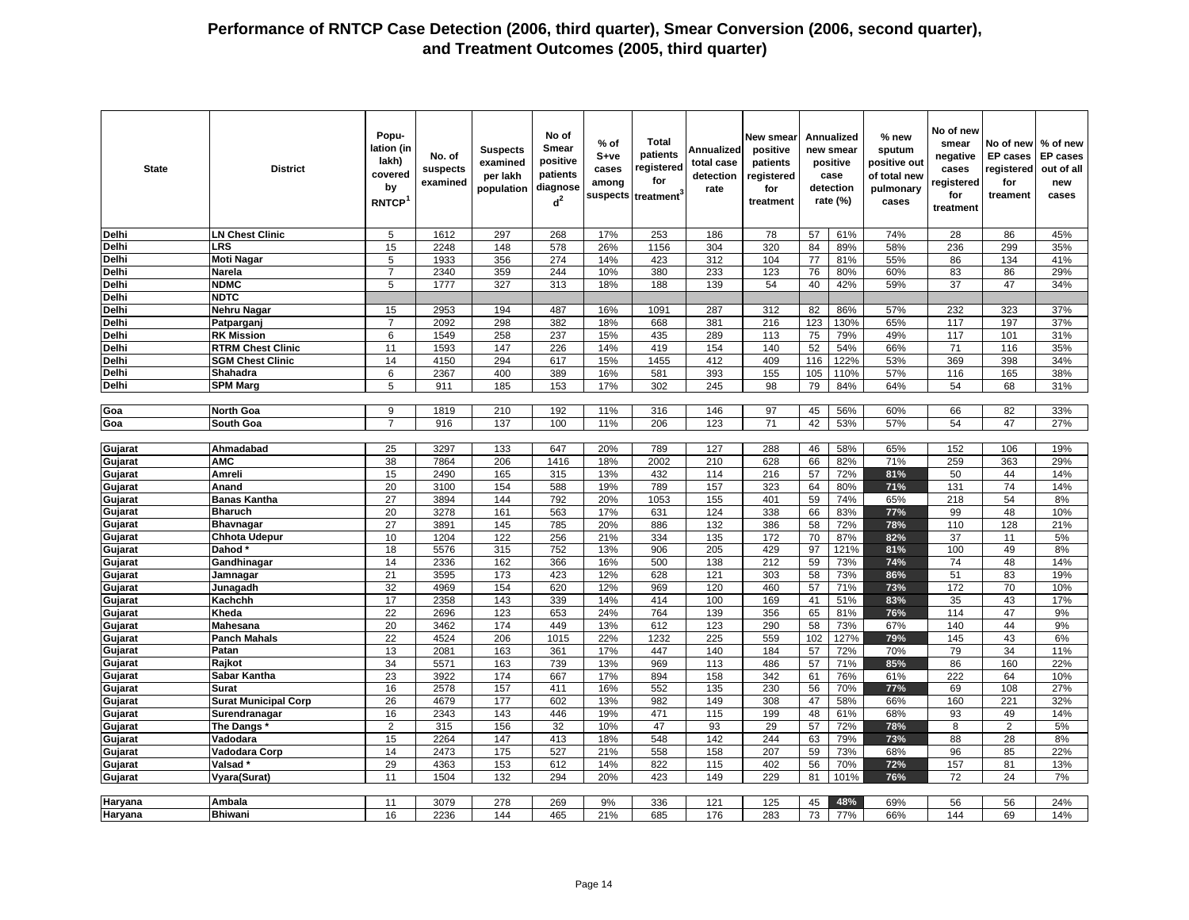# Performance of RNTCP Case Detection (2006, third quarter), Smear Conversion (2006, second quarter), and Treatment Outcomes (2005, third quarter)

| State | District | Population (in lakh) covered by RNTCP[1] | No. of suspects examined | Suspects examined per lakh population | No of Smear positive patients diagnosed[2] | % of S+ve cases among suspects | Total patients registered for treatment[3] | Annualized total case detection rate | New smear positive patients registered for treatment | Annualized new smear positive case detection rate (%) | | % new sputum positive out of total new pulmonary cases | No of new smear negative cases registered for treatment | No of new EP cases registered for treament | % of new EP cases out of all new cases |
|---|---|---|---|---|---|---|---|---|---|---|---|---|---|---|---|
| Delhi | LN Chest Clinic | 5 | 1612 | 297 | 268 | 17% | 253 | 186 | 78 | 57 | 61% | 74% | 28 | 86 | 45% |
| Delhi | LRS | 15 | 2248 | 148 | 578 | 26% | 1156 | 304 | 320 | 84 | 89% | 58% | 236 | 299 | 35% |
| Delhi | Moti Nagar | 5 | 1933 | 356 | 274 | 14% | 423 | 312 | 104 | 77 | 81% | 55% | 86 | 134 | 41% |
| Delhi | Narela | 7 | 2340 | 359 | 244 | 10% | 380 | 233 | 123 | 76 | 80% | 60% | 83 | 86 | 29% |
| Delhi | NDMC | 5 | 1777 | 327 | 313 | 18% | 188 | 139 | 54 | 40 | 42% | 59% | 37 | 47 | 34% |
| Delhi | NDTC | | | | | | | | | | | | | | |
| Delhi | Nehru Nagar | 15 | 2953 | 194 | 487 | 16% | 1091 | 287 | 312 | 82 | 86% | 57% | 232 | 323 | 37% |
| Delhi | Patparganj | 7 | 2092 | 298 | 382 | 18% | 668 | 381 | 216 | 123 | 130% | 65% | 117 | 197 | 37% |
| Delhi | RK Mission | 6 | 1549 | 258 | 237 | 15% | 435 | 289 | 113 | 75 | 79% | 49% | 117 | 101 | 31% |
| Delhi | RTRM Chest Clinic | 11 | 1593 | 147 | 226 | 14% | 419 | 154 | 140 | 52 | 54% | 66% | 71 | 116 | 35% |
| Delhi | SGM Chest Clinic | 14 | 4150 | 294 | 617 | 15% | 1455 | 412 | 409 | 116 | 122% | 53% | 369 | 398 | 34% |
| Delhi | Shahadra | 6 | 2367 | 400 | 389 | 16% | 581 | 393 | 155 | 105 | 110% | 57% | 116 | 165 | 38% |
| Delhi | SPM Marg | 5 | 911 | 185 | 153 | 17% | 302 | 245 | 98 | 79 | 84% | 64% | 54 | 68 | 31% |
| Goa | North Goa | 9 | 1819 | 210 | 192 | 11% | 316 | 146 | 97 | 45 | 56% | 60% | 66 | 82 | 33% |
| Goa | South Goa | 7 | 916 | 137 | 100 | 11% | 206 | 123 | 71 | 42 | 53% | 57% | 54 | 47 | 27% |
| Gujarat | Ahmadabad | 25 | 3297 | 133 | 647 | 20% | 789 | 127 | 288 | 46 | 58% | 65% | 152 | 106 | 19% |
| Gujarat | AMC | 38 | 7864 | 206 | 1416 | 18% | 2002 | 210 | 628 | 66 | 82% | 71% | 259 | 363 | 29% |
| Gujarat | Amreli | 15 | 2490 | 165 | 315 | 13% | 432 | 114 | 216 | 57 | 72% | 81% | 50 | 44 | 14% |
| Gujarat | Anand | 20 | 3100 | 154 | 588 | 19% | 789 | 157 | 323 | 64 | 80% | 71% | 131 | 74 | 14% |
| Gujarat | Banas Kantha | 27 | 3894 | 144 | 792 | 20% | 1053 | 155 | 401 | 59 | 74% | 65% | 218 | 54 | 8% |
| Gujarat | Bharuch | 20 | 3278 | 161 | 563 | 17% | 631 | 124 | 338 | 66 | 83% | 77% | 99 | 48 | 10% |
| Gujarat | Bhavnagar | 27 | 3891 | 145 | 785 | 20% | 886 | 132 | 386 | 58 | 72% | 78% | 110 | 128 | 21% |
| Gujarat | Chhota Udepur | 10 | 1204 | 122 | 256 | 21% | 334 | 135 | 172 | 70 | 87% | 82% | 37 | 11 | 5% |
| Gujarat | Dahod * | 18 | 5576 | 315 | 752 | 13% | 906 | 205 | 429 | 97 | 121% | 81% | 100 | 49 | 8% |
| Gujarat | Gandhinagar | 14 | 2336 | 162 | 366 | 16% | 500 | 138 | 212 | 59 | 73% | 74% | 74 | 48 | 14% |
| Gujarat | Jamnagar | 21 | 3595 | 173 | 423 | 12% | 628 | 121 | 303 | 58 | 73% | 86% | 51 | 83 | 19% |
| Gujarat | Junagadh | 32 | 4969 | 154 | 620 | 12% | 969 | 120 | 460 | 57 | 71% | 73% | 172 | 70 | 10% |
| Gujarat | Kachchh | 17 | 2358 | 143 | 339 | 14% | 414 | 100 | 169 | 41 | 51% | 83% | 35 | 43 | 17% |
| Gujarat | Kheda | 22 | 2696 | 123 | 653 | 24% | 764 | 139 | 356 | 65 | 81% | 76% | 114 | 47 | 9% |
| Gujarat | Mahesana | 20 | 3462 | 174 | 449 | 13% | 612 | 123 | 290 | 58 | 73% | 67% | 140 | 44 | 9% |
| Gujarat | Panch Mahals | 22 | 4524 | 206 | 1015 | 22% | 1232 | 225 | 559 | 102 | 127% | 79% | 145 | 43 | 6% |
| Gujarat | Patan | 13 | 2081 | 163 | 361 | 17% | 447 | 140 | 184 | 57 | 72% | 70% | 79 | 34 | 11% |
| Gujarat | Rajkot | 34 | 5571 | 163 | 739 | 13% | 969 | 113 | 486 | 57 | 71% | 85% | 86 | 160 | 22% |
| Gujarat | Sabar Kantha | 23 | 3922 | 174 | 667 | 17% | 894 | 158 | 342 | 61 | 76% | 61% | 222 | 64 | 10% |
| Gujarat | Surat | 16 | 2578 | 157 | 411 | 16% | 552 | 135 | 230 | 56 | 70% | 77% | 69 | 108 | 27% |
| Gujarat | Surat Municipal Corp | 26 | 4679 | 177 | 602 | 13% | 982 | 149 | 308 | 47 | 58% | 66% | 160 | 221 | 32% |
| Gujarat | Surendranagar | 16 | 2343 | 143 | 446 | 19% | 471 | 115 | 199 | 48 | 61% | 68% | 93 | 49 | 14% |
| Gujarat | The Dangs * | 2 | 315 | 156 | 32 | 10% | 47 | 93 | 29 | 57 | 72% | 78% | 8 | 2 | 5% |
| Gujarat | Vadodara | 15 | 2264 | 147 | 413 | 18% | 548 | 142 | 244 | 63 | 79% | 73% | 88 | 28 | 8% |
| Gujarat | Vadodara Corp | 14 | 2473 | 175 | 527 | 21% | 558 | 158 | 207 | 59 | 73% | 68% | 96 | 85 | 22% |
| Gujarat | Valsad * | 29 | 4363 | 153 | 612 | 14% | 822 | 115 | 402 | 56 | 70% | 72% | 157 | 81 | 13% |
| Gujarat | Vyara(Surat) | 11 | 1504 | 132 | 294 | 20% | 423 | 149 | 229 | 81 | 101% | 76% | 72 | 24 | 7% |
| Haryana | Ambala | 11 | 3079 | 278 | 269 | 9% | 336 | 121 | 125 | 45 | 48% | 69% | 56 | 56 | 24% |
| Haryana | Bhiwani | 16 | 2236 | 144 | 465 | 21% | 685 | 176 | 283 | 73 | 77% | 66% | 144 | 69 | 14% |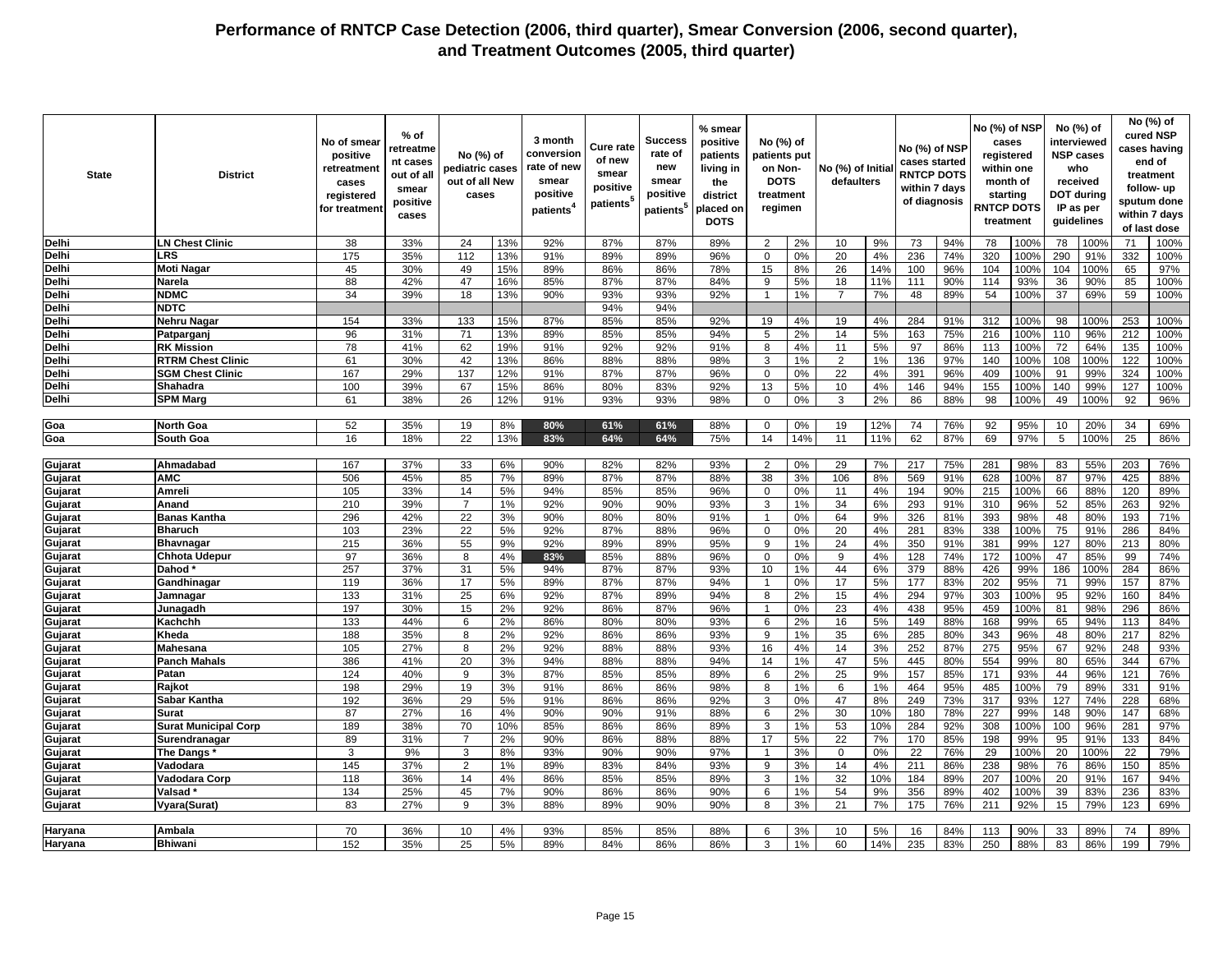# Performance of RNTCP Case Detection (2006, third quarter), Smear Conversion (2006, second quarter), and Treatment Outcomes (2005, third quarter)

| State | District | No of smear positive retreatment cases registered for treatment | % of retreatment cases out of all smear positive cases | No (%) of pediatric cases out of all New cases | | 3 month conversion rate of new smear positive patients[4] | Cure rate of new smear positive patients[5] | Success rate of new smear positive patients[5] | % smear positive patients living in the district placed on DOTS | No (%) of patients put on Non-DOTS treatment regimen | | No (%) of Initial defaulters | | No (%) of NSP cases started RNTCP DOTS within 7 days of diagnosis | | No (%) of NSP cases registered within one month of starting RNTCP DOTS treatment | | No (%) of interviewed NSP cases who received DOT during IP as per guidelines | | No (%) of cured NSP cases having end of treatment follow- up sputum done within 7 days of last dose | |
|---|---|---|---|---|---|---|---|---|---|---|---|---|---|---|---|---|---|---|---|---|---|
| Delhi | LN Chest Clinic | 38 | 33% | 24 | 13% | 92% | 87% | 87% | 89% | 2 | 2% | 10 | 9% | 73 | 94% | 78 | 100% | 78 | 100% | 71 | 100% |
| Delhi | LRS | 175 | 35% | 112 | 13% | 91% | 89% | 89% | 96% | 0 | 0% | 20 | 4% | 236 | 74% | 320 | 100% | 290 | 91% | 332 | 100% |
| Delhi | Moti Nagar | 45 | 30% | 49 | 15% | 89% | 86% | 86% | 78% | 15 | 8% | 26 | 14% | 100 | 96% | 104 | 100% | 104 | 100% | 65 | 97% |
| Delhi | Narela | 88 | 42% | 47 | 16% | 85% | 87% | 87% | 84% | 9 | 5% | 18 | 11% | 111 | 90% | 114 | 93% | 36 | 90% | 85 | 100% |
| Delhi | NDMC | 34 | 39% | 18 | 13% | 90% | 93% | 93% | 92% | 1 | 1% | 7 | 7% | 48 | 89% | 54 | 100% | 37 | 69% | 59 | 100% |
| Delhi | NDTC | | | | | | 94% | 94% | | | | | | | | | | | | | |
| Delhi | Nehru Nagar | 154 | 33% | 133 | 15% | 87% | 85% | 85% | 92% | 19 | 4% | 19 | 4% | 284 | 91% | 312 | 100% | 98 | 100% | 253 | 100% |
| Delhi | Patparganj | 96 | 31% | 71 | 13% | 89% | 85% | 85% | 94% | 5 | 2% | 14 | 5% | 163 | 75% | 216 | 100% | 110 | 96% | 212 | 100% |
| Delhi | RK Mission | 78 | 41% | 62 | 19% | 91% | 92% | 92% | 91% | 8 | 4% | 11 | 5% | 97 | 86% | 113 | 100% | 72 | 64% | 135 | 100% |
| Delhi | RTRM Chest Clinic | 61 | 30% | 42 | 13% | 86% | 88% | 88% | 98% | 3 | 1% | 2 | 1% | 136 | 97% | 140 | 100% | 108 | 100% | 122 | 100% |
| Delhi | SGM Chest Clinic | 167 | 29% | 137 | 12% | 91% | 87% | 87% | 96% | 0 | 0% | 22 | 4% | 391 | 96% | 409 | 100% | 91 | 99% | 324 | 100% |
| Delhi | Shahadra | 100 | 39% | 67 | 15% | 86% | 80% | 83% | 92% | 13 | 5% | 10 | 4% | 146 | 94% | 155 | 100% | 140 | 99% | 127 | 100% |
| Delhi | SPM Marg | 61 | 38% | 26 | 12% | 91% | 93% | 93% | 98% | 0 | 0% | 3 | 2% | 86 | 88% | 98 | 100% | 49 | 100% | 92 | 96% |
| Goa | North Goa | 52 | 35% | 19 | 8% | 80% | 61% | 61% | 88% | 0 | 0% | 19 | 12% | 74 | 76% | 92 | 95% | 10 | 20% | 34 | 69% |
| Goa | South Goa | 16 | 18% | 22 | 13% | 83% | 64% | 64% | 75% | 14 | 14% | 11 | 11% | 62 | 87% | 69 | 97% | 5 | 100% | 25 | 86% |
| Gujarat | Ahmadabad | 167 | 37% | 33 | 6% | 90% | 82% | 82% | 93% | 2 | 0% | 29 | 7% | 217 | 75% | 281 | 98% | 83 | 55% | 203 | 76% |
| Gujarat | AMC | 506 | 45% | 85 | 7% | 89% | 87% | 87% | 88% | 38 | 3% | 106 | 8% | 569 | 91% | 628 | 100% | 87 | 97% | 425 | 88% |
| Gujarat | Amreli | 105 | 33% | 14 | 5% | 94% | 85% | 85% | 96% | 0 | 0% | 11 | 4% | 194 | 90% | 215 | 100% | 66 | 88% | 120 | 89% |
| Gujarat | Anand | 210 | 39% | 7 | 1% | 92% | 90% | 90% | 93% | 3 | 1% | 34 | 6% | 293 | 91% | 310 | 96% | 52 | 85% | 263 | 92% |
| Gujarat | Banas Kantha | 296 | 42% | 22 | 3% | 90% | 80% | 80% | 91% | 1 | 0% | 64 | 9% | 326 | 81% | 393 | 98% | 48 | 80% | 193 | 71% |
| Gujarat | Bharuch | 103 | 23% | 22 | 5% | 92% | 87% | 88% | 96% | 0 | 0% | 20 | 4% | 281 | 83% | 338 | 100% | 75 | 91% | 286 | 84% |
| Gujarat | Bhavnagar | 215 | 36% | 55 | 9% | 92% | 89% | 89% | 95% | 9 | 1% | 24 | 4% | 350 | 91% | 381 | 99% | 127 | 80% | 213 | 80% |
| Gujarat | Chhota Udepur | 97 | 36% | 8 | 4% | 83% | 85% | 88% | 96% | 0 | 0% | 9 | 4% | 128 | 74% | 172 | 100% | 47 | 85% | 99 | 74% |
| Gujarat | Dahod * | 257 | 37% | 31 | 5% | 94% | 87% | 87% | 93% | 10 | 1% | 44 | 6% | 379 | 88% | 426 | 99% | 186 | 100% | 284 | 86% |
| Gujarat | Gandhinagar | 119 | 36% | 17 | 5% | 89% | 87% | 87% | 94% | 1 | 0% | 17 | 5% | 177 | 83% | 202 | 95% | 71 | 99% | 157 | 87% |
| Gujarat | Jamnagar | 133 | 31% | 25 | 6% | 92% | 87% | 89% | 94% | 8 | 2% | 15 | 4% | 294 | 97% | 303 | 100% | 95 | 92% | 160 | 84% |
| Gujarat | Junagadh | 197 | 30% | 15 | 2% | 92% | 86% | 87% | 96% | 1 | 0% | 23 | 4% | 438 | 95% | 459 | 100% | 81 | 98% | 296 | 86% |
| Gujarat | Kachchh | 133 | 44% | 6 | 2% | 86% | 80% | 80% | 93% | 6 | 2% | 16 | 5% | 149 | 88% | 168 | 99% | 65 | 94% | 113 | 84% |
| Gujarat | Kheda | 188 | 35% | 8 | 2% | 92% | 86% | 86% | 93% | 9 | 1% | 35 | 6% | 285 | 80% | 343 | 96% | 48 | 80% | 217 | 82% |
| Gujarat | Mahesana | 105 | 27% | 8 | 2% | 92% | 88% | 88% | 93% | 16 | 4% | 14 | 3% | 252 | 87% | 275 | 95% | 67 | 92% | 248 | 93% |
| Gujarat | Panch Mahals | 386 | 41% | 20 | 3% | 94% | 88% | 88% | 94% | 14 | 1% | 47 | 5% | 445 | 80% | 554 | 99% | 80 | 65% | 344 | 67% |
| Gujarat | Patan | 124 | 40% | 9 | 3% | 87% | 85% | 85% | 89% | 6 | 2% | 25 | 9% | 157 | 85% | 171 | 93% | 44 | 96% | 121 | 76% |
| Gujarat | Rajkot | 198 | 29% | 19 | 3% | 91% | 86% | 86% | 98% | 8 | 1% | 6 | 1% | 464 | 95% | 485 | 100% | 79 | 89% | 331 | 91% |
| Gujarat | Sabar Kantha | 192 | 36% | 29 | 5% | 91% | 86% | 86% | 92% | 3 | 0% | 47 | 8% | 249 | 73% | 317 | 93% | 127 | 74% | 228 | 68% |
| Gujarat | Surat | 87 | 27% | 16 | 4% | 90% | 90% | 91% | 88% | 6 | 2% | 30 | 10% | 180 | 78% | 227 | 99% | 148 | 90% | 147 | 68% |
| Gujarat | Surat Municipal Corp | 189 | 38% | 70 | 10% | 85% | 86% | 86% | 89% | 3 | 1% | 53 | 10% | 284 | 92% | 308 | 100% | 100 | 96% | 281 | 97% |
| Gujarat | Surendranagar | 89 | 31% | 7 | 2% | 90% | 86% | 88% | 88% | 17 | 5% | 22 | 7% | 170 | 85% | 198 | 99% | 95 | 91% | 133 | 84% |
| Gujarat | The Dangs * | 3 | 9% | 3 | 8% | 93% | 90% | 90% | 97% | 1 | 3% | 0 | 0% | 22 | 76% | 29 | 100% | 20 | 100% | 22 | 79% |
| Gujarat | Vadodara | 145 | 37% | 2 | 1% | 89% | 83% | 84% | 93% | 9 | 3% | 14 | 4% | 211 | 86% | 238 | 98% | 76 | 86% | 150 | 85% |
| Gujarat | Vadodara Corp | 118 | 36% | 14 | 4% | 86% | 85% | 85% | 89% | 3 | 1% | 32 | 10% | 184 | 89% | 207 | 100% | 20 | 91% | 167 | 94% |
| Gujarat | Valsad * | 134 | 25% | 45 | 7% | 90% | 86% | 86% | 90% | 6 | 1% | 54 | 9% | 356 | 89% | 402 | 100% | 39 | 83% | 236 | 83% |
| Gujarat | Vyara(Surat) | 83 | 27% | 9 | 3% | 88% | 89% | 90% | 90% | 8 | 3% | 21 | 7% | 175 | 76% | 211 | 92% | 15 | 79% | 123 | 69% |
| Haryana | Ambala | 70 | 36% | 10 | 4% | 93% | 85% | 85% | 88% | 6 | 3% | 10 | 5% | 16 | 84% | 113 | 90% | 33 | 89% | 74 | 89% |
| Haryana | Bhiwani | 152 | 35% | 25 | 5% | 89% | 84% | 86% | 86% | 3 | 1% | 60 | 14% | 235 | 83% | 250 | 88% | 83 | 86% | 199 | 79% |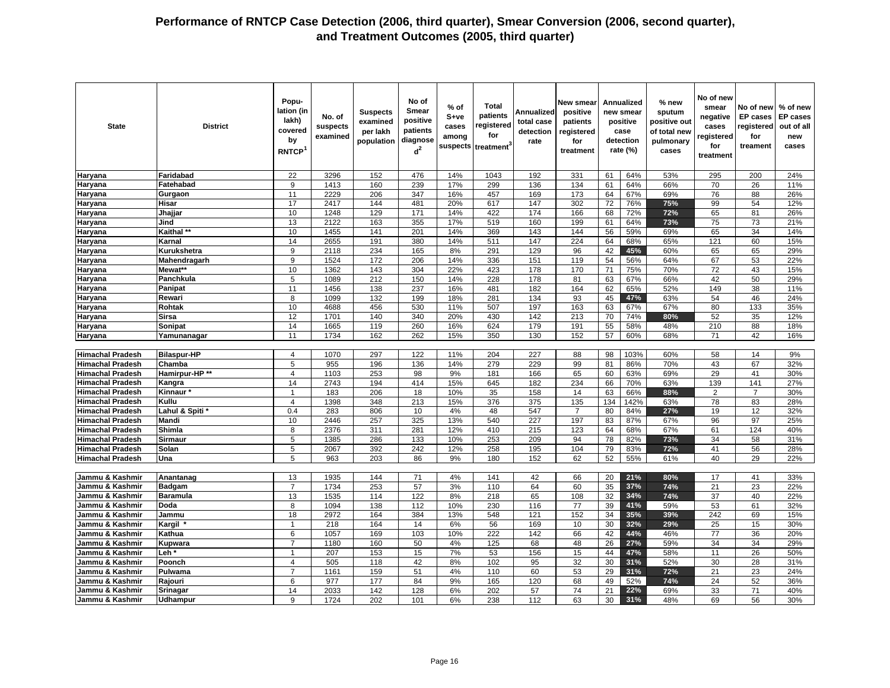# Performance of RNTCP Case Detection (2006, third quarter), Smear Conversion (2006, second quarter), and Treatment Outcomes (2005, third quarter)

| State | District | Population (in lakh) covered by RNTCP[1] | No. of suspects examined | Suspects examined per lakh population | No of Smear positive patients diagnosed[2] | % of S+ve cases among suspects | Total patients registered for treatment[3] | Annualized total case detection rate | New smear positive patients registered for treatment | Annualized new smear positive case detection rate (%) | | % new sputum positive out of total new pulmonary cases | No of new smear negative cases registered for treatment | No of new EP cases registered for treament | % of new EP cases out of all new cases |
|---|---|---|---|---|---|---|---|---|---|---|---|---|---|---|---|
| Haryana | Faridabad | 22 | 3296 | 152 | 476 | 14% | 1043 | 192 | 331 | 61 | 64% | 53% | 295 | 200 | 24% |
| Haryana | Fatehabad | 9 | 1413 | 160 | 239 | 17% | 299 | 136 | 134 | 61 | 64% | 66% | 70 | 26 | 11% |
| Haryana | Gurgaon | 11 | 2229 | 206 | 347 | 16% | 457 | 169 | 173 | 64 | 67% | 69% | 76 | 88 | 26% |
| Haryana | Hisar | 17 | 2417 | 144 | 481 | 20% | 617 | 147 | 302 | 72 | 76% | 75% | 99 | 54 | 12% |
| Haryana | Jhajjar | 10 | 1248 | 129 | 171 | 14% | 422 | 174 | 166 | 68 | 72% | 72% | 65 | 81 | 26% |
| Haryana | Jind | 13 | 2122 | 163 | 355 | 17% | 519 | 160 | 199 | 61 | 64% | 73% | 75 | 73 | 21% |
| Haryana | Kaithal ** | 10 | 1455 | 141 | 201 | 14% | 369 | 143 | 144 | 56 | 59% | 69% | 65 | 34 | 14% |
| Haryana | Karnal | 14 | 2655 | 191 | 380 | 14% | 511 | 147 | 224 | 64 | 68% | 65% | 121 | 60 | 15% |
| Haryana | Kurukshetra | 9 | 2118 | 234 | 165 | 8% | 291 | 129 | 96 | 42 | 45% | 60% | 65 | 65 | 29% |
| Haryana | Mahendragarh | 9 | 1524 | 172 | 206 | 14% | 336 | 151 | 119 | 54 | 56% | 64% | 67 | 53 | 22% |
| Haryana | Mewat** | 10 | 1362 | 143 | 304 | 22% | 423 | 178 | 170 | 71 | 75% | 70% | 72 | 43 | 15% |
| Haryana | Panchkula | 5 | 1089 | 212 | 150 | 14% | 228 | 178 | 81 | 63 | 67% | 66% | 42 | 50 | 29% |
| Haryana | Panipat | 11 | 1456 | 138 | 237 | 16% | 481 | 182 | 164 | 62 | 65% | 52% | 149 | 38 | 11% |
| Haryana | Rewari | 8 | 1099 | 132 | 199 | 18% | 281 | 134 | 93 | 45 | 47% | 63% | 54 | 46 | 24% |
| Haryana | Rohtak | 10 | 4688 | 456 | 530 | 11% | 507 | 197 | 163 | 63 | 67% | 67% | 80 | 133 | 35% |
| Haryana | Sirsa | 12 | 1701 | 140 | 340 | 20% | 430 | 142 | 213 | 70 | 74% | 80% | 52 | 35 | 12% |
| Haryana | Sonipat | 14 | 1665 | 119 | 260 | 16% | 624 | 179 | 191 | 55 | 58% | 48% | 210 | 88 | 18% |
| Haryana | Yamunanagar | 11 | 1734 | 162 | 262 | 15% | 350 | 130 | 152 | 57 | 60% | 68% | 71 | 42 | 16% |
| Himachal Pradesh | Bilaspur-HP | 4 | 1070 | 297 | 122 | 11% | 204 | 227 | 88 | 98 | 103% | 60% | 58 | 14 | 9% |
| Himachal Pradesh | Chamba | 5 | 955 | 196 | 136 | 14% | 279 | 229 | 99 | 81 | 86% | 70% | 43 | 67 | 32% |
| Himachal Pradesh | Hamirpur-HP ** | 4 | 1103 | 253 | 98 | 9% | 181 | 166 | 65 | 60 | 63% | 69% | 29 | 41 | 30% |
| Himachal Pradesh | Kangra | 14 | 2743 | 194 | 414 | 15% | 645 | 182 | 234 | 66 | 70% | 63% | 139 | 141 | 27% |
| Himachal Pradesh | Kinnaur * | 1 | 183 | 206 | 18 | 10% | 35 | 158 | 14 | 63 | 66% | 88% | 2 | 7 | 30% |
| Himachal Pradesh | Kullu | 4 | 1398 | 348 | 213 | 15% | 376 | 375 | 135 | 134 | 142% | 63% | 78 | 83 | 28% |
| Himachal Pradesh | Lahul & Spiti * | 0.4 | 283 | 806 | 10 | 4% | 48 | 547 | 7 | 80 | 84% | 27% | 19 | 12 | 32% |
| Himachal Pradesh | Mandi | 10 | 2446 | 257 | 325 | 13% | 540 | 227 | 197 | 83 | 87% | 67% | 96 | 97 | 25% |
| Himachal Pradesh | Shimla | 8 | 2376 | 311 | 281 | 12% | 410 | 215 | 123 | 64 | 68% | 67% | 61 | 124 | 40% |
| Himachal Pradesh | Sirmaur | 5 | 1385 | 286 | 133 | 10% | 253 | 209 | 94 | 78 | 82% | 73% | 34 | 58 | 31% |
| Himachal Pradesh | Solan | 5 | 2067 | 392 | 242 | 12% | 258 | 195 | 104 | 79 | 83% | 72% | 41 | 56 | 28% |
| Himachal Pradesh | Una | 5 | 963 | 203 | 86 | 9% | 180 | 152 | 62 | 52 | 55% | 61% | 40 | 29 | 22% |
| Jammu & Kashmir | Anantanag | 13 | 1935 | 144 | 71 | 4% | 141 | 42 | 66 | 20 | 21% | 80% | 17 | 41 | 33% |
| Jammu & Kashmir | Badgam | 7 | 1734 | 253 | 57 | 3% | 110 | 64 | 60 | 35 | 37% | 74% | 21 | 23 | 22% |
| Jammu & Kashmir | Baramula | 13 | 1535 | 114 | 122 | 8% | 218 | 65 | 108 | 32 | 34% | 74% | 37 | 40 | 22% |
| Jammu & Kashmir | Doda | 8 | 1094 | 138 | 112 | 10% | 230 | 116 | 77 | 39 | 41% | 59% | 53 | 61 | 32% |
| Jammu & Kashmir | Jammu | 18 | 2972 | 164 | 384 | 13% | 548 | 121 | 152 | 34 | 35% | 39% | 242 | 69 | 15% |
| Jammu & Kashmir | Kargil * | 1 | 218 | 164 | 14 | 6% | 56 | 169 | 10 | 30 | 32% | 29% | 25 | 15 | 30% |
| Jammu & Kashmir | Kathua | 6 | 1057 | 169 | 103 | 10% | 222 | 142 | 66 | 42 | 44% | 46% | 77 | 36 | 20% |
| Jammu & Kashmir | Kupwara | 7 | 1180 | 160 | 50 | 4% | 125 | 68 | 48 | 26 | 27% | 59% | 34 | 34 | 29% |
| Jammu & Kashmir | Leh * | 1 | 207 | 153 | 15 | 7% | 53 | 156 | 15 | 44 | 47% | 58% | 11 | 26 | 50% |
| Jammu & Kashmir | Poonch | 4 | 505 | 118 | 42 | 8% | 102 | 95 | 32 | 30 | 31% | 52% | 30 | 28 | 31% |
| Jammu & Kashmir | Pulwama | 7 | 1161 | 159 | 51 | 4% | 110 | 60 | 53 | 29 | 31% | 72% | 21 | 23 | 24% |
| Jammu & Kashmir | Rajouri | 6 | 977 | 177 | 84 | 9% | 165 | 120 | 68 | 49 | 52% | 74% | 24 | 52 | 36% |
| Jammu & Kashmir | Srinagar | 14 | 2033 | 142 | 128 | 6% | 202 | 57 | 74 | 21 | 22% | 69% | 33 | 71 | 40% |
| Jammu & Kashmir | Udhampur | 9 | 1724 | 202 | 101 | 6% | 238 | 112 | 63 | 30 | 31% | 48% | 69 | 56 | 30% |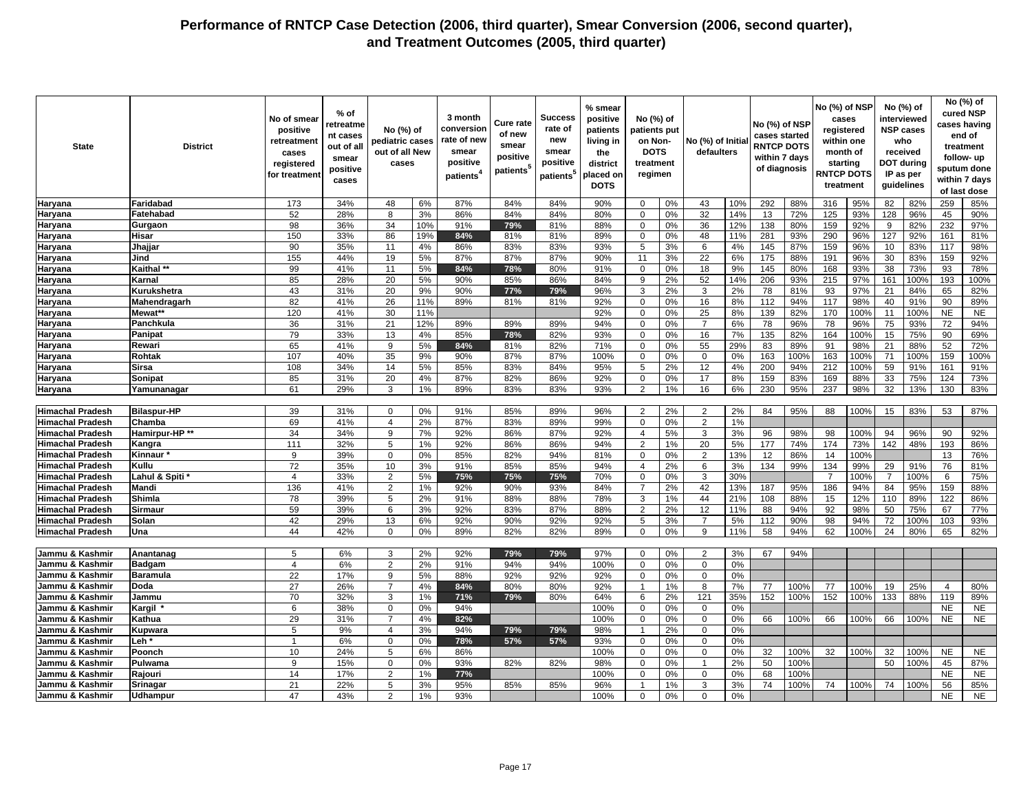# Performance of RNTCP Case Detection (2006, third quarter), Smear Conversion (2006, second quarter), and Treatment Outcomes (2005, third quarter)

| State | District | No of smear positive retreatment cases registered for treatment | % of retreatment cases out of all smear positive cases | No (%) of pediatric cases out of all New cases | | 3 month conversion rate of new smear positive patients[4] | Cure rate of new smear positive patients[5] | Success rate of new smear positive patients[5] | % smear positive patients living in the district placed on DOTS | No (%) of patients put on Non-DOTS treatment regimen | | No (%) of Initial defaulters | | No (%) of NSP cases started RNTCP DOTS within 7 days of diagnosis | | No (%) of NSP cases registered within one month of starting RNTCP DOTS treatment | | No (%) of interviewed NSP cases who received DOT during IP as per guidelines | | No (%) of cured NSP cases having end of treatment follow- up sputum done within 7 days of last dose | |
|---|---|---|---|---|---|---|---|---|---|---|---|---|---|---|---|---|---|---|---|---|---|
| Haryana | Faridabad | 173 | 34% | 48 | 6% | 87% | 84% | 84% | 90% | 0 | 0% | 43 | 10% | 292 | 88% | 316 | 95% | 82 | 82% | 259 | 85% |
| Haryana | Fatehabad | 52 | 28% | 8 | 3% | 86% | 84% | 84% | 80% | 0 | 0% | 32 | 14% | 13 | 72% | 125 | 93% | 128 | 96% | 45 | 90% |
| Haryana | Gurgaon | 98 | 36% | 34 | 10% | 91% | 79% | 81% | 88% | 0 | 0% | 36 | 12% | 138 | 80% | 159 | 92% | 9 | 82% | 232 | 97% |
| Haryana | Hisar | 150 | 33% | 86 | 19% | 84% | 81% | 81% | 89% | 0 | 0% | 48 | 11% | 281 | 93% | 290 | 96% | 127 | 92% | 161 | 81% |
| Haryana | Jhajjar | 90 | 35% | 11 | 4% | 86% | 83% | 83% | 93% | 5 | 3% | 6 | 4% | 145 | 87% | 159 | 96% | 10 | 83% | 117 | 98% |
| Haryana | Jind | 155 | 44% | 19 | 5% | 87% | 87% | 87% | 90% | 11 | 3% | 22 | 6% | 175 | 88% | 191 | 96% | 30 | 83% | 159 | 92% |
| Haryana | Kaithal ** | 99 | 41% | 11 | 5% | 84% | 78% | 80% | 91% | 0 | 0% | 18 | 9% | 145 | 80% | 168 | 93% | 38 | 73% | 93 | 78% |
| Haryana | Karnal | 85 | 28% | 20 | 5% | 90% | 85% | 86% | 84% | 9 | 2% | 52 | 14% | 206 | 93% | 215 | 97% | 161 | 100% | 193 | 100% |
| Haryana | Kurukshetra | 43 | 31% | 20 | 9% | 90% | 77% | 79% | 96% | 3 | 2% | 3 | 2% | 78 | 81% | 93 | 97% | 21 | 84% | 65 | 82% |
| Haryana | Mahendragarh | 82 | 41% | 26 | 11% | 89% | 81% | 81% | 92% | 0 | 0% | 16 | 8% | 112 | 94% | 117 | 98% | 40 | 91% | 90 | 89% |
| Haryana | Mewat** | 120 | 41% | 30 | 11% | | | | 92% | 0 | 0% | 25 | 8% | 139 | 82% | 170 | 100% | 11 | 100% | NE | NE |
| Haryana | Panchkula | 36 | 31% | 21 | 12% | 89% | 89% | 89% | 94% | 0 | 0% | 7 | 6% | 78 | 96% | 78 | 96% | 75 | 93% | 72 | 94% |
| Haryana | Panipat | 79 | 33% | 13 | 4% | 85% | 78% | 82% | 93% | 0 | 0% | 16 | 7% | 135 | 82% | 164 | 100% | 15 | 75% | 90 | 69% |
| Haryana | Rewari | 65 | 41% | 9 | 5% | 84% | 81% | 82% | 71% | 0 | 0% | 55 | 29% | 83 | 89% | 91 | 98% | 21 | 88% | 52 | 72% |
| Haryana | Rohtak | 107 | 40% | 35 | 9% | 90% | 87% | 87% | 100% | 0 | 0% | 0 | 0% | 163 | 100% | 163 | 100% | 71 | 100% | 159 | 100% |
| Haryana | Sirsa | 108 | 34% | 14 | 5% | 85% | 83% | 84% | 95% | 5 | 2% | 12 | 4% | 200 | 94% | 212 | 100% | 59 | 91% | 161 | 91% |
| Haryana | Sonipat | 85 | 31% | 20 | 4% | 87% | 82% | 86% | 92% | 0 | 0% | 17 | 8% | 159 | 83% | 169 | 88% | 33 | 75% | 124 | 73% |
| Haryana | Yamunanagar | 61 | 29% | 3 | 1% | 89% | 83% | 83% | 93% | 2 | 1% | 16 | 6% | 230 | 95% | 237 | 98% | 32 | 13% | 130 | 83% |
| Himachal Pradesh | Bilaspur-HP | 39 | 31% | 0 | 0% | 91% | 85% | 89% | 96% | 2 | 2% | 2 | 2% | 84 | 95% | 88 | 100% | 15 | 83% | 53 | 87% |
| Himachal Pradesh | Chamba | 69 | 41% | 4 | 2% | 87% | 83% | 89% | 99% | 0 | 0% | 2 | 1% | | | | | | | | |
| Himachal Pradesh | Hamirpur-HP ** | 34 | 34% | 9 | 7% | 92% | 86% | 87% | 92% | 4 | 5% | 3 | 3% | 96 | 98% | 98 | 100% | 94 | 96% | 90 | 92% |
| Himachal Pradesh | Kangra | 111 | 32% | 5 | 1% | 92% | 86% | 86% | 94% | 2 | 1% | 20 | 5% | 177 | 74% | 174 | 73% | 142 | 48% | 193 | 86% |
| Himachal Pradesh | Kinnaur * | 9 | 39% | 0 | 0% | 85% | 82% | 94% | 81% | 0 | 0% | 2 | 13% | 12 | 86% | 14 | 100% | | | 13 | 76% |
| Himachal Pradesh | Kullu | 72 | 35% | 10 | 3% | 91% | 85% | 85% | 94% | 4 | 2% | 6 | 3% | 134 | 99% | 134 | 99% | 29 | 91% | 76 | 81% |
| Himachal Pradesh | Lahul & Spiti * | 4 | 33% | 2 | 5% | 75% | 75% | 75% | 70% | 0 | 0% | 3 | 30% | | | 7 | 100% | 7 | 100% | 6 | 75% |
| Himachal Pradesh | Mandi | 136 | 41% | 2 | 1% | 92% | 90% | 93% | 84% | 7 | 2% | 42 | 13% | 187 | 95% | 186 | 94% | 84 | 95% | 159 | 88% |
| Himachal Pradesh | Shimla | 78 | 39% | 5 | 2% | 91% | 88% | 88% | 78% | 3 | 1% | 44 | 21% | 108 | 88% | 15 | 12% | 110 | 89% | 122 | 86% |
| Himachal Pradesh | Sirmaur | 59 | 39% | 6 | 3% | 92% | 83% | 87% | 88% | 2 | 2% | 12 | 11% | 88 | 94% | 92 | 98% | 50 | 75% | 67 | 77% |
| Himachal Pradesh | Solan | 42 | 29% | 13 | 6% | 92% | 90% | 92% | 92% | 5 | 3% | 7 | 5% | 112 | 90% | 98 | 94% | 72 | 100% | 103 | 93% |
| Himachal Pradesh | Una | 44 | 42% | 0 | 0% | 89% | 82% | 82% | 89% | 0 | 0% | 9 | 11% | 58 | 94% | 62 | 100% | 24 | 80% | 65 | 82% |
| Jammu & Kashmir | Anantanag | 5 | 6% | 3 | 2% | 92% | 79% | 79% | 97% | 0 | 0% | 2 | 3% | 67 | 94% | | | | | | |
| Jammu & Kashmir | Badgam | 4 | 6% | 2 | 2% | 91% | 94% | 94% | 100% | 0 | 0% | 0 | 0% | | | | | | | | |
| Jammu & Kashmir | Baramula | 22 | 17% | 9 | 5% | 88% | 92% | 92% | 92% | 0 | 0% | 0 | 0% | | | | | | | | |
| Jammu & Kashmir | Doda | 27 | 26% | 7 | 4% | 84% | 80% | 80% | 92% | 1 | 1% | 8 | 7% | 77 | 100% | 77 | 100% | 19 | 25% | 4 | 80% |
| Jammu & Kashmir | Jammu | 70 | 32% | 3 | 1% | 71% | 79% | 80% | 64% | 6 | 2% | 121 | 35% | 152 | 100% | 152 | 100% | 133 | 88% | 119 | 89% |
| Jammu & Kashmir | Kargil * | 6 | 38% | 0 | 0% | 94% | | | 100% | 0 | 0% | 0 | 0% | | | | | | | NE | NE |
| Jammu & Kashmir | Kathua | 29 | 31% | 7 | 4% | 82% | | | 100% | 0 | 0% | 0 | 0% | 66 | 100% | 66 | 100% | 66 | 100% | NE | NE |
| Jammu & Kashmir | Kupwara | 5 | 9% | 4 | 3% | 94% | 79% | 79% | 98% | 1 | 2% | 0 | 0% | | | | | | | | |
| Jammu & Kashmir | Leh * | 1 | 6% | 0 | 0% | 78% | 57% | 57% | 93% | 0 | 0% | 0 | 0% | | | | | | | | |
| Jammu & Kashmir | Poonch | 10 | 24% | 5 | 6% | 86% | | | 100% | 0 | 0% | 0 | 0% | 32 | 100% | 32 | 100% | 32 | 100% | NE | NE |
| Jammu & Kashmir | Pulwama | 9 | 15% | 0 | 0% | 93% | 82% | 82% | 98% | 0 | 0% | 1 | 2% | 50 | 100% | | | 50 | 100% | 45 | 87% |
| Jammu & Kashmir | Rajouri | 14 | 17% | 2 | 1% | 77% | | | 100% | 0 | 0% | 0 | 0% | 68 | 100% | | | | | NE | NE |
| Jammu & Kashmir | Srinagar | 21 | 22% | 5 | 3% | 95% | 85% | 85% | 96% | 1 | 1% | 3 | 3% | 74 | 100% | 74 | 100% | 74 | 100% | 56 | 85% |
| Jammu & Kashmir | Udhampur | 47 | 43% | 2 | 1% | 93% | | | 100% | 0 | 0% | 0 | 0% | | | | | | | NE | NE |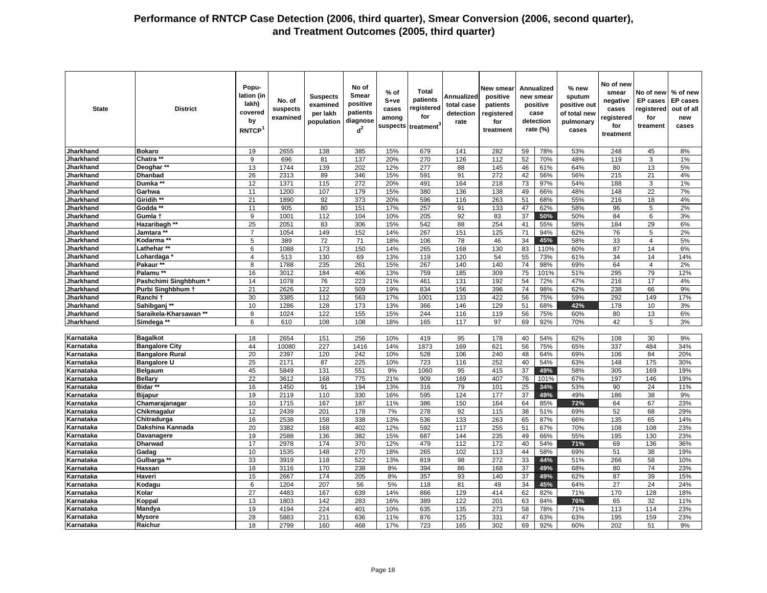# Performance of RNTCP Case Detection (2006, third quarter), Smear Conversion (2006, second quarter), and Treatment Outcomes (2005, third quarter)

| State | District | Population (in lakh) covered by RNTCP[1] | No. of suspects examined | Suspects examined per lakh population | No of Smear positive patients diagnosed[2] | % of S+ve cases among suspects | Total patients registered for treatment[3] | Annualized total case detection rate | New smear positive patients registered for treatment | Annualized new smear positive case detection rate (%) | | % new sputum positive out of total new pulmonary cases | No of new smear negative cases registered for treatment | No of new EP cases registered for treament | % of new EP cases out of all new cases |
|---|---|---|---|---|---|---|---|---|---|---|---|---|---|---|---|
| Jharkhand | Bokaro | 19 | 2655 | 138 | 385 | 15% | 679 | 141 | 282 | 59 | 78% | 53% | 248 | 45 | 8% |
| Jharkhand | Chatra ** | 9 | 696 | 81 | 137 | 20% | 270 | 126 | 112 | 52 | 70% | 48% | 119 | 3 | 1% |
| Jharkhand | Deoghar ** | 13 | 1744 | 139 | 202 | 12% | 277 | 88 | 145 | 46 | 61% | 64% | 80 | 13 | 5% |
| Jharkhand | Dhanbad | 26 | 2313 | 89 | 346 | 15% | 591 | 91 | 272 | 42 | 56% | 56% | 215 | 21 | 4% |
| Jharkhand | Dumka ** | 12 | 1371 | 115 | 272 | 20% | 491 | 164 | 218 | 73 | 97% | 54% | 188 | 3 | 1% |
| Jharkhand | Garhwa | 11 | 1200 | 107 | 179 | 15% | 380 | 136 | 138 | 49 | 66% | 48% | 148 | 22 | 7% |
| Jharkhand | Giridih ** | 21 | 1890 | 92 | 373 | 20% | 596 | 116 | 263 | 51 | 68% | 55% | 216 | 18 | 4% |
| Jharkhand | Godda ** | 11 | 905 | 80 | 151 | 17% | 257 | 91 | 133 | 47 | 62% | 58% | 96 | 5 | 2% |
| Jharkhand | Gumla † | 9 | 1001 | 112 | 104 | 10% | 205 | 92 | 83 | 37 | 50% | 50% | 84 | 6 | 3% |
| Jharkhand | Hazaribagh ** | 25 | 2051 | 83 | 306 | 15% | 542 | 88 | 254 | 41 | 55% | 58% | 184 | 29 | 6% |
| Jharkhand | Jamtara ** | 7 | 1054 | 149 | 152 | 14% | 267 | 151 | 125 | 71 | 94% | 62% | 76 | 5 | 2% |
| Jharkhand | Kodarma ** | 5 | 389 | 72 | 71 | 18% | 106 | 78 | 46 | 34 | 45% | 58% | 33 | 4 | 5% |
| Jharkhand | Lathehar ** | 6 | 1088 | 173 | 150 | 14% | 265 | 168 | 130 | 83 | 110% | 60% | 87 | 14 | 6% |
| Jharkhand | Lohardaga * | 4 | 513 | 130 | 69 | 13% | 119 | 120 | 54 | 55 | 73% | 61% | 34 | 14 | 14% |
| Jharkhand | Pakaur ** | 8 | 1788 | 235 | 261 | 15% | 267 | 140 | 140 | 74 | 98% | 69% | 64 | 4 | 2% |
| Jharkhand | Palamu ** | 16 | 3012 | 184 | 406 | 13% | 759 | 185 | 309 | 75 | 101% | 51% | 295 | 79 | 12% |
| Jharkhand | Pashchimi Singhbhum * | 14 | 1078 | 76 | 223 | 21% | 461 | 131 | 192 | 54 | 72% | 47% | 216 | 17 | 4% |
| Jharkhand | Purbi Singhbhum † | 21 | 2626 | 122 | 509 | 19% | 834 | 156 | 396 | 74 | 98% | 62% | 238 | 66 | 9% |
| Jharkhand | Ranchi † | 30 | 3385 | 112 | 563 | 17% | 1001 | 133 | 422 | 56 | 75% | 59% | 292 | 149 | 17% |
| Jharkhand | Sahibganj ** | 10 | 1286 | 128 | 173 | 13% | 366 | 146 | 129 | 51 | 68% | 42% | 178 | 10 | 3% |
| Jharkhand | Saraikela-Kharsawan ** | 8 | 1024 | 122 | 155 | 15% | 244 | 116 | 119 | 56 | 75% | 60% | 80 | 13 | 6% |
| Jharkhand | Simdega ** | 6 | 610 | 108 | 108 | 18% | 165 | 117 | 97 | 69 | 92% | 70% | 42 | 5 | 3% |
| Karnataka | Bagalkot | 18 | 2654 | 151 | 256 | 10% | 419 | 95 | 178 | 40 | 54% | 62% | 108 | 30 | 9% |
| Karnataka | Bangalore City | 44 | 10080 | 227 | 1416 | 14% | 1873 | 169 | 621 | 56 | 75% | 65% | 337 | 484 | 34% |
| Karnataka | Bangalore Rural | 20 | 2397 | 120 | 242 | 10% | 528 | 106 | 240 | 48 | 64% | 69% | 106 | 84 | 20% |
| Karnataka | Bangalore U | 25 | 2171 | 87 | 225 | 10% | 723 | 116 | 252 | 40 | 54% | 63% | 148 | 175 | 30% |
| Karnataka | Belgaum | 45 | 5849 | 131 | 551 | 9% | 1060 | 95 | 415 | 37 | 49% | 58% | 305 | 169 | 19% |
| Karnataka | Bellary | 22 | 3612 | 168 | 775 | 21% | 909 | 169 | 407 | 76 | 101% | 67% | 197 | 146 | 19% |
| Karnataka | Bidar ** | 16 | 1450 | 91 | 194 | 13% | 316 | 79 | 101 | 25 | 34% | 53% | 90 | 24 | 11% |
| Karnataka | Bijapur | 19 | 2119 | 110 | 330 | 16% | 595 | 124 | 177 | 37 | 49% | 49% | 186 | 38 | 9% |
| Karnataka | Chamarajanagar | 10 | 1715 | 167 | 187 | 11% | 386 | 150 | 164 | 64 | 85% | 72% | 64 | 67 | 23% |
| Karnataka | Chikmagalur | 12 | 2439 | 201 | 178 | 7% | 278 | 92 | 115 | 38 | 51% | 69% | 52 | 68 | 29% |
| Karnataka | Chitradurga | 16 | 2538 | 158 | 338 | 13% | 536 | 133 | 263 | 65 | 87% | 66% | 135 | 65 | 14% |
| Karnataka | Dakshina Kannada | 20 | 3382 | 168 | 402 | 12% | 592 | 117 | 255 | 51 | 67% | 70% | 108 | 108 | 23% |
| Karnataka | Davanagere | 19 | 2588 | 136 | 382 | 15% | 687 | 144 | 235 | 49 | 66% | 55% | 195 | 130 | 23% |
| Karnataka | Dharwad | 17 | 2978 | 174 | 370 | 12% | 479 | 112 | 172 | 40 | 54% | 71% | 69 | 136 | 36% |
| Karnataka | Gadag | 10 | 1535 | 148 | 270 | 18% | 265 | 102 | 113 | 44 | 58% | 69% | 51 | 38 | 19% |
| Karnataka | Gulbarga ** | 33 | 3919 | 118 | 522 | 13% | 819 | 98 | 272 | 33 | 44% | 51% | 266 | 58 | 10% |
| Karnataka | Hassan | 18 | 3116 | 170 | 238 | 8% | 394 | 86 | 168 | 37 | 49% | 68% | 80 | 74 | 23% |
| Karnataka | Haveri | 15 | 2667 | 174 | 205 | 8% | 357 | 93 | 140 | 37 | 49% | 62% | 87 | 39 | 15% |
| Karnataka | Kodagu | 6 | 1204 | 207 | 56 | 5% | 118 | 81 | 49 | 34 | 45% | 64% | 27 | 24 | 24% |
| Karnataka | Kolar | 27 | 4483 | 167 | 639 | 14% | 866 | 129 | 414 | 62 | 82% | 71% | 170 | 128 | 18% |
| Karnataka | Koppal | 13 | 1803 | 142 | 283 | 16% | 389 | 122 | 201 | 63 | 84% | 76% | 65 | 32 | 11% |
| Karnataka | Mandya | 19 | 4194 | 224 | 401 | 10% | 635 | 135 | 273 | 58 | 78% | 71% | 113 | 114 | 23% |
| Karnataka | Mysore | 28 | 5883 | 211 | 636 | 11% | 876 | 125 | 331 | 47 | 63% | 63% | 195 | 159 | 23% |
| Karnataka | Raichur | 18 | 2799 | 160 | 468 | 17% | 723 | 165 | 302 | 69 | 92% | 60% | 202 | 51 | 9% |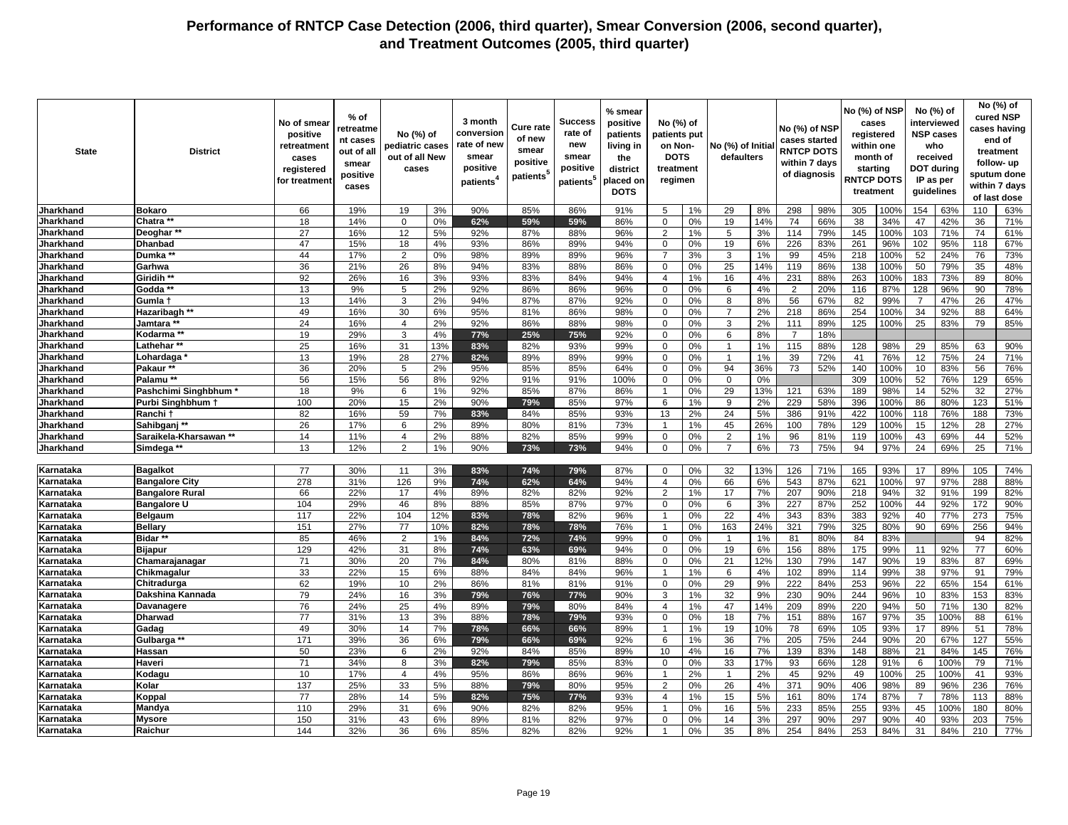# Performance of RNTCP Case Detection (2006, third quarter), Smear Conversion (2006, second quarter), and Treatment Outcomes (2005, third quarter)

| State | District | No of smear positive retreatment cases registered for treatment | % of retreatment cases out of all smear positive cases | No (%) of pediatric cases out of all New cases | | 3 month conversion rate of new smear positive patients[4] | Cure rate of new smear positive patients[5] | Success rate of new smear positive patients[5] | % smear positive patients living in the district placed on DOTS | No (%) of patients put on Non-DOTS treatment regimen | | No (%) of Initial defaulters | | No (%) of NSP cases started RNTCP DOTS within 7 days of diagnosis | | No (%) of NSP cases registered within one month of starting RNTCP DOTS treatment | | No (%) of interviewed NSP cases who received DOT during IP as per guidelines | | No (%) of cured NSP cases having end of treatment follow- up sputum done within 7 days of last dose | |
|---|---|---|---|---|---|---|---|---|---|---|---|---|---|---|---|---|---|---|---|---|---|
| Jharkhand | Bokaro | 66 | 19% | 19 | 3% | 90% | 85% | 86% | 91% | 5 | 1% | 29 | 8% | 298 | 98% | 305 | 100% | 154 | 63% | 110 | 63% |
| Jharkhand | Chatra ** | 18 | 14% | 0 | 0% | 62% | 59% | 59% | 86% | 0 | 0% | 19 | 14% | 74 | 66% | 38 | 34% | 47 | 42% | 36 | 71% |
| Jharkhand | Deoghar ** | 27 | 16% | 12 | 5% | 92% | 87% | 88% | 96% | 2 | 1% | 5 | 3% | 114 | 79% | 145 | 100% | 103 | 71% | 74 | 61% |
| Jharkhand | Dhanbad | 47 | 15% | 18 | 4% | 93% | 86% | 89% | 94% | 0 | 0% | 19 | 6% | 226 | 83% | 261 | 96% | 102 | 95% | 118 | 67% |
| Jharkhand | Dumka ** | 44 | 17% | 2 | 0% | 98% | 89% | 89% | 96% | 7 | 3% | 3 | 1% | 99 | 45% | 218 | 100% | 52 | 24% | 76 | 73% |
| Jharkhand | Garhwa | 36 | 21% | 26 | 8% | 94% | 83% | 88% | 86% | 0 | 0% | 25 | 14% | 119 | 86% | 138 | 100% | 50 | 79% | 35 | 48% |
| Jharkhand | Giridih ** | 92 | 26% | 16 | 3% | 93% | 83% | 84% | 94% | 4 | 1% | 16 | 4% | 231 | 88% | 263 | 100% | 183 | 73% | 89 | 80% |
| Jharkhand | Godda ** | 13 | 9% | 5 | 2% | 92% | 86% | 86% | 96% | 0 | 0% | 6 | 4% | 2 | 20% | 116 | 87% | 128 | 96% | 90 | 78% |
| Jharkhand | Gumla † | 13 | 14% | 3 | 2% | 94% | 87% | 87% | 92% | 0 | 0% | 8 | 8% | 56 | 67% | 82 | 99% | 7 | 47% | 26 | 47% |
| Jharkhand | Hazaribagh ** | 49 | 16% | 30 | 6% | 95% | 81% | 86% | 98% | 0 | 0% | 7 | 2% | 218 | 86% | 254 | 100% | 34 | 92% | 88 | 64% |
| Jharkhand | Jamtara ** | 24 | 16% | 4 | 2% | 92% | 86% | 88% | 98% | 0 | 0% | 3 | 2% | 111 | 89% | 125 | 100% | 25 | 83% | 79 | 85% |
| Jharkhand | Kodarma ** | 19 | 29% | 3 | 4% | 77% | 25% | 75% | 92% | 0 | 0% | 6 | 8% | 7 | 18% | | | | | | |
| Jharkhand | Lathehar ** | 25 | 16% | 31 | 13% | 83% | 82% | 93% | 99% | 0 | 0% | 1 | 1% | 115 | 88% | 128 | 98% | 29 | 85% | 63 | 90% |
| Jharkhand | Lohardaga * | 13 | 19% | 28 | 27% | 82% | 89% | 89% | 99% | 0 | 0% | 1 | 1% | 39 | 72% | 41 | 76% | 12 | 75% | 24 | 71% |
| Jharkhand | Pakaur ** | 36 | 20% | 5 | 2% | 95% | 85% | 85% | 64% | 0 | 0% | 94 | 36% | 73 | 52% | 140 | 100% | 10 | 83% | 56 | 76% |
| Jharkhand | Palamu ** | 56 | 15% | 56 | 8% | 92% | 91% | 91% | 100% | 0 | 0% | 0 | 0% | | | 309 | 100% | 52 | 76% | 129 | 65% |
| Jharkhand | Pashchimi Singhbhum * | 18 | 9% | 6 | 1% | 92% | 85% | 87% | 86% | 1 | 0% | 29 | 13% | 121 | 63% | 189 | 98% | 14 | 52% | 32 | 27% |
| Jharkhand | Purbi Singhbhum † | 100 | 20% | 15 | 2% | 90% | 79% | 85% | 97% | 6 | 1% | 9 | 2% | 229 | 58% | 396 | 100% | 86 | 80% | 123 | 51% |
| Jharkhand | Ranchi † | 82 | 16% | 59 | 7% | 83% | 84% | 85% | 93% | 13 | 2% | 24 | 5% | 386 | 91% | 422 | 100% | 118 | 76% | 188 | 73% |
| Jharkhand | Sahibganj ** | 26 | 17% | 6 | 2% | 89% | 80% | 81% | 73% | 1 | 1% | 45 | 26% | 100 | 78% | 129 | 100% | 15 | 12% | 28 | 27% |
| Jharkhand | Saraikela-Kharsawan ** | 14 | 11% | 4 | 2% | 88% | 82% | 85% | 99% | 0 | 0% | 2 | 1% | 96 | 81% | 119 | 100% | 43 | 69% | 44 | 52% |
| Jharkhand | Simdega ** | 13 | 12% | 2 | 1% | 90% | 73% | 73% | 94% | 0 | 0% | 7 | 6% | 73 | 75% | 94 | 97% | 24 | 69% | 25 | 71% |
| Karnataka | Bagalkot | 77 | 30% | 11 | 3% | 83% | 74% | 79% | 87% | 0 | 0% | 32 | 13% | 126 | 71% | 165 | 93% | 17 | 89% | 105 | 74% |
| Karnataka | Bangalore City | 278 | 31% | 126 | 9% | 74% | 62% | 64% | 94% | 4 | 0% | 66 | 6% | 543 | 87% | 621 | 100% | 97 | 97% | 288 | 88% |
| Karnataka | Bangalore Rural | 66 | 22% | 17 | 4% | 89% | 82% | 82% | 92% | 2 | 1% | 17 | 7% | 207 | 90% | 218 | 94% | 32 | 91% | 199 | 82% |
| Karnataka | Bangalore U | 104 | 29% | 46 | 8% | 88% | 85% | 87% | 97% | 0 | 0% | 6 | 3% | 227 | 87% | 252 | 100% | 44 | 92% | 172 | 90% |
| Karnataka | Belgaum | 117 | 22% | 104 | 12% | 83% | 78% | 82% | 96% | 1 | 0% | 22 | 4% | 343 | 83% | 383 | 92% | 40 | 77% | 273 | 75% |
| Karnataka | Bellary | 151 | 27% | 77 | 10% | 82% | 78% | 78% | 76% | 1 | 0% | 163 | 24% | 321 | 79% | 325 | 80% | 90 | 69% | 256 | 94% |
| Karnataka | Bidar ** | 85 | 46% | 2 | 1% | 84% | 72% | 74% | 99% | 0 | 0% | 1 | 1% | 81 | 80% | 84 | 83% | | | 94 | 82% |
| Karnataka | Bijapur | 129 | 42% | 31 | 8% | 74% | 63% | 69% | 94% | 0 | 0% | 19 | 6% | 156 | 88% | 175 | 99% | 11 | 92% | 77 | 60% |
| Karnataka | Chamarajanagar | 71 | 30% | 20 | 7% | 84% | 80% | 81% | 88% | 0 | 0% | 21 | 12% | 130 | 79% | 147 | 90% | 19 | 83% | 87 | 69% |
| Karnataka | Chikmagalur | 33 | 22% | 15 | 6% | 88% | 84% | 84% | 96% | 1 | 1% | 6 | 4% | 102 | 89% | 114 | 99% | 38 | 97% | 91 | 79% |
| Karnataka | Chitradurga | 62 | 19% | 10 | 2% | 86% | 81% | 81% | 91% | 0 | 0% | 29 | 9% | 222 | 84% | 253 | 96% | 22 | 65% | 154 | 61% |
| Karnataka | Dakshina Kannada | 79 | 24% | 16 | 3% | 79% | 76% | 77% | 90% | 3 | 1% | 32 | 9% | 230 | 90% | 244 | 96% | 10 | 83% | 153 | 83% |
| Karnataka | Davanagere | 76 | 24% | 25 | 4% | 89% | 79% | 80% | 84% | 4 | 1% | 47 | 14% | 209 | 89% | 220 | 94% | 50 | 71% | 130 | 82% |
| Karnataka | Dharwad | 77 | 31% | 13 | 3% | 88% | 78% | 79% | 93% | 0 | 0% | 18 | 7% | 151 | 88% | 167 | 97% | 35 | 100% | 88 | 61% |
| Karnataka | Gadag | 49 | 30% | 14 | 7% | 78% | 66% | 66% | 89% | 1 | 1% | 19 | 10% | 78 | 69% | 105 | 93% | 17 | 89% | 51 | 78% |
| Karnataka | Gulbarga ** | 171 | 39% | 36 | 6% | 79% | 66% | 69% | 92% | 6 | 1% | 36 | 7% | 205 | 75% | 244 | 90% | 20 | 67% | 127 | 55% |
| Karnataka | Hassan | 50 | 23% | 6 | 2% | 92% | 84% | 85% | 89% | 10 | 4% | 16 | 7% | 139 | 83% | 148 | 88% | 21 | 84% | 145 | 76% |
| Karnataka | Haveri | 71 | 34% | 8 | 3% | 82% | 79% | 85% | 83% | 0 | 0% | 33 | 17% | 93 | 66% | 128 | 91% | 6 | 100% | 79 | 71% |
| Karnataka | Kodagu | 10 | 17% | 4 | 4% | 95% | 86% | 86% | 96% | 1 | 2% | 1 | 2% | 45 | 92% | 49 | 100% | 25 | 100% | 41 | 93% |
| Karnataka | Kolar | 137 | 25% | 33 | 5% | 88% | 79% | 80% | 95% | 2 | 0% | 26 | 4% | 371 | 90% | 406 | 98% | 89 | 96% | 236 | 76% |
| Karnataka | Koppal | 77 | 28% | 14 | 5% | 82% | 75% | 77% | 93% | 4 | 1% | 15 | 5% | 161 | 80% | 174 | 87% | 7 | 78% | 113 | 88% |
| Karnataka | Mandya | 110 | 29% | 31 | 6% | 90% | 82% | 82% | 95% | 1 | 0% | 16 | 5% | 233 | 85% | 255 | 93% | 45 | 100% | 180 | 80% |
| Karnataka | Mysore | 150 | 31% | 43 | 6% | 89% | 81% | 82% | 97% | 0 | 0% | 14 | 3% | 297 | 90% | 297 | 90% | 40 | 93% | 203 | 75% |
| Karnataka | Raichur | 144 | 32% | 36 | 6% | 85% | 82% | 82% | 92% | 1 | 0% | 35 | 8% | 254 | 84% | 253 | 84% | 31 | 84% | 210 | 77% |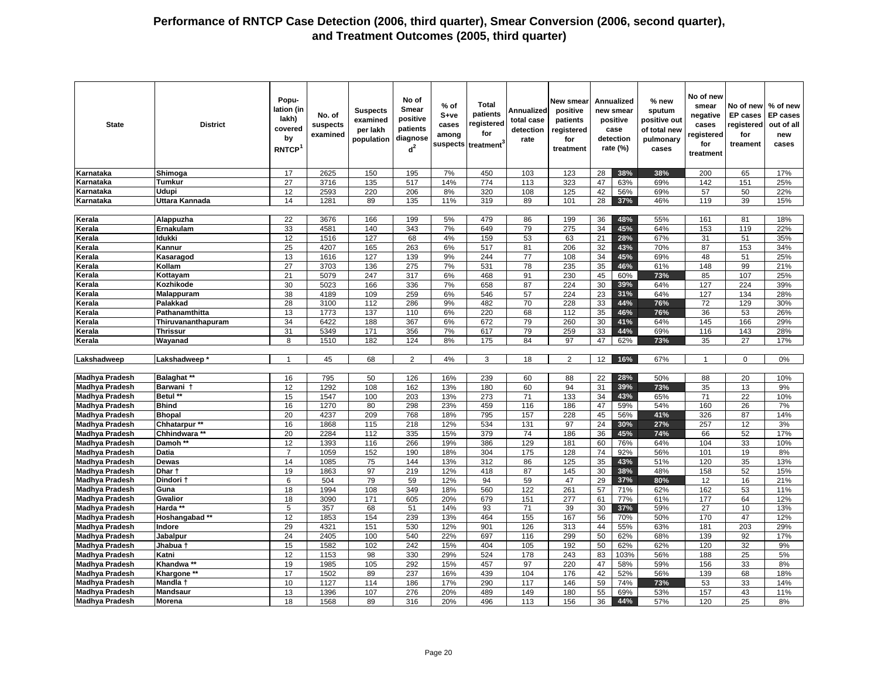# Performance of RNTCP Case Detection (2006, third quarter), Smear Conversion (2006, second quarter), and Treatment Outcomes (2005, third quarter)

| State | District | Population (in lakh) covered by RNTCP[1] | No. of suspects examined | Suspects examined per lakh population | No of Smear positive patients diagnosed[2] | % of S+ve cases among suspects | Total patients registered for treatment[3] | Annualized total case detection rate | New smear positive patients registered for treatment | Annualized new smear positive case detection rate (%) | | % new sputum positive out of total new pulmonary cases | No of new smear negative cases registered for treatment | No of new EP cases registered for treament | % of new EP cases out of all new cases |
|---|---|---|---|---|---|---|---|---|---|---|---|---|---|---|---|
| Karnataka | Shimoga | 17 | 2625 | 150 | 195 | 7% | 450 | 103 | 123 | 28 | 38% | 38% | 200 | 65 | 17% |
| Karnataka | Tumkur | 27 | 3716 | 135 | 517 | 14% | 774 | 113 | 323 | 47 | 63% | 69% | 142 | 151 | 25% |
| Karnataka | Udupi | 12 | 2593 | 220 | 206 | 8% | 320 | 108 | 125 | 42 | 56% | 69% | 57 | 50 | 22% |
| Karnataka | Uttara Kannada | 14 | 1281 | 89 | 135 | 11% | 319 | 89 | 101 | 28 | 37% | 46% | 119 | 39 | 15% |
| Kerala | Alappuzha | 22 | 3676 | 166 | 199 | 5% | 479 | 86 | 199 | 36 | 48% | 55% | 161 | 81 | 18% |
| Kerala | Ernakulam | 33 | 4581 | 140 | 343 | 7% | 649 | 79 | 275 | 34 | 45% | 64% | 153 | 119 | 22% |
| Kerala | Idukki | 12 | 1516 | 127 | 68 | 4% | 159 | 53 | 63 | 21 | 28% | 67% | 31 | 51 | 35% |
| Kerala | Kannur | 25 | 4207 | 165 | 263 | 6% | 517 | 81 | 206 | 32 | 43% | 70% | 87 | 153 | 34% |
| Kerala | Kasaragod | 13 | 1616 | 127 | 139 | 9% | 244 | 77 | 108 | 34 | 45% | 69% | 48 | 51 | 25% |
| Kerala | Kollam | 27 | 3703 | 136 | 275 | 7% | 531 | 78 | 235 | 35 | 46% | 61% | 148 | 99 | 21% |
| Kerala | Kottayam | 21 | 5079 | 247 | 317 | 6% | 468 | 91 | 230 | 45 | 60% | 73% | 85 | 107 | 25% |
| Kerala | Kozhikode | 30 | 5023 | 166 | 336 | 7% | 658 | 87 | 224 | 30 | 39% | 64% | 127 | 224 | 39% |
| Kerala | Malappuram | 38 | 4189 | 109 | 259 | 6% | 546 | 57 | 224 | 23 | 31% | 64% | 127 | 134 | 28% |
| Kerala | Palakkad | 28 | 3100 | 112 | 286 | 9% | 482 | 70 | 228 | 33 | 44% | 76% | 72 | 129 | 30% |
| Kerala | Pathanamthitta | 13 | 1773 | 137 | 110 | 6% | 220 | 68 | 112 | 35 | 46% | 76% | 36 | 53 | 26% |
| Kerala | Thiruvananthapuram | 34 | 6422 | 188 | 367 | 6% | 672 | 79 | 260 | 30 | 41% | 64% | 145 | 166 | 29% |
| Kerala | Thrissur | 31 | 5349 | 171 | 356 | 7% | 617 | 79 | 259 | 33 | 44% | 69% | 116 | 143 | 28% |
| Kerala | Wayanad | 8 | 1510 | 182 | 124 | 8% | 175 | 84 | 97 | 47 | 62% | 73% | 35 | 27 | 17% |
| Lakshadweep | Lakshadweep * | 1 | 45 | 68 | 2 | 4% | 3 | 18 | 2 | 12 | 16% | 67% | 1 | 0 | 0% |
| Madhya Pradesh | Balaghat ** | 16 | 795 | 50 | 126 | 16% | 239 | 60 | 88 | 22 | 28% | 50% | 88 | 20 | 10% |
| Madhya Pradesh | Barwani † | 12 | 1292 | 108 | 162 | 13% | 180 | 60 | 94 | 31 | 39% | 73% | 35 | 13 | 9% |
| Madhya Pradesh | Betul ** | 15 | 1547 | 100 | 203 | 13% | 273 | 71 | 133 | 34 | 43% | 65% | 71 | 22 | 10% |
| Madhya Pradesh | Bhind | 16 | 1270 | 80 | 298 | 23% | 459 | 116 | 186 | 47 | 59% | 54% | 160 | 26 | 7% |
| Madhya Pradesh | Bhopal | 20 | 4237 | 209 | 768 | 18% | 795 | 157 | 228 | 45 | 56% | 41% | 326 | 87 | 14% |
| Madhya Pradesh | Chhatarpur ** | 16 | 1868 | 115 | 218 | 12% | 534 | 131 | 97 | 24 | 30% | 27% | 257 | 12 | 3% |
| Madhya Pradesh | Chhindwara ** | 20 | 2284 | 112 | 335 | 15% | 379 | 74 | 186 | 36 | 45% | 74% | 66 | 52 | 17% |
| Madhya Pradesh | Damoh ** | 12 | 1393 | 116 | 266 | 19% | 386 | 129 | 181 | 60 | 76% | 64% | 104 | 33 | 10% |
| Madhya Pradesh | Datia | 7 | 1059 | 152 | 190 | 18% | 304 | 175 | 128 | 74 | 92% | 56% | 101 | 19 | 8% |
| Madhya Pradesh | Dewas | 14 | 1085 | 75 | 144 | 13% | 312 | 86 | 125 | 35 | 43% | 51% | 120 | 35 | 13% |
| Madhya Pradesh | Dhar † | 19 | 1863 | 97 | 219 | 12% | 418 | 87 | 145 | 30 | 38% | 48% | 158 | 52 | 15% |
| Madhya Pradesh | Dindori † | 6 | 504 | 79 | 59 | 12% | 94 | 59 | 47 | 29 | 37% | 80% | 12 | 16 | 21% |
| Madhya Pradesh | Guna | 18 | 1994 | 108 | 349 | 18% | 560 | 122 | 261 | 57 | 71% | 62% | 162 | 53 | 11% |
| Madhya Pradesh | Gwalior | 18 | 3090 | 171 | 605 | 20% | 679 | 151 | 277 | 61 | 77% | 61% | 177 | 64 | 12% |
| Madhya Pradesh | Harda ** | 5 | 357 | 68 | 51 | 14% | 93 | 71 | 39 | 30 | 37% | 59% | 27 | 10 | 13% |
| Madhya Pradesh | Hoshangabad ** | 12 | 1853 | 154 | 239 | 13% | 464 | 155 | 167 | 56 | 70% | 50% | 170 | 47 | 12% |
| Madhya Pradesh | Indore | 29 | 4321 | 151 | 530 | 12% | 901 | 126 | 313 | 44 | 55% | 63% | 181 | 203 | 29% |
| Madhya Pradesh | Jabalpur | 24 | 2405 | 100 | 540 | 22% | 697 | 116 | 299 | 50 | 62% | 68% | 139 | 92 | 17% |
| Madhya Pradesh | Jhabua † | 15 | 1582 | 102 | 242 | 15% | 404 | 105 | 192 | 50 | 62% | 62% | 120 | 32 | 9% |
| Madhya Pradesh | Katni | 12 | 1153 | 98 | 330 | 29% | 524 | 178 | 243 | 83 | 103% | 56% | 188 | 25 | 5% |
| Madhya Pradesh | Khandwa ** | 19 | 1985 | 105 | 292 | 15% | 457 | 97 | 220 | 47 | 58% | 59% | 156 | 33 | 8% |
| Madhya Pradesh | Khargone ** | 17 | 1502 | 89 | 237 | 16% | 439 | 104 | 176 | 42 | 52% | 56% | 139 | 68 | 18% |
| Madhya Pradesh | Mandla † | 10 | 1127 | 114 | 186 | 17% | 290 | 117 | 146 | 59 | 74% | 73% | 53 | 33 | 14% |
| Madhya Pradesh | Mandsaur | 13 | 1396 | 107 | 276 | 20% | 489 | 149 | 180 | 55 | 69% | 53% | 157 | 43 | 11% |
| Madhya Pradesh | Morena | 18 | 1568 | 89 | 316 | 20% | 496 | 113 | 156 | 36 | 44% | 57% | 120 | 25 | 8% |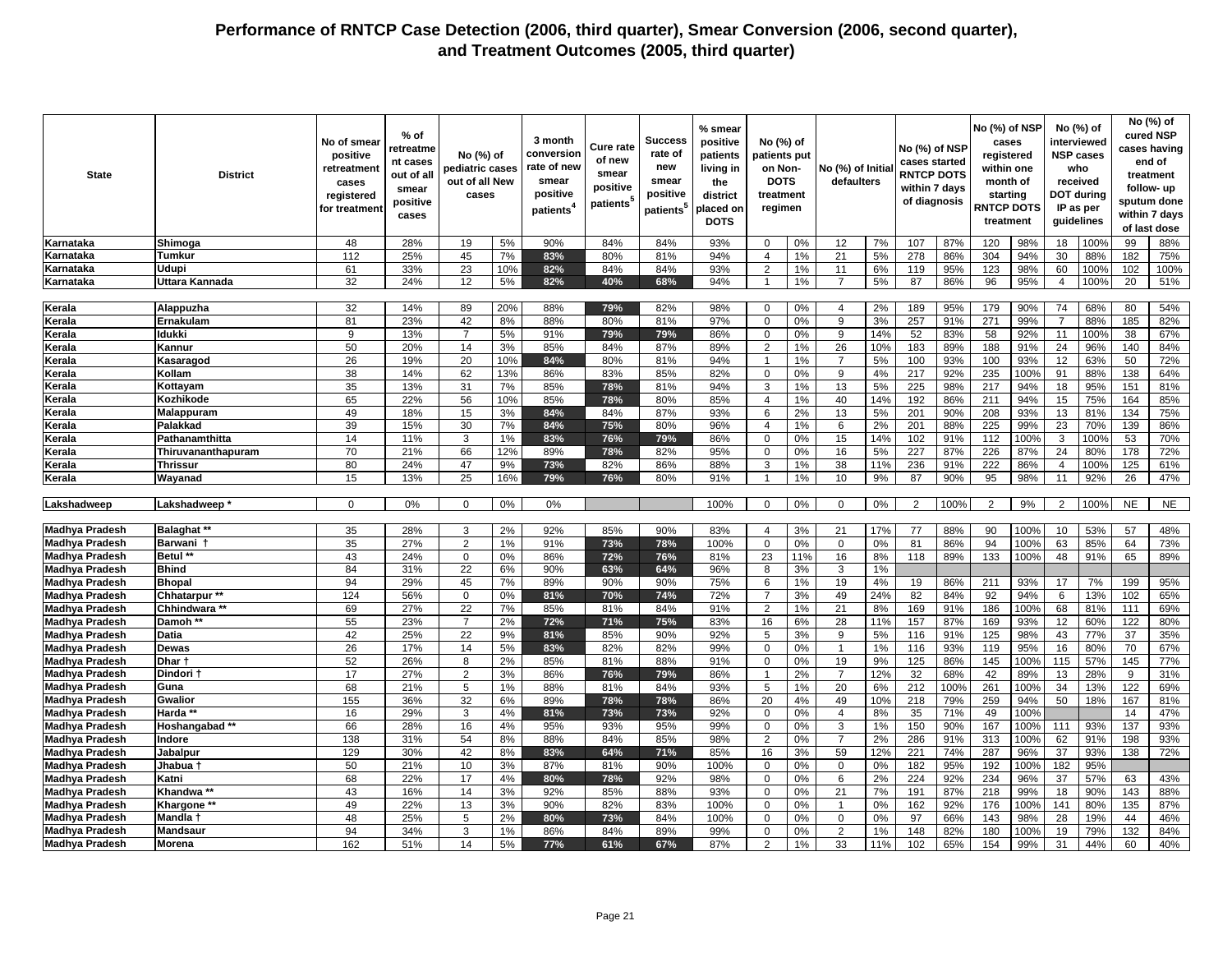# Performance of RNTCP Case Detection (2006, third quarter), Smear Conversion (2006, second quarter), and Treatment Outcomes (2005, third quarter)

| State | District | No of smear positive retreatment cases registered for treatment | % of retreatment cases out of all smear positive cases | No (%) of pediatric cases out of all New cases | | 3 month conversion rate of new smear positive patients[4] | Cure rate of new smear positive patients[5] | Success rate of new smear positive patients[5] | % smear positive patients living in the district placed on DOTS | No (%) of patients put on Non-DOTS treatment regimen | | No (%) of Initial defaulters | | No (%) of NSP cases started RNTCP DOTS within 7 days of diagnosis | | No (%) of NSP cases registered within one month of starting RNTCP DOTS treatment | | No (%) of interviewed NSP cases who received DOT during IP as per guidelines | | No (%) of cured NSP cases having end of treatment follow- up sputum done within 7 days of last dose | |
|---|---|---|---|---|---|---|---|---|---|---|---|---|---|---|---|---|---|---|---|---|---|
| Karnataka | Shimoga | 48 | 28% | 19 | 5% | 90% | 84% | 84% | 93% | 0 | 0% | 12 | 7% | 107 | 87% | 120 | 98% | 18 | 100% | 99 | 88% |
| Karnataka | Tumkur | 112 | 25% | 45 | 7% | 83% | 80% | 81% | 94% | 4 | 1% | 21 | 5% | 278 | 86% | 304 | 94% | 30 | 88% | 182 | 75% |
| Karnataka | Udupi | 61 | 33% | 23 | 10% | 82% | 84% | 84% | 93% | 2 | 1% | 11 | 6% | 119 | 95% | 123 | 98% | 60 | 100% | 102 | 100% |
| Karnataka | Uttara Kannada | 32 | 24% | 12 | 5% | 82% | 40% | 68% | 94% | 1 | 1% | 7 | 5% | 87 | 86% | 96 | 95% | 4 | 100% | 20 | 51% |
| | | | | | | | | | | | | | | | | | | | | | |
| Kerala | Alappuzha | 32 | 14% | 89 | 20% | 88% | 79% | 82% | 98% | 0 | 0% | 4 | 2% | 189 | 95% | 179 | 90% | 74 | 68% | 80 | 54% |
| Kerala | Ernakulam | 81 | 23% | 42 | 8% | 88% | 80% | 81% | 97% | 0 | 0% | 9 | 3% | 257 | 91% | 271 | 99% | 7 | 88% | 185 | 82% |
| Kerala | Idukki | 9 | 13% | 7 | 5% | 91% | 79% | 79% | 86% | 0 | 0% | 9 | 14% | 52 | 83% | 58 | 92% | 11 | 100% | 38 | 67% |
| Kerala | Kannur | 50 | 20% | 14 | 3% | 85% | 84% | 87% | 89% | 2 | 1% | 26 | 10% | 183 | 89% | 188 | 91% | 24 | 96% | 140 | 84% |
| Kerala | Kasaragod | 26 | 19% | 20 | 10% | 84% | 80% | 81% | 94% | 1 | 1% | 7 | 5% | 100 | 93% | 100 | 93% | 12 | 63% | 50 | 72% |
| Kerala | Kollam | 38 | 14% | 62 | 13% | 86% | 83% | 85% | 82% | 0 | 0% | 9 | 4% | 217 | 92% | 235 | 100% | 91 | 88% | 138 | 64% |
| Kerala | Kottayam | 35 | 13% | 31 | 7% | 85% | 78% | 81% | 94% | 3 | 1% | 13 | 5% | 225 | 98% | 217 | 94% | 18 | 95% | 151 | 81% |
| Kerala | Kozhikode | 65 | 22% | 56 | 10% | 85% | 78% | 80% | 85% | 4 | 1% | 40 | 14% | 192 | 86% | 211 | 94% | 15 | 75% | 164 | 85% |
| Kerala | Malappuram | 49 | 18% | 15 | 3% | 84% | 84% | 87% | 93% | 6 | 2% | 13 | 5% | 201 | 90% | 208 | 93% | 13 | 81% | 134 | 75% |
| Kerala | Palakkad | 39 | 15% | 30 | 7% | 84% | 75% | 80% | 96% | 4 | 1% | 6 | 2% | 201 | 88% | 225 | 99% | 23 | 70% | 139 | 86% |
| Kerala | Pathanamthitta | 14 | 11% | 3 | 1% | 83% | 76% | 79% | 86% | 0 | 0% | 15 | 14% | 102 | 91% | 112 | 100% | 3 | 100% | 53 | 70% |
| Kerala | Thiruvananthapuram | 70 | 21% | 66 | 12% | 89% | 78% | 82% | 95% | 0 | 0% | 16 | 5% | 227 | 87% | 226 | 87% | 24 | 80% | 178 | 72% |
| Kerala | Thrissur | 80 | 24% | 47 | 9% | 73% | 82% | 86% | 88% | 3 | 1% | 38 | 11% | 236 | 91% | 222 | 86% | 4 | 100% | 125 | 61% |
| Kerala | Wayanad | 15 | 13% | 25 | 16% | 79% | 76% | 80% | 91% | 1 | 1% | 10 | 9% | 87 | 90% | 95 | 98% | 11 | 92% | 26 | 47% |
| | | | | | | | | | | | | | | | | | | | | | |
| Lakshadweep | Lakshadweep * | 0 | 0% | 0 | 0% | 0% | | | 100% | 0 | 0% | 0 | 0% | 2 | 100% | 2 | 9% | 2 | 100% | NE | NE |
| | | | | | | | | | | | | | | | | | | | | | |
| Madhya Pradesh | Balaghat ** | 35 | 28% | 3 | 2% | 92% | 85% | 90% | 83% | 4 | 3% | 21 | 17% | 77 | 88% | 90 | 100% | 10 | 53% | 57 | 48% |
| Madhya Pradesh | Barwani † | 35 | 27% | 2 | 1% | 91% | 73% | 78% | 100% | 0 | 0% | 0 | 0% | 81 | 86% | 94 | 100% | 63 | 85% | 64 | 73% |
| Madhya Pradesh | Betul ** | 43 | 24% | 0 | 0% | 86% | 72% | 76% | 81% | 23 | 11% | 16 | 8% | 118 | 89% | 133 | 100% | 48 | 91% | 65 | 89% |
| Madhya Pradesh | Bhind | 84 | 31% | 22 | 6% | 90% | 63% | 64% | 96% | 8 | 3% | 3 | 1% | | | | | | | | |
| Madhya Pradesh | Bhopal | 94 | 29% | 45 | 7% | 89% | 90% | 90% | 75% | 6 | 1% | 19 | 4% | 19 | 86% | 211 | 93% | 17 | 7% | 199 | 95% |
| Madhya Pradesh | Chhatarpur ** | 124 | 56% | 0 | 0% | 81% | 70% | 74% | 72% | 7 | 3% | 49 | 24% | 82 | 84% | 92 | 94% | 6 | 13% | 102 | 65% |
| Madhya Pradesh | Chhindwara ** | 69 | 27% | 22 | 7% | 85% | 81% | 84% | 91% | 2 | 1% | 21 | 8% | 169 | 91% | 186 | 100% | 68 | 81% | 111 | 69% |
| Madhya Pradesh | Damoh ** | 55 | 23% | 7 | 2% | 72% | 71% | 75% | 83% | 16 | 6% | 28 | 11% | 157 | 87% | 169 | 93% | 12 | 60% | 122 | 80% |
| Madhya Pradesh | Datia | 42 | 25% | 22 | 9% | 81% | 85% | 90% | 92% | 5 | 3% | 9 | 5% | 116 | 91% | 125 | 98% | 43 | 77% | 37 | 35% |
| Madhya Pradesh | Dewas | 26 | 17% | 14 | 5% | 83% | 82% | 82% | 99% | 0 | 0% | 1 | 1% | 116 | 93% | 119 | 95% | 16 | 80% | 70 | 67% |
| Madhya Pradesh | Dhar † | 52 | 26% | 8 | 2% | 85% | 81% | 88% | 91% | 0 | 0% | 19 | 9% | 125 | 86% | 145 | 100% | 115 | 57% | 145 | 77% |
| Madhya Pradesh | Dindori † | 17 | 27% | 2 | 3% | 86% | 76% | 79% | 86% | 1 | 2% | 7 | 12% | 32 | 68% | 42 | 89% | 13 | 28% | 9 | 31% |
| Madhya Pradesh | Guna | 68 | 21% | 5 | 1% | 88% | 81% | 84% | 93% | 5 | 1% | 20 | 6% | 212 | 100% | 261 | 100% | 34 | 13% | 122 | 69% |
| Madhya Pradesh | Gwalior | 155 | 36% | 32 | 6% | 89% | 78% | 78% | 86% | 20 | 4% | 49 | 10% | 218 | 79% | 259 | 94% | 50 | 18% | 167 | 81% |
| Madhya Pradesh | Harda ** | 16 | 29% | 3 | 4% | 81% | 73% | 73% | 92% | 0 | 0% | 4 | 8% | 35 | 71% | 49 | 100% | | | 14 | 47% |
| Madhya Pradesh | Hoshangabad ** | 66 | 28% | 16 | 4% | 95% | 93% | 95% | 99% | 0 | 0% | 3 | 1% | 150 | 90% | 167 | 100% | 111 | 93% | 137 | 93% |
| Madhya Pradesh | Indore | 138 | 31% | 54 | 8% | 88% | 84% | 85% | 98% | 2 | 0% | 7 | 2% | 286 | 91% | 313 | 100% | 62 | 91% | 198 | 93% |
| Madhya Pradesh | Jabalpur | 129 | 30% | 42 | 8% | 83% | 64% | 71% | 85% | 16 | 3% | 59 | 12% | 221 | 74% | 287 | 96% | 37 | 93% | 138 | 72% |
| Madhya Pradesh | Jhabua † | 50 | 21% | 10 | 3% | 87% | 81% | 90% | 100% | 0 | 0% | 0 | 0% | 182 | 95% | 192 | 100% | 182 | 95% | | |
| Madhya Pradesh | Katni | 68 | 22% | 17 | 4% | 80% | 78% | 92% | 98% | 0 | 0% | 6 | 2% | 224 | 92% | 234 | 96% | 37 | 57% | 63 | 43% |
| Madhya Pradesh | Khandwa ** | 43 | 16% | 14 | 3% | 92% | 85% | 88% | 93% | 0 | 0% | 21 | 7% | 191 | 87% | 218 | 99% | 18 | 90% | 143 | 88% |
| Madhya Pradesh | Khargone ** | 49 | 22% | 13 | 3% | 90% | 82% | 83% | 100% | 0 | 0% | 1 | 0% | 162 | 92% | 176 | 100% | 141 | 80% | 135 | 87% |
| Madhya Pradesh | Mandla † | 48 | 25% | 5 | 2% | 80% | 73% | 84% | 100% | 0 | 0% | 0 | 0% | 97 | 66% | 143 | 98% | 28 | 19% | 44 | 46% |
| Madhya Pradesh | Mandsaur | 94 | 34% | 3 | 1% | 86% | 84% | 89% | 99% | 0 | 0% | 2 | 1% | 148 | 82% | 180 | 100% | 19 | 79% | 132 | 84% |
| Madhya Pradesh | Morena | 162 | 51% | 14 | 5% | 77% | 61% | 67% | 87% | 2 | 1% | 33 | 11% | 102 | 65% | 154 | 99% | 31 | 44% | 60 | 40% |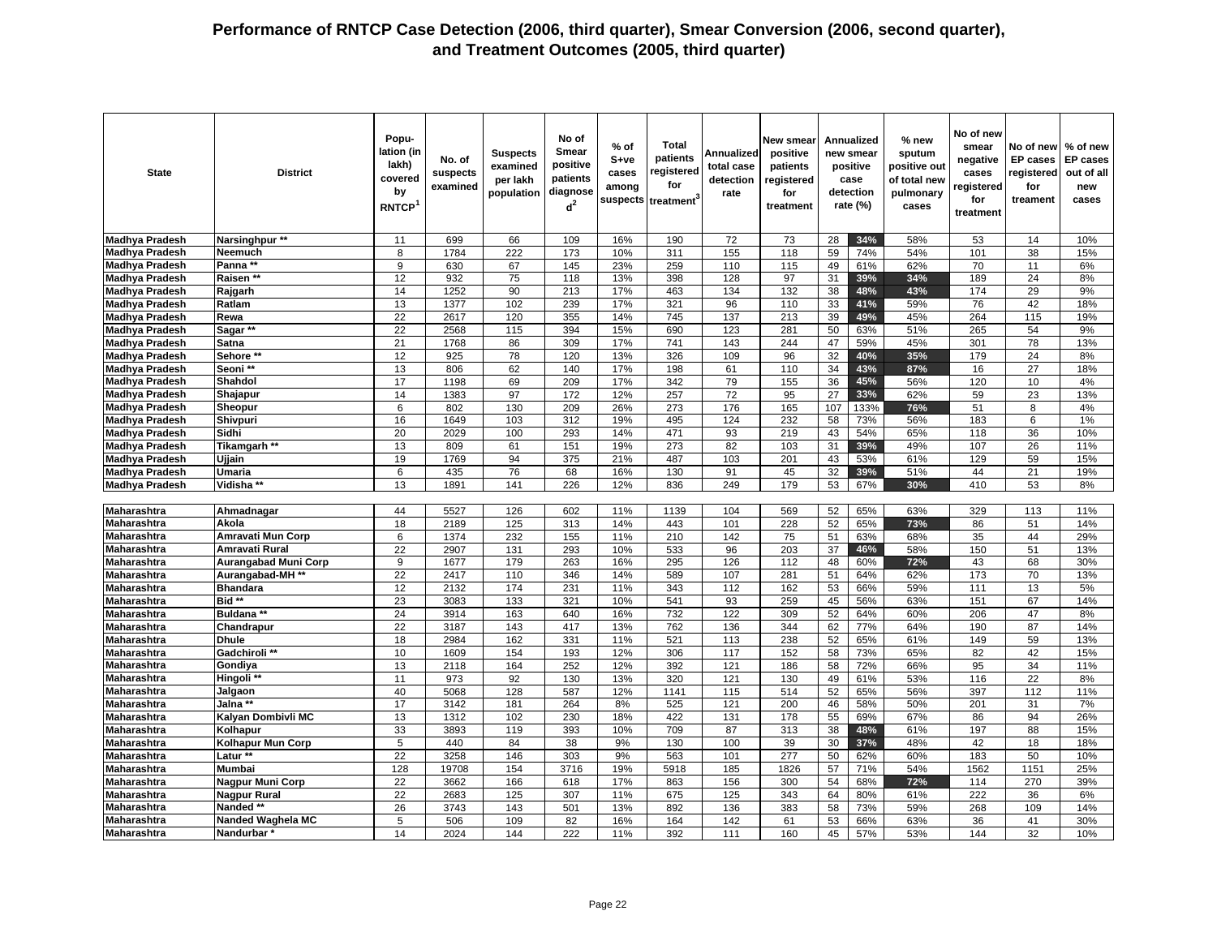# Performance of RNTCP Case Detection (2006, third quarter), Smear Conversion (2006, second quarter), and Treatment Outcomes (2005, third quarter)

| State | District | Population (in lakh) covered by RNTCP[1] | No. of suspects examined | Suspects examined per lakh population | No of Smear positive patients diagnosed[2] | % of S+ve cases among suspects | Total patients registered for treatment[3] | Annualized total case detection rate | New smear positive patients registered for treatment | Annualized new smear positive case detection rate (%) | | % new sputum positive out of total new pulmonary cases | No of new smear negative cases registered for treatment | No of new EP cases registered for treament | % of new EP cases out of all new cases |
|---|---|---|---|---|---|---|---|---|---|---|---|---|---|---|---|
| Madhya Pradesh | Narsinghpur ** | 11 | 699 | 66 | 109 | 16% | 190 | 72 | 73 | 28 | 34% | 58% | 53 | 14 | 10% |
| Madhya Pradesh | Neemuch | 8 | 1784 | 222 | 173 | 10% | 311 | 155 | 118 | 59 | 74% | 54% | 101 | 38 | 15% |
| Madhya Pradesh | Panna ** | 9 | 630 | 67 | 145 | 23% | 259 | 110 | 115 | 49 | 61% | 62% | 70 | 11 | 6% |
| Madhya Pradesh | Raisen ** | 12 | 932 | 75 | 118 | 13% | 398 | 128 | 97 | 31 | 39% | 34% | 189 | 24 | 8% |
| Madhya Pradesh | Rajgarh | 14 | 1252 | 90 | 213 | 17% | 463 | 134 | 132 | 38 | 48% | 43% | 174 | 29 | 9% |
| Madhya Pradesh | Ratlam | 13 | 1377 | 102 | 239 | 17% | 321 | 96 | 110 | 33 | 41% | 59% | 76 | 42 | 18% |
| Madhya Pradesh | Rewa | 22 | 2617 | 120 | 355 | 14% | 745 | 137 | 213 | 39 | 49% | 45% | 264 | 115 | 19% |
| Madhya Pradesh | Sagar ** | 22 | 2568 | 115 | 394 | 15% | 690 | 123 | 281 | 50 | 63% | 51% | 265 | 54 | 9% |
| Madhya Pradesh | Satna | 21 | 1768 | 86 | 309 | 17% | 741 | 143 | 244 | 47 | 59% | 45% | 301 | 78 | 13% |
| Madhya Pradesh | Sehore ** | 12 | 925 | 78 | 120 | 13% | 326 | 109 | 96 | 32 | 40% | 35% | 179 | 24 | 8% |
| Madhya Pradesh | Seoni ** | 13 | 806 | 62 | 140 | 17% | 198 | 61 | 110 | 34 | 43% | 87% | 16 | 27 | 18% |
| Madhya Pradesh | Shahdol | 17 | 1198 | 69 | 209 | 17% | 342 | 79 | 155 | 36 | 45% | 56% | 120 | 10 | 4% |
| Madhya Pradesh | Shajapur | 14 | 1383 | 97 | 172 | 12% | 257 | 72 | 95 | 27 | 33% | 62% | 59 | 23 | 13% |
| Madhya Pradesh | Sheopur | 6 | 802 | 130 | 209 | 26% | 273 | 176 | 165 | 107 | 133% | 76% | 51 | 8 | 4% |
| Madhya Pradesh | Shivpuri | 16 | 1649 | 103 | 312 | 19% | 495 | 124 | 232 | 58 | 73% | 56% | 183 | 6 | 1% |
| Madhya Pradesh | Sidhi | 20 | 2029 | 100 | 293 | 14% | 471 | 93 | 219 | 43 | 54% | 65% | 118 | 36 | 10% |
| Madhya Pradesh | Tikamgarh ** | 13 | 809 | 61 | 151 | 19% | 273 | 82 | 103 | 31 | 39% | 49% | 107 | 26 | 11% |
| Madhya Pradesh | Ujjain | 19 | 1769 | 94 | 375 | 21% | 487 | 103 | 201 | 43 | 53% | 61% | 129 | 59 | 15% |
| Madhya Pradesh | Umaria | 6 | 435 | 76 | 68 | 16% | 130 | 91 | 45 | 32 | 39% | 51% | 44 | 21 | 19% |
| Madhya Pradesh | Vidisha ** | 13 | 1891 | 141 | 226 | 12% | 836 | 249 | 179 | 53 | 67% | 30% | 410 | 53 | 8% |
| Maharashtra | Ahmadnagar | 44 | 5527 | 126 | 602 | 11% | 1139 | 104 | 569 | 52 | 65% | 63% | 329 | 113 | 11% |
| Maharashtra | Akola | 18 | 2189 | 125 | 313 | 14% | 443 | 101 | 228 | 52 | 65% | 73% | 86 | 51 | 14% |
| Maharashtra | Amravati Mun Corp | 6 | 1374 | 232 | 155 | 11% | 210 | 142 | 75 | 51 | 63% | 68% | 35 | 44 | 29% |
| Maharashtra | Amravati Rural | 22 | 2907 | 131 | 293 | 10% | 533 | 96 | 203 | 37 | 46% | 58% | 150 | 51 | 13% |
| Maharashtra | Aurangabad Muni Corp | 9 | 1677 | 179 | 263 | 16% | 295 | 126 | 112 | 48 | 60% | 72% | 43 | 68 | 30% |
| Maharashtra | Aurangabad-MH ** | 22 | 2417 | 110 | 346 | 14% | 589 | 107 | 281 | 51 | 64% | 62% | 173 | 70 | 13% |
| Maharashtra | Bhandara | 12 | 2132 | 174 | 231 | 11% | 343 | 112 | 162 | 53 | 66% | 59% | 111 | 13 | 5% |
| Maharashtra | Bid ** | 23 | 3083 | 133 | 321 | 10% | 541 | 93 | 259 | 45 | 56% | 63% | 151 | 67 | 14% |
| Maharashtra | Buldana ** | 24 | 3914 | 163 | 640 | 16% | 732 | 122 | 309 | 52 | 64% | 60% | 206 | 47 | 8% |
| Maharashtra | Chandrapur | 22 | 3187 | 143 | 417 | 13% | 762 | 136 | 344 | 62 | 77% | 64% | 190 | 87 | 14% |
| Maharashtra | Dhule | 18 | 2984 | 162 | 331 | 11% | 521 | 113 | 238 | 52 | 65% | 61% | 149 | 59 | 13% |
| Maharashtra | Gadchiroli ** | 10 | 1609 | 154 | 193 | 12% | 306 | 117 | 152 | 58 | 73% | 65% | 82 | 42 | 15% |
| Maharashtra | Gondiya | 13 | 2118 | 164 | 252 | 12% | 392 | 121 | 186 | 58 | 72% | 66% | 95 | 34 | 11% |
| Maharashtra | Hingoli ** | 11 | 973 | 92 | 130 | 13% | 320 | 121 | 130 | 49 | 61% | 53% | 116 | 22 | 8% |
| Maharashtra | Jalgaon | 40 | 5068 | 128 | 587 | 12% | 1141 | 115 | 514 | 52 | 65% | 56% | 397 | 112 | 11% |
| Maharashtra | Jalna ** | 17 | 3142 | 181 | 264 | 8% | 525 | 121 | 200 | 46 | 58% | 50% | 201 | 31 | 7% |
| Maharashtra | Kalyan Dombivli MC | 13 | 1312 | 102 | 230 | 18% | 422 | 131 | 178 | 55 | 69% | 67% | 86 | 94 | 26% |
| Maharashtra | Kolhapur | 33 | 3893 | 119 | 393 | 10% | 709 | 87 | 313 | 38 | 48% | 61% | 197 | 88 | 15% |
| Maharashtra | Kolhapur Mun Corp | 5 | 440 | 84 | 38 | 9% | 130 | 100 | 39 | 30 | 37% | 48% | 42 | 18 | 18% |
| Maharashtra | Latur ** | 22 | 3258 | 146 | 303 | 9% | 563 | 101 | 277 | 50 | 62% | 60% | 183 | 50 | 10% |
| Maharashtra | Mumbai | 128 | 19708 | 154 | 3716 | 19% | 5918 | 185 | 1826 | 57 | 71% | 54% | 1562 | 1151 | 25% |
| Maharashtra | Nagpur Muni Corp | 22 | 3662 | 166 | 618 | 17% | 863 | 156 | 300 | 54 | 68% | 72% | 114 | 270 | 39% |
| Maharashtra | Nagpur Rural | 22 | 2683 | 125 | 307 | 11% | 675 | 125 | 343 | 64 | 80% | 61% | 222 | 36 | 6% |
| Maharashtra | Nanded ** | 26 | 3743 | 143 | 501 | 13% | 892 | 136 | 383 | 58 | 73% | 59% | 268 | 109 | 14% |
| Maharashtra | Nanded Waghela MC | 5 | 506 | 109 | 82 | 16% | 164 | 142 | 61 | 53 | 66% | 63% | 36 | 41 | 30% |
| Maharashtra | Nandurbar * | 14 | 2024 | 144 | 222 | 11% | 392 | 111 | 160 | 45 | 57% | 53% | 144 | 32 | 10% |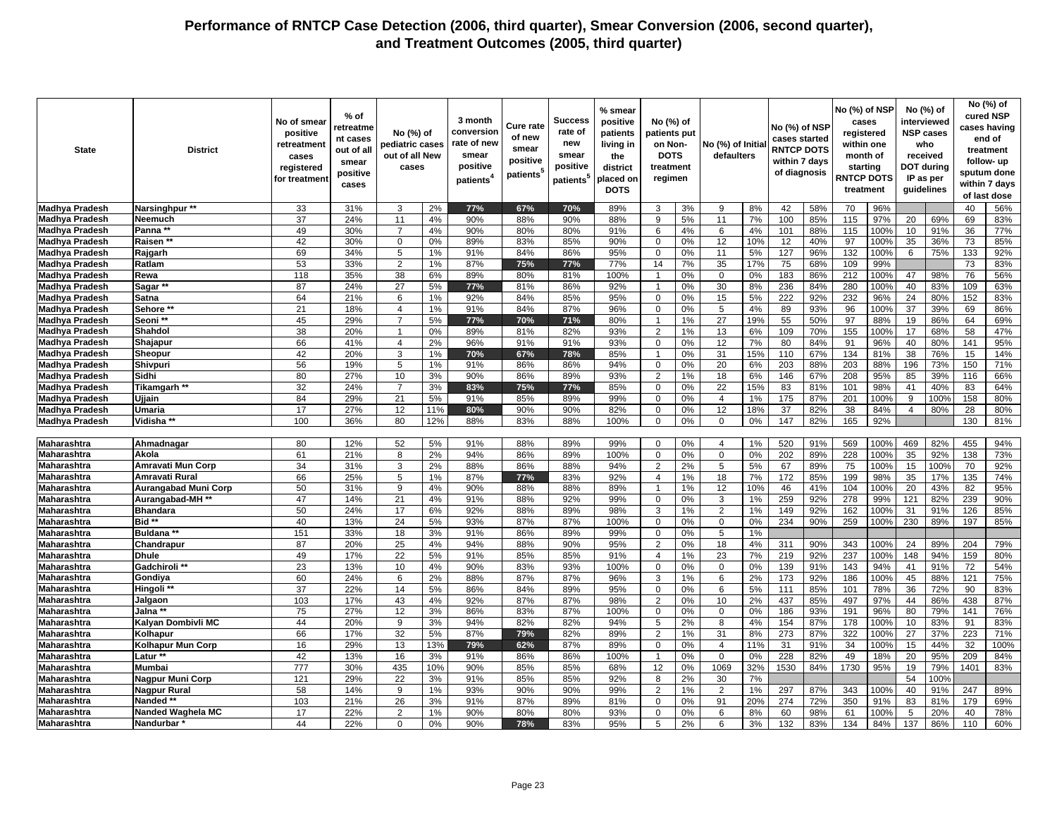# Performance of RNTCP Case Detection (2006, third quarter), Smear Conversion (2006, second quarter), and Treatment Outcomes (2005, third quarter)

| State | District | No of smear positive retreatment cases registered for treatment | % of retreatment cases out of all smear positive cases | No (%) of pediatric cases out of all New cases | | 3 month conversion rate of new smear positive patients[4] | Cure rate of new smear positive patients[5] | Success rate of new smear positive patients[5] | % smear positive patients living in the district placed on DOTS | No (%) of patients put on Non-DOTS treatment regimen | | No (%) of Initial defaulters | | No (%) of NSP cases started RNTCP DOTS within 7 days of diagnosis | | No (%) of NSP cases registered within one month of starting RNTCP DOTS treatment | | No (%) of interviewed NSP cases who received DOT during IP as per guidelines | | No (%) of cured NSP cases having end of treatment follow- up sputum done within 7 days of last dose | |
|---|---|---|---|---|---|---|---|---|---|---|---|---|---|---|---|---|---|---|---|---|---|
| Madhya Pradesh | Narsinghpur ** | 33 | 31% | 3 | 2% | 77% | 67% | 70% | 89% | 3 | 3% | 9 | 8% | 42 | 58% | 70 | 96% | | | 40 | 56% |
| Madhya Pradesh | Neemuch | 37 | 24% | 11 | 4% | 90% | 88% | 90% | 88% | 9 | 5% | 11 | 7% | 100 | 85% | 115 | 97% | 20 | 69% | 69 | 83% |
| Madhya Pradesh | Panna ** | 49 | 30% | 7 | 4% | 90% | 80% | 80% | 91% | 6 | 4% | 6 | 4% | 101 | 88% | 115 | 100% | 10 | 91% | 36 | 77% |
| Madhya Pradesh | Raisen ** | 42 | 30% | 0 | 0% | 89% | 83% | 85% | 90% | 0 | 0% | 12 | 10% | 12 | 40% | 97 | 100% | 35 | 36% | 73 | 85% |
| Madhya Pradesh | Rajgarh | 69 | 34% | 5 | 1% | 91% | 84% | 86% | 95% | 0 | 0% | 11 | 5% | 127 | 96% | 132 | 100% | 6 | 75% | 133 | 92% |
| Madhya Pradesh | Ratlam | 53 | 33% | 2 | 1% | 87% | 75% | 77% | 77% | 14 | 7% | 35 | 17% | 75 | 68% | 109 | 99% | | | 73 | 83% |
| Madhya Pradesh | Rewa | 118 | 35% | 38 | 6% | 89% | 80% | 81% | 100% | 1 | 0% | 0 | 0% | 183 | 86% | 212 | 100% | 47 | 98% | 76 | 56% |
| Madhya Pradesh | Sagar ** | 87 | 24% | 27 | 5% | 77% | 81% | 86% | 92% | 1 | 0% | 30 | 8% | 236 | 84% | 280 | 100% | 40 | 83% | 109 | 63% |
| Madhya Pradesh | Satna | 64 | 21% | 6 | 1% | 92% | 84% | 85% | 95% | 0 | 0% | 15 | 5% | 222 | 92% | 232 | 96% | 24 | 80% | 152 | 83% |
| Madhya Pradesh | Sehore ** | 21 | 18% | 4 | 1% | 91% | 84% | 87% | 96% | 0 | 0% | 5 | 4% | 89 | 93% | 96 | 100% | 37 | 39% | 69 | 86% |
| Madhya Pradesh | Seoni ** | 45 | 29% | 7 | 5% | 77% | 70% | 71% | 80% | 1 | 1% | 27 | 19% | 55 | 50% | 97 | 88% | 19 | 86% | 64 | 69% |
| Madhya Pradesh | Shahdol | 38 | 20% | 1 | 0% | 89% | 81% | 82% | 93% | 2 | 1% | 13 | 6% | 109 | 70% | 155 | 100% | 17 | 68% | 58 | 47% |
| Madhya Pradesh | Shajapur | 66 | 41% | 4 | 2% | 96% | 91% | 91% | 93% | 0 | 0% | 12 | 7% | 80 | 84% | 91 | 96% | 40 | 80% | 141 | 95% |
| Madhya Pradesh | Sheopur | 42 | 20% | 3 | 1% | 70% | 67% | 78% | 85% | 1 | 0% | 31 | 15% | 110 | 67% | 134 | 81% | 38 | 76% | 15 | 14% |
| Madhya Pradesh | Shivpuri | 56 | 19% | 5 | 1% | 91% | 86% | 86% | 94% | 0 | 0% | 20 | 6% | 203 | 88% | 203 | 88% | 196 | 73% | 150 | 71% |
| Madhya Pradesh | Sidhi | 80 | 27% | 10 | 3% | 90% | 86% | 89% | 93% | 2 | 1% | 18 | 6% | 146 | 67% | 208 | 95% | 85 | 39% | 116 | 66% |
| Madhya Pradesh | Tikamgarh ** | 32 | 24% | 7 | 3% | 83% | 75% | 77% | 85% | 0 | 0% | 22 | 15% | 83 | 81% | 101 | 98% | 41 | 40% | 83 | 64% |
| Madhya Pradesh | Ujjain | 84 | 29% | 21 | 5% | 91% | 85% | 89% | 99% | 0 | 0% | 4 | 1% | 175 | 87% | 201 | 100% | 9 | 100% | 158 | 80% |
| Madhya Pradesh | Umaria | 17 | 27% | 12 | 11% | 80% | 90% | 90% | 82% | 0 | 0% | 12 | 18% | 37 | 82% | 38 | 84% | 4 | 80% | 28 | 80% |
| Madhya Pradesh | Vidisha ** | 100 | 36% | 80 | 12% | 88% | 83% | 88% | 100% | 0 | 0% | 0 | 0% | 147 | 82% | 165 | 92% | | | 130 | 81% |
| | | | | | | | | | | | | | | | | | | | | | |
| Maharashtra | Ahmadnagar | 80 | 12% | 52 | 5% | 91% | 88% | 89% | 99% | 0 | 0% | 4 | 1% | 520 | 91% | 569 | 100% | 469 | 82% | 455 | 94% |
| Maharashtra | Akola | 61 | 21% | 8 | 2% | 94% | 86% | 89% | 100% | 0 | 0% | 0 | 0% | 202 | 89% | 228 | 100% | 35 | 92% | 138 | 73% |
| Maharashtra | Amravati Mun Corp | 34 | 31% | 3 | 2% | 88% | 86% | 88% | 94% | 2 | 2% | 5 | 5% | 67 | 89% | 75 | 100% | 15 | 100% | 70 | 92% |
| Maharashtra | Amravati Rural | 66 | 25% | 5 | 1% | 87% | 77% | 83% | 92% | 4 | 1% | 18 | 7% | 172 | 85% | 199 | 98% | 35 | 17% | 135 | 74% |
| Maharashtra | Aurangabad Muni Corp | 50 | 31% | 9 | 4% | 90% | 88% | 88% | 89% | 1 | 1% | 12 | 10% | 46 | 41% | 104 | 100% | 20 | 43% | 82 | 95% |
| Maharashtra | Aurangabad-MH ** | 47 | 14% | 21 | 4% | 91% | 88% | 92% | 99% | 0 | 0% | 3 | 1% | 259 | 92% | 278 | 99% | 121 | 82% | 239 | 90% |
| Maharashtra | Bhandara | 50 | 24% | 17 | 6% | 92% | 88% | 89% | 98% | 3 | 1% | 2 | 1% | 149 | 92% | 162 | 100% | 31 | 91% | 126 | 85% |
| Maharashtra | Bid ** | 40 | 13% | 24 | 5% | 93% | 87% | 87% | 100% | 0 | 0% | 0 | 0% | 234 | 90% | 259 | 100% | 230 | 89% | 197 | 85% |
| Maharashtra | Buldana ** | 151 | 33% | 18 | 3% | 91% | 86% | 89% | 99% | 0 | 0% | 5 | 1% | | | | | | | | |
| Maharashtra | Chandrapur | 87 | 20% | 25 | 4% | 94% | 88% | 90% | 95% | 2 | 0% | 18 | 4% | 311 | 90% | 343 | 100% | 24 | 89% | 204 | 79% |
| Maharashtra | Dhule | 49 | 17% | 22 | 5% | 91% | 85% | 85% | 91% | 4 | 1% | 23 | 7% | 219 | 92% | 237 | 100% | 148 | 94% | 159 | 80% |
| Maharashtra | Gadchiroli ** | 23 | 13% | 10 | 4% | 90% | 83% | 93% | 100% | 0 | 0% | 0 | 0% | 139 | 91% | 143 | 94% | 41 | 91% | 72 | 54% |
| Maharashtra | Gondiya | 60 | 24% | 6 | 2% | 88% | 87% | 87% | 96% | 3 | 1% | 6 | 2% | 173 | 92% | 186 | 100% | 45 | 88% | 121 | 75% |
| Maharashtra | Hingoli ** | 37 | 22% | 14 | 5% | 86% | 84% | 89% | 95% | 0 | 0% | 6 | 5% | 111 | 85% | 101 | 78% | 36 | 72% | 90 | 83% |
| Maharashtra | Jalgaon | 103 | 17% | 43 | 4% | 92% | 87% | 87% | 98% | 2 | 0% | 10 | 2% | 437 | 85% | 497 | 97% | 44 | 86% | 438 | 87% |
| Maharashtra | Jalna ** | 75 | 27% | 12 | 3% | 86% | 83% | 87% | 100% | 0 | 0% | 0 | 0% | 186 | 93% | 191 | 96% | 80 | 79% | 141 | 76% |
| Maharashtra | Kalyan Dombivli MC | 44 | 20% | 9 | 3% | 94% | 82% | 82% | 94% | 5 | 2% | 8 | 4% | 154 | 87% | 178 | 100% | 10 | 83% | 91 | 83% |
| Maharashtra | Kolhapur | 66 | 17% | 32 | 5% | 87% | 79% | 82% | 89% | 2 | 1% | 31 | 8% | 273 | 87% | 322 | 100% | 27 | 37% | 223 | 71% |
| Maharashtra | Kolhapur Mun Corp | 16 | 29% | 13 | 13% | 79% | 62% | 87% | 89% | 0 | 0% | 4 | 11% | 31 | 91% | 34 | 100% | 15 | 44% | 32 | 100% |
| Maharashtra | Latur ** | 42 | 13% | 16 | 3% | 91% | 86% | 86% | 100% | 1 | 0% | 0 | 0% | 228 | 82% | 49 | 18% | 20 | 95% | 209 | 84% |
| Maharashtra | Mumbai | 777 | 30% | 435 | 10% | 90% | 85% | 85% | 68% | 12 | 0% | 1069 | 32% | 1530 | 84% | 1730 | 95% | 19 | 79% | 1401 | 83% |
| Maharashtra | Nagpur Muni Corp | 121 | 29% | 22 | 3% | 91% | 85% | 85% | 92% | 8 | 2% | 30 | 7% | | | | | 54 | 100% | | |
| Maharashtra | Nagpur Rural | 58 | 14% | 9 | 1% | 93% | 90% | 90% | 99% | 2 | 1% | 2 | 1% | 297 | 87% | 343 | 100% | 40 | 91% | 247 | 89% |
| Maharashtra | Nanded ** | 103 | 21% | 26 | 3% | 91% | 87% | 89% | 81% | 0 | 0% | 91 | 20% | 274 | 72% | 350 | 91% | 83 | 81% | 179 | 69% |
| Maharashtra | Nanded Waghela MC | 17 | 22% | 2 | 1% | 90% | 80% | 80% | 93% | 0 | 0% | 6 | 8% | 60 | 98% | 61 | 100% | 5 | 20% | 40 | 78% |
| Maharashtra | Nandurbar * | 44 | 22% | 0 | 0% | 90% | 78% | 83% | 95% | 5 | 2% | 6 | 3% | 132 | 83% | 134 | 84% | 137 | 86% | 110 | 60% |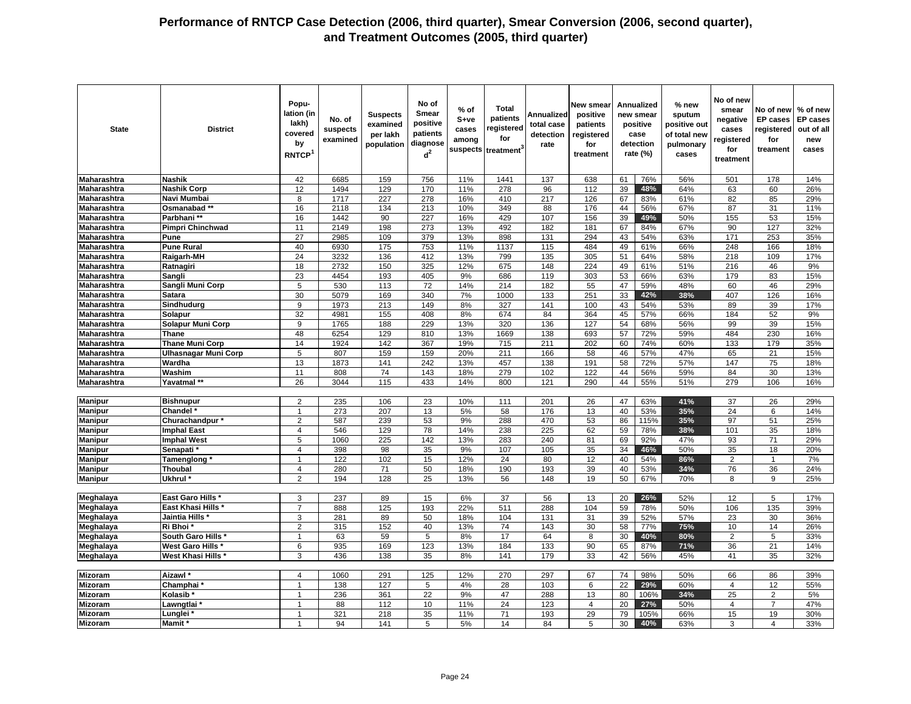# Performance of RNTCP Case Detection (2006, third quarter), Smear Conversion (2006, second quarter), and Treatment Outcomes (2005, third quarter)

| State | District | Population (in lakh) covered by RNTCP[1] | No. of suspects examined | Suspects examined per lakh population | No of Smear positive patients diagnosed[2] | % of S+ve cases among suspects | Total patients registered for treatment[3] | Annualized total case detection rate | New smear positive patients registered for treatment | Annualized new smear positive case detection rate (%) | | % new sputum positive out of total new pulmonary cases | No of new smear negative cases registered for treatment | No of new EP cases registered for treament | % of new EP cases out of all new cases |
|---|---|---|---|---|---|---|---|---|---|---|---|---|---|---|---|
| Maharashtra | Nashik | 42 | 6685 | 159 | 756 | 11% | 1441 | 137 | 638 | 61 | 76% | 56% | 501 | 178 | 14% |
| Maharashtra | Nashik Corp | 12 | 1494 | 129 | 170 | 11% | 278 | 96 | 112 | 39 | 48% | 64% | 63 | 60 | 26% |
| Maharashtra | Navi Mumbai | 8 | 1717 | 227 | 278 | 16% | 410 | 217 | 126 | 67 | 83% | 61% | 82 | 85 | 29% |
| Maharashtra | Osmanabad ** | 16 | 2118 | 134 | 213 | 10% | 349 | 88 | 176 | 44 | 56% | 67% | 87 | 31 | 11% |
| Maharashtra | Parbhani ** | 16 | 1442 | 90 | 227 | 16% | 429 | 107 | 156 | 39 | 49% | 50% | 155 | 53 | 15% |
| Maharashtra | Pimpri Chinchwad | 11 | 2149 | 198 | 273 | 13% | 492 | 182 | 181 | 67 | 84% | 67% | 90 | 127 | 32% |
| Maharashtra | Pune | 27 | 2985 | 109 | 379 | 13% | 898 | 131 | 294 | 43 | 54% | 63% | 171 | 253 | 35% |
| Maharashtra | Pune Rural | 40 | 6930 | 175 | 753 | 11% | 1137 | 115 | 484 | 49 | 61% | 66% | 248 | 166 | 18% |
| Maharashtra | Raigarh-MH | 24 | 3232 | 136 | 412 | 13% | 799 | 135 | 305 | 51 | 64% | 58% | 218 | 109 | 17% |
| Maharashtra | Ratnagiri | 18 | 2732 | 150 | 325 | 12% | 675 | 148 | 224 | 49 | 61% | 51% | 216 | 46 | 9% |
| Maharashtra | Sangli | 23 | 4454 | 193 | 405 | 9% | 686 | 119 | 303 | 53 | 66% | 63% | 179 | 83 | 15% |
| Maharashtra | Sangli Muni Corp | 5 | 530 | 113 | 72 | 14% | 214 | 182 | 55 | 47 | 59% | 48% | 60 | 46 | 29% |
| Maharashtra | Satara | 30 | 5079 | 169 | 340 | 7% | 1000 | 133 | 251 | 33 | 42% | 38% | 407 | 126 | 16% |
| Maharashtra | Sindhudurg | 9 | 1973 | 213 | 149 | 8% | 327 | 141 | 100 | 43 | 54% | 53% | 89 | 39 | 17% |
| Maharashtra | Solapur | 32 | 4981 | 155 | 408 | 8% | 674 | 84 | 364 | 45 | 57% | 66% | 184 | 52 | 9% |
| Maharashtra | Solapur Muni Corp | 9 | 1765 | 188 | 229 | 13% | 320 | 136 | 127 | 54 | 68% | 56% | 99 | 39 | 15% |
| Maharashtra | Thane | 48 | 6254 | 129 | 810 | 13% | 1669 | 138 | 693 | 57 | 72% | 59% | 484 | 230 | 16% |
| Maharashtra | Thane Muni Corp | 14 | 1924 | 142 | 367 | 19% | 715 | 211 | 202 | 60 | 74% | 60% | 133 | 179 | 35% |
| Maharashtra | Ulhasnagar Muni Corp | 5 | 807 | 159 | 159 | 20% | 211 | 166 | 58 | 46 | 57% | 47% | 65 | 21 | 15% |
| Maharashtra | Wardha | 13 | 1873 | 141 | 242 | 13% | 457 | 138 | 191 | 58 | 72% | 57% | 147 | 75 | 18% |
| Maharashtra | Washim | 11 | 808 | 74 | 143 | 18% | 279 | 102 | 122 | 44 | 56% | 59% | 84 | 30 | 13% |
| Maharashtra | Yavatmal ** | 26 | 3044 | 115 | 433 | 14% | 800 | 121 | 290 | 44 | 55% | 51% | 279 | 106 | 16% |
| Manipur | Bishnupur | 2 | 235 | 106 | 23 | 10% | 111 | 201 | 26 | 47 | 63% | 41% | 37 | 26 | 29% |
| Manipur | Chandel * | 1 | 273 | 207 | 13 | 5% | 58 | 176 | 13 | 40 | 53% | 35% | 24 | 6 | 14% |
| Manipur | Churachandpur * | 2 | 587 | 239 | 53 | 9% | 288 | 470 | 53 | 86 | 115% | 35% | 97 | 51 | 25% |
| Manipur | Imphal East | 4 | 546 | 129 | 78 | 14% | 238 | 225 | 62 | 59 | 78% | 38% | 101 | 35 | 18% |
| Manipur | Imphal West | 5 | 1060 | 225 | 142 | 13% | 283 | 240 | 81 | 69 | 92% | 47% | 93 | 71 | 29% |
| Manipur | Senapati * | 4 | 398 | 98 | 35 | 9% | 107 | 105 | 35 | 34 | 46% | 50% | 35 | 18 | 20% |
| Manipur | Tamenglong * | 1 | 122 | 102 | 15 | 12% | 24 | 80 | 12 | 40 | 54% | 86% | 2 | 1 | 7% |
| Manipur | Thoubal | 4 | 280 | 71 | 50 | 18% | 190 | 193 | 39 | 40 | 53% | 34% | 76 | 36 | 24% |
| Manipur | Ukhrul * | 2 | 194 | 128 | 25 | 13% | 56 | 148 | 19 | 50 | 67% | 70% | 8 | 9 | 25% |
| Meghalaya | East Garo Hills * | 3 | 237 | 89 | 15 | 6% | 37 | 56 | 13 | 20 | 26% | 52% | 12 | 5 | 17% |
| Meghalaya | East Khasi Hills * | 7 | 888 | 125 | 193 | 22% | 511 | 288 | 104 | 59 | 78% | 50% | 106 | 135 | 39% |
| Meghalaya | Jaintia Hills * | 3 | 281 | 89 | 50 | 18% | 104 | 131 | 31 | 39 | 52% | 57% | 23 | 30 | 36% |
| Meghalaya | Ri Bhoi * | 2 | 315 | 152 | 40 | 13% | 74 | 143 | 30 | 58 | 77% | 75% | 10 | 14 | 26% |
| Meghalaya | South Garo Hills * | 1 | 63 | 59 | 5 | 8% | 17 | 64 | 8 | 30 | 40% | 80% | 2 | 5 | 33% |
| Meghalaya | West Garo Hills * | 6 | 935 | 169 | 123 | 13% | 184 | 133 | 90 | 65 | 87% | 71% | 36 | 21 | 14% |
| Meghalaya | West Khasi Hills * | 3 | 436 | 138 | 35 | 8% | 141 | 179 | 33 | 42 | 56% | 45% | 41 | 35 | 32% |
| Mizoram | Aizawl * | 4 | 1060 | 291 | 125 | 12% | 270 | 297 | 67 | 74 | 98% | 50% | 66 | 86 | 39% |
| Mizoram | Champhai * | 1 | 138 | 127 | 5 | 4% | 28 | 103 | 6 | 22 | 29% | 60% | 4 | 12 | 55% |
| Mizoram | Kolasib * | 1 | 236 | 361 | 22 | 9% | 47 | 288 | 13 | 80 | 106% | 34% | 25 | 2 | 5% |
| Mizoram | Lawngtlai * | 1 | 88 | 112 | 10 | 11% | 24 | 123 | 4 | 20 | 27% | 50% | 4 | 7 | 47% |
| Mizoram | Lunglei * | 1 | 321 | 218 | 35 | 11% | 71 | 193 | 29 | 79 | 105% | 66% | 15 | 19 | 30% |
| Mizoram | Mamit * | 1 | 94 | 141 | 5 | 5% | 14 | 84 | 5 | 30 | 40% | 63% | 3 | 4 | 33% |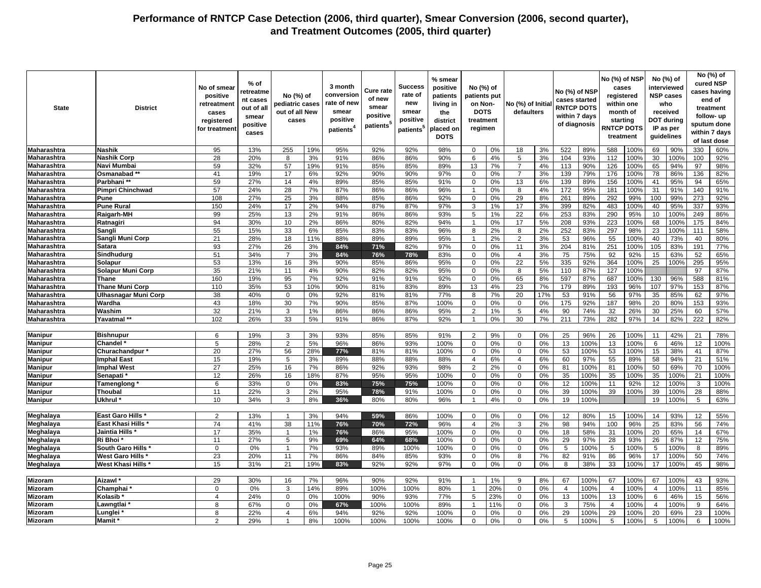# Performance of RNTCP Case Detection (2006, third quarter), Smear Conversion (2006, second quarter), and Treatment Outcomes (2005, third quarter)

| State | District | No of smear positive retreatment cases registered for treatment | % of retreatment cases out of all smear positive cases | No (%) of pediatric cases out of all New cases | | 3 month conversion rate of new smear positive patients[4] | Cure rate of new smear positive patients[5] | Success rate of new smear positive patients[5] | % smear positive patients living in the district placed on DOTS | No (%) of patients put on Non-DOTS treatment regimen | | No (%) of Initial defaulters | | No (%) of NSP cases started RNTCP DOTS within 7 days of diagnosis | | No (%) of NSP cases registered within one month of starting RNTCP DOTS treatment | | No (%) of interviewed NSP cases who received DOT during IP as per guidelines | | No (%) of cured NSP cases having end of treatment follow- up sputum done within 7 days of last dose | |
|---|---|---|---|---|---|---|---|---|---|---|---|---|---|---|---|---|---|---|---|---|---|
| Maharashtra | Nashik | 95 | 13% | 255 | 19% | 95% | 92% | 92% | 98% | 0 | 0% | 18 | 3% | 522 | 89% | 588 | 100% | 69 | 90% | 330 | 60% |
| Maharashtra | Nashik Corp | 28 | 20% | 8 | 3% | 91% | 86% | 86% | 90% | 6 | 4% | 5 | 3% | 104 | 93% | 112 | 100% | 30 | 100% | 100 | 92% |
| Maharashtra | Navi Mumbai | 59 | 32% | 57 | 19% | 91% | 85% | 85% | 89% | 13 | 7% | 7 | 4% | 113 | 90% | 126 | 100% | 65 | 94% | 97 | 98% |
| Maharashtra | Osmanabad ** | 41 | 19% | 17 | 6% | 92% | 90% | 90% | 97% | 0 | 0% | 7 | 3% | 139 | 79% | 176 | 100% | 78 | 86% | 136 | 82% |
| Maharashtra | Parbhani ** | 59 | 27% | 14 | 4% | 89% | 85% | 85% | 91% | 0 | 0% | 13 | 6% | 139 | 89% | 156 | 100% | 41 | 95% | 94 | 65% |
| Maharashtra | Pimpri Chinchwad | 57 | 24% | 28 | 7% | 87% | 86% | 86% | 96% | 1 | 0% | 8 | 4% | 172 | 95% | 181 | 100% | 31 | 91% | 140 | 91% |
| Maharashtra | Pune | 108 | 27% | 25 | 3% | 88% | 85% | 86% | 92% | 0 | 0% | 29 | 8% | 261 | 89% | 292 | 99% | 100 | 99% | 273 | 92% |
| Maharashtra | Pune Rural | 150 | 24% | 17 | 2% | 94% | 87% | 87% | 97% | 3 | 1% | 17 | 3% | 399 | 82% | 483 | 100% | 40 | 95% | 337 | 93% |
| Maharashtra | Raigarh-MH | 99 | 25% | 13 | 2% | 91% | 86% | 86% | 93% | 5 | 1% | 22 | 6% | 253 | 83% | 290 | 95% | 10 | 100% | 249 | 86% |
| Maharashtra | Ratnagiri | 94 | 30% | 10 | 2% | 86% | 80% | 82% | 94% | 1 | 0% | 17 | 5% | 208 | 93% | 223 | 100% | 68 | 100% | 175 | 84% |
| Maharashtra | Sangli | 55 | 15% | 33 | 6% | 85% | 83% | 83% | 96% | 8 | 2% | 8 | 2% | 252 | 83% | 297 | 98% | 23 | 100% | 111 | 58% |
| Maharashtra | Sangli Muni Corp | 21 | 28% | 18 | 11% | 88% | 89% | 89% | 95% | 1 | 2% | 2 | 3% | 53 | 96% | 55 | 100% | 40 | 73% | 40 | 80% |
| Maharashtra | Satara | 93 | 27% | 26 | 3% | 84% | 71% | 82% | 97% | 0 | 0% | 11 | 3% | 204 | 81% | 251 | 100% | 105 | 83% | 191 | 77% |
| Maharashtra | Sindhudurg | 51 | 34% | 7 | 3% | 84% | 76% | 78% | 83% | 0 | 0% | 4 | 3% | 75 | 75% | 92 | 92% | 15 | 63% | 52 | 65% |
| Maharashtra | Solapur | 53 | 13% | 16 | 3% | 90% | 85% | 86% | 95% | 0 | 0% | 22 | 5% | 335 | 92% | 364 | 100% | 25 | 100% | 295 | 95% |
| Maharashtra | Solapur Muni Corp | 35 | 21% | 11 | 4% | 90% | 82% | 82% | 95% | 0 | 0% | 8 | 5% | 110 | 87% | 127 | 100% | | | 97 | 87% |
| Maharashtra | Thane | 160 | 19% | 95 | 7% | 92% | 91% | 91% | 92% | 0 | 0% | 65 | 8% | 597 | 87% | 687 | 100% | 130 | 96% | 588 | 81% |
| Maharashtra | Thane Muni Corp | 110 | 35% | 53 | 10% | 90% | 81% | 83% | 89% | 13 | 4% | 23 | 7% | 179 | 89% | 193 | 96% | 107 | 97% | 153 | 87% |
| Maharashtra | Ulhasnagar Muni Corp | 38 | 40% | 0 | 0% | 92% | 81% | 81% | 77% | 8 | 7% | 20 | 17% | 53 | 91% | 56 | 97% | 35 | 85% | 62 | 97% |
| Maharashtra | Wardha | 43 | 18% | 30 | 7% | 90% | 85% | 87% | 100% | 0 | 0% | 0 | 0% | 175 | 92% | 187 | 98% | 20 | 80% | 153 | 93% |
| Maharashtra | Washim | 32 | 21% | 3 | 1% | 86% | 86% | 86% | 95% | 2 | 1% | 5 | 4% | 90 | 74% | 32 | 26% | 30 | 25% | 60 | 57% |
| Maharashtra | Yavatmal ** | 102 | 26% | 33 | 5% | 91% | 86% | 87% | 92% | 1 | 0% | 30 | 7% | 211 | 73% | 282 | 97% | 14 | 82% | 222 | 82% |
| Manipur | Bishnupur | 6 | 19% | 3 | 3% | 93% | 85% | 85% | 91% | 2 | 9% | 0 | 0% | 25 | 96% | 26 | 100% | 11 | 42% | 21 | 78% |
| Manipur | Chandel * | 5 | 28% | 2 | 5% | 96% | 86% | 93% | 100% | 0 | 0% | 0 | 0% | 13 | 100% | 13 | 100% | 6 | 46% | 12 | 100% |
| Manipur | Churachandpur * | 20 | 27% | 56 | 28% | 77% | 81% | 81% | 100% | 0 | 0% | 0 | 0% | 53 | 100% | 53 | 100% | 15 | 38% | 41 | 87% |
| Manipur | Imphal East | 15 | 19% | 5 | 3% | 89% | 88% | 88% | 88% | 4 | 6% | 4 | 6% | 60 | 97% | 55 | 89% | 58 | 94% | 21 | 51% |
| Manipur | Imphal West | 27 | 25% | 16 | 7% | 86% | 92% | 93% | 98% | 2 | 2% | 0 | 0% | 81 | 100% | 81 | 100% | 50 | 69% | 70 | 100% |
| Manipur | Senapati * | 12 | 26% | 16 | 18% | 87% | 95% | 95% | 100% | 0 | 0% | 0 | 0% | 35 | 100% | 35 | 100% | 35 | 100% | 21 | 100% |
| Manipur | Tamenglong * | 6 | 33% | 0 | 0% | 83% | 75% | 75% | 100% | 0 | 0% | 0 | 0% | 12 | 100% | 11 | 92% | 12 | 100% | 3 | 100% |
| Manipur | Thoubal | 11 | 22% | 3 | 2% | 95% | 78% | 91% | 100% | 0 | 0% | 0 | 0% | 39 | 100% | 39 | 100% | 39 | 100% | 28 | 88% |
| Manipur | Ukhrul * | 10 | 34% | 3 | 8% | 36% | 80% | 80% | 96% | 1 | 4% | 0 | 0% | 19 | 100% | | | 19 | 100% | 5 | 63% |
| Meghalaya | East Garo Hills * | 2 | 13% | 1 | 3% | 94% | 59% | 86% | 100% | 0 | 0% | 0 | 0% | 12 | 80% | 15 | 100% | 14 | 93% | 12 | 55% |
| Meghalaya | East Khasi Hills * | 74 | 41% | 38 | 11% | 76% | 70% | 72% | 96% | 4 | 2% | 3 | 2% | 98 | 94% | 100 | 96% | 25 | 83% | 56 | 74% |
| Meghalaya | Jaintia Hills * | 17 | 35% | 1 | 1% | 76% | 86% | 95% | 100% | 0 | 0% | 0 | 0% | 18 | 58% | 31 | 100% | 20 | 65% | 14 | 67% |
| Meghalaya | Ri Bhoi * | 11 | 27% | 5 | 9% | 69% | 64% | 68% | 100% | 0 | 0% | 0 | 0% | 29 | 97% | 28 | 93% | 26 | 87% | 12 | 75% |
| Meghalaya | South Garo Hills * | 0 | 0% | 1 | 7% | 93% | 89% | 100% | 100% | 0 | 0% | 0 | 0% | 5 | 100% | 5 | 100% | 5 | 100% | 8 | 89% |
| Meghalaya | West Garo Hills * | 23 | 20% | 11 | 7% | 86% | 84% | 85% | 93% | 0 | 0% | 8 | 7% | 82 | 91% | 86 | 96% | 17 | 100% | 50 | 74% |
| Meghalaya | West Khasi Hills * | 15 | 31% | 21 | 19% | 83% | 92% | 92% | 97% | 0 | 0% | 0 | 0% | 8 | 38% | 33 | 100% | 17 | 100% | 45 | 98% |
| Mizoram | Aizawl * | 29 | 30% | 16 | 7% | 96% | 90% | 92% | 91% | 1 | 1% | 9 | 8% | 67 | 100% | 67 | 100% | 67 | 100% | 43 | 93% |
| Mizoram | Champhai * | 0 | 0% | 3 | 14% | 89% | 100% | 100% | 80% | 1 | 20% | 0 | 0% | 4 | 100% | 4 | 100% | 4 | 100% | 11 | 85% |
| Mizoram | Kolasib * | 4 | 24% | 0 | 0% | 100% | 90% | 93% | 77% | 5 | 23% | 0 | 0% | 13 | 100% | 13 | 100% | 6 | 46% | 15 | 56% |
| Mizoram | Lawngtlai * | 8 | 67% | 0 | 0% | 67% | 100% | 100% | 89% | 1 | 11% | 0 | 0% | 3 | 75% | 4 | 100% | 4 | 100% | 9 | 64% |
| Mizoram | Lunglei * | 8 | 22% | 4 | 6% | 94% | 92% | 92% | 100% | 0 | 0% | 0 | 0% | 29 | 100% | 29 | 100% | 20 | 69% | 23 | 100% |
| Mizoram | Mamit * | 2 | 29% | 1 | 8% | 100% | 100% | 100% | 100% | 0 | 0% | 0 | 0% | 5 | 100% | 5 | 100% | 5 | 100% | 6 | 100% |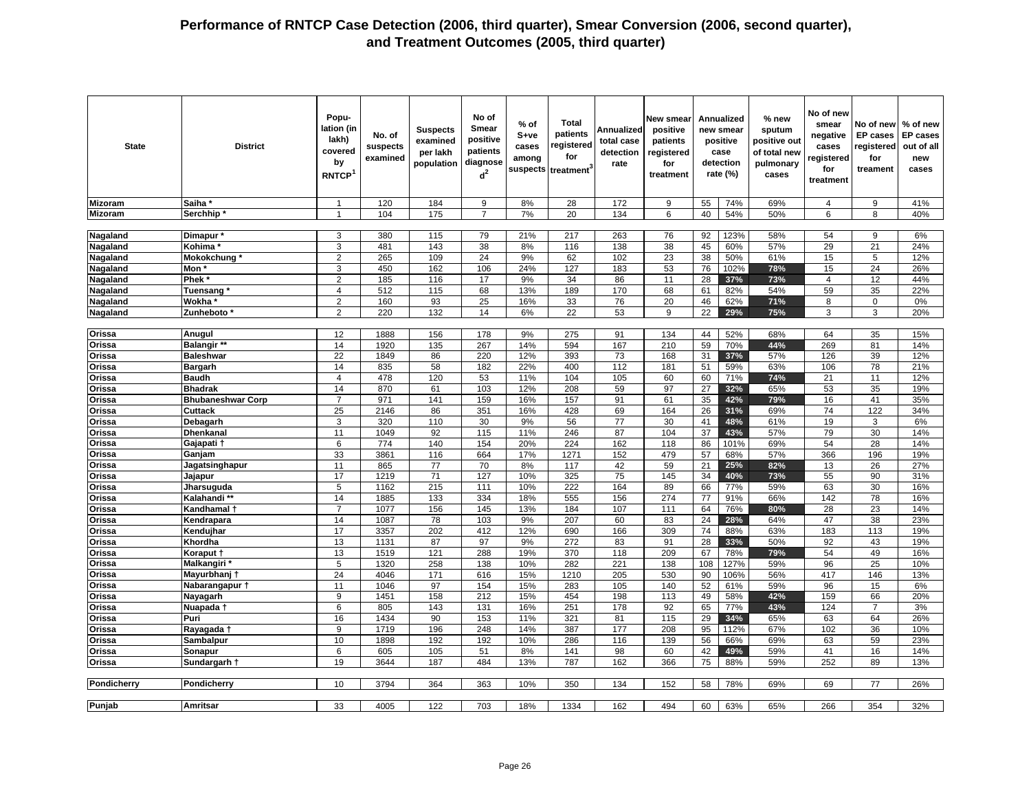## Performance of RNTCP Case Detection (2006, third quarter), Smear Conversion (2006, second quarter), and Treatment Outcomes (2005, third quarter)

| State | District | Population (in lakh) covered by RNTCP[1] | No. of suspects examined | Suspects examined per lakh population | No of Smear positive patients diagnosed[2] | % of S+ve cases among suspects | Total patients registered for treatment[3] | Annualized total case detection rate | New smear positive patients registered for treatment | Annualized new smear positive case detection rate (%) | | % new sputum positive out of total new pulmonary cases | No of new smear negative cases registered for treatment | No of new EP cases registered for treament | % of new EP cases out of all new cases |
|---|---|---|---|---|---|---|---|---|---|---|---|---|---|---|---|
| Mizoram | Saiha * | 1 | 120 | 184 | 9 | 8% | 28 | 172 | 9 | 55 | 74% | 69% | 4 | 9 | 41% |
| Mizoram | Serchhip * | 1 | 104 | 175 | 7 | 7% | 20 | 134 | 6 | 40 | 54% | 50% | 6 | 8 | 40% |
| Nagaland | Dimapur * | 3 | 380 | 115 | 79 | 21% | 217 | 263 | 76 | 92 | 123% | 58% | 54 | 9 | 6% |
| Nagaland | Kohima * | 3 | 481 | 143 | 38 | 8% | 116 | 138 | 38 | 45 | 60% | 57% | 29 | 21 | 24% |
| Nagaland | Mokokchung * | 2 | 265 | 109 | 24 | 9% | 62 | 102 | 23 | 38 | 50% | 61% | 15 | 5 | 12% |
| Nagaland | Mon * | 3 | 450 | 162 | 106 | 24% | 127 | 183 | 53 | 76 | 102% | 78% | 15 | 24 | 26% |
| Nagaland | Phek * | 2 | 185 | 116 | 17 | 9% | 34 | 86 | 11 | 28 | 37% | 73% | 4 | 12 | 44% |
| Nagaland | Tuensang * | 4 | 512 | 115 | 68 | 13% | 189 | 170 | 68 | 61 | 82% | 54% | 59 | 35 | 22% |
| Nagaland | Wokha * | 2 | 160 | 93 | 25 | 16% | 33 | 76 | 20 | 46 | 62% | 71% | 8 | 0 | 0% |
| Nagaland | Zunheboto * | 2 | 220 | 132 | 14 | 6% | 22 | 53 | 9 | 22 | 29% | 75% | 3 | 3 | 20% |
| Orissa | Anugul | 12 | 1888 | 156 | 178 | 9% | 275 | 91 | 134 | 44 | 52% | 68% | 64 | 35 | 15% |
| Orissa | Balangir ** | 14 | 1920 | 135 | 267 | 14% | 594 | 167 | 210 | 59 | 70% | 44% | 269 | 81 | 14% |
| Orissa | Baleshwar | 22 | 1849 | 86 | 220 | 12% | 393 | 73 | 168 | 31 | 37% | 57% | 126 | 39 | 12% |
| Orissa | Bargarh | 14 | 835 | 58 | 182 | 22% | 400 | 112 | 181 | 51 | 59% | 63% | 106 | 78 | 21% |
| Orissa | Baudh | 4 | 478 | 120 | 53 | 11% | 104 | 105 | 60 | 60 | 71% | 74% | 21 | 11 | 12% |
| Orissa | Bhadrak | 14 | 870 | 61 | 103 | 12% | 208 | 59 | 97 | 27 | 32% | 65% | 53 | 35 | 19% |
| Orissa | Bhubaneshwar Corp | 7 | 971 | 141 | 159 | 16% | 157 | 91 | 61 | 35 | 42% | 79% | 16 | 41 | 35% |
| Orissa | Cuttack | 25 | 2146 | 86 | 351 | 16% | 428 | 69 | 164 | 26 | 31% | 69% | 74 | 122 | 34% |
| Orissa | Debagarh | 3 | 320 | 110 | 30 | 9% | 56 | 77 | 30 | 41 | 48% | 61% | 19 | 3 | 6% |
| Orissa | Dhenkanal | 11 | 1049 | 92 | 115 | 11% | 246 | 87 | 104 | 37 | 43% | 57% | 79 | 30 | 14% |
| Orissa | Gajapati † | 6 | 774 | 140 | 154 | 20% | 224 | 162 | 118 | 86 | 101% | 69% | 54 | 28 | 14% |
| Orissa | Ganjam | 33 | 3861 | 116 | 664 | 17% | 1271 | 152 | 479 | 57 | 68% | 57% | 366 | 196 | 19% |
| Orissa | Jagatsinghapur | 11 | 865 | 77 | 70 | 8% | 117 | 42 | 59 | 21 | 25% | 82% | 13 | 26 | 27% |
| Orissa | Jajapur | 17 | 1219 | 71 | 127 | 10% | 325 | 75 | 145 | 34 | 40% | 73% | 55 | 90 | 31% |
| Orissa | Jharsuguda | 5 | 1162 | 215 | 111 | 10% | 222 | 164 | 89 | 66 | 77% | 59% | 63 | 30 | 16% |
| Orissa | Kalahandi ** | 14 | 1885 | 133 | 334 | 18% | 555 | 156 | 274 | 77 | 91% | 66% | 142 | 78 | 16% |
| Orissa | Kandhamal † | 7 | 1077 | 156 | 145 | 13% | 184 | 107 | 111 | 64 | 76% | 80% | 28 | 23 | 14% |
| Orissa | Kendrapara | 14 | 1087 | 78 | 103 | 9% | 207 | 60 | 83 | 24 | 28% | 64% | 47 | 38 | 23% |
| Orissa | Kendujhar | 17 | 3357 | 202 | 412 | 12% | 690 | 166 | 309 | 74 | 88% | 63% | 183 | 113 | 19% |
| Orissa | Khordha | 13 | 1131 | 87 | 97 | 9% | 272 | 83 | 91 | 28 | 33% | 50% | 92 | 43 | 19% |
| Orissa | Koraput † | 13 | 1519 | 121 | 288 | 19% | 370 | 118 | 209 | 67 | 78% | 79% | 54 | 49 | 16% |
| Orissa | Malkangiri * | 5 | 1320 | 258 | 138 | 10% | 282 | 221 | 138 | 108 | 127% | 59% | 96 | 25 | 10% |
| Orissa | Mayurbhanj † | 24 | 4046 | 171 | 616 | 15% | 1210 | 205 | 530 | 90 | 106% | 56% | 417 | 146 | 13% |
| Orissa | Nabarangapur † | 11 | 1046 | 97 | 154 | 15% | 283 | 105 | 140 | 52 | 61% | 59% | 96 | 15 | 6% |
| Orissa | Nayagarh | 9 | 1451 | 158 | 212 | 15% | 454 | 198 | 113 | 49 | 58% | 42% | 159 | 66 | 20% |
| Orissa | Nuapada † | 6 | 805 | 143 | 131 | 16% | 251 | 178 | 92 | 65 | 77% | 43% | 124 | 7 | 3% |
| Orissa | Puri | 16 | 1434 | 90 | 153 | 11% | 321 | 81 | 115 | 29 | 34% | 65% | 63 | 64 | 26% |
| Orissa | Rayagada † | 9 | 1719 | 196 | 248 | 14% | 387 | 177 | 208 | 95 | 112% | 67% | 102 | 36 | 10% |
| Orissa | Sambalpur | 10 | 1898 | 192 | 192 | 10% | 286 | 116 | 139 | 56 | 66% | 69% | 63 | 59 | 23% |
| Orissa | Sonapur | 6 | 605 | 105 | 51 | 8% | 141 | 98 | 60 | 42 | 49% | 59% | 41 | 16 | 14% |
| Orissa | Sundargarh † | 19 | 3644 | 187 | 484 | 13% | 787 | 162 | 366 | 75 | 88% | 59% | 252 | 89 | 13% |
| Pondicherry | Pondicherry | 10 | 3794 | 364 | 363 | 10% | 350 | 134 | 152 | 58 | 78% | 69% | 69 | 77 | 26% |
| Punjab | Amritsar | 33 | 4005 | 122 | 703 | 18% | 1334 | 162 | 494 | 60 | 63% | 65% | 266 | 354 | 32% |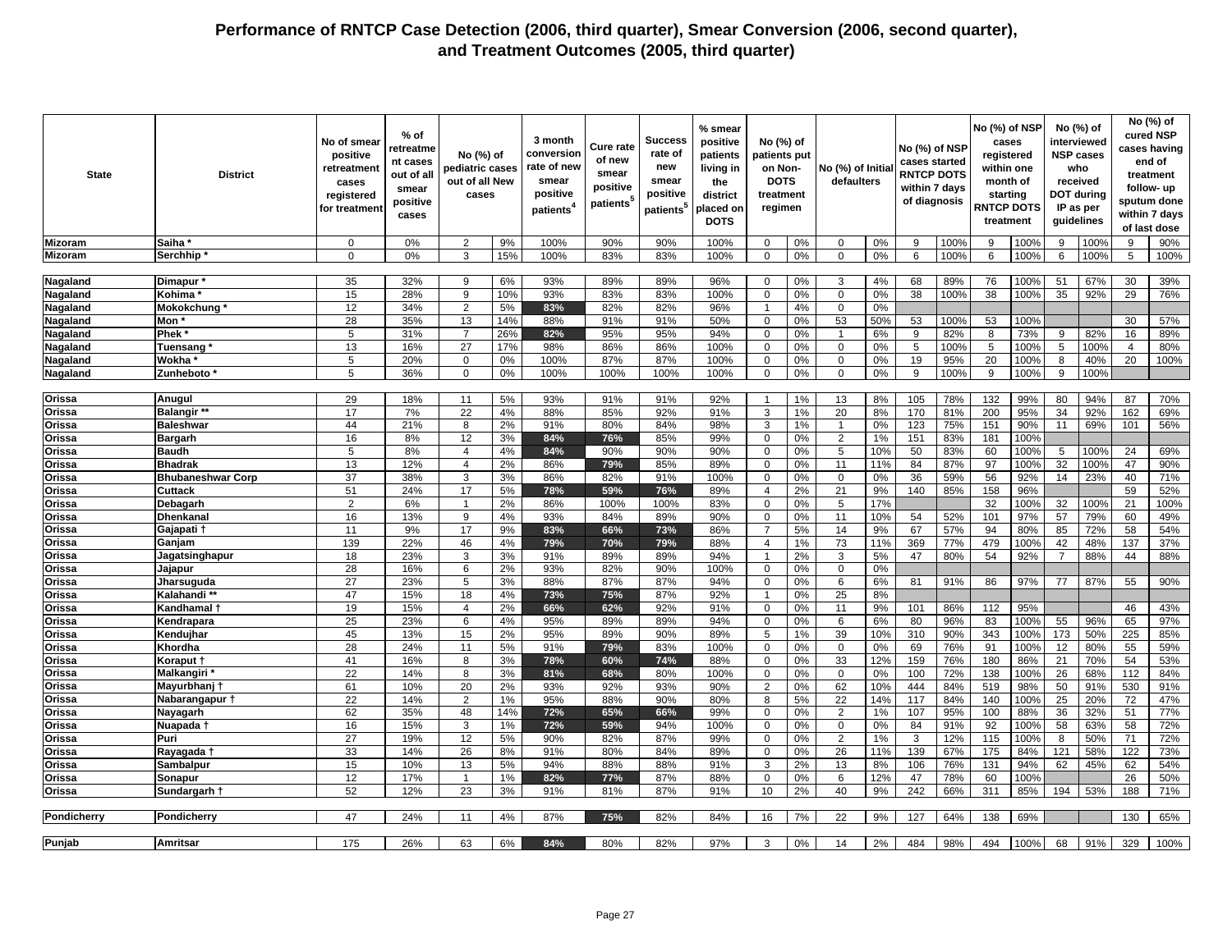# Performance of RNTCP Case Detection (2006, third quarter), Smear Conversion (2006, second quarter), and Treatment Outcomes (2005, third quarter)

| State | District | No of smear positive retreatment cases registered for treatment | % of retreatment cases out of all smear positive cases | No (%) of pediatric cases out of all New cases | | 3 month conversion rate of new smear positive patients[4] | Cure rate of new smear positive patients[5] | Success rate of new smear positive patients[5] | % smear positive patients living in the district placed on DOTS | No (%) of patients put on Non-DOTS treatment regimen | | No (%) of Initial defaulters | | No (%) of NSP cases started RNTCP DOTS within 7 days of diagnosis | | No (%) of NSP cases registered within one month of starting RNTCP DOTS treatment | | No (%) of interviewed NSP cases who received DOT during IP as per guidelines | | No (%) of cured NSP cases having end of treatment follow- up sputum done within 7 days of last dose | |
|---|---|---|---|---|---|---|---|---|---|---|---|---|---|---|---|---|---|---|---|---|---|
| Mizoram | Saiha * | 0 | 0% | 2 | 9% | 100% | 90% | 90% | 100% | 0 | 0% | 0 | 0% | 9 | 100% | 9 | 100% | 9 | 100% | 9 | 90% |
| Mizoram | Serchhip * | 0 | 0% | 3 | 15% | 100% | 83% | 83% | 100% | 0 | 0% | 0 | 0% | 6 | 100% | 6 | 100% | 6 | 100% | 5 | 100% |
| Nagaland | Dimapur * | 35 | 32% | 9 | 6% | 93% | 89% | 89% | 96% | 0 | 0% | 3 | 4% | 68 | 89% | 76 | 100% | 51 | 67% | 30 | 39% |
| Nagaland | Kohima * | 15 | 28% | 9 | 10% | 93% | 83% | 83% | 100% | 0 | 0% | 0 | 0% | 38 | 100% | 38 | 100% | 35 | 92% | 29 | 76% |
| Nagaland | Mokokchung * | 12 | 34% | 2 | 5% | 83% | 82% | 82% | 96% | 1 | 4% | 0 | 0% | | | | | | | | |
| Nagaland | Mon * | 28 | 35% | 13 | 14% | 88% | 91% | 91% | 50% | 0 | 0% | 53 | 50% | 53 | 100% | 53 | 100% | | | 30 | 57% |
| Nagaland | Phek * | 5 | 31% | 7 | 26% | 82% | 95% | 95% | 94% | 0 | 0% | 1 | 6% | 9 | 82% | 8 | 73% | 9 | 82% | 16 | 89% |
| Nagaland | Tuensang * | 13 | 16% | 27 | 17% | 98% | 86% | 86% | 100% | 0 | 0% | 0 | 0% | 5 | 100% | 5 | 100% | 5 | 100% | 4 | 80% |
| Nagaland | Wokha * | 5 | 20% | 0 | 0% | 100% | 87% | 87% | 100% | 0 | 0% | 0 | 0% | 19 | 95% | 20 | 100% | 8 | 40% | 20 | 100% |
| Nagaland | Zunheboto * | 5 | 36% | 0 | 0% | 100% | 100% | 100% | 100% | 0 | 0% | 0 | 0% | 9 | 100% | 9 | 100% | 9 | 100% | | |
| Orissa | Anugul | 29 | 18% | 11 | 5% | 93% | 91% | 91% | 92% | 1 | 1% | 13 | 8% | 105 | 78% | 132 | 99% | 80 | 94% | 87 | 70% |
| Orissa | Balangir ** | 17 | 7% | 22 | 4% | 88% | 85% | 92% | 91% | 3 | 1% | 20 | 8% | 170 | 81% | 200 | 95% | 34 | 92% | 162 | 69% |
| Orissa | Baleshwar | 44 | 21% | 8 | 2% | 91% | 80% | 84% | 98% | 3 | 1% | 1 | 0% | 123 | 75% | 151 | 90% | 11 | 69% | 101 | 56% |
| Orissa | Bargarh | 16 | 8% | 12 | 3% | 84% | 76% | 85% | 99% | 0 | 0% | 2 | 1% | 151 | 83% | 181 | 100% | | | | |
| Orissa | Baudh | 5 | 8% | 4 | 4% | 84% | 90% | 90% | 90% | 0 | 0% | 5 | 10% | 50 | 83% | 60 | 100% | 5 | 100% | 24 | 69% |
| Orissa | Bhadrak | 13 | 12% | 4 | 2% | 86% | 79% | 85% | 89% | 0 | 0% | 11 | 11% | 84 | 87% | 97 | 100% | 32 | 100% | 47 | 90% |
| Orissa | Bhubaneshwar Corp | 37 | 38% | 3 | 3% | 86% | 82% | 91% | 100% | 0 | 0% | 0 | 0% | 36 | 59% | 56 | 92% | 14 | 23% | 40 | 71% |
| Orissa | Cuttack | 51 | 24% | 17 | 5% | 78% | 59% | 76% | 89% | 4 | 2% | 21 | 9% | 140 | 85% | 158 | 96% | | | 59 | 52% |
| Orissa | Debagarh | 2 | 6% | 1 | 2% | 86% | 100% | 100% | 83% | 0 | 0% | 5 | 17% | | | 32 | 100% | 32 | 100% | 21 | 100% |
| Orissa | Dhenkanal | 16 | 13% | 9 | 4% | 93% | 84% | 89% | 90% | 0 | 0% | 11 | 10% | 54 | 52% | 101 | 97% | 57 | 79% | 60 | 49% |
| Orissa | Gajapati † | 11 | 9% | 17 | 9% | 83% | 66% | 73% | 86% | 7 | 5% | 14 | 9% | 67 | 57% | 94 | 80% | 85 | 72% | 58 | 54% |
| Orissa | Ganjam | 139 | 22% | 46 | 4% | 79% | 70% | 79% | 88% | 4 | 1% | 73 | 11% | 369 | 77% | 479 | 100% | 42 | 48% | 137 | 37% |
| Orissa | Jagatsinghapur | 18 | 23% | 3 | 3% | 91% | 89% | 89% | 94% | 1 | 2% | 3 | 5% | 47 | 80% | 54 | 92% | 7 | 88% | 44 | 88% |
| Orissa | Jajapur | 28 | 16% | 6 | 2% | 93% | 82% | 90% | 100% | 0 | 0% | 0 | 0% | | | | | | | | |
| Orissa | Jharsuguda | 27 | 23% | 5 | 3% | 88% | 87% | 87% | 94% | 0 | 0% | 6 | 6% | 81 | 91% | 86 | 97% | 77 | 87% | 55 | 90% |
| Orissa | Kalahandi ** | 47 | 15% | 18 | 4% | 73% | 75% | 87% | 92% | 1 | 0% | 25 | 8% | | | | | | | | |
| Orissa | Kandhamal † | 19 | 15% | 4 | 2% | 66% | 62% | 92% | 91% | 0 | 0% | 11 | 9% | 101 | 86% | 112 | 95% | | | 46 | 43% |
| Orissa | Kendrapara | 25 | 23% | 6 | 4% | 95% | 89% | 89% | 94% | 0 | 0% | 6 | 6% | 80 | 96% | 83 | 100% | 55 | 96% | 65 | 97% |
| Orissa | Kendujhar | 45 | 13% | 15 | 2% | 95% | 89% | 90% | 89% | 5 | 1% | 39 | 10% | 310 | 90% | 343 | 100% | 173 | 50% | 225 | 85% |
| Orissa | Khordha | 28 | 24% | 11 | 5% | 91% | 79% | 83% | 100% | 0 | 0% | 0 | 0% | 69 | 76% | 91 | 100% | 12 | 80% | 55 | 59% |
| Orissa | Koraput † | 41 | 16% | 8 | 3% | 78% | 60% | 74% | 88% | 0 | 0% | 33 | 12% | 159 | 76% | 180 | 86% | 21 | 70% | 54 | 53% |
| Orissa | Malkangiri * | 22 | 14% | 8 | 3% | 81% | 68% | 80% | 100% | 0 | 0% | 0 | 0% | 100 | 72% | 138 | 100% | 26 | 68% | 112 | 84% |
| Orissa | Mayurbhanj † | 61 | 10% | 20 | 2% | 93% | 92% | 93% | 90% | 2 | 0% | 62 | 10% | 444 | 84% | 519 | 98% | 50 | 91% | 530 | 91% |
| Orissa | Nabarangapur † | 22 | 14% | 2 | 1% | 95% | 88% | 90% | 80% | 8 | 5% | 22 | 14% | 117 | 84% | 140 | 100% | 25 | 20% | 72 | 47% |
| Orissa | Nayagarh | 62 | 35% | 48 | 14% | 72% | 65% | 66% | 99% | 0 | 0% | 2 | 1% | 107 | 95% | 100 | 88% | 36 | 32% | 51 | 77% |
| Orissa | Nuapada † | 16 | 15% | 3 | 1% | 72% | 59% | 94% | 100% | 0 | 0% | 0 | 0% | 84 | 91% | 92 | 100% | 58 | 63% | 58 | 72% |
| Orissa | Puri | 27 | 19% | 12 | 5% | 90% | 82% | 87% | 99% | 0 | 0% | 2 | 1% | 3 | 12% | 115 | 100% | 8 | 50% | 71 | 72% |
| Orissa | Rayagada † | 33 | 14% | 26 | 8% | 91% | 80% | 84% | 89% | 0 | 0% | 26 | 11% | 139 | 67% | 175 | 84% | 121 | 58% | 122 | 73% |
| Orissa | Sambalpur | 15 | 10% | 13 | 5% | 94% | 88% | 88% | 91% | 3 | 2% | 13 | 8% | 106 | 76% | 131 | 94% | 62 | 45% | 62 | 54% |
| Orissa | Sonapur | 12 | 17% | 1 | 1% | 82% | 77% | 87% | 88% | 0 | 0% | 6 | 12% | 47 | 78% | 60 | 100% | | | 26 | 50% |
| Orissa | Sundargarh † | 52 | 12% | 23 | 3% | 91% | 81% | 87% | 91% | 10 | 2% | 40 | 9% | 242 | 66% | 311 | 85% | 194 | 53% | 188 | 71% |
| Pondicherry | Pondicherry | 47 | 24% | 11 | 4% | 87% | 75% | 82% | 84% | 16 | 7% | 22 | 9% | 127 | 64% | 138 | 69% | | | 130 | 65% |
| Punjab | Amritsar | 175 | 26% | 63 | 6% | 84% | 80% | 82% | 97% | 3 | 0% | 14 | 2% | 484 | 98% | 494 | 100% | 68 | 91% | 329 | 100% |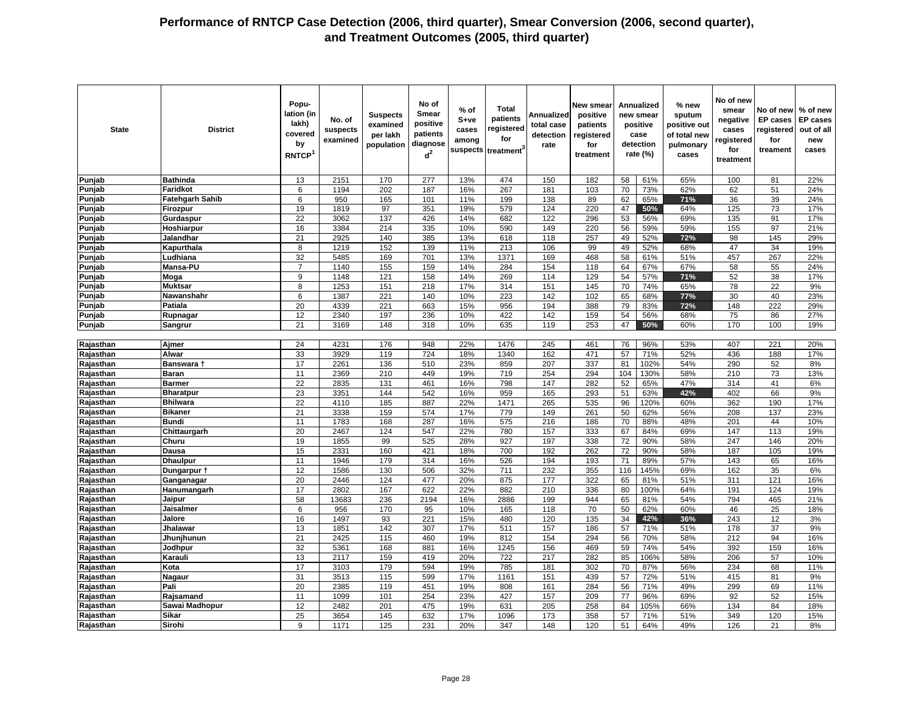# Performance of RNTCP Case Detection (2006, third quarter), Smear Conversion (2006, second quarter), and Treatment Outcomes (2005, third quarter)

| State | District | Population (in lakh) covered by RNTCP[1] | No. of suspects examined | Suspects examined per lakh population | No of Smear positive patients diagnosed[2] | % of S+ve cases among suspects | Total patients registered for treatment[3] | Annualized total case detection rate | New smear positive patients registered for treatment | Annualized new smear positive case detection rate (%) | | % new sputum positive out of total new pulmonary cases | No of new smear negative cases registered for treatment | No of new EP cases registered for treament | % of new EP cases out of all new cases |
|---|---|---|---|---|---|---|---|---|---|---|---|---|---|---|---|
| Punjab | Bathinda | 13 | 2151 | 170 | 277 | 13% | 474 | 150 | 182 | 58 | 61% | 65% | 100 | 81 | 22% |
| Punjab | Faridkot | 6 | 1194 | 202 | 187 | 16% | 267 | 181 | 103 | 70 | 73% | 62% | 62 | 51 | 24% |
| Punjab | Fatehgarh Sahib | 6 | 950 | 165 | 101 | 11% | 199 | 138 | 89 | 62 | 65% | 71% | 36 | 39 | 24% |
| Punjab | Firozpur | 19 | 1819 | 97 | 351 | 19% | 579 | 124 | 220 | 47 | 50% | 64% | 125 | 73 | 17% |
| Punjab | Gurdaspur | 22 | 3062 | 137 | 426 | 14% | 682 | 122 | 296 | 53 | 56% | 69% | 135 | 91 | 17% |
| Punjab | Hoshiarpur | 16 | 3384 | 214 | 335 | 10% | 590 | 149 | 220 | 56 | 59% | 59% | 155 | 97 | 21% |
| Punjab | Jalandhar | 21 | 2925 | 140 | 385 | 13% | 618 | 118 | 257 | 49 | 52% | 72% | 98 | 145 | 29% |
| Punjab | Kapurthala | 8 | 1219 | 152 | 139 | 11% | 213 | 106 | 99 | 49 | 52% | 68% | 47 | 34 | 19% |
| Punjab | Ludhiana | 32 | 5485 | 169 | 701 | 13% | 1371 | 169 | 468 | 58 | 61% | 51% | 457 | 267 | 22% |
| Punjab | Mansa-PU | 7 | 1140 | 155 | 159 | 14% | 284 | 154 | 118 | 64 | 67% | 67% | 58 | 55 | 24% |
| Punjab | Moga | 9 | 1148 | 121 | 158 | 14% | 269 | 114 | 129 | 54 | 57% | 71% | 52 | 38 | 17% |
| Punjab | Muktsar | 8 | 1253 | 151 | 218 | 17% | 314 | 151 | 145 | 70 | 74% | 65% | 78 | 22 | 9% |
| Punjab | Nawanshahr | 6 | 1387 | 221 | 140 | 10% | 223 | 142 | 102 | 65 | 68% | 77% | 30 | 40 | 23% |
| Punjab | Patiala | 20 | 4339 | 221 | 663 | 15% | 956 | 194 | 388 | 79 | 83% | 72% | 148 | 222 | 29% |
| Punjab | Rupnagar | 12 | 2340 | 197 | 236 | 10% | 422 | 142 | 159 | 54 | 56% | 68% | 75 | 86 | 27% |
| Punjab | Sangrur | 21 | 3169 | 148 | 318 | 10% | 635 | 119 | 253 | 47 | 50% | 60% | 170 | 100 | 19% |
| Rajasthan | Ajmer | 24 | 4231 | 176 | 948 | 22% | 1476 | 245 | 461 | 76 | 96% | 53% | 407 | 221 | 20% |
| Rajasthan | Alwar | 33 | 3929 | 119 | 724 | 18% | 1340 | 162 | 471 | 57 | 71% | 52% | 436 | 188 | 17% |
| Rajasthan | Banswara † | 17 | 2261 | 136 | 510 | 23% | 859 | 207 | 337 | 81 | 102% | 54% | 290 | 52 | 8% |
| Rajasthan | Baran | 11 | 2369 | 210 | 449 | 19% | 719 | 254 | 294 | 104 | 130% | 58% | 210 | 73 | 13% |
| Rajasthan | Barmer | 22 | 2835 | 131 | 461 | 16% | 798 | 147 | 282 | 52 | 65% | 47% | 314 | 41 | 6% |
| Rajasthan | Bharatpur | 23 | 3351 | 144 | 542 | 16% | 959 | 165 | 293 | 51 | 63% | 42% | 402 | 66 | 9% |
| Rajasthan | Bhilwara | 22 | 4110 | 185 | 887 | 22% | 1471 | 265 | 535 | 96 | 120% | 60% | 362 | 190 | 17% |
| Rajasthan | Bikaner | 21 | 3338 | 159 | 574 | 17% | 779 | 149 | 261 | 50 | 62% | 56% | 208 | 137 | 23% |
| Rajasthan | Bundi | 11 | 1783 | 168 | 287 | 16% | 575 | 216 | 186 | 70 | 88% | 48% | 201 | 44 | 10% |
| Rajasthan | Chittaurgarh | 20 | 2467 | 124 | 547 | 22% | 780 | 157 | 333 | 67 | 84% | 69% | 147 | 113 | 19% |
| Rajasthan | Churu | 19 | 1855 | 99 | 525 | 28% | 927 | 197 | 338 | 72 | 90% | 58% | 247 | 146 | 20% |
| Rajasthan | Dausa | 15 | 2331 | 160 | 421 | 18% | 700 | 192 | 262 | 72 | 90% | 58% | 187 | 105 | 19% |
| Rajasthan | Dhaulpur | 11 | 1946 | 179 | 314 | 16% | 526 | 194 | 193 | 71 | 89% | 57% | 143 | 65 | 16% |
| Rajasthan | Dungarpur † | 12 | 1586 | 130 | 506 | 32% | 711 | 232 | 355 | 116 | 145% | 69% | 162 | 35 | 6% |
| Rajasthan | Ganganagar | 20 | 2446 | 124 | 477 | 20% | 875 | 177 | 322 | 65 | 81% | 51% | 311 | 121 | 16% |
| Rajasthan | Hanumangarh | 17 | 2802 | 167 | 622 | 22% | 882 | 210 | 336 | 80 | 100% | 64% | 191 | 124 | 19% |
| Rajasthan | Jaipur | 58 | 13683 | 236 | 2194 | 16% | 2886 | 199 | 944 | 65 | 81% | 54% | 794 | 465 | 21% |
| Rajasthan | Jaisalmer | 6 | 956 | 170 | 95 | 10% | 165 | 118 | 70 | 50 | 62% | 60% | 46 | 25 | 18% |
| Rajasthan | Jalore | 16 | 1497 | 93 | 221 | 15% | 480 | 120 | 135 | 34 | 42% | 36% | 243 | 12 | 3% |
| Rajasthan | Jhalawar | 13 | 1851 | 142 | 307 | 17% | 511 | 157 | 186 | 57 | 71% | 51% | 178 | 37 | 9% |
| Rajasthan | Jhunjhunun | 21 | 2425 | 115 | 460 | 19% | 812 | 154 | 294 | 56 | 70% | 58% | 212 | 94 | 16% |
| Rajasthan | Jodhpur | 32 | 5361 | 168 | 881 | 16% | 1245 | 156 | 469 | 59 | 74% | 54% | 392 | 159 | 16% |
| Rajasthan | Karauli | 13 | 2117 | 159 | 419 | 20% | 722 | 217 | 282 | 85 | 106% | 58% | 206 | 57 | 10% |
| Rajasthan | Kota | 17 | 3103 | 179 | 594 | 19% | 785 | 181 | 302 | 70 | 87% | 56% | 234 | 68 | 11% |
| Rajasthan | Nagaur | 31 | 3513 | 115 | 599 | 17% | 1161 | 151 | 439 | 57 | 72% | 51% | 415 | 81 | 9% |
| Rajasthan | Pali | 20 | 2385 | 119 | 451 | 19% | 808 | 161 | 284 | 56 | 71% | 49% | 299 | 69 | 11% |
| Rajasthan | Rajsamand | 11 | 1099 | 101 | 254 | 23% | 427 | 157 | 209 | 77 | 96% | 69% | 92 | 52 | 15% |
| Rajasthan | Sawai Madhopur | 12 | 2482 | 201 | 475 | 19% | 631 | 205 | 258 | 84 | 105% | 66% | 134 | 84 | 18% |
| Rajasthan | Sikar | 25 | 3654 | 145 | 632 | 17% | 1096 | 173 | 358 | 57 | 71% | 51% | 349 | 120 | 15% |
| Rajasthan | Sirohi | 9 | 1171 | 125 | 231 | 20% | 347 | 148 | 120 | 51 | 64% | 49% | 126 | 21 | 8% |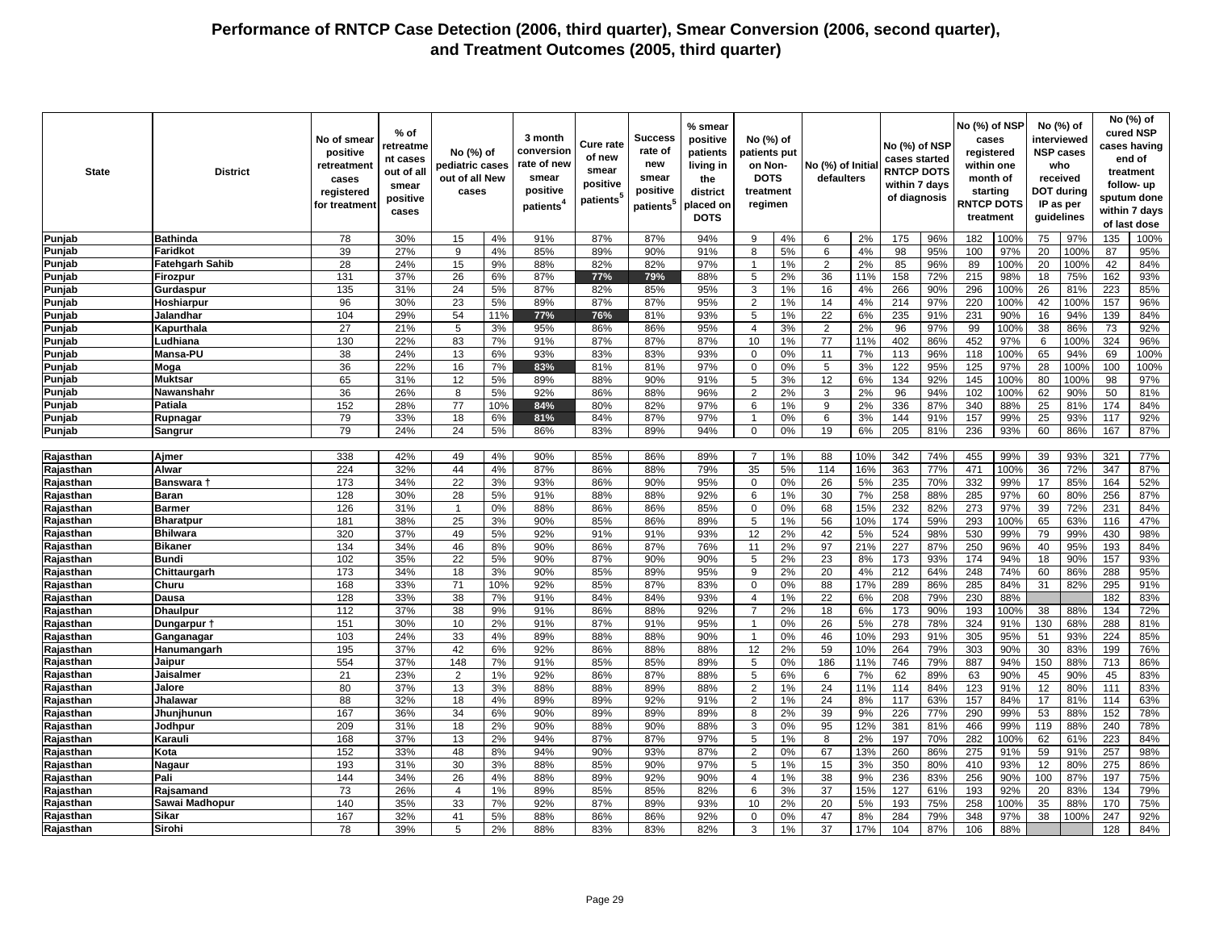# Performance of RNTCP Case Detection (2006, third quarter), Smear Conversion (2006, second quarter), and Treatment Outcomes (2005, third quarter)

| State | District | No of smear positive retreatment cases registered for treatment | % of retreatment cases out of all smear positive cases | No (%) of pediatric cases out of all New cases | | 3 month conversion rate of new smear positive patients[4] | Cure rate of new smear positive patients[5] | Success rate of new smear positive patients[5] | % smear positive patients living in the district placed on DOTS | No (%) of patients put on Non-DOTS treatment regimen | | No (%) of Initial defaulters | | No (%) of NSP cases started RNTCP DOTS within 7 days of diagnosis | | No (%) of NSP cases registered within one month of starting RNTCP DOTS treatment | | No (%) of interviewed NSP cases who received DOT during IP as per guidelines | | No (%) of cured NSP cases having end of treatment follow- up sputum done within 7 days of last dose | |
|---|---|---|---|---|---|---|---|---|---|---|---|---|---|---|---|---|---|---|---|---|---|
| Punjab | Bathinda | 78 | 30% | 15 | 4% | 91% | 87% | 87% | 94% | 9 | 4% | 6 | 2% | 175 | 96% | 182 | 100% | 75 | 97% | 135 | 100% |
| Punjab | Faridkot | 39 | 27% | 9 | 4% | 85% | 89% | 90% | 91% | 8 | 5% | 6 | 4% | 98 | 95% | 100 | 97% | 20 | 100% | 87 | 95% |
| Punjab | Fatehgarh Sahib | 28 | 24% | 15 | 9% | 88% | 82% | 82% | 97% | 1 | 1% | 2 | 2% | 85 | 96% | 89 | 100% | 20 | 100% | 42 | 84% |
| Punjab | Firozpur | 131 | 37% | 26 | 6% | 87% | 77% | 79% | 88% | 5 | 2% | 36 | 11% | 158 | 72% | 215 | 98% | 18 | 75% | 162 | 93% |
| Punjab | Gurdaspur | 135 | 31% | 24 | 5% | 87% | 82% | 85% | 95% | 3 | 1% | 16 | 4% | 266 | 90% | 296 | 100% | 26 | 81% | 223 | 85% |
| Punjab | Hoshiarpur | 96 | 30% | 23 | 5% | 89% | 87% | 87% | 95% | 2 | 1% | 14 | 4% | 214 | 97% | 220 | 100% | 42 | 100% | 157 | 96% |
| Punjab | Jalandhar | 104 | 29% | 54 | 11% | 77% | 76% | 81% | 93% | 5 | 1% | 22 | 6% | 235 | 91% | 231 | 90% | 16 | 94% | 139 | 84% |
| Punjab | Kapurthala | 27 | 21% | 5 | 3% | 95% | 86% | 86% | 95% | 4 | 3% | 2 | 2% | 96 | 97% | 99 | 100% | 38 | 86% | 73 | 92% |
| Punjab | Ludhiana | 130 | 22% | 83 | 7% | 91% | 87% | 87% | 87% | 10 | 1% | 77 | 11% | 402 | 86% | 452 | 97% | 6 | 100% | 324 | 96% |
| Punjab | Mansa-PU | 38 | 24% | 13 | 6% | 93% | 83% | 83% | 93% | 0 | 0% | 11 | 7% | 113 | 96% | 118 | 100% | 65 | 94% | 69 | 100% |
| Punjab | Moga | 36 | 22% | 16 | 7% | 83% | 81% | 81% | 97% | 0 | 0% | 5 | 3% | 122 | 95% | 125 | 97% | 28 | 100% | 100 | 100% |
| Punjab | Muktsar | 65 | 31% | 12 | 5% | 89% | 88% | 90% | 91% | 5 | 3% | 12 | 6% | 134 | 92% | 145 | 100% | 80 | 100% | 98 | 97% |
| Punjab | Nawanshahr | 36 | 26% | 8 | 5% | 92% | 86% | 88% | 96% | 2 | 2% | 3 | 2% | 96 | 94% | 102 | 100% | 62 | 90% | 50 | 81% |
| Punjab | Patiala | 152 | 28% | 77 | 10% | 84% | 80% | 82% | 97% | 6 | 1% | 9 | 2% | 336 | 87% | 340 | 88% | 25 | 81% | 174 | 84% |
| Punjab | Rupnagar | 79 | 33% | 18 | 6% | 81% | 84% | 87% | 97% | 1 | 0% | 6 | 3% | 144 | 91% | 157 | 99% | 25 | 93% | 117 | 92% |
| Punjab | Sangrur | 79 | 24% | 24 | 5% | 86% | 83% | 89% | 94% | 0 | 0% | 19 | 6% | 205 | 81% | 236 | 93% | 60 | 86% | 167 | 87% |
| Rajasthan | Ajmer | 338 | 42% | 49 | 4% | 90% | 85% | 86% | 89% | 7 | 1% | 88 | 10% | 342 | 74% | 455 | 99% | 39 | 93% | 321 | 77% |
| Rajasthan | Alwar | 224 | 32% | 44 | 4% | 87% | 86% | 88% | 79% | 35 | 5% | 114 | 16% | 363 | 77% | 471 | 100% | 36 | 72% | 347 | 87% |
| Rajasthan | Banswara † | 173 | 34% | 22 | 3% | 93% | 86% | 90% | 95% | 0 | 0% | 26 | 5% | 235 | 70% | 332 | 99% | 17 | 85% | 164 | 52% |
| Rajasthan | Baran | 128 | 30% | 28 | 5% | 91% | 88% | 88% | 92% | 6 | 1% | 30 | 7% | 258 | 88% | 285 | 97% | 60 | 80% | 256 | 87% |
| Rajasthan | Barmer | 126 | 31% | 1 | 0% | 88% | 86% | 86% | 85% | 0 | 0% | 68 | 15% | 232 | 82% | 273 | 97% | 39 | 72% | 231 | 84% |
| Rajasthan | Bharatpur | 181 | 38% | 25 | 3% | 90% | 85% | 86% | 89% | 5 | 1% | 56 | 10% | 174 | 59% | 293 | 100% | 65 | 63% | 116 | 47% |
| Rajasthan | Bhilwara | 320 | 37% | 49 | 5% | 92% | 91% | 91% | 93% | 12 | 2% | 42 | 5% | 524 | 98% | 530 | 99% | 79 | 99% | 430 | 98% |
| Rajasthan | Bikaner | 134 | 34% | 46 | 8% | 90% | 86% | 87% | 76% | 11 | 2% | 97 | 21% | 227 | 87% | 250 | 96% | 40 | 95% | 193 | 84% |
| Rajasthan | Bundi | 102 | 35% | 22 | 5% | 90% | 87% | 90% | 90% | 5 | 2% | 23 | 8% | 173 | 93% | 174 | 94% | 18 | 90% | 157 | 93% |
| Rajasthan | Chittaurgarh | 173 | 34% | 18 | 3% | 90% | 85% | 89% | 95% | 9 | 2% | 20 | 4% | 212 | 64% | 248 | 74% | 60 | 86% | 288 | 95% |
| Rajasthan | Churu | 168 | 33% | 71 | 10% | 92% | 85% | 87% | 83% | 0 | 0% | 88 | 17% | 289 | 86% | 285 | 84% | 31 | 82% | 295 | 91% |
| Rajasthan | Dausa | 128 | 33% | 38 | 7% | 91% | 84% | 84% | 93% | 4 | 1% | 22 | 6% | 208 | 79% | 230 | 88% | | | 182 | 83% |
| Rajasthan | Dhaulpur | 112 | 37% | 38 | 9% | 91% | 86% | 88% | 92% | 7 | 2% | 18 | 6% | 173 | 90% | 193 | 100% | 38 | 88% | 134 | 72% |
| Rajasthan | Dungarpur † | 151 | 30% | 10 | 2% | 91% | 87% | 91% | 95% | 1 | 0% | 26 | 5% | 278 | 78% | 324 | 91% | 130 | 68% | 288 | 81% |
| Rajasthan | Ganganagar | 103 | 24% | 33 | 4% | 89% | 88% | 88% | 90% | 1 | 0% | 46 | 10% | 293 | 91% | 305 | 95% | 51 | 93% | 224 | 85% |
| Rajasthan | Hanumangarh | 195 | 37% | 42 | 6% | 92% | 86% | 88% | 88% | 12 | 2% | 59 | 10% | 264 | 79% | 303 | 90% | 30 | 83% | 199 | 76% |
| Rajasthan | Jaipur | 554 | 37% | 148 | 7% | 91% | 85% | 85% | 89% | 5 | 0% | 186 | 11% | 746 | 79% | 887 | 94% | 150 | 88% | 713 | 86% |
| Rajasthan | Jaisalmer | 21 | 23% | 2 | 1% | 92% | 86% | 87% | 88% | 5 | 6% | 6 | 7% | 62 | 89% | 63 | 90% | 45 | 90% | 45 | 83% |
| Rajasthan | Jalore | 80 | 37% | 13 | 3% | 88% | 88% | 89% | 88% | 2 | 1% | 24 | 11% | 114 | 84% | 123 | 91% | 12 | 80% | 111 | 83% |
| Rajasthan | Jhalawar | 88 | 32% | 18 | 4% | 89% | 89% | 92% | 91% | 2 | 1% | 24 | 8% | 117 | 63% | 157 | 84% | 17 | 81% | 114 | 63% |
| Rajasthan | Jhunjhunun | 167 | 36% | 34 | 6% | 90% | 89% | 89% | 89% | 8 | 2% | 39 | 9% | 226 | 77% | 290 | 99% | 53 | 88% | 152 | 78% |
| Rajasthan | Jodhpur | 209 | 31% | 18 | 2% | 90% | 88% | 90% | 88% | 3 | 0% | 95 | 12% | 381 | 81% | 466 | 99% | 119 | 88% | 240 | 78% |
| Rajasthan | Karauli | 168 | 37% | 13 | 2% | 94% | 87% | 87% | 97% | 5 | 1% | 8 | 2% | 197 | 70% | 282 | 100% | 62 | 61% | 223 | 84% |
| Rajasthan | Kota | 152 | 33% | 48 | 8% | 94% | 90% | 93% | 87% | 2 | 0% | 67 | 13% | 260 | 86% | 275 | 91% | 59 | 91% | 257 | 98% |
| Rajasthan | Nagaur | 193 | 31% | 30 | 3% | 88% | 85% | 90% | 97% | 5 | 1% | 15 | 3% | 350 | 80% | 410 | 93% | 12 | 80% | 275 | 86% |
| Rajasthan | Pali | 144 | 34% | 26 | 4% | 88% | 89% | 92% | 90% | 4 | 1% | 38 | 9% | 236 | 83% | 256 | 90% | 100 | 87% | 197 | 75% |
| Rajasthan | Rajsamand | 73 | 26% | 4 | 1% | 89% | 85% | 85% | 82% | 6 | 3% | 37 | 15% | 127 | 61% | 193 | 92% | 20 | 83% | 134 | 79% |
| Rajasthan | Sawai Madhopur | 140 | 35% | 33 | 7% | 92% | 87% | 89% | 93% | 10 | 2% | 20 | 5% | 193 | 75% | 258 | 100% | 35 | 88% | 170 | 75% |
| Rajasthan | Sikar | 167 | 32% | 41 | 5% | 88% | 86% | 86% | 92% | 0 | 0% | 47 | 8% | 284 | 79% | 348 | 97% | 38 | 100% | 247 | 92% |
| Rajasthan | Sirohi | 78 | 39% | 5 | 2% | 88% | 83% | 83% | 82% | 3 | 1% | 37 | 17% | 104 | 87% | 106 | 88% | | | 128 | 84% |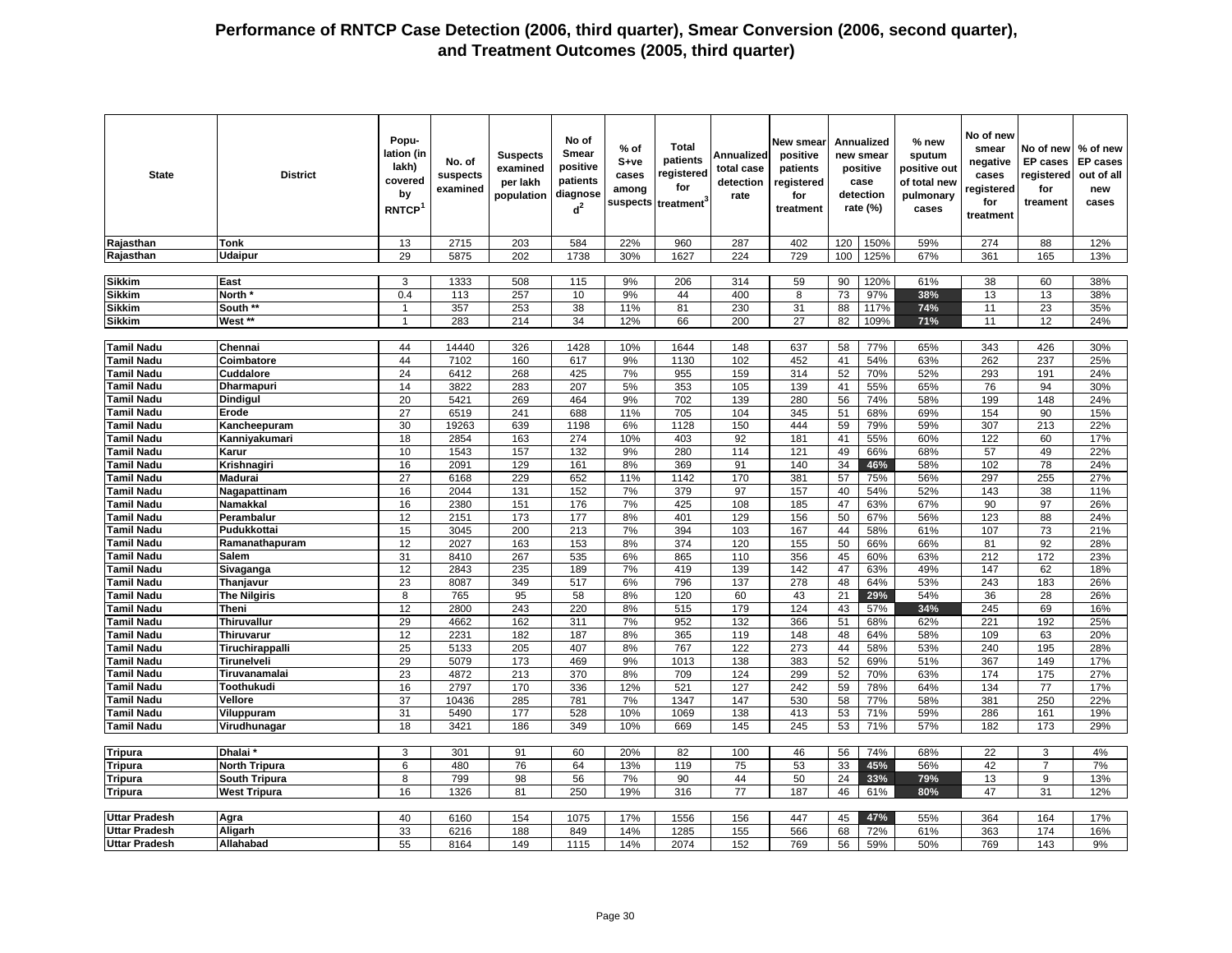# Performance of RNTCP Case Detection (2006, third quarter), Smear Conversion (2006, second quarter), and Treatment Outcomes (2005, third quarter)

| State | District | Population (in lakh) covered by RNTCP[1] | No. of suspects examined | Suspects examined per lakh population | No of Smear positive patients diagnosed[2] | % of S+ve cases among suspects | Total patients registered for treatment[3] | Annualized total case detection rate | New smear positive patients registered for treatment | Annualized new smear positive case detection rate (%) | | % new sputum positive out of total new pulmonary cases | No of new smear negative cases registered for treatment | No of new EP cases registered for treament | % of new EP cases out of all new cases |
|---|---|---|---|---|---|---|---|---|---|---|---|---|---|---|---|
| Rajasthan | Tonk | 13 | 2715 | 203 | 584 | 22% | 960 | 287 | 402 | 120 | 150% | 59% | 274 | 88 | 12% |
| Rajasthan | Udaipur | 29 | 5875 | 202 | 1738 | 30% | 1627 | 224 | 729 | 100 | 125% | 67% | 361 | 165 | 13% |
| Sikkim | East | 3 | 1333 | 508 | 115 | 9% | 206 | 314 | 59 | 90 | 120% | 61% | 38 | 60 | 38% |
| Sikkim | North * | 0.4 | 113 | 257 | 10 | 9% | 44 | 400 | 8 | 73 | 97% | 38% | 13 | 13 | 38% |
| Sikkim | South ** | 1 | 357 | 253 | 38 | 11% | 81 | 230 | 31 | 88 | 117% | 74% | 11 | 23 | 35% |
| Sikkim | West ** | 1 | 283 | 214 | 34 | 12% | 66 | 200 | 27 | 82 | 109% | 71% | 11 | 12 | 24% |
| Tamil Nadu | Chennai | 44 | 14440 | 326 | 1428 | 10% | 1644 | 148 | 637 | 58 | 77% | 65% | 343 | 426 | 30% |
| Tamil Nadu | Coimbatore | 44 | 7102 | 160 | 617 | 9% | 1130 | 102 | 452 | 41 | 54% | 63% | 262 | 237 | 25% |
| Tamil Nadu | Cuddalore | 24 | 6412 | 268 | 425 | 7% | 955 | 159 | 314 | 52 | 70% | 52% | 293 | 191 | 24% |
| Tamil Nadu | Dharmapuri | 14 | 3822 | 283 | 207 | 5% | 353 | 105 | 139 | 41 | 55% | 65% | 76 | 94 | 30% |
| Tamil Nadu | Dindigul | 20 | 5421 | 269 | 464 | 9% | 702 | 139 | 280 | 56 | 74% | 58% | 199 | 148 | 24% |
| Tamil Nadu | Erode | 27 | 6519 | 241 | 688 | 11% | 705 | 104 | 345 | 51 | 68% | 69% | 154 | 90 | 15% |
| Tamil Nadu | Kancheepuram | 30 | 19263 | 639 | 1198 | 6% | 1128 | 150 | 444 | 59 | 79% | 59% | 307 | 213 | 22% |
| Tamil Nadu | Kanniyakumari | 18 | 2854 | 163 | 274 | 10% | 403 | 92 | 181 | 41 | 55% | 60% | 122 | 60 | 17% |
| Tamil Nadu | Karur | 10 | 1543 | 157 | 132 | 9% | 280 | 114 | 121 | 49 | 66% | 68% | 57 | 49 | 22% |
| Tamil Nadu | Krishnagiri | 16 | 2091 | 129 | 161 | 8% | 369 | 91 | 140 | 34 | 46% | 58% | 102 | 78 | 24% |
| Tamil Nadu | Madurai | 27 | 6168 | 229 | 652 | 11% | 1142 | 170 | 381 | 57 | 75% | 56% | 297 | 255 | 27% |
| Tamil Nadu | Nagapattinam | 16 | 2044 | 131 | 152 | 7% | 379 | 97 | 157 | 40 | 54% | 52% | 143 | 38 | 11% |
| Tamil Nadu | Namakkal | 16 | 2380 | 151 | 176 | 7% | 425 | 108 | 185 | 47 | 63% | 67% | 90 | 97 | 26% |
| Tamil Nadu | Perambalur | 12 | 2151 | 173 | 177 | 8% | 401 | 129 | 156 | 50 | 67% | 56% | 123 | 88 | 24% |
| Tamil Nadu | Pudukkottai | 15 | 3045 | 200 | 213 | 7% | 394 | 103 | 167 | 44 | 58% | 61% | 107 | 73 | 21% |
| Tamil Nadu | Ramanathapuram | 12 | 2027 | 163 | 153 | 8% | 374 | 120 | 155 | 50 | 66% | 66% | 81 | 92 | 28% |
| Tamil Nadu | Salem | 31 | 8410 | 267 | 535 | 6% | 865 | 110 | 356 | 45 | 60% | 63% | 212 | 172 | 23% |
| Tamil Nadu | Sivaganga | 12 | 2843 | 235 | 189 | 7% | 419 | 139 | 142 | 47 | 63% | 49% | 147 | 62 | 18% |
| Tamil Nadu | Thanjavur | 23 | 8087 | 349 | 517 | 6% | 796 | 137 | 278 | 48 | 64% | 53% | 243 | 183 | 26% |
| Tamil Nadu | The Nilgiris | 8 | 765 | 95 | 58 | 8% | 120 | 60 | 43 | 21 | 29% | 54% | 36 | 28 | 26% |
| Tamil Nadu | Theni | 12 | 2800 | 243 | 220 | 8% | 515 | 179 | 124 | 43 | 57% | 34% | 245 | 69 | 16% |
| Tamil Nadu | Thiruvallur | 29 | 4662 | 162 | 311 | 7% | 952 | 132 | 366 | 51 | 68% | 62% | 221 | 192 | 25% |
| Tamil Nadu | Thiruvarur | 12 | 2231 | 182 | 187 | 8% | 365 | 119 | 148 | 48 | 64% | 58% | 109 | 63 | 20% |
| Tamil Nadu | Tiruchirappalli | 25 | 5133 | 205 | 407 | 8% | 767 | 122 | 273 | 44 | 58% | 53% | 240 | 195 | 28% |
| Tamil Nadu | Tirunelveli | 29 | 5079 | 173 | 469 | 9% | 1013 | 138 | 383 | 52 | 69% | 51% | 367 | 149 | 17% |
| Tamil Nadu | Tiruvanamalai | 23 | 4872 | 213 | 370 | 8% | 709 | 124 | 299 | 52 | 70% | 63% | 174 | 175 | 27% |
| Tamil Nadu | Toothukudi | 16 | 2797 | 170 | 336 | 12% | 521 | 127 | 242 | 59 | 78% | 64% | 134 | 77 | 17% |
| Tamil Nadu | Vellore | 37 | 10436 | 285 | 781 | 7% | 1347 | 147 | 530 | 58 | 77% | 58% | 381 | 250 | 22% |
| Tamil Nadu | Viluppuram | 31 | 5490 | 177 | 528 | 10% | 1069 | 138 | 413 | 53 | 71% | 59% | 286 | 161 | 19% |
| Tamil Nadu | Virudhunagar | 18 | 3421 | 186 | 349 | 10% | 669 | 145 | 245 | 53 | 71% | 57% | 182 | 173 | 29% |
| Tripura | Dhalai * | 3 | 301 | 91 | 60 | 20% | 82 | 100 | 46 | 56 | 74% | 68% | 22 | 3 | 4% |
| Tripura | North Tripura | 6 | 480 | 76 | 64 | 13% | 119 | 75 | 53 | 33 | 45% | 56% | 42 | 7 | 7% |
| Tripura | South Tripura | 8 | 799 | 98 | 56 | 7% | 90 | 44 | 50 | 24 | 33% | 79% | 13 | 9 | 13% |
| Tripura | West Tripura | 16 | 1326 | 81 | 250 | 19% | 316 | 77 | 187 | 46 | 61% | 80% | 47 | 31 | 12% |
| Uttar Pradesh | Agra | 40 | 6160 | 154 | 1075 | 17% | 1556 | 156 | 447 | 45 | 47% | 55% | 364 | 164 | 17% |
| Uttar Pradesh | Aligarh | 33 | 6216 | 188 | 849 | 14% | 1285 | 155 | 566 | 68 | 72% | 61% | 363 | 174 | 16% |
| Uttar Pradesh | Allahabad | 55 | 8164 | 149 | 1115 | 14% | 2074 | 152 | 769 | 56 | 59% | 50% | 769 | 143 | 9% |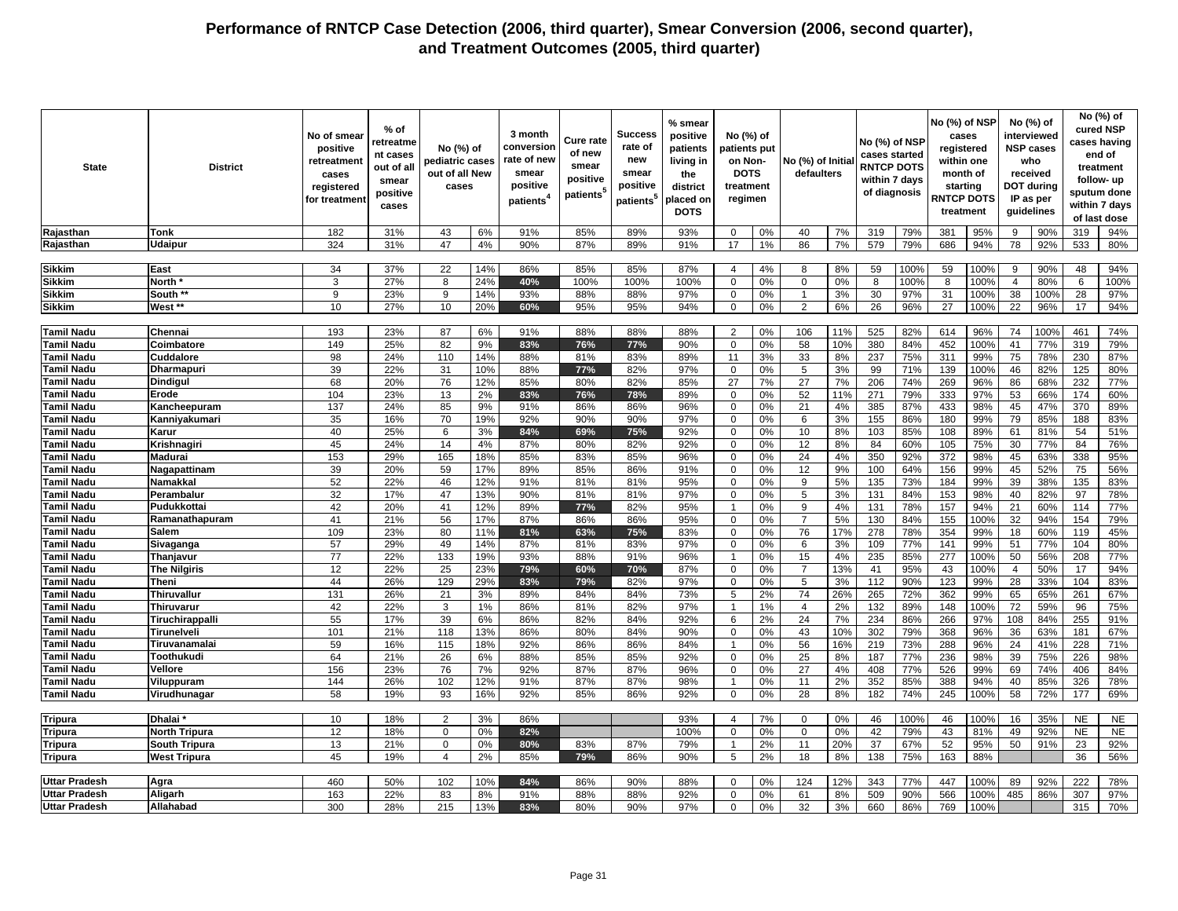# Performance of RNTCP Case Detection (2006, third quarter), Smear Conversion (2006, second quarter), and Treatment Outcomes (2005, third quarter)

| State | District | No of smear positive retreatment cases registered for treatment | % of retreatment cases out of all smear positive cases | No (%) of pediatric cases out of all New cases | | 3 month conversion rate of new smear positive patients[4] | Cure rate of new smear positive patients[5] | Success rate of new smear positive patients[5] | % smear positive patients living in the district placed on DOTS | No (%) of patients put on Non-DOTS treatment regimen | | No (%) of Initial defaulters | | No (%) of NSP cases started RNTCP DOTS within 7 days of diagnosis | | No (%) of NSP cases registered within one month of starting RNTCP DOTS treatment | | No (%) of interviewed NSP cases who received DOT during IP as per guidelines | | No (%) of cured NSP cases having end of treatment follow- up sputum done within 7 days of last dose | |
|---|---|---|---|---|---|---|---|---|---|---|---|---|---|---|---|---|---|---|---|---|---|
| Rajasthan | Tonk | 182 | 31% | 43 | 6% | 91% | 85% | 89% | 93% | 0 | 0% | 40 | 7% | 319 | 79% | 381 | 95% | 9 | 90% | 319 | 94% |
| Rajasthan | Udaipur | 324 | 31% | 47 | 4% | 90% | 87% | 89% | 91% | 17 | 1% | 86 | 7% | 579 | 79% | 686 | 94% | 78 | 92% | 533 | 80% |
| Sikkim | East | 34 | 37% | 22 | 14% | 86% | 85% | 85% | 87% | 4 | 4% | 8 | 8% | 59 | 100% | 59 | 100% | 9 | 90% | 48 | 94% |
| Sikkim | North * | 3 | 27% | 8 | 24% | 40% | 100% | 100% | 100% | 0 | 0% | 0 | 0% | 8 | 100% | 8 | 100% | 4 | 80% | 6 | 100% |
| Sikkim | South ** | 9 | 23% | 9 | 14% | 93% | 88% | 88% | 97% | 0 | 0% | 1 | 3% | 30 | 97% | 31 | 100% | 38 | 100% | 28 | 97% |
| Sikkim | West ** | 10 | 27% | 10 | 20% | 60% | 95% | 95% | 94% | 0 | 0% | 2 | 6% | 26 | 96% | 27 | 100% | 22 | 96% | 17 | 94% |
| Tamil Nadu | Chennai | 193 | 23% | 87 | 6% | 91% | 88% | 88% | 88% | 2 | 0% | 106 | 11% | 525 | 82% | 614 | 96% | 74 | 100% | 461 | 74% |
| Tamil Nadu | Coimbatore | 149 | 25% | 82 | 9% | 83% | 76% | 77% | 90% | 0 | 0% | 58 | 10% | 380 | 84% | 452 | 100% | 41 | 77% | 319 | 79% |
| Tamil Nadu | Cuddalore | 98 | 24% | 110 | 14% | 88% | 81% | 83% | 89% | 11 | 3% | 33 | 8% | 237 | 75% | 311 | 99% | 75 | 78% | 230 | 87% |
| Tamil Nadu | Dharmapuri | 39 | 22% | 31 | 10% | 88% | 77% | 82% | 97% | 0 | 0% | 5 | 3% | 99 | 71% | 139 | 100% | 46 | 82% | 125 | 80% |
| Tamil Nadu | Dindigul | 68 | 20% | 76 | 12% | 85% | 80% | 82% | 85% | 27 | 7% | 27 | 7% | 206 | 74% | 269 | 96% | 86 | 68% | 232 | 77% |
| Tamil Nadu | Erode | 104 | 23% | 13 | 2% | 83% | 76% | 78% | 89% | 0 | 0% | 52 | 11% | 271 | 79% | 333 | 97% | 53 | 66% | 174 | 60% |
| Tamil Nadu | Kancheepuram | 137 | 24% | 85 | 9% | 91% | 86% | 86% | 96% | 0 | 0% | 21 | 4% | 385 | 87% | 433 | 98% | 45 | 47% | 370 | 89% |
| Tamil Nadu | Kanniyakumari | 35 | 16% | 70 | 19% | 92% | 90% | 90% | 97% | 0 | 0% | 6 | 3% | 155 | 86% | 180 | 99% | 79 | 85% | 188 | 83% |
| Tamil Nadu | Karur | 40 | 25% | 6 | 3% | 84% | 69% | 75% | 92% | 0 | 0% | 10 | 8% | 103 | 85% | 108 | 89% | 61 | 81% | 54 | 51% |
| Tamil Nadu | Krishnagiri | 45 | 24% | 14 | 4% | 87% | 80% | 82% | 92% | 0 | 0% | 12 | 8% | 84 | 60% | 105 | 75% | 30 | 77% | 84 | 76% |
| Tamil Nadu | Madurai | 153 | 29% | 165 | 18% | 85% | 83% | 85% | 96% | 0 | 0% | 24 | 4% | 350 | 92% | 372 | 98% | 45 | 63% | 338 | 95% |
| Tamil Nadu | Nagapattinam | 39 | 20% | 59 | 17% | 89% | 85% | 86% | 91% | 0 | 0% | 12 | 9% | 100 | 64% | 156 | 99% | 45 | 52% | 75 | 56% |
| Tamil Nadu | Namakkal | 52 | 22% | 46 | 12% | 91% | 81% | 81% | 95% | 0 | 0% | 9 | 5% | 135 | 73% | 184 | 99% | 39 | 38% | 135 | 83% |
| Tamil Nadu | Perambalur | 32 | 17% | 47 | 13% | 90% | 81% | 81% | 97% | 0 | 0% | 5 | 3% | 131 | 84% | 153 | 98% | 40 | 82% | 97 | 78% |
| Tamil Nadu | Pudukkottai | 42 | 20% | 41 | 12% | 89% | 77% | 82% | 95% | 1 | 0% | 9 | 4% | 131 | 78% | 157 | 94% | 21 | 60% | 114 | 77% |
| Tamil Nadu | Ramanathapuram | 41 | 21% | 56 | 17% | 87% | 86% | 86% | 95% | 0 | 0% | 7 | 5% | 130 | 84% | 155 | 100% | 32 | 94% | 154 | 79% |
| Tamil Nadu | Salem | 109 | 23% | 80 | 11% | 81% | 63% | 75% | 83% | 0 | 0% | 76 | 17% | 278 | 78% | 354 | 99% | 18 | 60% | 119 | 45% |
| Tamil Nadu | Sivaganga | 57 | 29% | 49 | 14% | 87% | 81% | 83% | 97% | 0 | 0% | 6 | 3% | 109 | 77% | 141 | 99% | 51 | 77% | 104 | 80% |
| Tamil Nadu | Thanjavur | 77 | 22% | 133 | 19% | 93% | 88% | 91% | 96% | 1 | 0% | 15 | 4% | 235 | 85% | 277 | 100% | 50 | 56% | 208 | 77% |
| Tamil Nadu | The Nilgiris | 12 | 22% | 25 | 23% | 79% | 60% | 70% | 87% | 0 | 0% | 7 | 13% | 41 | 95% | 43 | 100% | 4 | 50% | 17 | 94% |
| Tamil Nadu | Theni | 44 | 26% | 129 | 29% | 83% | 79% | 82% | 97% | 0 | 0% | 5 | 3% | 112 | 90% | 123 | 99% | 28 | 33% | 104 | 83% |
| Tamil Nadu | Thiruvallur | 131 | 26% | 21 | 3% | 89% | 84% | 84% | 73% | 5 | 2% | 74 | 26% | 265 | 72% | 362 | 99% | 65 | 65% | 261 | 67% |
| Tamil Nadu | Thiruvarur | 42 | 22% | 3 | 1% | 86% | 81% | 82% | 97% | 1 | 1% | 4 | 2% | 132 | 89% | 148 | 100% | 72 | 59% | 96 | 75% |
| Tamil Nadu | Tiruchirappalli | 55 | 17% | 39 | 6% | 86% | 82% | 84% | 92% | 6 | 2% | 24 | 7% | 234 | 86% | 266 | 97% | 108 | 84% | 255 | 91% |
| Tamil Nadu | Tirunelveli | 101 | 21% | 118 | 13% | 86% | 80% | 84% | 90% | 0 | 0% | 43 | 10% | 302 | 79% | 368 | 96% | 36 | 63% | 181 | 67% |
| Tamil Nadu | Tiruvanamalai | 59 | 16% | 115 | 18% | 92% | 86% | 86% | 84% | 1 | 0% | 56 | 16% | 219 | 73% | 288 | 96% | 24 | 41% | 228 | 71% |
| Tamil Nadu | Toothukudi | 64 | 21% | 26 | 6% | 88% | 85% | 85% | 92% | 0 | 0% | 25 | 8% | 187 | 77% | 236 | 98% | 39 | 75% | 226 | 98% |
| Tamil Nadu | Vellore | 156 | 23% | 76 | 7% | 92% | 87% | 87% | 96% | 0 | 0% | 27 | 4% | 408 | 77% | 526 | 99% | 69 | 74% | 406 | 84% |
| Tamil Nadu | Viluppuram | 144 | 26% | 102 | 12% | 91% | 87% | 87% | 98% | 1 | 0% | 11 | 2% | 352 | 85% | 388 | 94% | 40 | 85% | 326 | 78% |
| Tamil Nadu | Virudhunagar | 58 | 19% | 93 | 16% | 92% | 85% | 86% | 92% | 0 | 0% | 28 | 8% | 182 | 74% | 245 | 100% | 58 | 72% | 177 | 69% |
| Tripura | Dhalai * | 10 | 18% | 2 | 3% | 86% | | | 93% | 4 | 7% | 0 | 0% | 46 | 100% | 46 | 100% | 16 | 35% | NE | NE |
| Tripura | North Tripura | 12 | 18% | 0 | 0% | 82% | | | 100% | 0 | 0% | 0 | 0% | 42 | 79% | 43 | 81% | 49 | 92% | NE | NE |
| Tripura | South Tripura | 13 | 21% | 0 | 0% | 80% | 83% | 87% | 79% | 1 | 2% | 11 | 20% | 37 | 67% | 52 | 95% | 50 | 91% | 23 | 92% |
| Tripura | West Tripura | 45 | 19% | 4 | 2% | 85% | 79% | 86% | 90% | 5 | 2% | 18 | 8% | 138 | 75% | 163 | 88% | | | 36 | 56% |
| Uttar Pradesh | Agra | 460 | 50% | 102 | 10% | 84% | 86% | 90% | 88% | 0 | 0% | 124 | 12% | 343 | 77% | 447 | 100% | 89 | 92% | 222 | 78% |
| Uttar Pradesh | Aligarh | 163 | 22% | 83 | 8% | 91% | 88% | 88% | 92% | 0 | 0% | 61 | 8% | 509 | 90% | 566 | 100% | 485 | 86% | 307 | 97% |
| Uttar Pradesh | Allahabad | 300 | 28% | 215 | 13% | 83% | 80% | 90% | 97% | 0 | 0% | 32 | 3% | 660 | 86% | 769 | 100% | | | 315 | 70% |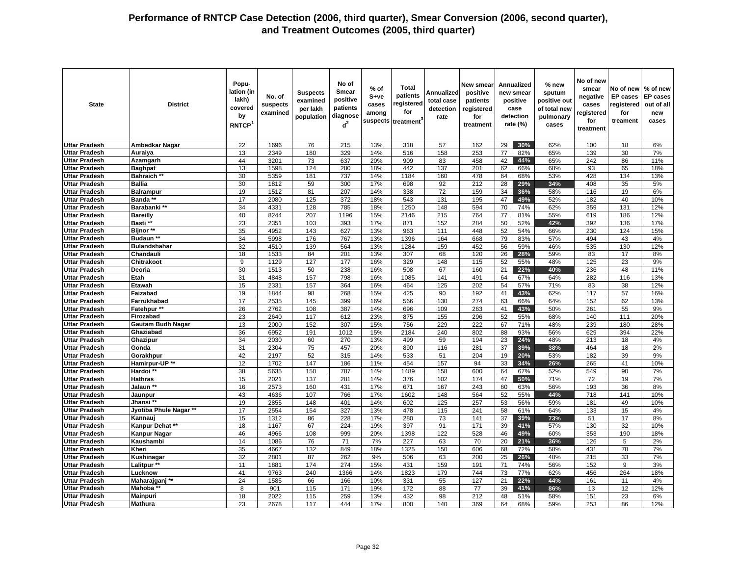# Performance of RNTCP Case Detection (2006, third quarter), Smear Conversion (2006, second quarter), and Treatment Outcomes (2005, third quarter)

| State | District | Population (in lakh) covered by RNTCP[1] | No. of suspects examined | Suspects examined per lakh population | No of Smear positive patients diagnosed[2] | % of S+ve cases among suspects | Total patients registered for treatment[3] | Annualized total case detection rate | New smear positive patients registered for treatment | Annualized new smear positive case detection rate (%) | | % new sputum positive out of total new pulmonary cases | No of new smear negative cases registered for treatment | No of new EP cases registered for treament | % of new EP cases out of all new cases |
|---|---|---|---|---|---|---|---|---|---|---|---|---|---|---|---|
| Uttar Pradesh | Ambedkar Nagar | 22 | 1696 | 76 | 215 | 13% | 318 | 57 | 162 | 29 | 30% | 62% | 100 | 18 | 6% |
| Uttar Pradesh | Auraiya | 13 | 2349 | 180 | 329 | 14% | 516 | 158 | 253 | 77 | 82% | 65% | 139 | 30 | 7% |
| Uttar Pradesh | Azamgarh | 44 | 3201 | 73 | 637 | 20% | 909 | 83 | 458 | 42 | 44% | 65% | 242 | 86 | 11% |
| Uttar Pradesh | Baghpat | 13 | 1598 | 124 | 280 | 18% | 442 | 137 | 201 | 62 | 66% | 68% | 93 | 65 | 18% |
| Uttar Pradesh | Bahraich ** | 30 | 5359 | 181 | 737 | 14% | 1184 | 160 | 478 | 64 | 68% | 53% | 428 | 134 | 13% |
| Uttar Pradesh | Ballia | 30 | 1812 | 59 | 300 | 17% | 698 | 92 | 212 | 28 | 29% | 34% | 408 | 35 | 5% |
| Uttar Pradesh | Balrampur | 19 | 1512 | 81 | 207 | 14% | 338 | 72 | 159 | 34 | 36% | 58% | 116 | 19 | 6% |
| Uttar Pradesh | Banda ** | 17 | 2080 | 125 | 372 | 18% | 543 | 131 | 195 | 47 | 49% | 52% | 182 | 40 | 10% |
| Uttar Pradesh | Barabanki ** | 34 | 4331 | 128 | 785 | 18% | 1250 | 148 | 594 | 70 | 74% | 62% | 359 | 131 | 12% |
| Uttar Pradesh | Bareilly | 40 | 8244 | 207 | 1196 | 15% | 2146 | 215 | 764 | 77 | 81% | 55% | 619 | 186 | 12% |
| Uttar Pradesh | Basti ** | 23 | 2351 | 103 | 393 | 17% | 871 | 152 | 284 | 50 | 52% | 42% | 392 | 136 | 17% |
| Uttar Pradesh | Bijnor ** | 35 | 4952 | 143 | 627 | 13% | 963 | 111 | 448 | 52 | 54% | 66% | 230 | 124 | 15% |
| Uttar Pradesh | Budaun ** | 34 | 5998 | 176 | 767 | 13% | 1396 | 164 | 668 | 79 | 83% | 57% | 494 | 43 | 4% |
| Uttar Pradesh | Bulandshahar | 32 | 4510 | 139 | 564 | 13% | 1284 | 159 | 452 | 56 | 59% | 46% | 535 | 130 | 12% |
| Uttar Pradesh | Chandauli | 18 | 1533 | 84 | 201 | 13% | 307 | 68 | 120 | 26 | 28% | 59% | 83 | 17 | 8% |
| Uttar Pradesh | Chitrakoot | 9 | 1129 | 127 | 177 | 16% | 329 | 148 | 115 | 52 | 55% | 48% | 125 | 23 | 9% |
| Uttar Pradesh | Deoria | 30 | 1513 | 50 | 238 | 16% | 508 | 67 | 160 | 21 | 22% | 40% | 236 | 48 | 11% |
| Uttar Pradesh | Etah | 31 | 4848 | 157 | 798 | 16% | 1085 | 141 | 491 | 64 | 67% | 64% | 282 | 116 | 13% |
| Uttar Pradesh | Etawah | 15 | 2331 | 157 | 364 | 16% | 464 | 125 | 202 | 54 | 57% | 71% | 83 | 38 | 12% |
| Uttar Pradesh | Faizabad | 19 | 1844 | 98 | 268 | 15% | 425 | 90 | 192 | 41 | 43% | 62% | 117 | 57 | 16% |
| Uttar Pradesh | Farrukhabad | 17 | 2535 | 145 | 399 | 16% | 566 | 130 | 274 | 63 | 66% | 64% | 152 | 62 | 13% |
| Uttar Pradesh | Fatehpur ** | 26 | 2762 | 108 | 387 | 14% | 696 | 109 | 263 | 41 | 43% | 50% | 261 | 55 | 9% |
| Uttar Pradesh | Firozabad | 23 | 2640 | 117 | 612 | 23% | 875 | 155 | 296 | 52 | 55% | 68% | 140 | 111 | 20% |
| Uttar Pradesh | Gautam Budh Nagar | 13 | 2000 | 152 | 307 | 15% | 756 | 229 | 222 | 67 | 71% | 48% | 239 | 180 | 28% |
| Uttar Pradesh | Ghaziabad | 36 | 6952 | 191 | 1012 | 15% | 2184 | 240 | 802 | 88 | 93% | 56% | 629 | 394 | 22% |
| Uttar Pradesh | Ghazipur | 34 | 2030 | 60 | 270 | 13% | 499 | 59 | 194 | 23 | 24% | 48% | 213 | 18 | 4% |
| Uttar Pradesh | Gonda | 31 | 2304 | 75 | 457 | 20% | 890 | 116 | 281 | 37 | 39% | 38% | 464 | 18 | 2% |
| Uttar Pradesh | Gorakhpur | 42 | 2197 | 52 | 315 | 14% | 533 | 51 | 204 | 19 | 20% | 53% | 182 | 39 | 9% |
| Uttar Pradesh | Hamirpur-UP ** | 12 | 1702 | 147 | 186 | 11% | 454 | 157 | 94 | 33 | 34% | 26% | 265 | 41 | 10% |
| Uttar Pradesh | Hardoi ** | 38 | 5635 | 150 | 787 | 14% | 1489 | 158 | 600 | 64 | 67% | 52% | 549 | 90 | 7% |
| Uttar Pradesh | Hathras | 15 | 2021 | 137 | 281 | 14% | 376 | 102 | 174 | 47 | 50% | 71% | 72 | 19 | 7% |
| Uttar Pradesh | Jalaun ** | 16 | 2573 | 160 | 431 | 17% | 671 | 167 | 243 | 60 | 63% | 56% | 193 | 36 | 8% |
| Uttar Pradesh | Jaunpur | 43 | 4636 | 107 | 766 | 17% | 1602 | 148 | 564 | 52 | 55% | 44% | 718 | 141 | 10% |
| Uttar Pradesh | Jhansi ** | 19 | 2855 | 148 | 401 | 14% | 602 | 125 | 257 | 53 | 56% | 59% | 181 | 49 | 10% |
| Uttar Pradesh | Jyotiba Phule Nagar ** | 17 | 2554 | 154 | 327 | 13% | 478 | 115 | 241 | 58 | 61% | 64% | 133 | 15 | 4% |
| Uttar Pradesh | Kannauj | 15 | 1312 | 86 | 228 | 17% | 280 | 73 | 141 | 37 | 39% | 73% | 51 | 17 | 8% |
| Uttar Pradesh | Kanpur Dehat ** | 18 | 1167 | 67 | 224 | 19% | 397 | 91 | 171 | 39 | 41% | 57% | 130 | 32 | 10% |
| Uttar Pradesh | Kanpur Nagar | 46 | 4966 | 108 | 999 | 20% | 1398 | 122 | 528 | 46 | 49% | 60% | 353 | 190 | 18% |
| Uttar Pradesh | Kaushambi | 14 | 1086 | 76 | 71 | 7% | 227 | 63 | 70 | 20 | 21% | 36% | 126 | 5 | 2% |
| Uttar Pradesh | Kheri | 35 | 4667 | 132 | 849 | 18% | 1325 | 150 | 606 | 68 | 72% | 58% | 431 | 78 | 7% |
| Uttar Pradesh | Kushinagar | 32 | 2801 | 87 | 262 | 9% | 506 | 63 | 200 | 25 | 26% | 48% | 215 | 33 | 7% |
| Uttar Pradesh | Lalitpur ** | 11 | 1881 | 174 | 274 | 15% | 431 | 159 | 191 | 71 | 74% | 56% | 152 | 9 | 3% |
| Uttar Pradesh | Lucknow | 41 | 9763 | 240 | 1366 | 14% | 1823 | 179 | 744 | 73 | 77% | 62% | 456 | 264 | 18% |
| Uttar Pradesh | Maharajganj ** | 24 | 1585 | 66 | 166 | 10% | 331 | 55 | 127 | 21 | 22% | 44% | 161 | 11 | 4% |
| Uttar Pradesh | Mahoba ** | 8 | 901 | 115 | 171 | 19% | 172 | 88 | 77 | 39 | 41% | 86% | 13 | 12 | 12% |
| Uttar Pradesh | Mainpuri | 18 | 2022 | 115 | 259 | 13% | 432 | 98 | 212 | 48 | 51% | 58% | 151 | 23 | 6% |
| Uttar Pradesh | Mathura | 23 | 2678 | 117 | 444 | 17% | 800 | 140 | 369 | 64 | 68% | 59% | 253 | 86 | 12% |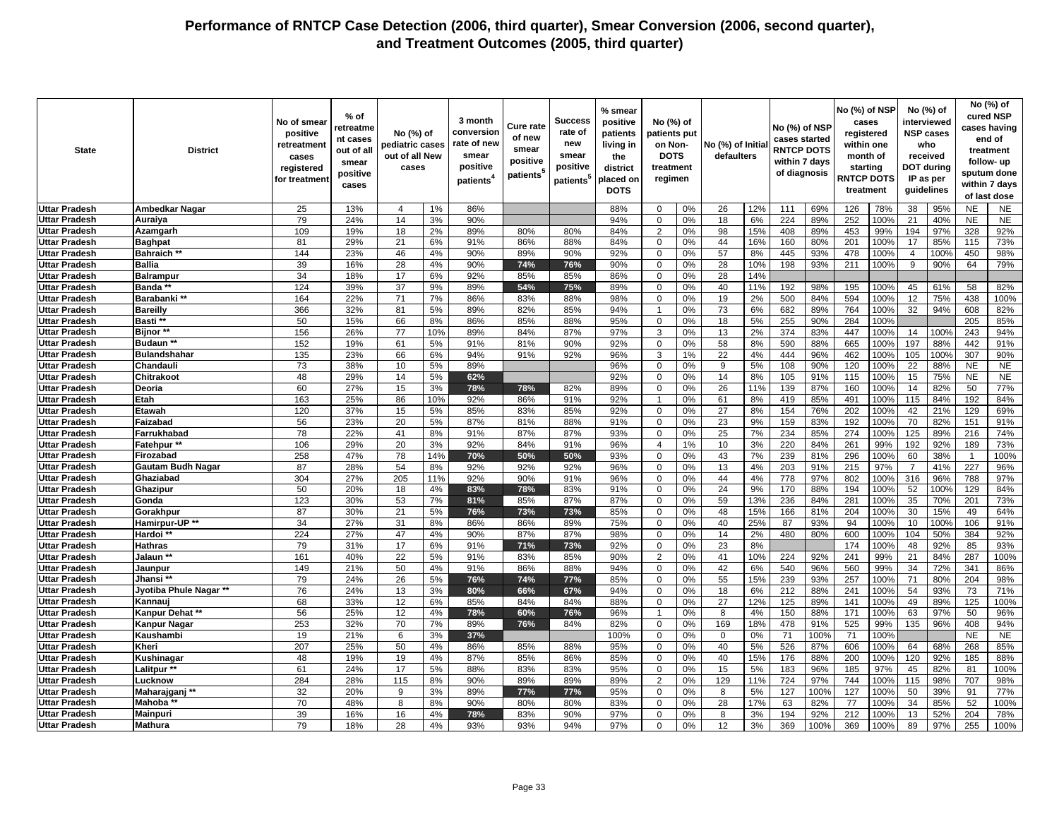# Performance of RNTCP Case Detection (2006, third quarter), Smear Conversion (2006, second quarter), and Treatment Outcomes (2005, third quarter)

| State | District | No of smear positive retreatment cases registered for treatment | % of retreatment cases out of all smear positive cases | No (%) of pediatric cases out of all New cases | | 3 month conversion rate of new smear positive patients[4] | Cure rate of new smear positive patients[5] | Success rate of new smear positive patients[5] | % smear positive patients living in the district placed on DOTS | No (%) of patients put on Non-DOTS treatment regimen | | No (%) of Initial defaulters | | No (%) of NSP cases started RNTCP DOTS within 7 days of diagnosis | | No (%) of NSP cases registered within one month of starting RNTCP DOTS treatment | | No (%) of interviewed NSP cases who received DOT during IP as per guidelines | | No (%) of cured NSP cases having end of treatment follow- up sputum done within 7 days of last dose | |
|---|---|---|---|---|---|---|---|---|---|---|---|---|---|---|---|---|---|---|---|---|---|
| Uttar Pradesh | Ambedkar Nagar | 25 | 13% | 4 | 1% | 86% | | | 88% | 0 | 0% | 26 | 12% | 111 | 69% | 126 | 78% | 38 | 95% | NE | NE |
| Uttar Pradesh | Auraiya | 79 | 24% | 14 | 3% | 90% | | | 94% | 0 | 0% | 18 | 6% | 224 | 89% | 252 | 100% | 21 | 40% | NE | NE |
| Uttar Pradesh | Azamgarh | 109 | 19% | 18 | 2% | 89% | 80% | 80% | 84% | 2 | 0% | 98 | 15% | 408 | 89% | 453 | 99% | 194 | 97% | 328 | 92% |
| Uttar Pradesh | Baghpat | 81 | 29% | 21 | 6% | 91% | 86% | 88% | 84% | 0 | 0% | 44 | 16% | 160 | 80% | 201 | 100% | 17 | 85% | 115 | 73% |
| Uttar Pradesh | Bahraich ** | 144 | 23% | 46 | 4% | 90% | 89% | 90% | 92% | 0 | 0% | 57 | 8% | 445 | 93% | 478 | 100% | 4 | 100% | 450 | 98% |
| Uttar Pradesh | Ballia | 39 | 16% | 28 | 4% | 90% | 74% | 76% | 90% | 0 | 0% | 28 | 10% | 198 | 93% | 211 | 100% | 9 | 90% | 64 | 79% |
| Uttar Pradesh | Balrampur | 34 | 18% | 17 | 6% | 92% | 85% | 85% | 86% | 0 | 0% | 28 | 14% | | | | | | | | |
| Uttar Pradesh | Banda ** | 124 | 39% | 37 | 9% | 89% | 54% | 75% | 89% | 0 | 0% | 40 | 11% | 192 | 98% | 195 | 100% | 45 | 61% | 58 | 82% |
| Uttar Pradesh | Barabanki ** | 164 | 22% | 71 | 7% | 86% | 83% | 88% | 98% | 0 | 0% | 19 | 2% | 500 | 84% | 594 | 100% | 12 | 75% | 438 | 100% |
| Uttar Pradesh | Bareilly | 366 | 32% | 81 | 5% | 89% | 82% | 85% | 94% | 1 | 0% | 73 | 6% | 682 | 89% | 764 | 100% | 32 | 94% | 608 | 82% |
| Uttar Pradesh | Basti ** | 50 | 15% | 66 | 8% | 86% | 85% | 88% | 95% | 0 | 0% | 18 | 5% | 255 | 90% | 284 | 100% | | | 205 | 85% |
| Uttar Pradesh | Bijnor ** | 156 | 26% | 77 | 10% | 89% | 84% | 87% | 97% | 3 | 0% | 13 | 2% | 374 | 83% | 447 | 100% | 14 | 100% | 243 | 94% |
| Uttar Pradesh | Budaun ** | 152 | 19% | 61 | 5% | 91% | 81% | 90% | 92% | 0 | 0% | 58 | 8% | 590 | 88% | 665 | 100% | 197 | 88% | 442 | 91% |
| Uttar Pradesh | Bulandshahar | 135 | 23% | 66 | 6% | 94% | 91% | 92% | 96% | 3 | 1% | 22 | 4% | 444 | 96% | 462 | 100% | 105 | 100% | 307 | 90% |
| Uttar Pradesh | Chandauli | 73 | 38% | 10 | 5% | 89% | | | 96% | 0 | 0% | 9 | 5% | 108 | 90% | 120 | 100% | 22 | 88% | NE | NE |
| Uttar Pradesh | Chitrakoot | 48 | 29% | 14 | 5% | 62% | | | 92% | 0 | 0% | 14 | 8% | 105 | 91% | 115 | 100% | 15 | 75% | NE | NE |
| Uttar Pradesh | Deoria | 60 | 27% | 15 | 3% | 78% | 78% | 82% | 89% | 0 | 0% | 26 | 11% | 139 | 87% | 160 | 100% | 14 | 82% | 50 | 77% |
| Uttar Pradesh | Etah | 163 | 25% | 86 | 10% | 92% | 86% | 91% | 92% | 1 | 0% | 61 | 8% | 419 | 85% | 491 | 100% | 115 | 84% | 192 | 84% |
| Uttar Pradesh | Etawah | 120 | 37% | 15 | 5% | 85% | 83% | 85% | 92% | 0 | 0% | 27 | 8% | 154 | 76% | 202 | 100% | 42 | 21% | 129 | 69% |
| Uttar Pradesh | Faizabad | 56 | 23% | 20 | 5% | 87% | 81% | 88% | 91% | 0 | 0% | 23 | 9% | 159 | 83% | 192 | 100% | 70 | 82% | 151 | 91% |
| Uttar Pradesh | Farrukhabad | 78 | 22% | 41 | 8% | 91% | 87% | 87% | 93% | 0 | 0% | 25 | 7% | 234 | 85% | 274 | 100% | 125 | 89% | 216 | 74% |
| Uttar Pradesh | Fatehpur ** | 106 | 29% | 20 | 3% | 92% | 84% | 91% | 96% | 4 | 1% | 10 | 3% | 220 | 84% | 261 | 99% | 192 | 92% | 189 | 73% |
| Uttar Pradesh | Firozabad | 258 | 47% | 78 | 14% | 70% | 50% | 50% | 93% | 0 | 0% | 43 | 7% | 239 | 81% | 296 | 100% | 60 | 38% | 1 | 100% |
| Uttar Pradesh | Gautam Budh Nagar | 87 | 28% | 54 | 8% | 92% | 92% | 92% | 96% | 0 | 0% | 13 | 4% | 203 | 91% | 215 | 97% | 7 | 41% | 227 | 96% |
| Uttar Pradesh | Ghaziabad | 304 | 27% | 205 | 11% | 92% | 90% | 91% | 96% | 0 | 0% | 44 | 4% | 778 | 97% | 802 | 100% | 316 | 96% | 788 | 97% |
| Uttar Pradesh | Ghazipur | 50 | 20% | 18 | 4% | 83% | 78% | 83% | 91% | 0 | 0% | 24 | 9% | 170 | 88% | 194 | 100% | 52 | 100% | 129 | 84% |
| Uttar Pradesh | Gonda | 123 | 30% | 53 | 7% | 81% | 85% | 87% | 87% | 0 | 0% | 59 | 13% | 236 | 84% | 281 | 100% | 35 | 70% | 201 | 73% |
| Uttar Pradesh | Gorakhpur | 87 | 30% | 21 | 5% | 76% | 73% | 73% | 85% | 0 | 0% | 48 | 15% | 166 | 81% | 204 | 100% | 30 | 15% | 49 | 64% |
| Uttar Pradesh | Hamirpur-UP ** | 34 | 27% | 31 | 8% | 86% | 86% | 89% | 75% | 0 | 0% | 40 | 25% | 87 | 93% | 94 | 100% | 10 | 100% | 106 | 91% |
| Uttar Pradesh | Hardoi ** | 224 | 27% | 47 | 4% | 90% | 87% | 87% | 98% | 0 | 0% | 14 | 2% | 480 | 80% | 600 | 100% | 104 | 50% | 384 | 92% |
| Uttar Pradesh | Hathras | 79 | 31% | 17 | 6% | 91% | 71% | 73% | 92% | 0 | 0% | 23 | 8% | | | 174 | 100% | 48 | 92% | 85 | 93% |
| Uttar Pradesh | Jalaun ** | 161 | 40% | 22 | 5% | 91% | 83% | 85% | 90% | 2 | 0% | 41 | 10% | 224 | 92% | 241 | 99% | 21 | 84% | 287 | 100% |
| Uttar Pradesh | Jaunpur | 149 | 21% | 50 | 4% | 91% | 86% | 88% | 94% | 0 | 0% | 42 | 6% | 540 | 96% | 560 | 99% | 34 | 72% | 341 | 86% |
| Uttar Pradesh | Jhansi ** | 79 | 24% | 26 | 5% | 76% | 74% | 77% | 85% | 0 | 0% | 55 | 15% | 239 | 93% | 257 | 100% | 71 | 80% | 204 | 98% |
| Uttar Pradesh | Jyotiba Phule Nagar ** | 76 | 24% | 13 | 3% | 80% | 66% | 67% | 94% | 0 | 0% | 18 | 6% | 212 | 88% | 241 | 100% | 54 | 93% | 73 | 71% |
| Uttar Pradesh | Kannauj | 68 | 33% | 12 | 6% | 85% | 84% | 84% | 88% | 0 | 0% | 27 | 12% | 125 | 89% | 141 | 100% | 49 | 89% | 125 | 100% |
| Uttar Pradesh | Kanpur Dehat ** | 56 | 25% | 12 | 4% | 78% | 60% | 76% | 96% | 1 | 0% | 8 | 4% | 150 | 88% | 171 | 100% | 63 | 97% | 50 | 96% |
| Uttar Pradesh | Kanpur Nagar | 253 | 32% | 70 | 7% | 89% | 76% | 84% | 82% | 0 | 0% | 169 | 18% | 478 | 91% | 525 | 99% | 135 | 96% | 408 | 94% |
| Uttar Pradesh | Kaushambi | 19 | 21% | 6 | 3% | 37% | | | 100% | 0 | 0% | 0 | 0% | 71 | 100% | 71 | 100% | | | NE | NE |
| Uttar Pradesh | Kheri | 207 | 25% | 50 | 4% | 86% | 85% | 88% | 95% | 0 | 0% | 40 | 5% | 526 | 87% | 606 | 100% | 64 | 68% | 268 | 85% |
| Uttar Pradesh | Kushinagar | 48 | 19% | 19 | 4% | 87% | 85% | 86% | 85% | 0 | 0% | 40 | 15% | 176 | 88% | 200 | 100% | 120 | 92% | 185 | 88% |
| Uttar Pradesh | Lalitpur ** | 61 | 24% | 17 | 5% | 88% | 83% | 83% | 95% | 0 | 0% | 15 | 5% | 183 | 96% | 185 | 97% | 45 | 82% | 81 | 100% |
| Uttar Pradesh | Lucknow | 284 | 28% | 115 | 8% | 90% | 89% | 89% | 89% | 2 | 0% | 129 | 11% | 724 | 97% | 744 | 100% | 115 | 98% | 707 | 98% |
| Uttar Pradesh | Maharajganj ** | 32 | 20% | 9 | 3% | 89% | 77% | 77% | 95% | 0 | 0% | 8 | 5% | 127 | 100% | 127 | 100% | 50 | 39% | 91 | 77% |
| Uttar Pradesh | Mahoba ** | 70 | 48% | 8 | 8% | 90% | 80% | 80% | 83% | 0 | 0% | 28 | 17% | 63 | 82% | 77 | 100% | 34 | 85% | 52 | 100% |
| Uttar Pradesh | Mainpuri | 39 | 16% | 16 | 4% | 78% | 83% | 90% | 97% | 0 | 0% | 8 | 3% | 194 | 92% | 212 | 100% | 13 | 52% | 204 | 78% |
| Uttar Pradesh | Mathura | 79 | 18% | 28 | 4% | 93% | 93% | 94% | 97% | 0 | 0% | 12 | 3% | 369 | 100% | 369 | 100% | 89 | 97% | 255 | 100% |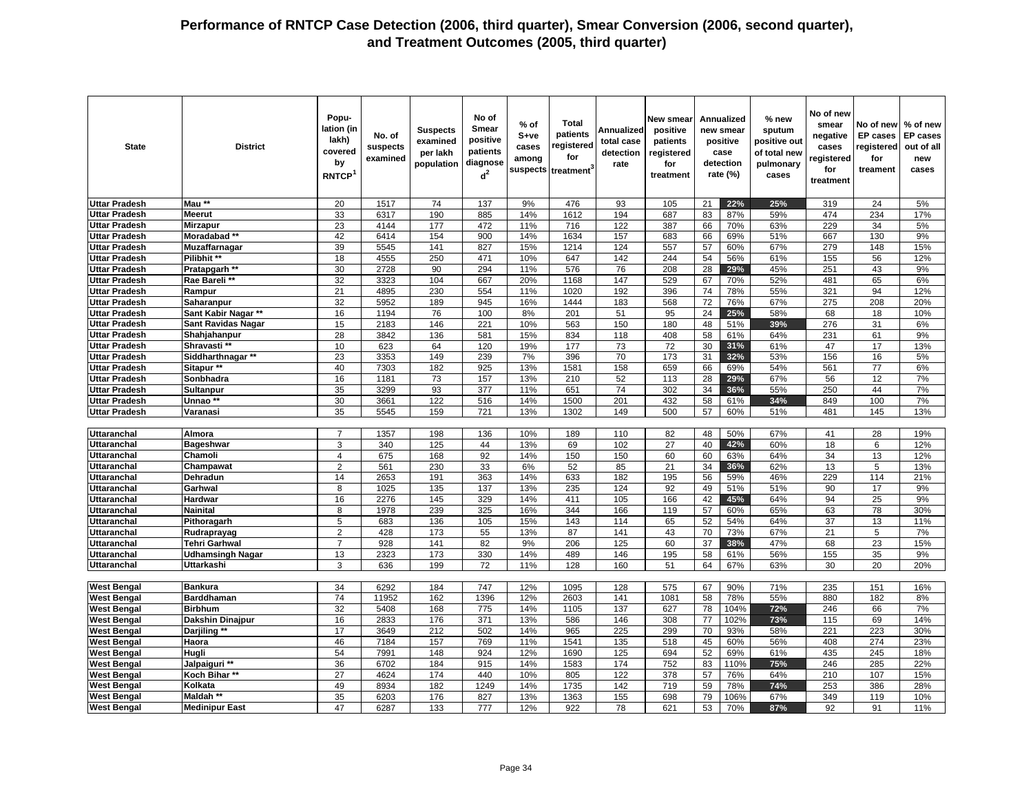# Performance of RNTCP Case Detection (2006, third quarter), Smear Conversion (2006, second quarter), and Treatment Outcomes (2005, third quarter)

| State | District | Population (in lakh) covered by RNTCP[1] | No. of suspects examined | Suspects examined per lakh population | No of Smear positive patients diagnosed[2] | % of S+ve cases among suspects | Total patients registered for treatment[3] | Annualized total case detection rate | New smear positive patients registered for treatment | Annualized new smear positive case detection rate (%) | | % new sputum positive out of total new pulmonary cases | No of new smear negative cases registered for treatment | No of new EP cases registered for treament | % of new EP cases out of all new cases |
|---|---|---|---|---|---|---|---|---|---|---|---|---|---|---|---|
| Uttar Pradesh | Mau ** | 20 | 1517 | 74 | 137 | 9% | 476 | 93 | 105 | 21 | 22% | 25% | 319 | 24 | 5% |
| Uttar Pradesh | Meerut | 33 | 6317 | 190 | 885 | 14% | 1612 | 194 | 687 | 83 | 87% | 59% | 474 | 234 | 17% |
| Uttar Pradesh | Mirzapur | 23 | 4144 | 177 | 472 | 11% | 716 | 122 | 387 | 66 | 70% | 63% | 229 | 34 | 5% |
| Uttar Pradesh | Moradabad ** | 42 | 6414 | 154 | 900 | 14% | 1634 | 157 | 683 | 66 | 69% | 51% | 667 | 130 | 9% |
| Uttar Pradesh | Muzaffarnagar | 39 | 5545 | 141 | 827 | 15% | 1214 | 124 | 557 | 57 | 60% | 67% | 279 | 148 | 15% |
| Uttar Pradesh | Pilibhit ** | 18 | 4555 | 250 | 471 | 10% | 647 | 142 | 244 | 54 | 56% | 61% | 155 | 56 | 12% |
| Uttar Pradesh | Pratapgarh ** | 30 | 2728 | 90 | 294 | 11% | 576 | 76 | 208 | 28 | 29% | 45% | 251 | 43 | 9% |
| Uttar Pradesh | Rae Bareli ** | 32 | 3323 | 104 | 667 | 20% | 1168 | 147 | 529 | 67 | 70% | 52% | 481 | 65 | 6% |
| Uttar Pradesh | Rampur | 21 | 4895 | 230 | 554 | 11% | 1020 | 192 | 396 | 74 | 78% | 55% | 321 | 94 | 12% |
| Uttar Pradesh | Saharanpur | 32 | 5952 | 189 | 945 | 16% | 1444 | 183 | 568 | 72 | 76% | 67% | 275 | 208 | 20% |
| Uttar Pradesh | Sant Kabir Nagar ** | 16 | 1194 | 76 | 100 | 8% | 201 | 51 | 95 | 24 | 25% | 58% | 68 | 18 | 10% |
| Uttar Pradesh | Sant Ravidas Nagar | 15 | 2183 | 146 | 221 | 10% | 563 | 150 | 180 | 48 | 51% | 39% | 276 | 31 | 6% |
| Uttar Pradesh | Shahjahanpur | 28 | 3842 | 136 | 581 | 15% | 834 | 118 | 408 | 58 | 61% | 64% | 231 | 61 | 9% |
| Uttar Pradesh | Shravasti ** | 10 | 623 | 64 | 120 | 19% | 177 | 73 | 72 | 30 | 31% | 61% | 47 | 17 | 13% |
| Uttar Pradesh | Siddharthnagar ** | 23 | 3353 | 149 | 239 | 7% | 396 | 70 | 173 | 31 | 32% | 53% | 156 | 16 | 5% |
| Uttar Pradesh | Sitapur ** | 40 | 7303 | 182 | 925 | 13% | 1581 | 158 | 659 | 66 | 69% | 54% | 561 | 77 | 6% |
| Uttar Pradesh | Sonbhadra | 16 | 1181 | 73 | 157 | 13% | 210 | 52 | 113 | 28 | 29% | 67% | 56 | 12 | 7% |
| Uttar Pradesh | Sultanpur | 35 | 3299 | 93 | 377 | 11% | 651 | 74 | 302 | 34 | 36% | 55% | 250 | 44 | 7% |
| Uttar Pradesh | Unnao ** | 30 | 3661 | 122 | 516 | 14% | 1500 | 201 | 432 | 58 | 61% | 34% | 849 | 100 | 7% |
| Uttar Pradesh | Varanasi | 35 | 5545 | 159 | 721 | 13% | 1302 | 149 | 500 | 57 | 60% | 51% | 481 | 145 | 13% |
| | | | | | | | | | | | | | | | |
| Uttaranchal | Almora | 7 | 1357 | 198 | 136 | 10% | 189 | 110 | 82 | 48 | 50% | 67% | 41 | 28 | 19% |
| Uttaranchal | Bageshwar | 3 | 340 | 125 | 44 | 13% | 69 | 102 | 27 | 40 | 42% | 60% | 18 | 6 | 12% |
| Uttaranchal | Chamoli | 4 | 675 | 168 | 92 | 14% | 150 | 150 | 60 | 60 | 63% | 64% | 34 | 13 | 12% |
| Uttaranchal | Champawat | 2 | 561 | 230 | 33 | 6% | 52 | 85 | 21 | 34 | 36% | 62% | 13 | 5 | 13% |
| Uttaranchal | Dehradun | 14 | 2653 | 191 | 363 | 14% | 633 | 182 | 195 | 56 | 59% | 46% | 229 | 114 | 21% |
| Uttaranchal | Garhwal | 8 | 1025 | 135 | 137 | 13% | 235 | 124 | 92 | 49 | 51% | 51% | 90 | 17 | 9% |
| Uttaranchal | Hardwar | 16 | 2276 | 145 | 329 | 14% | 411 | 105 | 166 | 42 | 45% | 64% | 94 | 25 | 9% |
| Uttaranchal | Nainital | 8 | 1978 | 239 | 325 | 16% | 344 | 166 | 119 | 57 | 60% | 65% | 63 | 78 | 30% |
| Uttaranchal | Pithoragarh | 5 | 683 | 136 | 105 | 15% | 143 | 114 | 65 | 52 | 54% | 64% | 37 | 13 | 11% |
| Uttaranchal | Rudraprayag | 2 | 428 | 173 | 55 | 13% | 87 | 141 | 43 | 70 | 73% | 67% | 21 | 5 | 7% |
| Uttaranchal | Tehri Garhwal | 7 | 928 | 141 | 82 | 9% | 206 | 125 | 60 | 37 | 38% | 47% | 68 | 23 | 15% |
| Uttaranchal | Udhamsingh Nagar | 13 | 2323 | 173 | 330 | 14% | 489 | 146 | 195 | 58 | 61% | 56% | 155 | 35 | 9% |
| Uttaranchal | Uttarkashi | 3 | 636 | 199 | 72 | 11% | 128 | 160 | 51 | 64 | 67% | 63% | 30 | 20 | 20% |
| | | | | | | | | | | | | | | | |
| West Bengal | Bankura | 34 | 6292 | 184 | 747 | 12% | 1095 | 128 | 575 | 67 | 90% | 71% | 235 | 151 | 16% |
| West Bengal | Barddhaman | 74 | 11952 | 162 | 1396 | 12% | 2603 | 141 | 1081 | 58 | 78% | 55% | 880 | 182 | 8% |
| West Bengal | Birbhum | 32 | 5408 | 168 | 775 | 14% | 1105 | 137 | 627 | 78 | 104% | 72% | 246 | 66 | 7% |
| West Bengal | Dakshin Dinajpur | 16 | 2833 | 176 | 371 | 13% | 586 | 146 | 308 | 77 | 102% | 73% | 115 | 69 | 14% |
| West Bengal | Darjiling ** | 17 | 3649 | 212 | 502 | 14% | 965 | 225 | 299 | 70 | 93% | 58% | 221 | 223 | 30% |
| West Bengal | Haora | 46 | 7184 | 157 | 769 | 11% | 1541 | 135 | 518 | 45 | 60% | 56% | 408 | 274 | 23% |
| West Bengal | Hugli | 54 | 7991 | 148 | 924 | 12% | 1690 | 125 | 694 | 52 | 69% | 61% | 435 | 245 | 18% |
| West Bengal | Jalpaiguri ** | 36 | 6702 | 184 | 915 | 14% | 1583 | 174 | 752 | 83 | 110% | 75% | 246 | 285 | 22% |
| West Bengal | Koch Bihar ** | 27 | 4624 | 174 | 440 | 10% | 805 | 122 | 378 | 57 | 76% | 64% | 210 | 107 | 15% |
| West Bengal | Kolkata | 49 | 8934 | 182 | 1249 | 14% | 1735 | 142 | 719 | 59 | 78% | 74% | 253 | 386 | 28% |
| West Bengal | Maldah ** | 35 | 6203 | 176 | 827 | 13% | 1363 | 155 | 698 | 79 | 106% | 67% | 349 | 119 | 10% |
| West Bengal | Medinipur East | 47 | 6287 | 133 | 777 | 12% | 922 | 78 | 621 | 53 | 70% | 87% | 92 | 91 | 11% |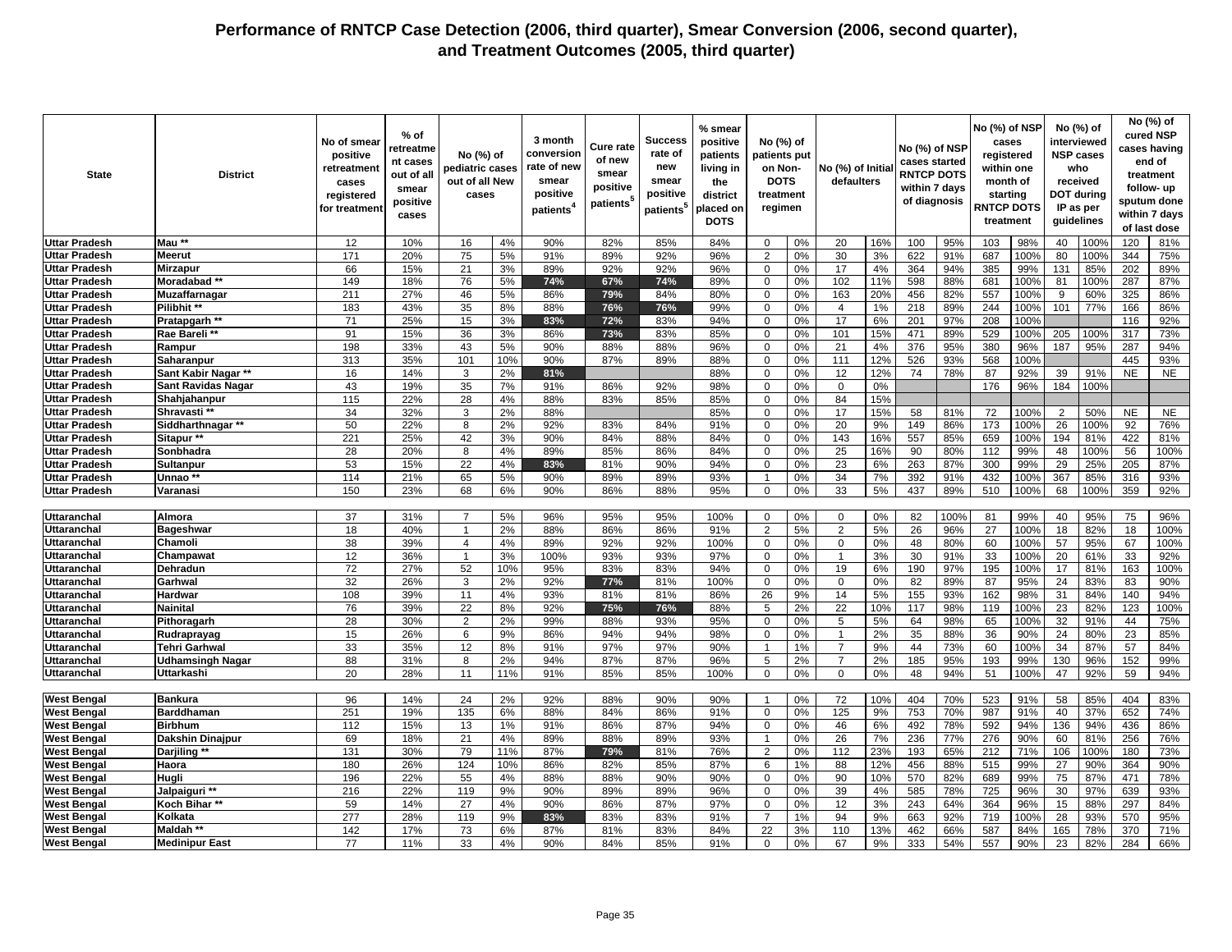# Performance of RNTCP Case Detection (2006, third quarter), Smear Conversion (2006, second quarter), and Treatment Outcomes (2005, third quarter)

| State | District | No of smear positive retreatment cases registered for treatment | % of retreatment cases out of all smear positive cases | No (%) of pediatric cases out of all New cases | | 3 month conversion rate of new smear positive patients[4] | Cure rate of new smear positive patients[5] | Success rate of new smear positive patients[5] | % smear positive patients living in the district placed on DOTS | No (%) of patients put on Non-DOTS treatment regimen | | No (%) of Initial defaulters | | No (%) of NSP cases started RNTCP DOTS within 7 days of diagnosis | | No (%) of NSP cases registered within one month of starting RNTCP DOTS treatment | | No (%) of interviewed NSP cases who received DOT during IP as per guidelines | | No (%) of cured NSP cases having end of treatment follow- up sputum done within 7 days of last dose | |
|---|---|---|---|---|---|---|---|---|---|---|---|---|---|---|---|---|---|---|---|---|---|
| Uttar Pradesh | Mau ** | 12 | 10% | 16 | 4% | 90% | 82% | 85% | 84% | 0 | 0% | 20 | 16% | 100 | 95% | 103 | 98% | 40 | 100% | 120 | 81% |
| Uttar Pradesh | Meerut | 171 | 20% | 75 | 5% | 91% | 89% | 92% | 96% | 2 | 0% | 30 | 3% | 622 | 91% | 687 | 100% | 80 | 100% | 344 | 75% |
| Uttar Pradesh | Mirzapur | 66 | 15% | 21 | 3% | 89% | 92% | 92% | 96% | 0 | 0% | 17 | 4% | 364 | 94% | 385 | 99% | 131 | 85% | 202 | 89% |
| Uttar Pradesh | Moradabad ** | 149 | 18% | 76 | 5% | 74% | 67% | 74% | 89% | 0 | 0% | 102 | 11% | 598 | 88% | 681 | 100% | 81 | 100% | 287 | 87% |
| Uttar Pradesh | Muzaffarnagar | 211 | 27% | 46 | 5% | 86% | 79% | 84% | 80% | 0 | 0% | 163 | 20% | 456 | 82% | 557 | 100% | 9 | 60% | 325 | 86% |
| Uttar Pradesh | Pilibhit ** | 183 | 43% | 35 | 8% | 88% | 76% | 76% | 99% | 0 | 0% | 4 | 1% | 218 | 89% | 244 | 100% | 101 | 77% | 166 | 86% |
| Uttar Pradesh | Pratapgarh ** | 71 | 25% | 15 | 3% | 83% | 72% | 83% | 94% | 0 | 0% | 17 | 6% | 201 | 97% | 208 | 100% | | | 116 | 92% |
| Uttar Pradesh | Rae Bareli ** | 91 | 15% | 36 | 3% | 86% | 73% | 83% | 85% | 0 | 0% | 101 | 15% | 471 | 89% | 529 | 100% | 205 | 100% | 317 | 73% |
| Uttar Pradesh | Rampur | 198 | 33% | 43 | 5% | 90% | 88% | 88% | 96% | 0 | 0% | 21 | 4% | 376 | 95% | 380 | 96% | 187 | 95% | 287 | 94% |
| Uttar Pradesh | Saharanpur | 313 | 35% | 101 | 10% | 90% | 87% | 89% | 88% | 0 | 0% | 111 | 12% | 526 | 93% | 568 | 100% | | | 445 | 93% |
| Uttar Pradesh | Sant Kabir Nagar ** | 16 | 14% | 3 | 2% | 81% | | | 88% | 0 | 0% | 12 | 12% | 74 | 78% | 87 | 92% | 39 | 91% | NE | NE |
| Uttar Pradesh | Sant Ravidas Nagar | 43 | 19% | 35 | 7% | 91% | 86% | 92% | 98% | 0 | 0% | 0 | 0% | | | 176 | 96% | 184 | 100% | | |
| Uttar Pradesh | Shahjahanpur | 115 | 22% | 28 | 4% | 88% | 83% | 85% | 85% | 0 | 0% | 84 | 15% | | | | | | | | |
| Uttar Pradesh | Shravasti ** | 34 | 32% | 3 | 2% | 88% | | | 85% | 0 | 0% | 17 | 15% | 58 | 81% | 72 | 100% | 2 | 50% | NE | NE |
| Uttar Pradesh | Siddharthnagar ** | 50 | 22% | 8 | 2% | 92% | 83% | 84% | 91% | 0 | 0% | 20 | 9% | 149 | 86% | 173 | 100% | 26 | 100% | 92 | 76% |
| Uttar Pradesh | Sitapur ** | 221 | 25% | 42 | 3% | 90% | 84% | 88% | 84% | 0 | 0% | 143 | 16% | 557 | 85% | 659 | 100% | 194 | 81% | 422 | 81% |
| Uttar Pradesh | Sonbhadra | 28 | 20% | 8 | 4% | 89% | 85% | 86% | 84% | 0 | 0% | 25 | 16% | 90 | 80% | 112 | 99% | 48 | 100% | 56 | 100% |
| Uttar Pradesh | Sultanpur | 53 | 15% | 22 | 4% | 83% | 81% | 90% | 94% | 0 | 0% | 23 | 6% | 263 | 87% | 300 | 99% | 29 | 25% | 205 | 87% |
| Uttar Pradesh | Unnao ** | 114 | 21% | 65 | 5% | 90% | 89% | 89% | 93% | 1 | 0% | 34 | 7% | 392 | 91% | 432 | 100% | 367 | 85% | 316 | 93% |
| Uttar Pradesh | Varanasi | 150 | 23% | 68 | 6% | 90% | 86% | 88% | 95% | 0 | 0% | 33 | 5% | 437 | 89% | 510 | 100% | 68 | 100% | 359 | 92% |
| | | | | | | | | | | | | | | | | | | | | | |
| Uttaranchal | Almora | 37 | 31% | 7 | 5% | 96% | 95% | 95% | 100% | 0 | 0% | 0 | 0% | 82 | 100% | 81 | 99% | 40 | 95% | 75 | 96% |
| Uttaranchal | Bageshwar | 18 | 40% | 1 | 2% | 88% | 86% | 86% | 91% | 2 | 5% | 2 | 5% | 26 | 96% | 27 | 100% | 18 | 82% | 18 | 100% |
| Uttaranchal | Chamoli | 38 | 39% | 4 | 4% | 89% | 92% | 92% | 100% | 0 | 0% | 0 | 0% | 48 | 80% | 60 | 100% | 57 | 95% | 67 | 100% |
| Uttaranchal | Champawat | 12 | 36% | 1 | 3% | 100% | 93% | 93% | 97% | 0 | 0% | 1 | 3% | 30 | 91% | 33 | 100% | 20 | 61% | 33 | 92% |
| Uttaranchal | Dehradun | 72 | 27% | 52 | 10% | 95% | 83% | 83% | 94% | 0 | 0% | 19 | 6% | 190 | 97% | 195 | 100% | 17 | 81% | 163 | 100% |
| Uttaranchal | Garhwal | 32 | 26% | 3 | 2% | 92% | 77% | 81% | 100% | 0 | 0% | 0 | 0% | 82 | 89% | 87 | 95% | 24 | 83% | 83 | 90% |
| Uttaranchal | Hardwar | 108 | 39% | 11 | 4% | 93% | 81% | 81% | 86% | 26 | 9% | 14 | 5% | 155 | 93% | 162 | 98% | 31 | 84% | 140 | 94% |
| Uttaranchal | Nainital | 76 | 39% | 22 | 8% | 92% | 75% | 76% | 88% | 5 | 2% | 22 | 10% | 117 | 98% | 119 | 100% | 23 | 82% | 123 | 100% |
| Uttaranchal | Pithoragarh | 28 | 30% | 2 | 2% | 99% | 88% | 93% | 95% | 0 | 0% | 5 | 5% | 64 | 98% | 65 | 100% | 32 | 91% | 44 | 75% |
| Uttaranchal | Rudraprayag | 15 | 26% | 6 | 9% | 86% | 94% | 94% | 98% | 0 | 0% | 1 | 2% | 35 | 88% | 36 | 90% | 24 | 80% | 23 | 85% |
| Uttaranchal | Tehri Garhwal | 33 | 35% | 12 | 8% | 91% | 97% | 97% | 90% | 1 | 1% | 7 | 9% | 44 | 73% | 60 | 100% | 34 | 87% | 57 | 84% |
| Uttaranchal | Udhamsingh Nagar | 88 | 31% | 8 | 2% | 94% | 87% | 87% | 96% | 5 | 2% | 7 | 2% | 185 | 95% | 193 | 99% | 130 | 96% | 152 | 99% |
| Uttaranchal | Uttarkashi | 20 | 28% | 11 | 11% | 91% | 85% | 85% | 100% | 0 | 0% | 0 | 0% | 48 | 94% | 51 | 100% | 47 | 92% | 59 | 94% |
| | | | | | | | | | | | | | | | | | | | | | |
| West Bengal | Bankura | 96 | 14% | 24 | 2% | 92% | 88% | 90% | 90% | 1 | 0% | 72 | 10% | 404 | 70% | 523 | 91% | 58 | 85% | 404 | 83% |
| West Bengal | Barddhaman | 251 | 19% | 135 | 6% | 88% | 84% | 86% | 91% | 0 | 0% | 125 | 9% | 753 | 70% | 987 | 91% | 40 | 37% | 652 | 74% |
| West Bengal | Birbhum | 112 | 15% | 13 | 1% | 91% | 86% | 87% | 94% | 0 | 0% | 46 | 6% | 492 | 78% | 592 | 94% | 136 | 94% | 436 | 86% |
| West Bengal | Dakshin Dinajpur | 69 | 18% | 21 | 4% | 89% | 88% | 89% | 93% | 1 | 0% | 26 | 7% | 236 | 77% | 276 | 90% | 60 | 81% | 256 | 76% |
| West Bengal | Darjiling ** | 131 | 30% | 79 | 11% | 87% | 79% | 81% | 76% | 2 | 0% | 112 | 23% | 193 | 65% | 212 | 71% | 106 | 100% | 180 | 73% |
| West Bengal | Haora | 180 | 26% | 124 | 10% | 86% | 82% | 85% | 87% | 6 | 1% | 88 | 12% | 456 | 88% | 515 | 99% | 27 | 90% | 364 | 90% |
| West Bengal | Hugli | 196 | 22% | 55 | 4% | 88% | 88% | 90% | 90% | 0 | 0% | 90 | 10% | 570 | 82% | 689 | 99% | 75 | 87% | 471 | 78% |
| West Bengal | Jalpaiguri ** | 216 | 22% | 119 | 9% | 90% | 89% | 89% | 96% | 0 | 0% | 39 | 4% | 585 | 78% | 725 | 96% | 30 | 97% | 639 | 93% |
| West Bengal | Koch Bihar ** | 59 | 14% | 27 | 4% | 90% | 86% | 87% | 97% | 0 | 0% | 12 | 3% | 243 | 64% | 364 | 96% | 15 | 88% | 297 | 84% |
| West Bengal | Kolkata | 277 | 28% | 119 | 9% | 83% | 83% | 83% | 91% | 7 | 1% | 94 | 9% | 663 | 92% | 719 | 100% | 28 | 93% | 570 | 95% |
| West Bengal | Maldah ** | 142 | 17% | 73 | 6% | 87% | 81% | 83% | 84% | 22 | 3% | 110 | 13% | 462 | 66% | 587 | 84% | 165 | 78% | 370 | 71% |
| West Bengal | Medinipur East | 77 | 11% | 33 | 4% | 90% | 84% | 85% | 91% | 0 | 0% | 67 | 9% | 333 | 54% | 557 | 90% | 23 | 82% | 284 | 66% |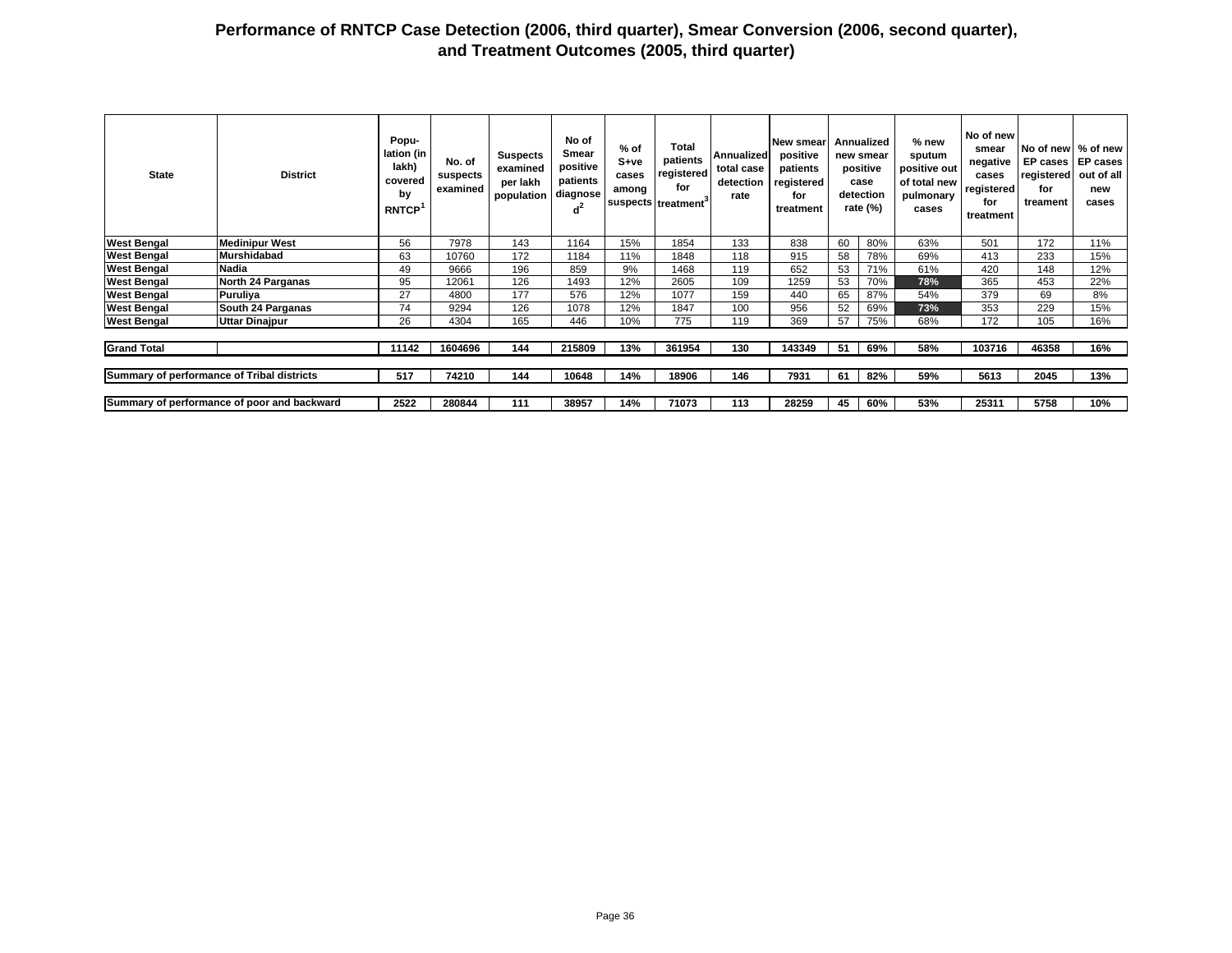# Performance of RNTCP Case Detection (2006, third quarter), Smear Conversion (2006, second quarter), and Treatment Outcomes (2005, third quarter)

| State | District | Population (in lakh) covered by RNTCP[1] | No. of suspects examined | Suspects examined per lakh population | No of Smear positive patients diagnosed[2] | % of S+ve cases among suspects | Total patients registered for treatment[3] | Annualized total case detection rate | New smear positive patients registered for treatment | Annualized new smear positive case detection rate (%) | | % new sputum positive out of total new pulmonary cases | No of new smear negative cases registered for treatment | No of new EP cases registered for treament | % of new EP cases out of all new cases |
|---|---|---|---|---|---|---|---|---|---|---|---|---|---|---|---|
| West Bengal | Medinipur West | 56 | 7978 | 143 | 1164 | 15% | 1854 | 133 | 838 | 60 | 80% | 63% | 501 | 172 | 11% |
| West Bengal | Murshidabad | 63 | 10760 | 172 | 1184 | 11% | 1848 | 118 | 915 | 58 | 78% | 69% | 413 | 233 | 15% |
| West Bengal | Nadia | 49 | 9666 | 196 | 859 | 9% | 1468 | 119 | 652 | 53 | 71% | 61% | 420 | 148 | 12% |
| West Bengal | North 24 Parganas | 95 | 12061 | 126 | 1493 | 12% | 2605 | 109 | 1259 | 53 | 70% | 78% | 365 | 453 | 22% |
| West Bengal | Puruliya | 27 | 4800 | 177 | 576 | 12% | 1077 | 159 | 440 | 65 | 87% | 54% | 379 | 69 | 8% |
| West Bengal | South 24 Parganas | 74 | 9294 | 126 | 1078 | 12% | 1847 | 100 | 956 | 52 | 69% | 73% | 353 | 229 | 15% |
| West Bengal | Uttar Dinajpur | 26 | 4304 | 165 | 446 | 10% | 775 | 119 | 369 | 57 | 75% | 68% | 172 | 105 | 16% |
| **Grand Total** | | **11142** | **1604696** | **144** | **215809** | **13%** | **361954** | **130** | **143349** | **51** | **69%** | **58%** | **103716** | **46358** | **16%** |
| **Summary of performance of Tribal districts** | | **517** | **74210** | **144** | **10648** | **14%** | **18906** | **146** | **7931** | **61** | **82%** | **59%** | **5613** | **2045** | **13%** |
| **Summary of performance of poor and backward** | | **2522** | **280844** | **111** | **38957** | **14%** | **71073** | **113** | **28259** | **45** | **60%** | **53%** | **25311** | **5758** | **10%** |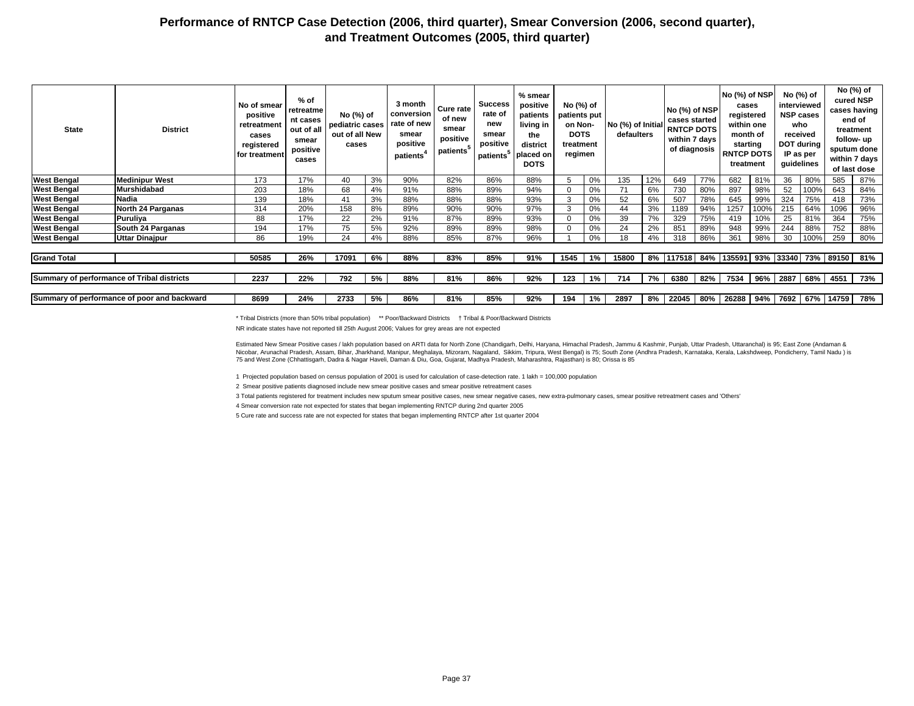# Performance of RNTCP Case Detection (2006, third quarter), Smear Conversion (2006, second quarter), and Treatment Outcomes (2005, third quarter)

| State | District | No of smear positive retreatment cases registered for treatment | % of retreatment cases out of all smear positive cases | No (%) of pediatric cases out of all New cases | | 3 month conversion rate of new smear positive patients[4] | Cure rate of new smear positive patients[5] | Success rate of new smear positive patients[5] | % smear positive patients living in the district placed on DOTS | No (%) of patients put on Non-DOTS treatment regimen | | No (%) of Initial defaulters | | No (%) of NSP cases started RNTCP DOTS within 7 days of diagnosis | | No (%) of NSP cases registered within one month of starting RNTCP DOTS treatment | | No (%) of interviewed NSP cases who received DOT during IP as per guidelines | | No (%) of cured NSP cases having end of treatment follow- up sputum done within 7 days of last dose | |
|---|---|---|---|---|---|---|---|---|---|---|---|---|---|---|---|---|---|---|---|---|---|
| West Bengal | Medinipur West | 173 | 17% | 40 | 3% | 90% | 82% | 86% | 88% | 5 | 0% | 135 | 12% | 649 | 77% | 682 | 81% | 36 | 80% | 585 | 87% |
| West Bengal | Murshidabad | 203 | 18% | 68 | 4% | 91% | 88% | 89% | 94% | 0 | 0% | 71 | 6% | 730 | 80% | 897 | 98% | 52 | 100% | 643 | 84% |
| West Bengal | Nadia | 139 | 18% | 41 | 3% | 88% | 88% | 88% | 93% | 3 | 0% | 52 | 6% | 507 | 78% | 645 | 99% | 324 | 75% | 418 | 73% |
| West Bengal | North 24 Parganas | 314 | 20% | 158 | 8% | 89% | 90% | 90% | 97% | 3 | 0% | 44 | 3% | 1189 | 94% | 1257 | 100% | 215 | 64% | 1096 | 96% |
| West Bengal | Puruliya | 88 | 17% | 22 | 2% | 91% | 87% | 89% | 93% | 0 | 0% | 39 | 7% | 329 | 75% | 419 | 10% | 25 | 81% | 364 | 75% |
| West Bengal | South 24 Parganas | 194 | 17% | 75 | 5% | 92% | 89% | 89% | 98% | 0 | 0% | 24 | 2% | 851 | 89% | 948 | 99% | 244 | 88% | 752 | 88% |
| West Bengal | Uttar Dinajpur | 86 | 19% | 24 | 4% | 88% | 85% | 87% | 96% | 1 | 0% | 18 | 4% | 318 | 86% | 361 | 98% | 30 | 100% | 259 | 80% |
| **Grand Total** | | **50585** | **26%** | **17091** | **6%** | **88%** | **83%** | **85%** | **91%** | **1545** | **1%** | **15800** | **8%** | **117518** | **84%** | **135591** | **93%** | **33340** | **73%** | **89150** | **81%** |
| **Summary of performance of Tribal districts** | | **2237** | **22%** | **792** | **5%** | **88%** | **81%** | **86%** | **92%** | **123** | **1%** | **714** | **7%** | **6380** | **82%** | **7534** | **96%** | **2887** | **68%** | **4551** | **73%** |
| **Summary of performance of poor and backward** | | **8699** | **24%** | **2733** | **5%** | **86%** | **81%** | **85%** | **92%** | **194** | **1%** | **2897** | **8%** | **22045** | **80%** | **26288** | **94%** | **7692** | **67%** | **14759** | **78%** |

\* Tribal Districts (more than 50% tribal population) ** Poor/Backward Districts † Tribal & Poor/Backward Districts

NR indicate states have not reported till 25th August 2006; Values for grey areas are not expected

Estimated New Smear Positive cases / lakh population based on ARTI data for North Zone (Chandigarh, Delhi, Haryana, Himachal Pradesh, Jammu & Kashmir, Punjab, Uttar Pradesh, Uttaranchal) is 95; East Zone (Andaman & Nicobar, Arunachal Pradesh, Assam, Bihar, Jharkhand, Manipur, Meghalaya, Mizoram, Nagaland, Sikkim, Tripura, West Bengal) is 75; South Zone (Andhra Pradesh, Karnataka, Kerala, Lakshdweep, Pondicherry, Tamil Nadu ) is 75 and West Zone (Chhattisgarh, Dadra & Nagar Haveli, Daman & Diu, Goa, Gujarat, Madhya Pradesh, Maharashtra, Rajasthan) is 80; Orissa is 85

1 Projected population based on census population of 2001 is used for calculation of case-detection rate. 1 lakh = 100,000 population

2 Smear positive patients diagnosed include new smear positive cases and smear positive retreatment cases

3 Total patients registered for treatment includes new sputum smear positive cases, new smear negative cases, new extra-pulmonary cases, smear positive retreatment cases and 'Others'

4 Smear conversion rate not expected for states that began implementing RNTCP during 2nd quarter 2005

5 Cure rate and success rate are not expected for states that began implementing RNTCP after 1st quarter 2004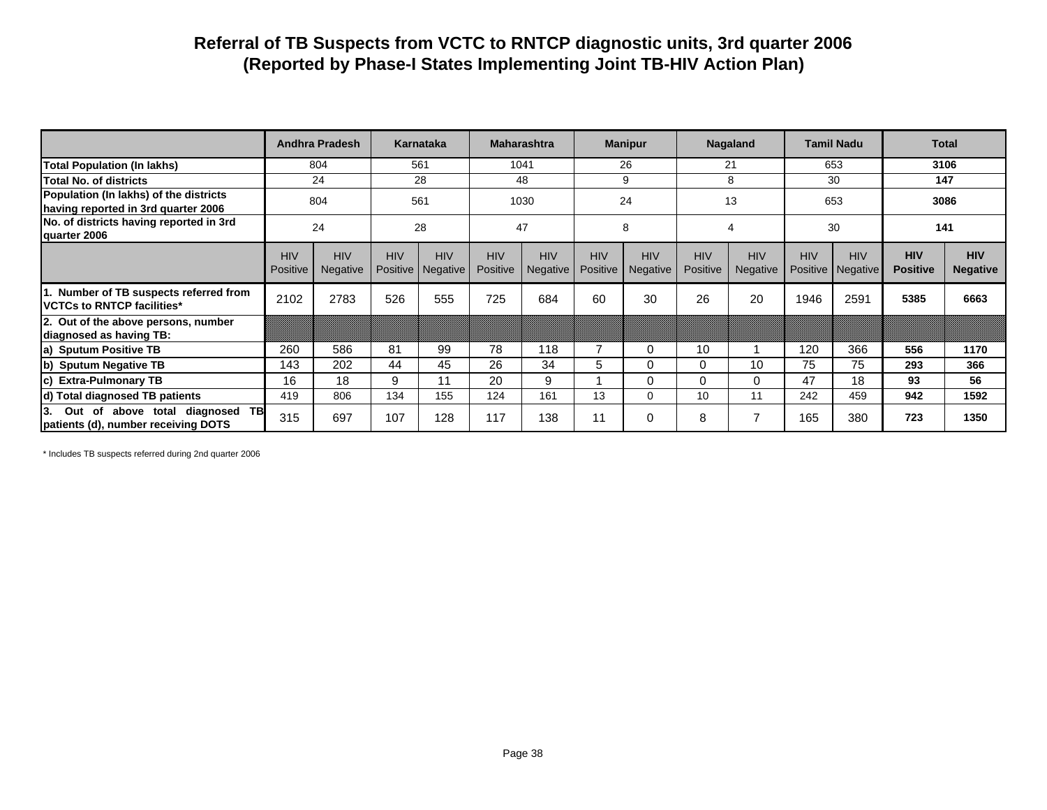# Referral of TB Suspects from VCTC to RNTCP diagnostic units, 3rd quarter 2006
## (Reported by Phase-I States Implementing Joint TB-HIV Action Plan)

| | Andhra Pradesh | | Karnataka | | Maharashtra | | Manipur | | Nagaland | | Tamil Nadu | | Total | |
|---|---|---|---|---|---|---|---|---|---|---|---|---|---|---|
| **Total Population (In lakhs)** | 804 | | 561 | | 1041 | | 26 | | 21 | | 653 | | **3106** | |
| **Total No. of districts** | 24 | | 28 | | 48 | | 9 | | 8 | | 30 | | **147** | |
| **Population (In lakhs) of the districts having reported in 3rd quarter 2006** | 804 | | 561 | | 1030 | | 24 | | 13 | | 653 | | **3086** | |
| **No. of districts having reported in 3rd quarter 2006** | 24 | | 28 | | 47 | | 8 | | 4 | | 30 | | **141** | |
| | HIV Positive | HIV Negative | HIV Positive | HIV Negative | HIV Positive | HIV Negative | HIV Positive | HIV Negative | HIV Positive | HIV Negative | HIV Positive | HIV Negative | **HIV Positive** | **HIV Negative** |
| **1. Number of TB suspects referred from VCTCs to RNTCP facilities*** | 2102 | 2783 | 526 | 555 | 725 | 684 | 60 | 30 | 26 | 20 | 1946 | 2591 | **5385** | **6663** |
| **2. Out of the above persons, number diagnosed as having TB:** | | | | | | | | | | | | | | |
| **a) Sputum Positive TB** | 260 | 586 | 81 | 99 | 78 | 118 | 7 | 0 | 10 | 1 | 120 | 366 | **556** | **1170** |
| **b) Sputum Negative TB** | 143 | 202 | 44 | 45 | 26 | 34 | 5 | 0 | 0 | 10 | 75 | 75 | **293** | **366** |
| **c) Extra-Pulmonary TB** | 16 | 18 | 9 | 11 | 20 | 9 | 1 | 0 | 0 | 0 | 47 | 18 | **93** | **56** |
| **d) Total diagnosed TB patients** | 419 | 806 | 134 | 155 | 124 | 161 | 13 | 0 | 10 | 11 | 242 | 459 | **942** | **1592** |
| **3. Out of above total diagnosed TB patients (d), number receiving DOTS** | 315 | 697 | 107 | 128 | 117 | 138 | 11 | 0 | 8 | 7 | 165 | 380 | **723** | **1350** |

* Includes TB suspects referred during 2nd quarter 2006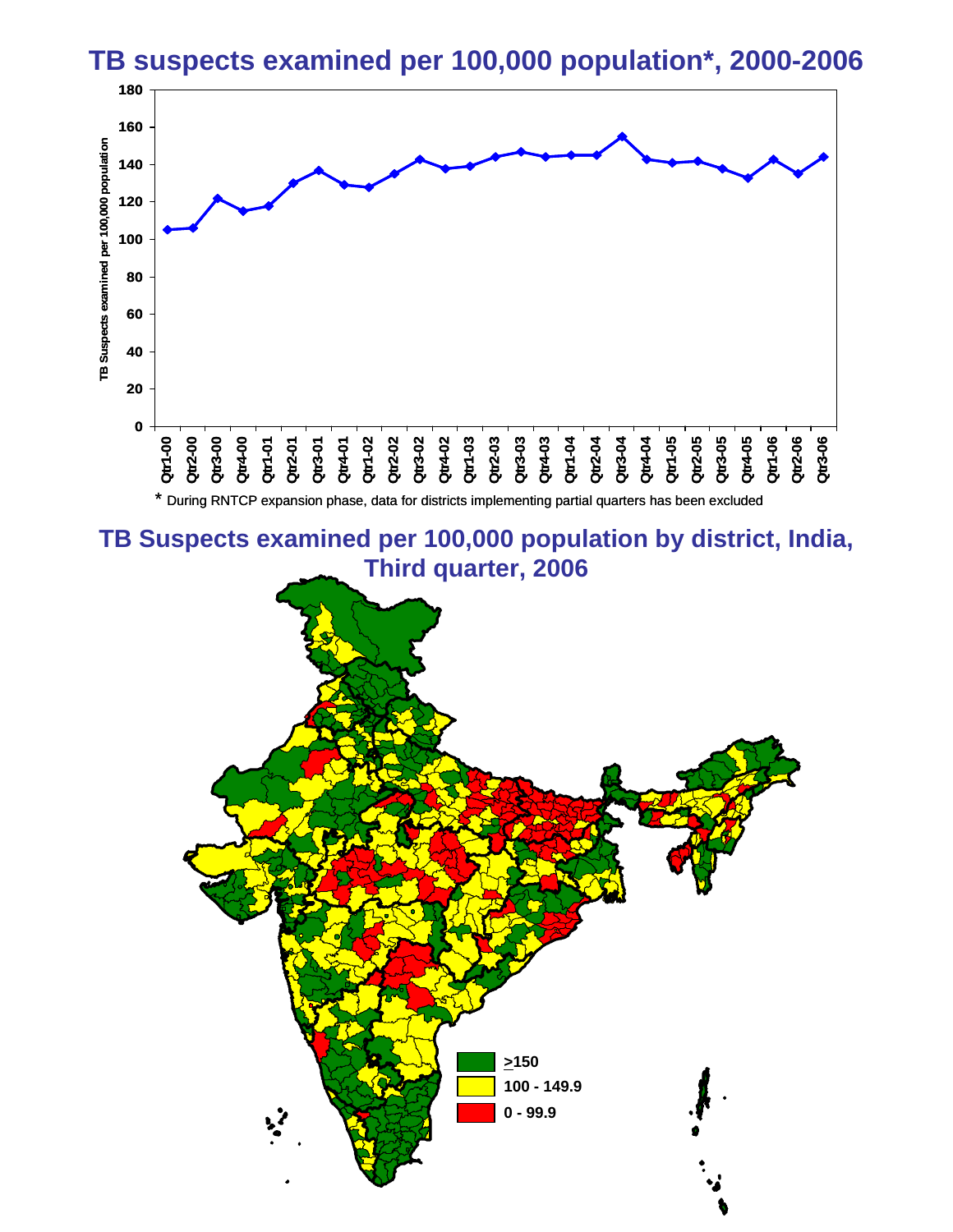## TB suspects examined per 100,000 population*, 2000-2006

\* During RNTCP expansion phase, data for districts implementing partial quarters has been excluded

## TB Suspects examined per 100,000 population by district, India, Third quarter, 2006

- ≥150
- 100 - 149.9
- 0 - 99.9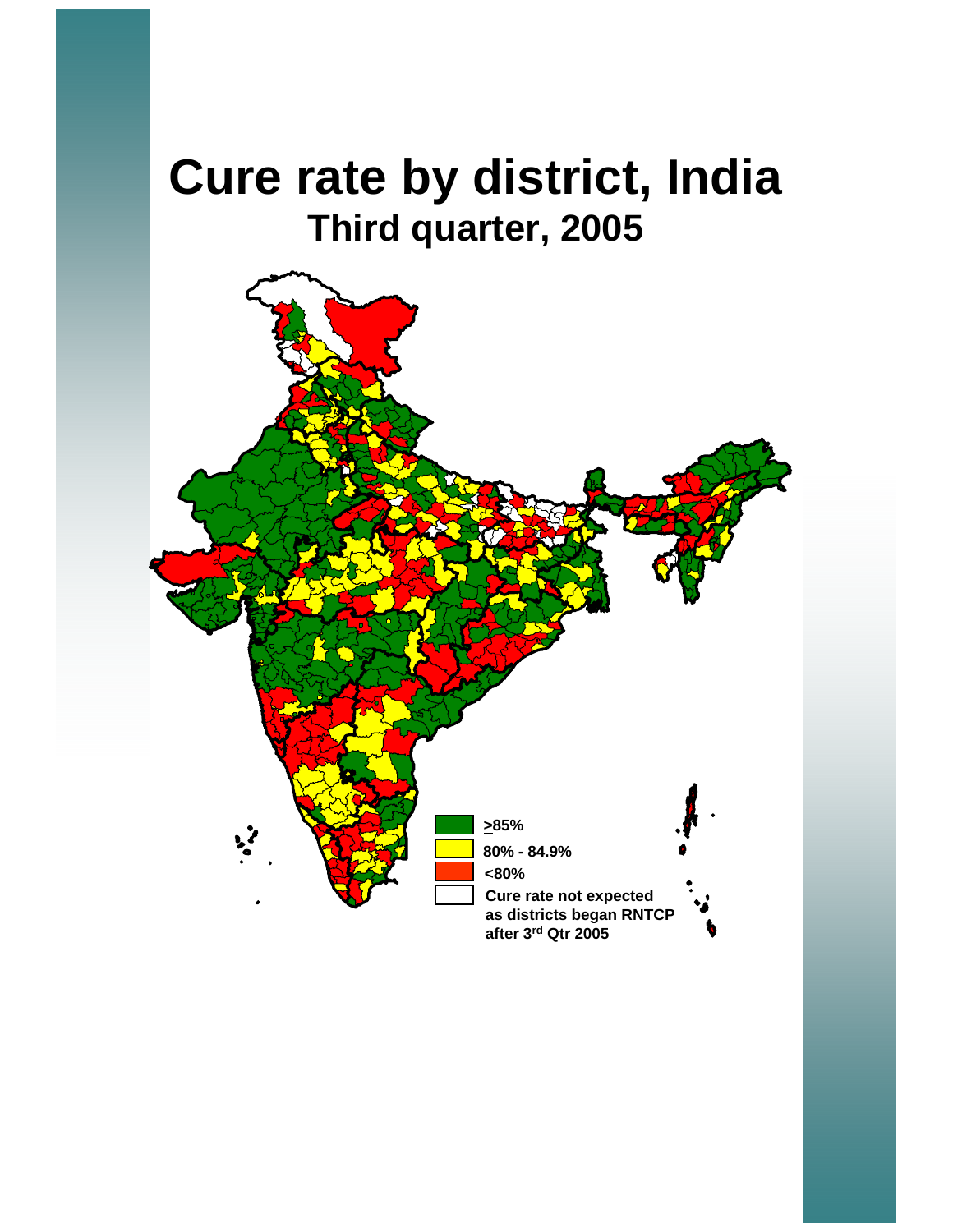# Cure rate by district, India

## Third quarter, 2005

≥85%

80% - 84.9%

<80%

Cure rate not expected as districts began RNTCP after 3rd Qtr 2005